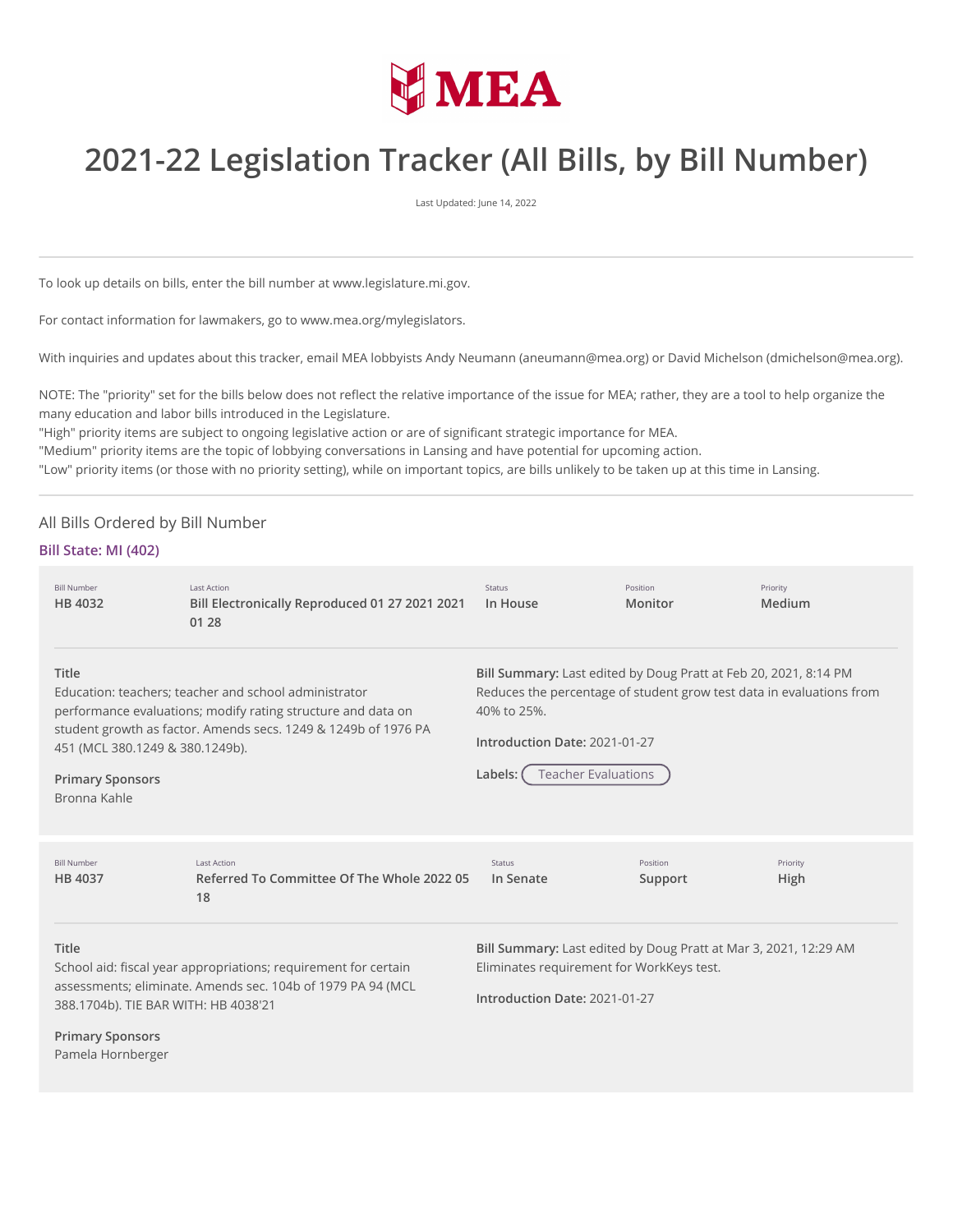MEA

# 2021-22 Legislation Tracker (All Bills, by Bill Number)

Last Updated: June 14, 2022

---

To look up details on bills, enter the bill number at www.legislature.mi.gov.

For contact information for lawmakers, go to www.mea.org/mylegislators.

With inquiries and updates about this tracker, email MEA lobbyists Andy Neumann (aneumann@mea.org) or David Michelson (dmichelson@mea.org).

NOTE: The "priority" set for the bills below does not reflect the relative importance of the issue for MEA; rather, they are a tool to help organize the many education and labor bills introduced in the Legislature.
"High" priority items are subject to ongoing legislative action or are of significant strategic importance for MEA.
"Medium" priority items are the topic of lobbying conversations in Lansing and have potential for upcoming action.
"Low" priority items (or those with no priority setting), while on important topics, are bills unlikely to be taken up at this time in Lansing.

---

## All Bills Ordered by Bill Number

### Bill State: MI (402)

| Bill Number | Last Action | Status | Position | Priority |
|---|---|---|---|---|
| **HB 4032** | **Bill Electronically Reproduced 01 27 2021 2021 01 28** | **In House** | **Monitor** | **Medium** |

**Title**
Education: teachers; teacher and school administrator performance evaluations; modify rating structure and data on student growth as factor. Amends secs. 1249 & 1249b of 1976 PA 451 (MCL 380.1249 & 380.1249b).

**Primary Sponsors**
Bronna Kahle

**Bill Summary:** Last edited by Doug Pratt at Feb 20, 2021, 8:14 PM
Reduces the percentage of student grow test data in evaluations from 40% to 25%.

**Introduction Date:** 2021-01-27

**Labels:** Teacher Evaluations

| Bill Number | Last Action | Status | Position | Priority |
|---|---|---|---|---|
| **HB 4037** | **Referred To Committee Of The Whole 2022 05 18** | **In Senate** | **Support** | **High** |

**Title**
School aid: fiscal year appropriations; requirement for certain assessments; eliminate. Amends sec. 104b of 1979 PA 94 (MCL 388.1704b). TIE BAR WITH: HB 4038'21

**Primary Sponsors**
Pamela Hornberger

**Bill Summary:** Last edited by Doug Pratt at Mar 3, 2021, 12:29 AM
Eliminates requirement for WorkKeys test.

**Introduction Date:** 2021-01-27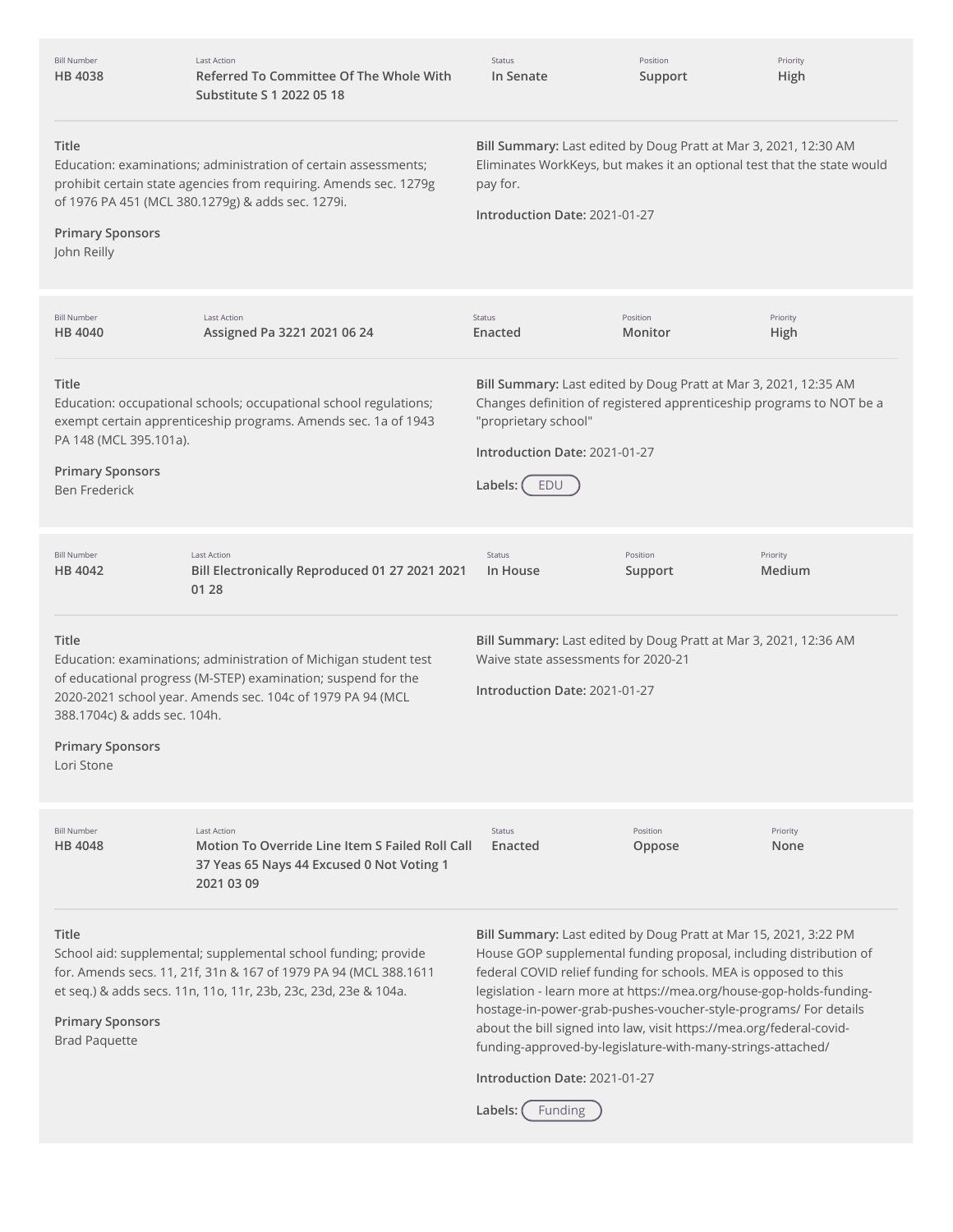| Bill Number | Last Action | Status | Position | Priority |
| --- | --- | --- | --- | --- |
| **HB 4038** | **Referred To Committee Of The Whole With Substitute S 1 2022 05 18** | **In Senate** | **Support** | **High** |

**Title**

Education: examinations; administration of certain assessments; prohibit certain state agencies from requiring. Amends sec. 1279g of 1976 PA 451 (MCL 380.1279g) & adds sec. 1279i.

**Primary Sponsors**

John Reilly

**Bill Summary:** Last edited by Doug Pratt at Mar 3, 2021, 12:30 AM

Eliminates WorkKeys, but makes it an optional test that the state would pay for.

**Introduction Date:** 2021-01-27

---

| Bill Number | Last Action | Status | Position | Priority |
| --- | --- | --- | --- | --- |
| **HB 4040** | **Assigned Pa 3221 2021 06 24** | **Enacted** | **Monitor** | **High** |

**Title**

Education: occupational schools; occupational school regulations; exempt certain apprenticeship programs. Amends sec. 1a of 1943 PA 148 (MCL 395.101a).

**Primary Sponsors**

Ben Frederick

**Bill Summary:** Last edited by Doug Pratt at Mar 3, 2021, 12:35 AM

Changes definition of registered apprenticeship programs to NOT be a "proprietary school"

**Introduction Date:** 2021-01-27

**Labels:** EDU

---

| Bill Number | Last Action | Status | Position | Priority |
| --- | --- | --- | --- | --- |
| **HB 4042** | **Bill Electronically Reproduced 01 27 2021 2021 01 28** | **In House** | **Support** | **Medium** |

**Title**

Education: examinations; administration of Michigan student test of educational progress (M-STEP) examination; suspend for the 2020-2021 school year. Amends sec. 104c of 1979 PA 94 (MCL 388.1704c) & adds sec. 104h.

**Primary Sponsors**

Lori Stone

**Bill Summary:** Last edited by Doug Pratt at Mar 3, 2021, 12:36 AM

Waive state assessments for 2020-21

**Introduction Date:** 2021-01-27

---

| Bill Number | Last Action | Status | Position | Priority |
| --- | --- | --- | --- | --- |
| **HB 4048** | **Motion To Override Line Item S Failed Roll Call 37 Yeas 65 Nays 44 Excused 0 Not Voting 1 2021 03 09** | **Enacted** | **Oppose** | **None** |

**Title**

School aid: supplemental; supplemental school funding; provide for. Amends secs. 11, 21f, 31n & 167 of 1979 PA 94 (MCL 388.1611 et seq.) & adds secs. 11n, 11o, 11r, 23b, 23c, 23d, 23e & 104a.

**Primary Sponsors**

Brad Paquette

**Bill Summary:** Last edited by Doug Pratt at Mar 15, 2021, 3:22 PM

House GOP supplemental funding proposal, including distribution of federal COVID relief funding for schools. MEA is opposed to this legislation - learn more at https://mea.org/house-gop-holds-funding-hostage-in-power-grab-pushes-voucher-style-programs/ For details about the bill signed into law, visit https://mea.org/federal-covid-funding-approved-by-legislature-with-many-strings-attached/

**Introduction Date:** 2021-01-27

**Labels:** Funding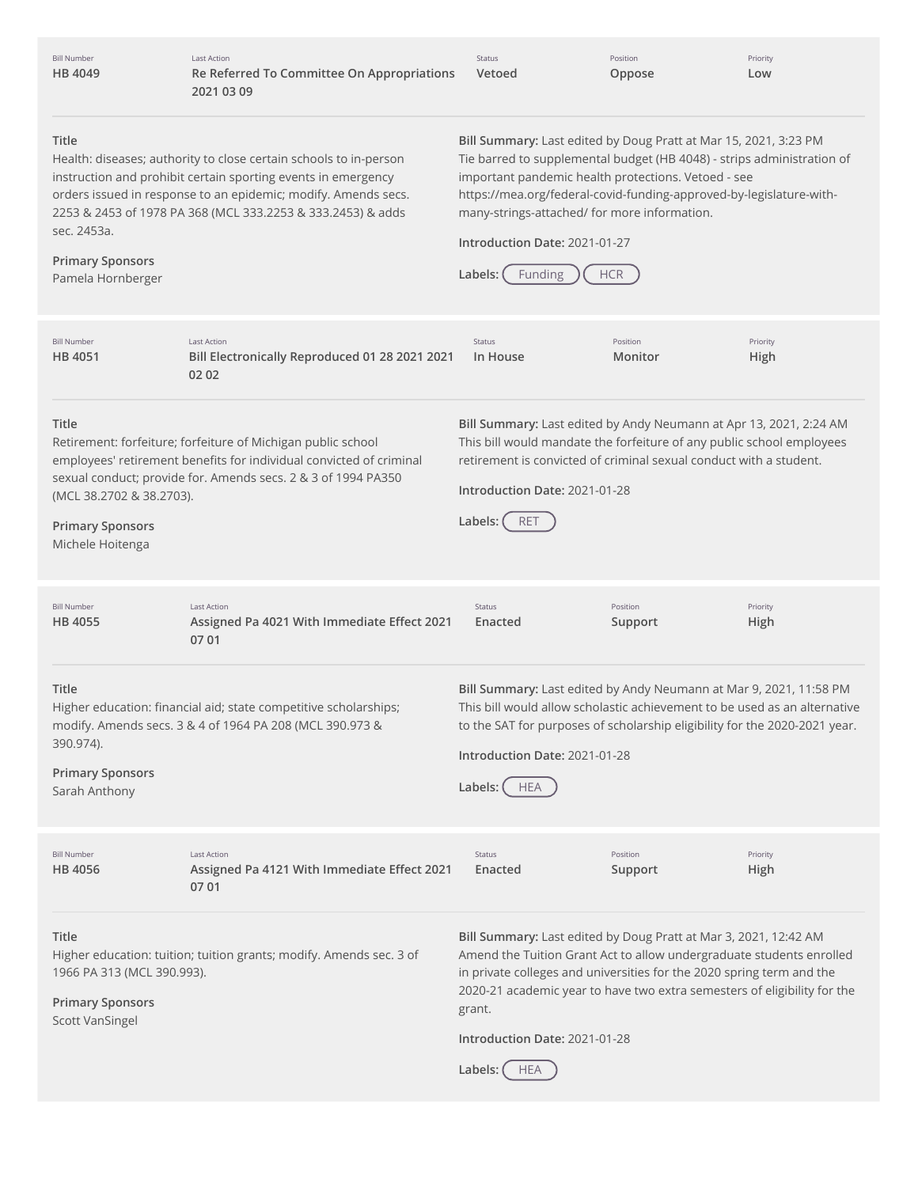| Bill Number | Last Action | Status | Position | Priority |
| --- | --- | --- | --- | --- |
| HB 4049 | Re Referred To Committee On Appropriations 2021 03 09 | Vetoed | Oppose | Low |

**Title**
Health: diseases; authority to close certain schools to in-person instruction and prohibit certain sporting events in emergency orders issued in response to an epidemic; modify. Amends secs. 2253 & 2453 of 1978 PA 368 (MCL 333.2253 & 333.2453) & adds sec. 2453a.

**Primary Sponsors**
Pamela Hornberger

**Bill Summary:** Last edited by Doug Pratt at Mar 15, 2021, 3:23 PM
Tie barred to supplemental budget (HB 4048) - strips administration of important pandemic health protections. Vetoed - see https://mea.org/federal-covid-funding-approved-by-legislature-with-many-strings-attached/ for more information.

**Introduction Date:** 2021-01-27

**Labels:** Funding, HCR

---

| Bill Number | Last Action | Status | Position | Priority |
| --- | --- | --- | --- | --- |
| HB 4051 | Bill Electronically Reproduced 01 28 2021 2021 02 02 | In House | Monitor | High |

**Title**
Retirement: forfeiture; forfeiture of Michigan public school employees' retirement benefits for individual convicted of criminal sexual conduct; provide for. Amends secs. 2 & 3 of 1994 PA350 (MCL 38.2702 & 38.2703).

**Primary Sponsors**
Michele Hoitenga

**Bill Summary:** Last edited by Andy Neumann at Apr 13, 2021, 2:24 AM
This bill would mandate the forfeiture of any public school employees retirement is convicted of criminal sexual conduct with a student.

**Introduction Date:** 2021-01-28

**Labels:** RET

---

| Bill Number | Last Action | Status | Position | Priority |
| --- | --- | --- | --- | --- |
| HB 4055 | Assigned Pa 4021 With Immediate Effect 2021 07 01 | Enacted | Support | High |

**Title**
Higher education: financial aid; state competitive scholarships; modify. Amends secs. 3 & 4 of 1964 PA 208 (MCL 390.973 & 390.974).

**Primary Sponsors**
Sarah Anthony

**Bill Summary:** Last edited by Andy Neumann at Mar 9, 2021, 11:58 PM
This bill would allow scholastic achievement to be used as an alternative to the SAT for purposes of scholarship eligibility for the 2020-2021 year.

**Introduction Date:** 2021-01-28

**Labels:** HEA

---

| Bill Number | Last Action | Status | Position | Priority |
| --- | --- | --- | --- | --- |
| HB 4056 | Assigned Pa 4121 With Immediate Effect 2021 07 01 | Enacted | Support | High |

**Title**
Higher education: tuition; tuition grants; modify. Amends sec. 3 of 1966 PA 313 (MCL 390.993).

**Primary Sponsors**
Scott VanSingel

**Bill Summary:** Last edited by Doug Pratt at Mar 3, 2021, 12:42 AM
Amend the Tuition Grant Act to allow undergraduate students enrolled in private colleges and universities for the 2020 spring term and the 2020-21 academic year to have two extra semesters of eligibility for the grant.

**Introduction Date:** 2021-01-28

**Labels:** HEA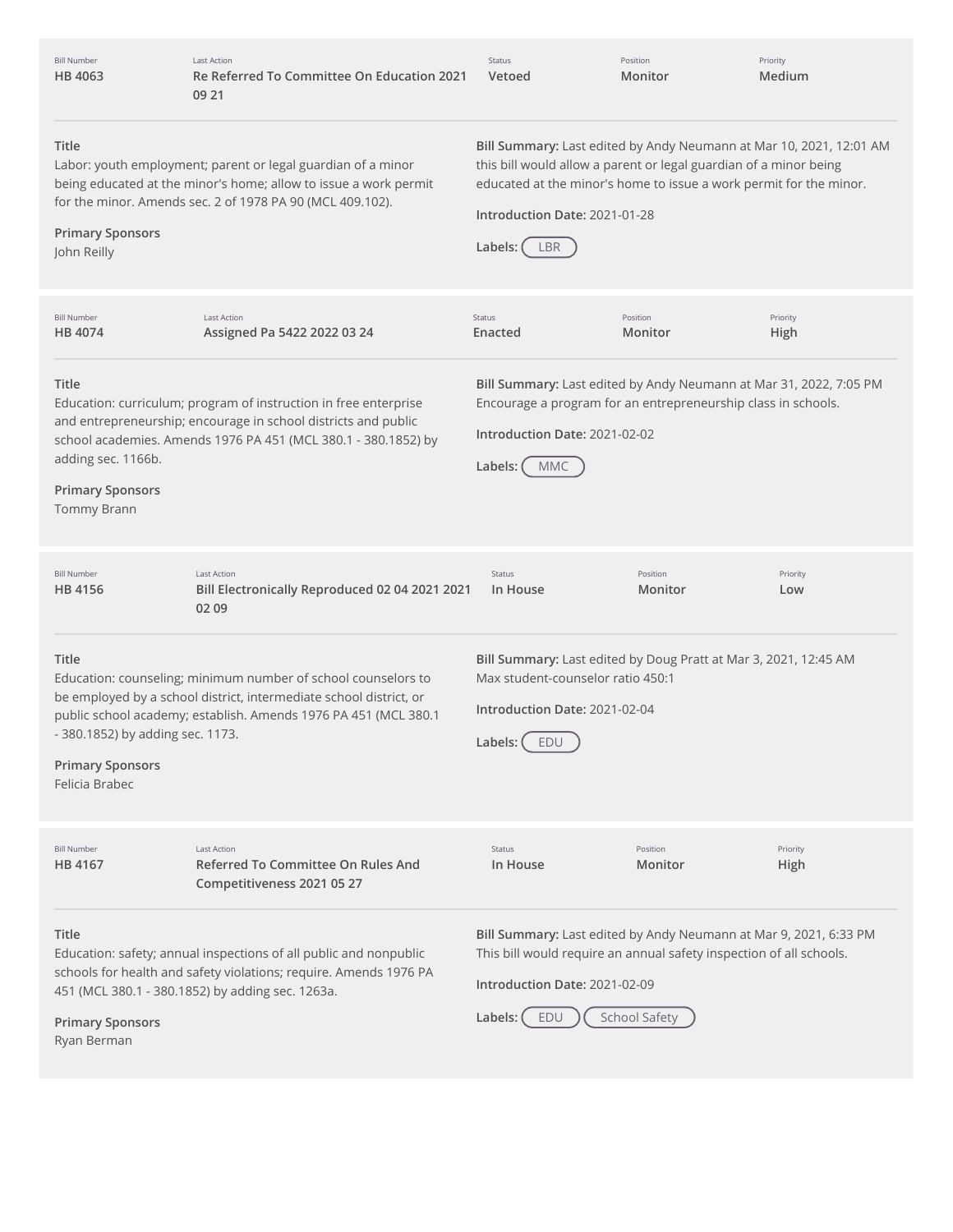| Bill Number | Last Action | Status | Position | Priority |
| --- | --- | --- | --- | --- |
| HB 4063 | Re Referred To Committee On Education 2021 09 21 | Vetoed | Monitor | Medium |

**Title**
Labor: youth employment; parent or legal guardian of a minor being educated at the minor's home; allow to issue a work permit for the minor. Amends sec. 2 of 1978 PA 90 (MCL 409.102).

**Primary Sponsors**
John Reilly

**Bill Summary:** Last edited by Andy Neumann at Mar 10, 2021, 12:01 AM this bill would allow a parent or legal guardian of a minor being educated at the minor's home to issue a work permit for the minor.

**Introduction Date:** 2021-01-28

**Labels:** LBR

---

| Bill Number | Last Action | Status | Position | Priority |
| --- | --- | --- | --- | --- |
| HB 4074 | Assigned Pa 5422 2022 03 24 | Enacted | Monitor | High |

**Title**
Education: curriculum; program of instruction in free enterprise and entrepreneurship; encourage in school districts and public school academies. Amends 1976 PA 451 (MCL 380.1 - 380.1852) by adding sec. 1166b.

**Primary Sponsors**
Tommy Brann

**Bill Summary:** Last edited by Andy Neumann at Mar 31, 2022, 7:05 PM Encourage a program for an entrepreneurship class in schools.

**Introduction Date:** 2021-02-02

**Labels:** MMC

---

| Bill Number | Last Action | Status | Position | Priority |
| --- | --- | --- | --- | --- |
| HB 4156 | Bill Electronically Reproduced 02 04 2021 2021 02 09 | In House | Monitor | Low |

**Title**
Education: counseling; minimum number of school counselors to be employed by a school district, intermediate school district, or public school academy; establish. Amends 1976 PA 451 (MCL 380.1 - 380.1852) by adding sec. 1173.

**Primary Sponsors**
Felicia Brabec

**Bill Summary:** Last edited by Doug Pratt at Mar 3, 2021, 12:45 AM Max student-counselor ratio 450:1

**Introduction Date:** 2021-02-04

**Labels:** EDU

---

| Bill Number | Last Action | Status | Position | Priority |
| --- | --- | --- | --- | --- |
| HB 4167 | Referred To Committee On Rules And Competitiveness 2021 05 27 | In House | Monitor | High |

**Title**
Education: safety; annual inspections of all public and nonpublic schools for health and safety violations; require. Amends 1976 PA 451 (MCL 380.1 - 380.1852) by adding sec. 1263a.

**Primary Sponsors**
Ryan Berman

**Bill Summary:** Last edited by Andy Neumann at Mar 9, 2021, 6:33 PM This bill would require an annual safety inspection of all schools.

**Introduction Date:** 2021-02-09

**Labels:** EDU, School Safety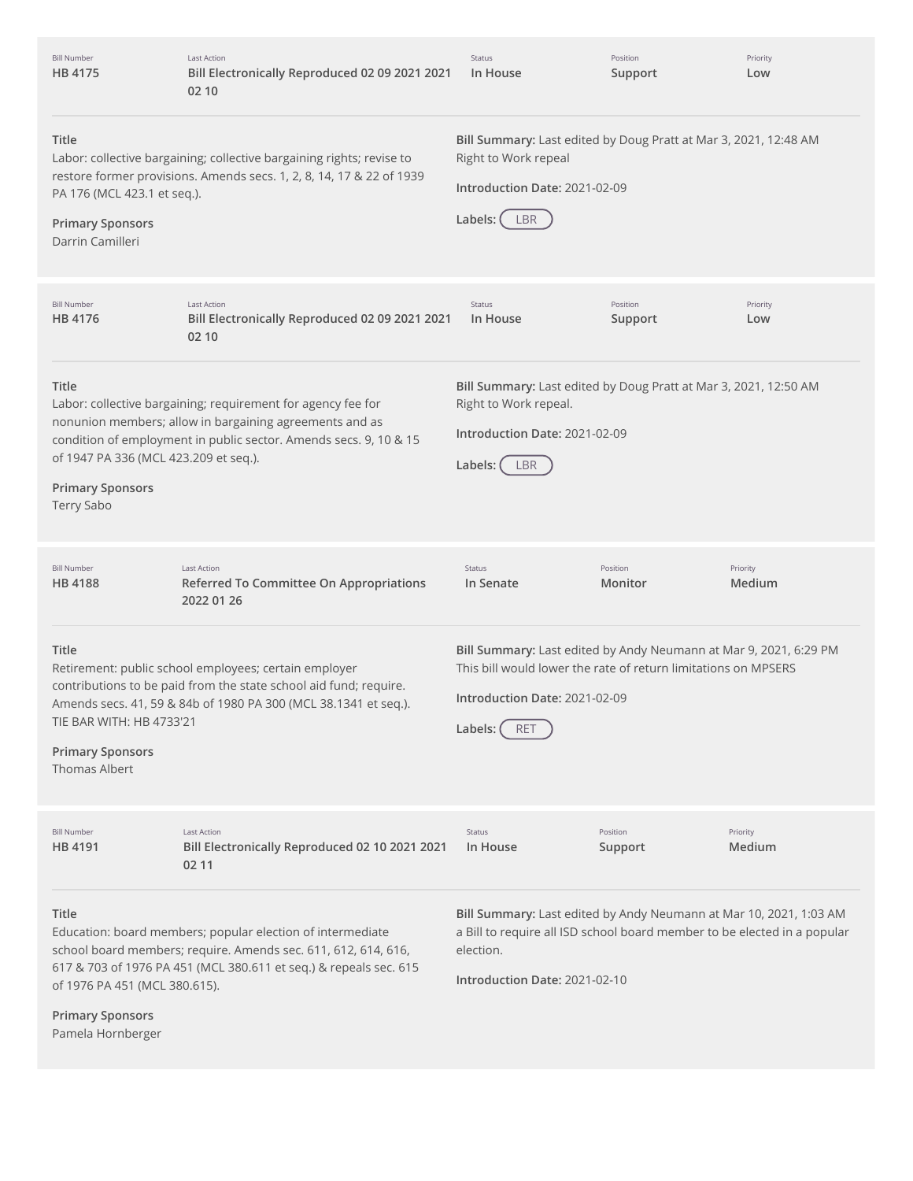| Bill Number | Last Action | Status | Position | Priority |
| --- | --- | --- | --- | --- |
| HB 4175 | Bill Electronically Reproduced 02 09 2021 2021 02 10 | In House | Support | Low |

**Title**
Labor: collective bargaining; collective bargaining rights; revise to restore former provisions. Amends secs. 1, 2, 8, 14, 17 & 22 of 1939 PA 176 (MCL 423.1 et seq.).

**Primary Sponsors**
Darrin Camilleri

**Bill Summary:** Last edited by Doug Pratt at Mar 3, 2021, 12:48 AM
Right to Work repeal

**Introduction Date:** 2021-02-09

**Labels:** LBR

---

| Bill Number | Last Action | Status | Position | Priority |
| --- | --- | --- | --- | --- |
| HB 4176 | Bill Electronically Reproduced 02 09 2021 2021 02 10 | In House | Support | Low |

**Title**
Labor: collective bargaining; requirement for agency fee for nonunion members; allow in bargaining agreements and as condition of employment in public sector. Amends secs. 9, 10 & 15 of 1947 PA 336 (MCL 423.209 et seq.).

**Primary Sponsors**
Terry Sabo

**Bill Summary:** Last edited by Doug Pratt at Mar 3, 2021, 12:50 AM
Right to Work repeal.

**Introduction Date:** 2021-02-09

**Labels:** LBR

---

| Bill Number | Last Action | Status | Position | Priority |
| --- | --- | --- | --- | --- |
| HB 4188 | Referred To Committee On Appropriations 2022 01 26 | In Senate | Monitor | Medium |

**Title**
Retirement: public school employees; certain employer contributions to be paid from the state school aid fund; require. Amends secs. 41, 59 & 84b of 1980 PA 300 (MCL 38.1341 et seq.). TIE BAR WITH: HB 4733'21

**Primary Sponsors**
Thomas Albert

**Bill Summary:** Last edited by Andy Neumann at Mar 9, 2021, 6:29 PM
This bill would lower the rate of return limitations on MPSERS

**Introduction Date:** 2021-02-09

**Labels:** RET

---

| Bill Number | Last Action | Status | Position | Priority |
| --- | --- | --- | --- | --- |
| HB 4191 | Bill Electronically Reproduced 02 10 2021 2021 02 11 | In House | Support | Medium |

**Title**
Education: board members; popular election of intermediate school board members; require. Amends sec. 611, 612, 614, 616, 617 & 703 of 1976 PA 451 (MCL 380.611 et seq.) & repeals sec. 615 of 1976 PA 451 (MCL 380.615).

**Primary Sponsors**
Pamela Hornberger

**Bill Summary:** Last edited by Andy Neumann at Mar 10, 2021, 1:03 AM
a Bill to require all ISD school board member to be elected in a popular election.

**Introduction Date:** 2021-02-10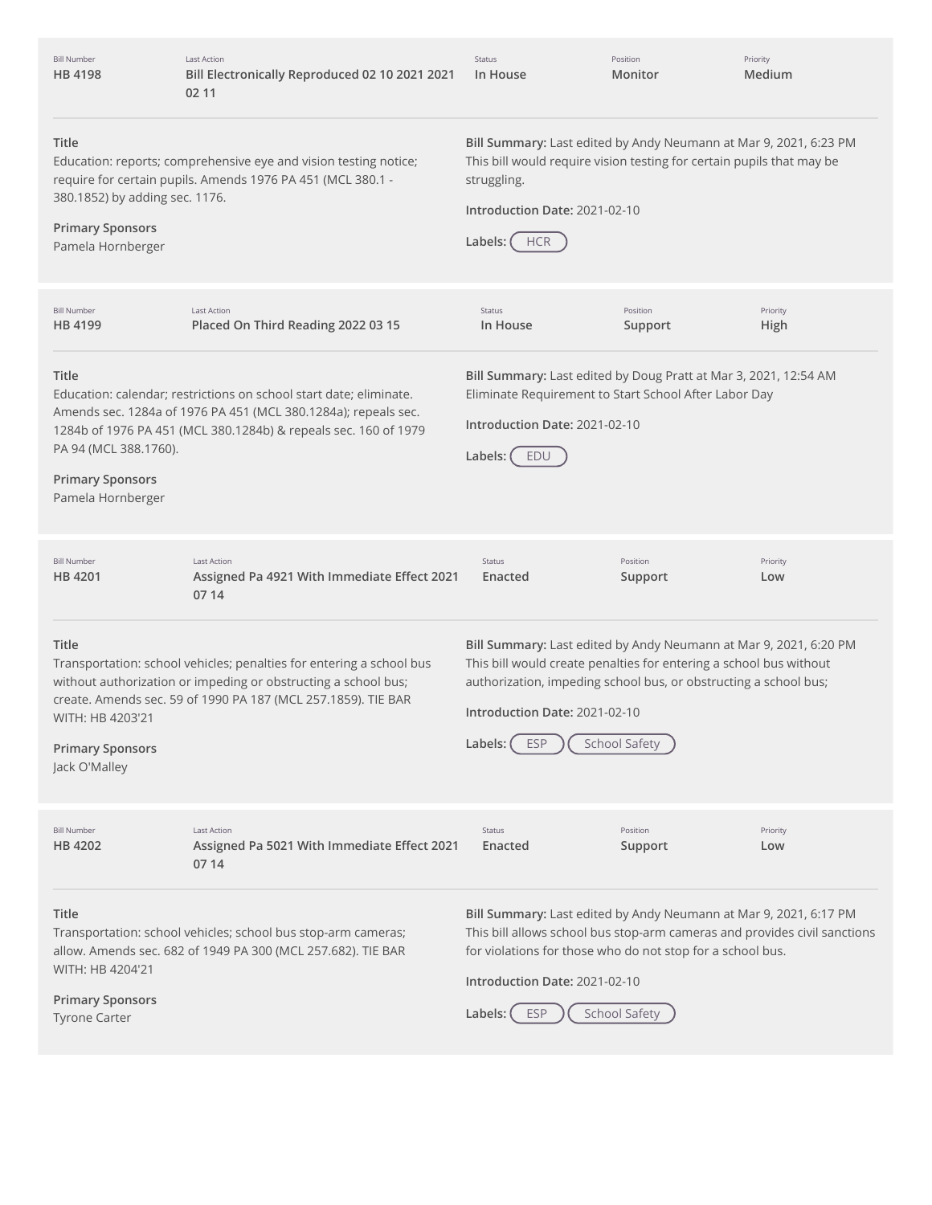| Bill Number | Last Action | Status | Position | Priority |
| --- | --- | --- | --- | --- |
| **HB 4198** | **Bill Electronically Reproduced 02 10 2021 2021 02 11** | **In House** | **Monitor** | **Medium** |

**Title**
Education: reports; comprehensive eye and vision testing notice; require for certain pupils. Amends 1976 PA 451 (MCL 380.1 - 380.1852) by adding sec. 1176.

**Primary Sponsors**
Pamela Hornberger

**Bill Summary:** Last edited by Andy Neumann at Mar 9, 2021, 6:23 PM
This bill would require vision testing for certain pupils that may be struggling.

**Introduction Date:** 2021-02-10

**Labels:** HCR

---

| Bill Number | Last Action | Status | Position | Priority |
| --- | --- | --- | --- | --- |
| **HB 4199** | **Placed On Third Reading 2022 03 15** | **In House** | **Support** | **High** |

**Title**
Education: calendar; restrictions on school start date; eliminate. Amends sec. 1284a of 1976 PA 451 (MCL 380.1284a); repeals sec. 1284b of 1976 PA 451 (MCL 380.1284b) & repeals sec. 160 of 1979 PA 94 (MCL 388.1760).

**Primary Sponsors**
Pamela Hornberger

**Bill Summary:** Last edited by Doug Pratt at Mar 3, 2021, 12:54 AM
Eliminate Requirement to Start School After Labor Day

**Introduction Date:** 2021-02-10

**Labels:** EDU

---

| Bill Number | Last Action | Status | Position | Priority |
| --- | --- | --- | --- | --- |
| **HB 4201** | **Assigned Pa 4921 With Immediate Effect 2021 07 14** | **Enacted** | **Support** | **Low** |

**Title**
Transportation: school vehicles; penalties for entering a school bus without authorization or impeding or obstructing a school bus; create. Amends sec. 59 of 1990 PA 187 (MCL 257.1859). TIE BAR WITH: HB 4203'21

**Primary Sponsors**
Jack O'Malley

**Bill Summary:** Last edited by Andy Neumann at Mar 9, 2021, 6:20 PM
This bill would create penalties for entering a school bus without authorization, impeding school bus, or obstructing a school bus;

**Introduction Date:** 2021-02-10

**Labels:** ESP, School Safety

---

| Bill Number | Last Action | Status | Position | Priority |
| --- | --- | --- | --- | --- |
| **HB 4202** | **Assigned Pa 5021 With Immediate Effect 2021 07 14** | **Enacted** | **Support** | **Low** |

**Title**
Transportation: school vehicles; school bus stop-arm cameras; allow. Amends sec. 682 of 1949 PA 300 (MCL 257.682). TIE BAR WITH: HB 4204'21

**Primary Sponsors**
Tyrone Carter

**Bill Summary:** Last edited by Andy Neumann at Mar 9, 2021, 6:17 PM
This bill allows school bus stop-arm cameras and provides civil sanctions for violations for those who do not stop for a school bus.

**Introduction Date:** 2021-02-10

**Labels:** ESP, School Safety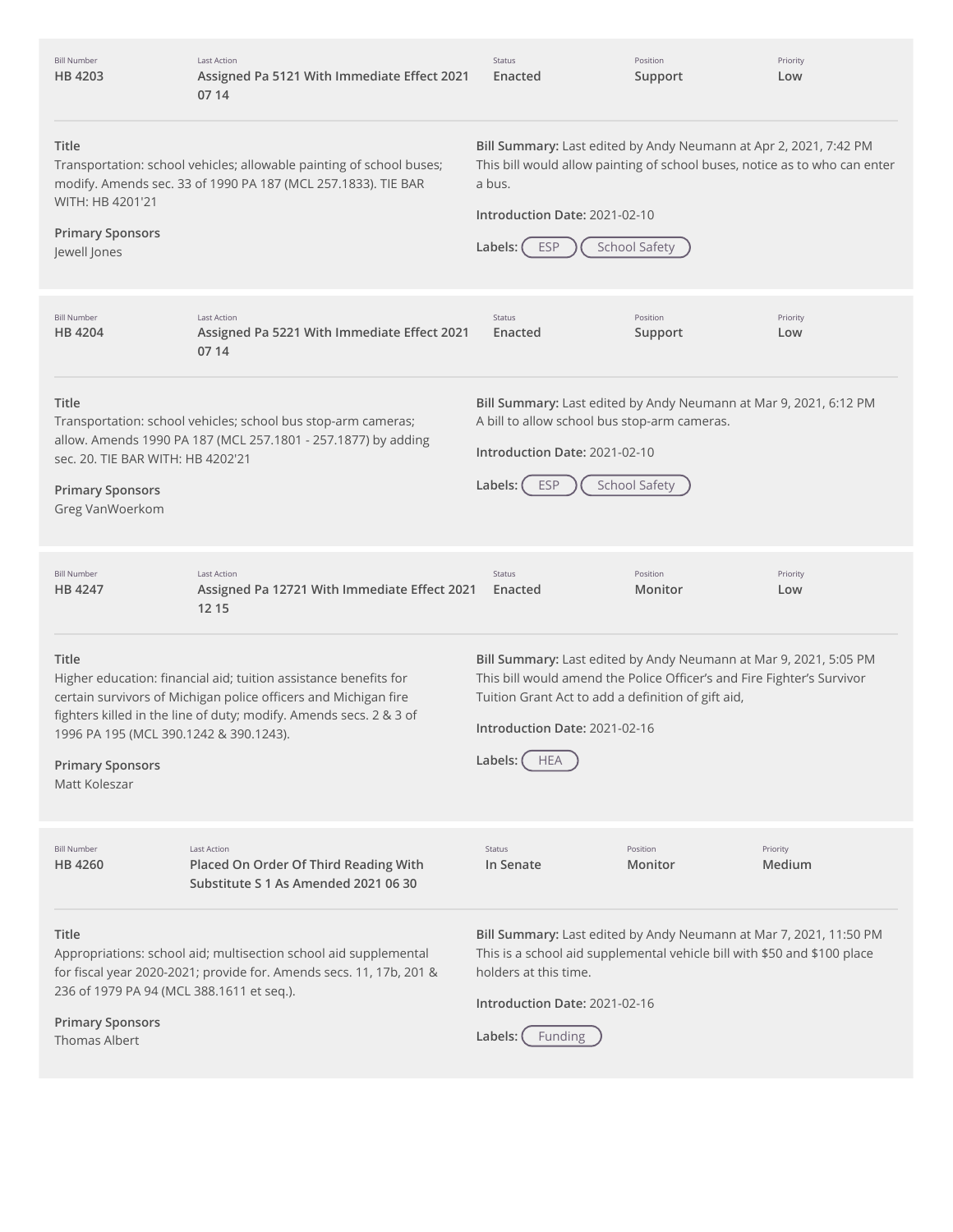| Bill Number | Last Action | Status | Position | Priority |
| --- | --- | --- | --- | --- |
| HB 4203 | Assigned Pa 5121 With Immediate Effect 2021 07 14 | Enacted | Support | Low |

**Title**
Transportation: school vehicles; allowable painting of school buses; modify. Amends sec. 33 of 1990 PA 187 (MCL 257.1833). TIE BAR WITH: HB 4201'21

**Primary Sponsors**
Jewell Jones

**Bill Summary:** Last edited by Andy Neumann at Apr 2, 2021, 7:42 PM
This bill would allow painting of school buses, notice as to who can enter a bus.

**Introduction Date:** 2021-02-10

**Labels:** ESP, School Safety

| Bill Number | Last Action | Status | Position | Priority |
| --- | --- | --- | --- | --- |
| HB 4204 | Assigned Pa 5221 With Immediate Effect 2021 07 14 | Enacted | Support | Low |

**Title**
Transportation: school vehicles; school bus stop-arm cameras; allow. Amends 1990 PA 187 (MCL 257.1801 - 257.1877) by adding sec. 20. TIE BAR WITH: HB 4202'21

**Primary Sponsors**
Greg VanWoerkom

**Bill Summary:** Last edited by Andy Neumann at Mar 9, 2021, 6:12 PM
A bill to allow school bus stop-arm cameras.

**Introduction Date:** 2021-02-10

**Labels:** ESP, School Safety

| Bill Number | Last Action | Status | Position | Priority |
| --- | --- | --- | --- | --- |
| HB 4247 | Assigned Pa 12721 With Immediate Effect 2021 12 15 | Enacted | Monitor | Low |

**Title**
Higher education: financial aid; tuition assistance benefits for certain survivors of Michigan police officers and Michigan fire fighters killed in the line of duty; modify. Amends secs. 2 & 3 of 1996 PA 195 (MCL 390.1242 & 390.1243).

**Primary Sponsors**
Matt Koleszar

**Bill Summary:** Last edited by Andy Neumann at Mar 9, 2021, 5:05 PM
This bill would amend the Police Officer's and Fire Fighter's Survivor Tuition Grant Act to add a definition of gift aid,

**Introduction Date:** 2021-02-16

**Labels:** HEA

| Bill Number | Last Action | Status | Position | Priority |
| --- | --- | --- | --- | --- |
| HB 4260 | Placed On Order Of Third Reading With Substitute S 1 As Amended 2021 06 30 | In Senate | Monitor | Medium |

**Title**
Appropriations: school aid; multisection school aid supplemental for fiscal year 2020-2021; provide for. Amends secs. 11, 17b, 201 & 236 of 1979 PA 94 (MCL 388.1611 et seq.).

**Primary Sponsors**
Thomas Albert

**Bill Summary:** Last edited by Andy Neumann at Mar 7, 2021, 11:50 PM
This is a school aid supplemental vehicle bill with $50 and $100 place holders at this time.

**Introduction Date:** 2021-02-16

**Labels:** Funding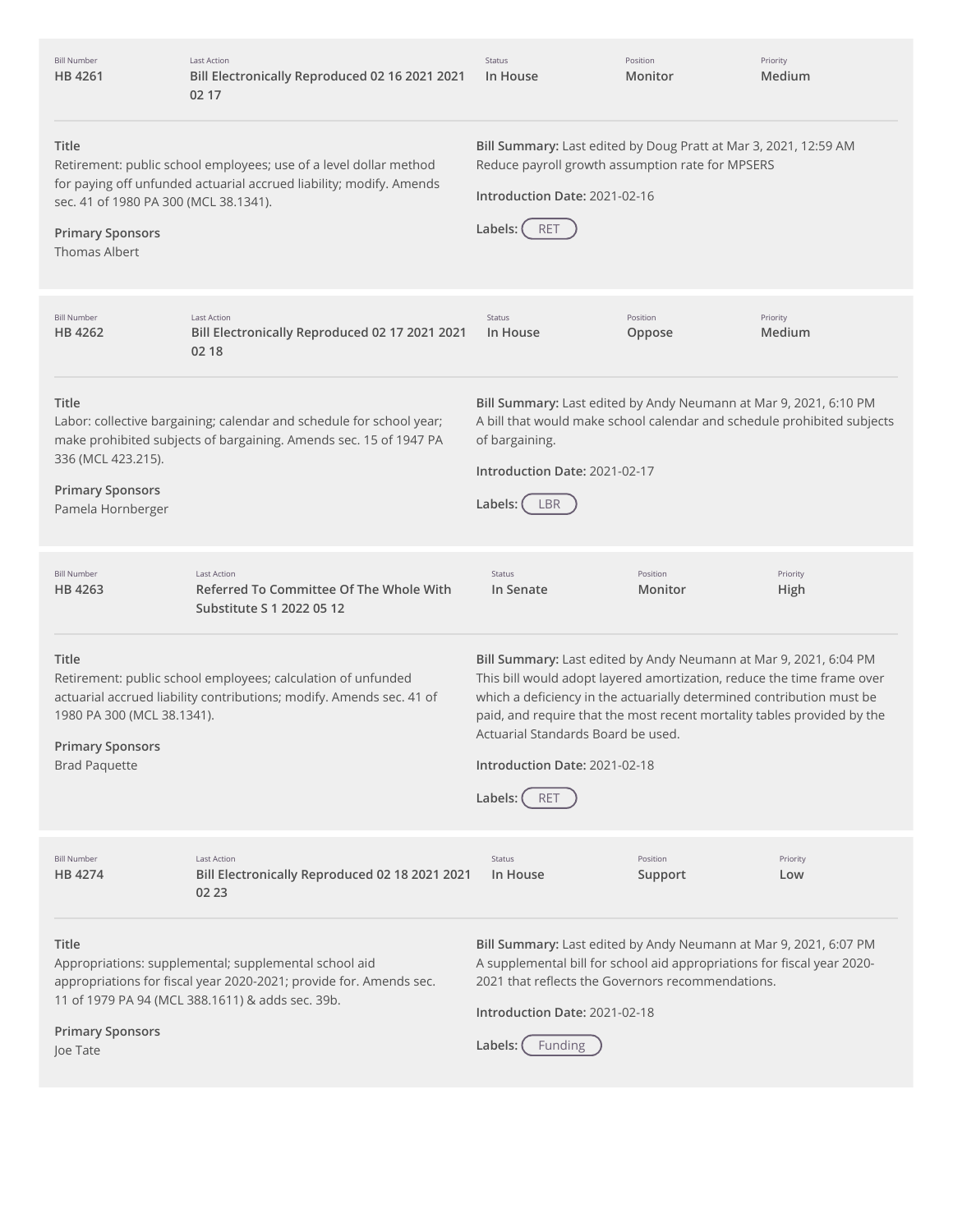| Bill Number | Last Action | Status | Position | Priority |
| --- | --- | --- | --- | --- |
| HB 4261 | Bill Electronically Reproduced 02 16 2021 2021 02 17 | In House | Monitor | Medium |

**Title**
Retirement: public school employees; use of a level dollar method for paying off unfunded actuarial accrued liability; modify. Amends sec. 41 of 1980 PA 300 (MCL 38.1341).

**Primary Sponsors**
Thomas Albert

**Bill Summary:** Last edited by Doug Pratt at Mar 3, 2021, 12:59 AM
Reduce payroll growth assumption rate for MPSERS

**Introduction Date:** 2021-02-16

**Labels:** RET

---

| Bill Number | Last Action | Status | Position | Priority |
| --- | --- | --- | --- | --- |
| HB 4262 | Bill Electronically Reproduced 02 17 2021 2021 02 18 | In House | Oppose | Medium |

**Title**
Labor: collective bargaining; calendar and schedule for school year; make prohibited subjects of bargaining. Amends sec. 15 of 1947 PA 336 (MCL 423.215).

**Primary Sponsors**
Pamela Hornberger

**Bill Summary:** Last edited by Andy Neumann at Mar 9, 2021, 6:10 PM
A bill that would make school calendar and schedule prohibited subjects of bargaining.

**Introduction Date:** 2021-02-17

**Labels:** LBR

---

| Bill Number | Last Action | Status | Position | Priority |
| --- | --- | --- | --- | --- |
| HB 4263 | Referred To Committee Of The Whole With Substitute S 1 2022 05 12 | In Senate | Monitor | High |

**Title**
Retirement: public school employees; calculation of unfunded actuarial accrued liability contributions; modify. Amends sec. 41 of 1980 PA 300 (MCL 38.1341).

**Primary Sponsors**
Brad Paquette

**Bill Summary:** Last edited by Andy Neumann at Mar 9, 2021, 6:04 PM
This bill would adopt layered amortization, reduce the time frame over which a deficiency in the actuarially determined contribution must be paid, and require that the most recent mortality tables provided by the Actuarial Standards Board be used.

**Introduction Date:** 2021-02-18

**Labels:** RET

---

| Bill Number | Last Action | Status | Position | Priority |
| --- | --- | --- | --- | --- |
| HB 4274 | Bill Electronically Reproduced 02 18 2021 2021 02 23 | In House | Support | Low |

**Title**
Appropriations: supplemental; supplemental school aid appropriations for fiscal year 2020-2021; provide for. Amends sec. 11 of 1979 PA 94 (MCL 388.1611) & adds sec. 39b.

**Primary Sponsors**
Joe Tate

**Bill Summary:** Last edited by Andy Neumann at Mar 9, 2021, 6:07 PM
A supplemental bill for school aid appropriations for fiscal year 2020-2021 that reflects the Governors recommendations.

**Introduction Date:** 2021-02-18

**Labels:** Funding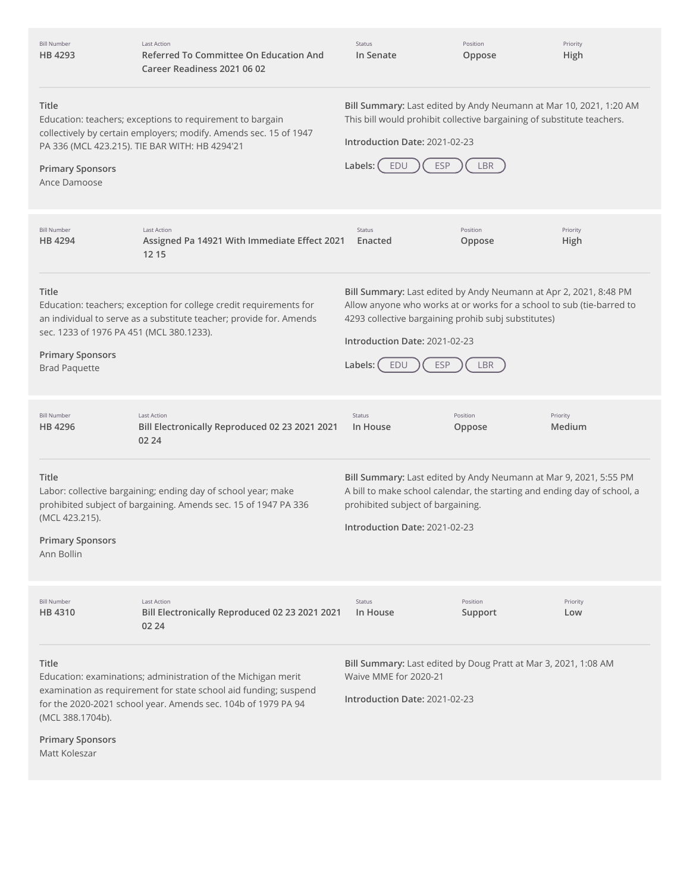| Bill Number | Last Action | Status | Position | Priority |
| --- | --- | --- | --- | --- |
| HB 4293 | Referred To Committee On Education And Career Readiness 2021 06 02 | In Senate | Oppose | High |

**Title**
Education: teachers; exceptions to requirement to bargain collectively by certain employers; modify. Amends sec. 15 of 1947 PA 336 (MCL 423.215). TIE BAR WITH: HB 4294'21

**Primary Sponsors**
Ance Damoose

**Bill Summary:** Last edited by Andy Neumann at Mar 10, 2021, 1:20 AM
This bill would prohibit collective bargaining of substitute teachers.

**Introduction Date:** 2021-02-23

**Labels:** EDU ESP LBR

---

| Bill Number | Last Action | Status | Position | Priority |
| --- | --- | --- | --- | --- |
| HB 4294 | Assigned Pa 14921 With Immediate Effect 2021 12 15 | Enacted | Oppose | High |

**Title**
Education: teachers; exception for college credit requirements for an individual to serve as a substitute teacher; provide for. Amends sec. 1233 of 1976 PA 451 (MCL 380.1233).

**Primary Sponsors**
Brad Paquette

**Bill Summary:** Last edited by Andy Neumann at Apr 2, 2021, 8:48 PM
Allow anyone who works at or works for a school to sub (tie-barred to 4293 collective bargaining prohib subj substitutes)

**Introduction Date:** 2021-02-23

**Labels:** EDU ESP LBR

---

| Bill Number | Last Action | Status | Position | Priority |
| --- | --- | --- | --- | --- |
| HB 4296 | Bill Electronically Reproduced 02 23 2021 2021 02 24 | In House | Oppose | Medium |

**Title**
Labor: collective bargaining; ending day of school year; make prohibited subject of bargaining. Amends sec. 15 of 1947 PA 336 (MCL 423.215).

**Primary Sponsors**
Ann Bollin

**Bill Summary:** Last edited by Andy Neumann at Mar 9, 2021, 5:55 PM
A bill to make school calendar, the starting and ending day of school, a prohibited subject of bargaining.

**Introduction Date:** 2021-02-23

---

| Bill Number | Last Action | Status | Position | Priority |
| --- | --- | --- | --- | --- |
| HB 4310 | Bill Electronically Reproduced 02 23 2021 2021 02 24 | In House | Support | Low |

**Title**
Education: examinations; administration of the Michigan merit examination as requirement for state school aid funding; suspend for the 2020-2021 school year. Amends sec. 104b of 1979 PA 94 (MCL 388.1704b).

**Primary Sponsors**
Matt Koleszar

**Bill Summary:** Last edited by Doug Pratt at Mar 3, 2021, 1:08 AM
Waive MME for 2020-21

**Introduction Date:** 2021-02-23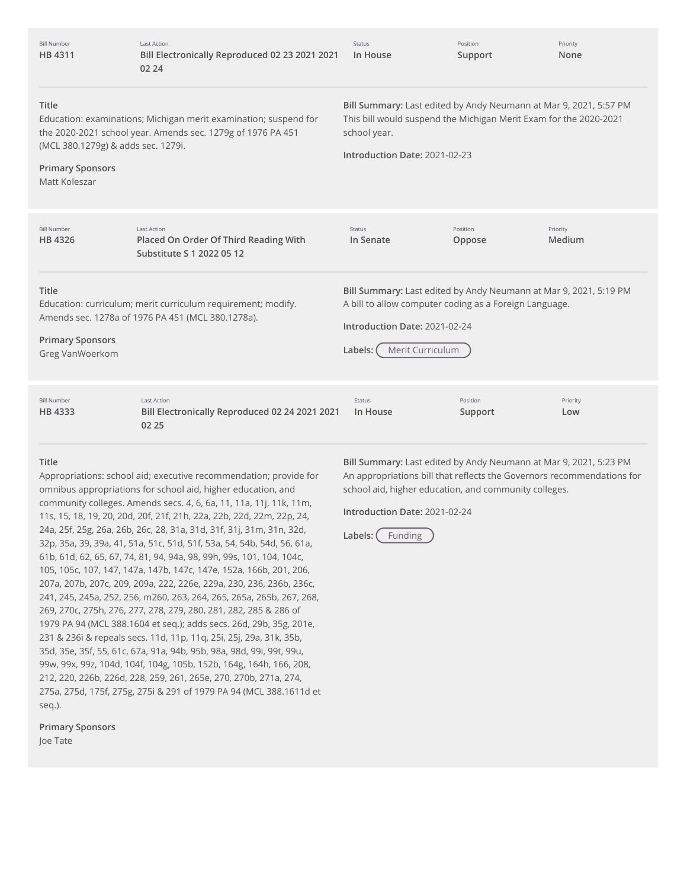| Bill Number | Last Action | Status | Position | Priority |
| --- | --- | --- | --- | --- |
| HB 4311 | Bill Electronically Reproduced 02 23 2021 2021 02 24 | In House | Support | None |

**Title**
Education: examinations; Michigan merit examination; suspend for the 2020-2021 school year. Amends sec. 1279g of 1976 PA 451 (MCL 380.1279g) & adds sec. 1279i.

**Primary Sponsors**
Matt Koleszar

**Bill Summary:** Last edited by Andy Neumann at Mar 9, 2021, 5:57 PM
This bill would suspend the Michigan Merit Exam for the 2020-2021 school year.

**Introduction Date:** 2021-02-23

---

| Bill Number | Last Action | Status | Position | Priority |
| --- | --- | --- | --- | --- |
| HB 4326 | Placed On Order Of Third Reading With Substitute S 1 2022 05 12 | In Senate | Oppose | Medium |

**Title**
Education: curriculum; merit curriculum requirement; modify. Amends sec. 1278a of 1976 PA 451 (MCL 380.1278a).

**Primary Sponsors**
Greg VanWoerkom

**Bill Summary:** Last edited by Andy Neumann at Mar 9, 2021, 5:19 PM
A bill to allow computer coding as a Foreign Language.

**Introduction Date:** 2021-02-24

**Labels:** Merit Curriculum

---

| Bill Number | Last Action | Status | Position | Priority |
| --- | --- | --- | --- | --- |
| HB 4333 | Bill Electronically Reproduced 02 24 2021 2021 02 25 | In House | Support | Low |

**Title**
Appropriations: school aid; executive recommendation; provide for omnibus appropriations for school aid, higher education, and community colleges. Amends secs. 4, 6, 6a, 11, 11a, 11j, 11k, 11m, 11s, 15, 18, 19, 20, 20d, 20f, 21f, 21h, 22a, 22b, 22d, 22m, 22p, 24, 24a, 25f, 25g, 26a, 26b, 26c, 28, 31a, 31d, 31f, 31j, 31m, 31n, 32d, 32p, 35a, 39, 39a, 41, 51a, 51c, 51d, 51f, 53a, 54, 54b, 54d, 56, 61a, 61b, 61d, 62, 65, 67, 74, 81, 94, 94a, 98, 99h, 99s, 101, 104, 104c, 105, 105c, 107, 147, 147a, 147b, 147c, 147e, 152a, 166b, 201, 206, 207a, 207b, 207c, 209, 209a, 222, 226e, 229a, 230, 236, 236b, 236c, 241, 245, 245a, 252, 256, m260, 263, 264, 265, 265a, 265b, 267, 268, 269, 270c, 275h, 276, 277, 278, 279, 280, 281, 282, 285 & 286 of 1979 PA 94 (MCL 388.1604 et seq.); adds secs. 26d, 29b, 35g, 201e, 231 & 236i & repeals secs. 11d, 11p, 11q, 25i, 25j, 29a, 31k, 35b, 35d, 35e, 35f, 55, 61c, 67a, 91a, 94b, 95b, 98a, 98d, 99i, 99t, 99u, 99w, 99x, 99z, 104d, 104f, 104g, 105b, 152b, 164g, 164h, 166, 208, 212, 220, 226b, 226d, 228, 259, 261, 265e, 270, 270b, 271a, 274, 275a, 275d, 175f, 275g, 275i & 291 of 1979 PA 94 (MCL 388.1611d et seq.).

**Primary Sponsors**
Joe Tate

**Bill Summary:** Last edited by Andy Neumann at Mar 9, 2021, 5:23 PM
An appropriations bill that reflects the Governors recommendations for school aid, higher education, and community colleges.

**Introduction Date:** 2021-02-24

**Labels:** Funding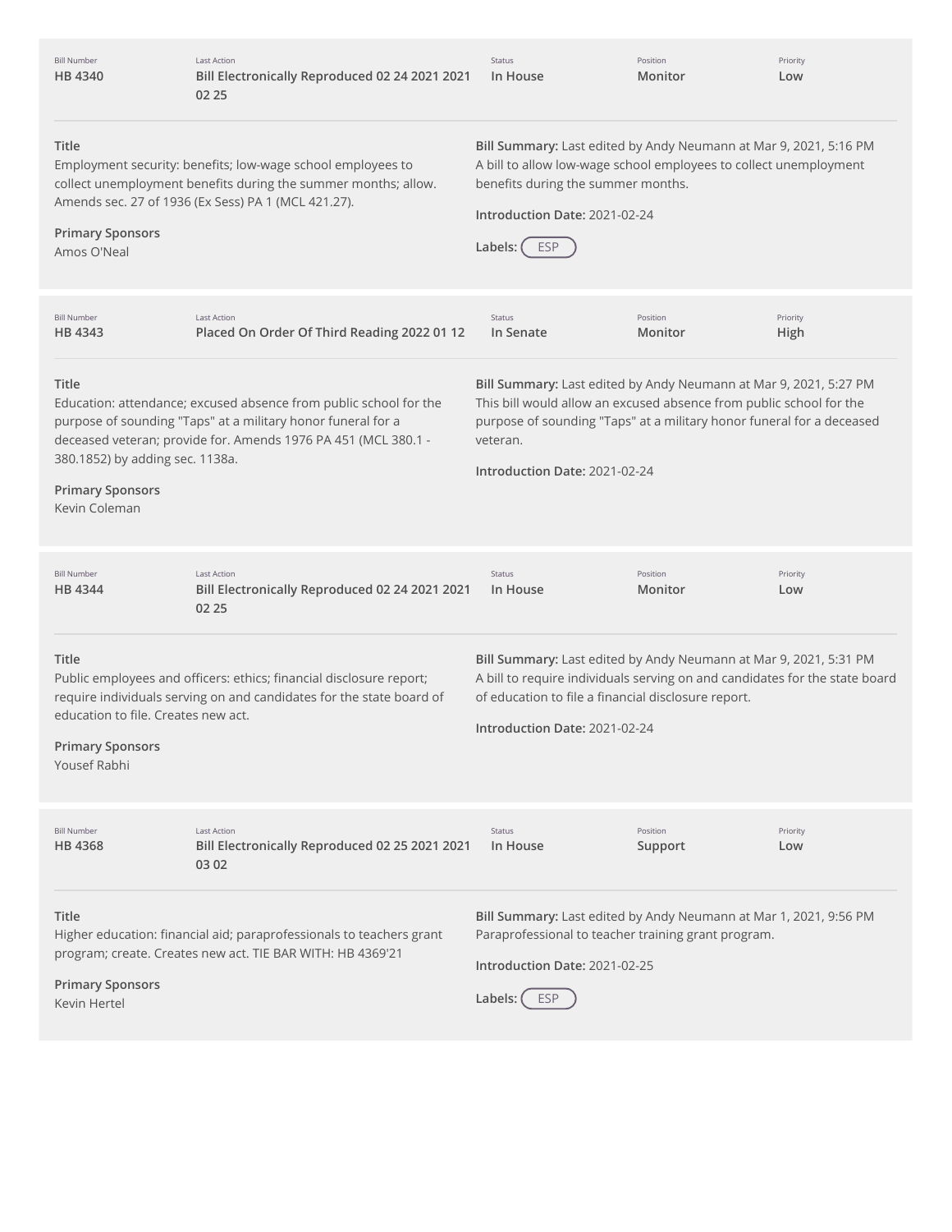| Bill Number | Last Action | Status | Position | Priority |
| --- | --- | --- | --- | --- |
| HB 4340 | Bill Electronically Reproduced 02 24 2021 2021 02 25 | In House | Monitor | Low |

**Title**
Employment security: benefits; low-wage school employees to collect unemployment benefits during the summer months; allow. Amends sec. 27 of 1936 (Ex Sess) PA 1 (MCL 421.27).

**Primary Sponsors**
Amos O'Neal

**Bill Summary:** Last edited by Andy Neumann at Mar 9, 2021, 5:16 PM
A bill to allow low-wage school employees to collect unemployment benefits during the summer months.

**Introduction Date:** 2021-02-24

**Labels:** ESP

---

| Bill Number | Last Action | Status | Position | Priority |
| --- | --- | --- | --- | --- |
| HB 4343 | Placed On Order Of Third Reading 2022 01 12 | In Senate | Monitor | High |

**Title**
Education: attendance; excused absence from public school for the purpose of sounding "Taps" at a military honor funeral for a deceased veteran; provide for. Amends 1976 PA 451 (MCL 380.1 - 380.1852) by adding sec. 1138a.

**Primary Sponsors**
Kevin Coleman

**Bill Summary:** Last edited by Andy Neumann at Mar 9, 2021, 5:27 PM
This bill would allow an excused absence from public school for the purpose of sounding "Taps" at a military honor funeral for a deceased veteran.

**Introduction Date:** 2021-02-24

---

| Bill Number | Last Action | Status | Position | Priority |
| --- | --- | --- | --- | --- |
| HB 4344 | Bill Electronically Reproduced 02 24 2021 2021 02 25 | In House | Monitor | Low |

**Title**
Public employees and officers: ethics; financial disclosure report; require individuals serving on and candidates for the state board of education to file. Creates new act.

**Primary Sponsors**
Yousef Rabhi

**Bill Summary:** Last edited by Andy Neumann at Mar 9, 2021, 5:31 PM
A bill to require individuals serving on and candidates for the state board of education to file a financial disclosure report.

**Introduction Date:** 2021-02-24

---

| Bill Number | Last Action | Status | Position | Priority |
| --- | --- | --- | --- | --- |
| HB 4368 | Bill Electronically Reproduced 02 25 2021 2021 03 02 | In House | Support | Low |

**Title**
Higher education: financial aid; paraprofessionals to teachers grant program; create. Creates new act. TIE BAR WITH: HB 4369'21

**Primary Sponsors**
Kevin Hertel

**Bill Summary:** Last edited by Andy Neumann at Mar 1, 2021, 9:56 PM
Paraprofessional to teacher training grant program.

**Introduction Date:** 2021-02-25

**Labels:** ESP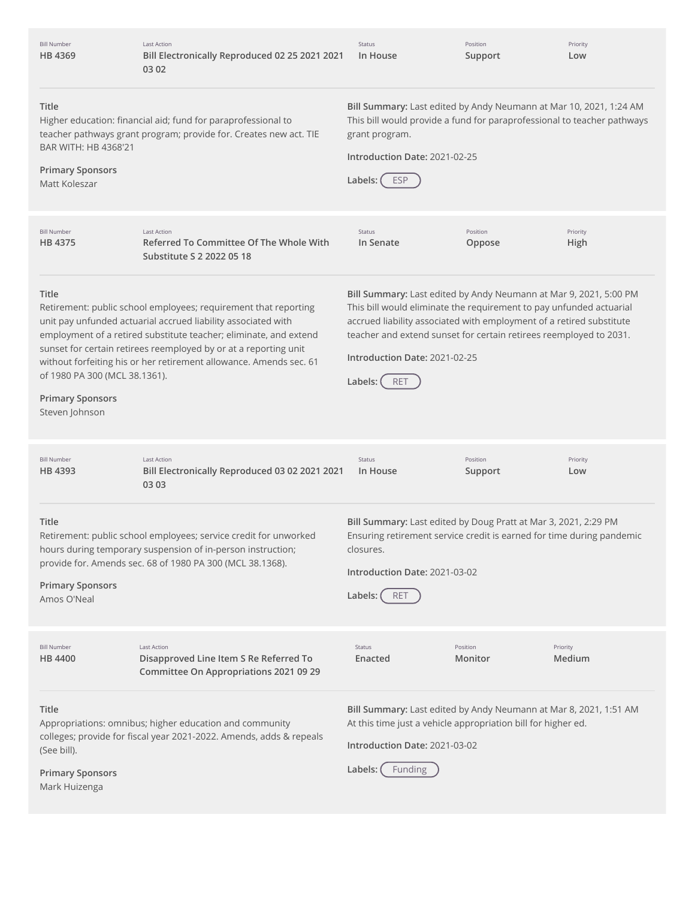| Bill Number | Last Action | Status | Position | Priority |
| --- | --- | --- | --- | --- |
| HB 4369 | Bill Electronically Reproduced 02 25 2021 2021 03 02 | In House | Support | Low |

**Title**
Higher education: financial aid; fund for paraprofessional to teacher pathways grant program; provide for. Creates new act. TIE BAR WITH: HB 4368'21

**Primary Sponsors**
Matt Koleszar

**Bill Summary:** Last edited by Andy Neumann at Mar 10, 2021, 1:24 AM
This bill would provide a fund for paraprofessional to teacher pathways grant program.

**Introduction Date:** 2021-02-25

**Labels:** ESP

---

| Bill Number | Last Action | Status | Position | Priority |
| --- | --- | --- | --- | --- |
| HB 4375 | Referred To Committee Of The Whole With Substitute S 2 2022 05 18 | In Senate | Oppose | High |

**Title**
Retirement: public school employees; requirement that reporting unit pay unfunded actuarial accrued liability associated with employment of a retired substitute teacher; eliminate, and extend sunset for certain retirees reemployed by or at a reporting unit without forfeiting his or her retirement allowance. Amends sec. 61 of 1980 PA 300 (MCL 38.1361).

**Primary Sponsors**
Steven Johnson

**Bill Summary:** Last edited by Andy Neumann at Mar 9, 2021, 5:00 PM
This bill would eliminate the requirement to pay unfunded actuarial accrued liability associated with employment of a retired substitute teacher and extend sunset for certain retirees reemployed to 2031.

**Introduction Date:** 2021-02-25

**Labels:** RET

---

| Bill Number | Last Action | Status | Position | Priority |
| --- | --- | --- | --- | --- |
| HB 4393 | Bill Electronically Reproduced 03 02 2021 2021 03 03 | In House | Support | Low |

**Title**
Retirement: public school employees; service credit for unworked hours during temporary suspension of in-person instruction; provide for. Amends sec. 68 of 1980 PA 300 (MCL 38.1368).

**Primary Sponsors**
Amos O'Neal

**Bill Summary:** Last edited by Doug Pratt at Mar 3, 2021, 2:29 PM
Ensuring retirement service credit is earned for time during pandemic closures.

**Introduction Date:** 2021-03-02

**Labels:** RET

---

| Bill Number | Last Action | Status | Position | Priority |
| --- | --- | --- | --- | --- |
| HB 4400 | Disapproved Line Item S Re Referred To Committee On Appropriations 2021 09 29 | Enacted | Monitor | Medium |

**Title**
Appropriations: omnibus; higher education and community colleges; provide for fiscal year 2021-2022. Amends, adds & repeals (See bill).

**Primary Sponsors**
Mark Huizenga

**Bill Summary:** Last edited by Andy Neumann at Mar 8, 2021, 1:51 AM
At this time just a vehicle appropriation bill for higher ed.

**Introduction Date:** 2021-03-02

**Labels:** Funding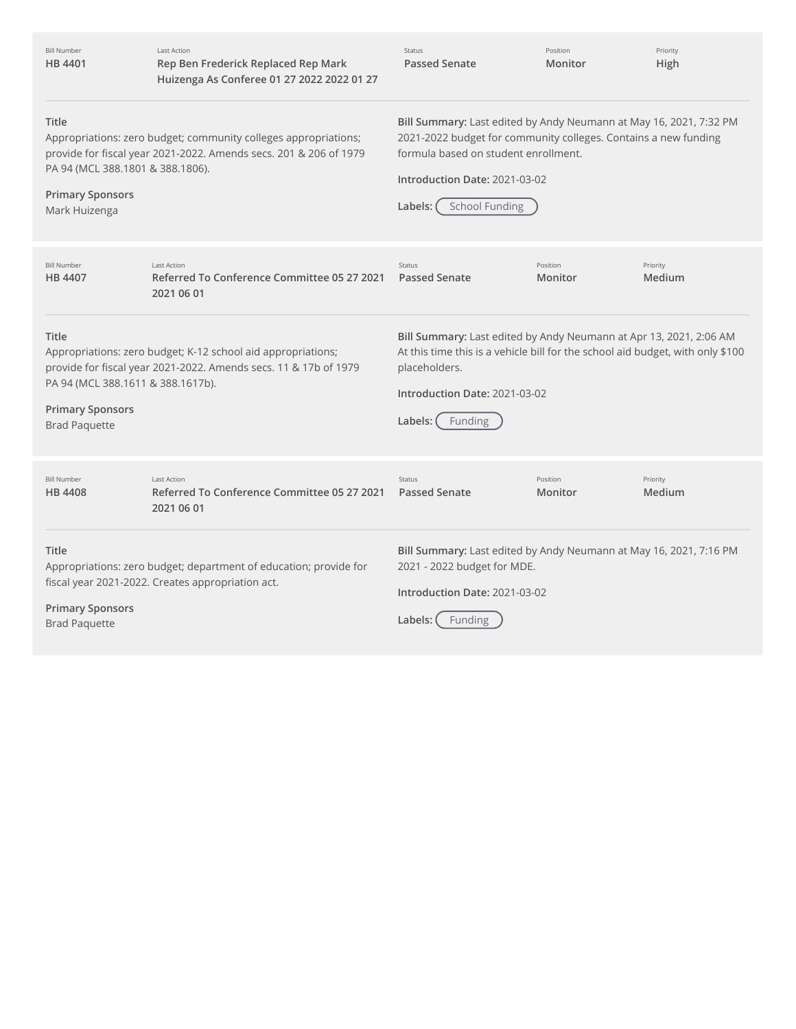| Bill Number | Last Action | Status | Position | Priority |
| --- | --- | --- | --- | --- |
| **HB 4401** | **Rep Ben Frederick Replaced Rep Mark Huizenga As Conferee 01 27 2022 2022 01 27** | **Passed Senate** | **Monitor** | **High** |

**Title**
Appropriations: zero budget; community colleges appropriations; provide for fiscal year 2021-2022. Amends secs. 201 & 206 of 1979 PA 94 (MCL 388.1801 & 388.1806).

**Primary Sponsors**
Mark Huizenga

**Bill Summary:** Last edited by Andy Neumann at May 16, 2021, 7:32 PM
2021-2022 budget for community colleges. Contains a new funding formula based on student enrollment.

**Introduction Date:** 2021-03-02

**Labels:** School Funding

---

| Bill Number | Last Action | Status | Position | Priority |
| --- | --- | --- | --- | --- |
| **HB 4407** | **Referred To Conference Committee 05 27 2021 2021 06 01** | **Passed Senate** | **Monitor** | **Medium** |

**Title**
Appropriations: zero budget; K-12 school aid appropriations; provide for fiscal year 2021-2022. Amends secs. 11 & 17b of 1979 PA 94 (MCL 388.1611 & 388.1617b).

**Primary Sponsors**
Brad Paquette

**Bill Summary:** Last edited by Andy Neumann at Apr 13, 2021, 2:06 AM
At this time this is a vehicle bill for the school aid budget, with only $100 placeholders.

**Introduction Date:** 2021-03-02

**Labels:** Funding

---

| Bill Number | Last Action | Status | Position | Priority |
| --- | --- | --- | --- | --- |
| **HB 4408** | **Referred To Conference Committee 05 27 2021 2021 06 01** | **Passed Senate** | **Monitor** | **Medium** |

**Title**
Appropriations: zero budget; department of education; provide for fiscal year 2021-2022. Creates appropriation act.

**Primary Sponsors**
Brad Paquette

**Bill Summary:** Last edited by Andy Neumann at May 16, 2021, 7:16 PM
2021 - 2022 budget for MDE.

**Introduction Date:** 2021-03-02

**Labels:** Funding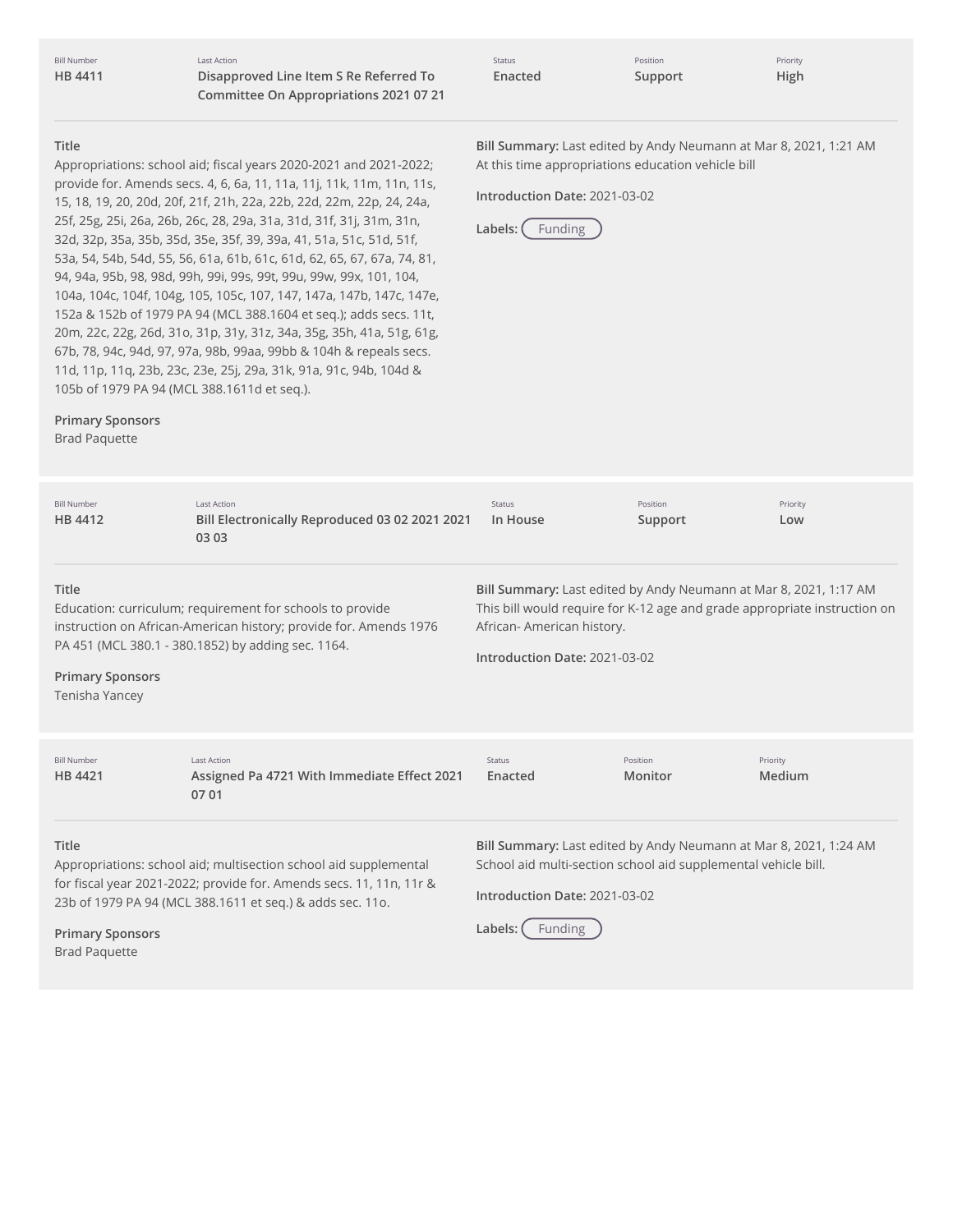| Bill Number | Last Action | Status | Position | Priority |
| --- | --- | --- | --- | --- |
| HB 4411 | Disapproved Line Item S Re Referred To Committee On Appropriations 2021 07 21 | Enacted | Support | High |

**Title**

Appropriations: school aid; fiscal years 2020-2021 and 2021-2022; provide for. Amends secs. 4, 6, 6a, 11, 11a, 11j, 11k, 11m, 11n, 11s, 15, 18, 19, 20, 20d, 20f, 21f, 21h, 22a, 22b, 22d, 22m, 22p, 24, 24a, 25f, 25g, 25i, 26a, 26b, 26c, 28, 29a, 31a, 31d, 31f, 31j, 31m, 31n, 32d, 32p, 35a, 35b, 35d, 35e, 35f, 39, 39a, 41, 51a, 51c, 51d, 51f, 53a, 54, 54b, 54d, 55, 56, 61a, 61b, 61c, 61d, 62, 65, 67, 67a, 74, 81, 94, 94a, 95b, 98, 98d, 99h, 99i, 99s, 99t, 99u, 99w, 99x, 101, 104, 104a, 104c, 104f, 104g, 105, 105c, 107, 147, 147a, 147b, 147c, 147e, 152a & 152b of 1979 PA 94 (MCL 388.1604 et seq.); adds secs. 11t, 20m, 22c, 22g, 26d, 31o, 31p, 31y, 31z, 34a, 35g, 35h, 41a, 51g, 61g, 67b, 78, 94c, 94d, 97, 97a, 98b, 99aa, 99bb & 104h & repeals secs. 11d, 11p, 11q, 23b, 23c, 23e, 25j, 29a, 31k, 91a, 91c, 94b, 104d & 105b of 1979 PA 94 (MCL 388.1611d et seq.).

**Primary Sponsors**

Brad Paquette

**Bill Summary:** Last edited by Andy Neumann at Mar 8, 2021, 1:21 AM

At this time appropriations education vehicle bill

**Introduction Date:** 2021-03-02

**Labels:** Funding

---

| Bill Number | Last Action | Status | Position | Priority |
| --- | --- | --- | --- | --- |
| HB 4412 | Bill Electronically Reproduced 03 02 2021 2021 03 03 | In House | Support | Low |

**Title**

Education: curriculum; requirement for schools to provide instruction on African-American history; provide for. Amends 1976 PA 451 (MCL 380.1 - 380.1852) by adding sec. 1164.

**Primary Sponsors**

Tenisha Yancey

**Bill Summary:** Last edited by Andy Neumann at Mar 8, 2021, 1:17 AM

This bill would require for K-12 age and grade appropriate instruction on African- American history.

**Introduction Date:** 2021-03-02

---

| Bill Number | Last Action | Status | Position | Priority |
| --- | --- | --- | --- | --- |
| HB 4421 | Assigned Pa 4721 With Immediate Effect 2021 07 01 | Enacted | Monitor | Medium |

**Title**

Appropriations: school aid; multisection school aid supplemental for fiscal year 2021-2022; provide for. Amends secs. 11, 11n, 11r & 23b of 1979 PA 94 (MCL 388.1611 et seq.) & adds sec. 11o.

**Primary Sponsors**

Brad Paquette

**Bill Summary:** Last edited by Andy Neumann at Mar 8, 2021, 1:24 AM

School aid multi-section school aid supplemental vehicle bill.

**Introduction Date:** 2021-03-02

**Labels:** Funding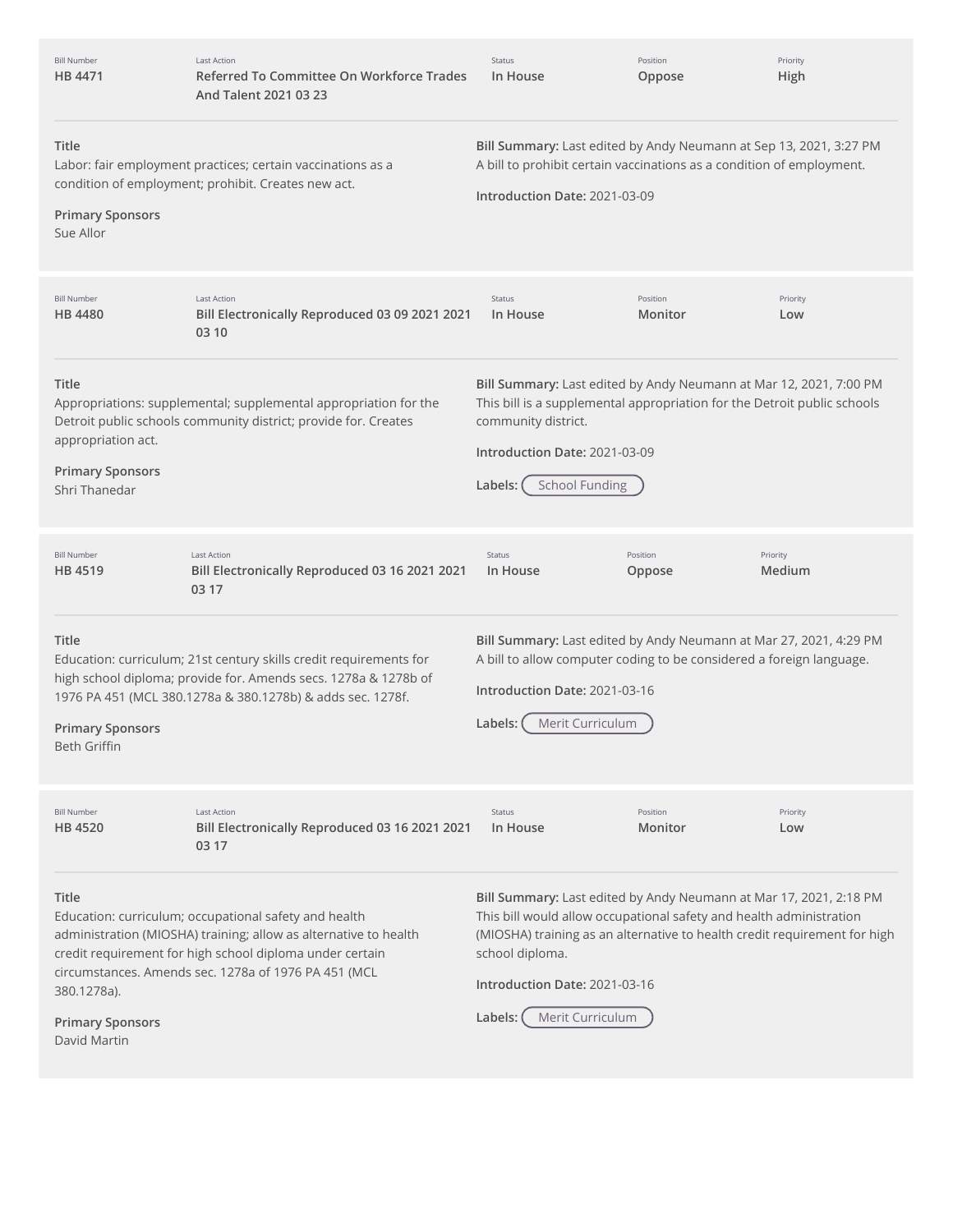| Bill Number | Last Action | Status | Position | Priority |
| --- | --- | --- | --- | --- |
| HB 4471 | Referred To Committee On Workforce Trades And Talent 2021 03 23 | In House | Oppose | High |

**Title**
Labor: fair employment practices; certain vaccinations as a condition of employment; prohibit. Creates new act.

**Primary Sponsors**
Sue Allor

**Bill Summary:** Last edited by Andy Neumann at Sep 13, 2021, 3:27 PM
A bill to prohibit certain vaccinations as a condition of employment.

**Introduction Date:** 2021-03-09

---

| Bill Number | Last Action | Status | Position | Priority |
| --- | --- | --- | --- | --- |
| HB 4480 | Bill Electronically Reproduced 03 09 2021 2021 03 10 | In House | Monitor | Low |

**Title**
Appropriations: supplemental; supplemental appropriation for the Detroit public schools community district; provide for. Creates appropriation act.

**Primary Sponsors**
Shri Thanedar

**Bill Summary:** Last edited by Andy Neumann at Mar 12, 2021, 7:00 PM
This bill is a supplemental appropriation for the Detroit public schools community district.

**Introduction Date:** 2021-03-09

**Labels:** School Funding

---

| Bill Number | Last Action | Status | Position | Priority |
| --- | --- | --- | --- | --- |
| HB 4519 | Bill Electronically Reproduced 03 16 2021 2021 03 17 | In House | Oppose | Medium |

**Title**
Education: curriculum; 21st century skills credit requirements for high school diploma; provide for. Amends secs. 1278a & 1278b of 1976 PA 451 (MCL 380.1278a & 380.1278b) & adds sec. 1278f.

**Primary Sponsors**
Beth Griffin

**Bill Summary:** Last edited by Andy Neumann at Mar 27, 2021, 4:29 PM
A bill to allow computer coding to be considered a foreign language.

**Introduction Date:** 2021-03-16

**Labels:** Merit Curriculum

---

| Bill Number | Last Action | Status | Position | Priority |
| --- | --- | --- | --- | --- |
| HB 4520 | Bill Electronically Reproduced 03 16 2021 2021 03 17 | In House | Monitor | Low |

**Title**
Education: curriculum; occupational safety and health administration (MIOSHA) training; allow as alternative to health credit requirement for high school diploma under certain circumstances. Amends sec. 1278a of 1976 PA 451 (MCL 380.1278a).

**Primary Sponsors**
David Martin

**Bill Summary:** Last edited by Andy Neumann at Mar 17, 2021, 2:18 PM
This bill would allow occupational safety and health administration (MIOSHA) training as an alternative to health credit requirement for high school diploma.

**Introduction Date:** 2021-03-16

**Labels:** Merit Curriculum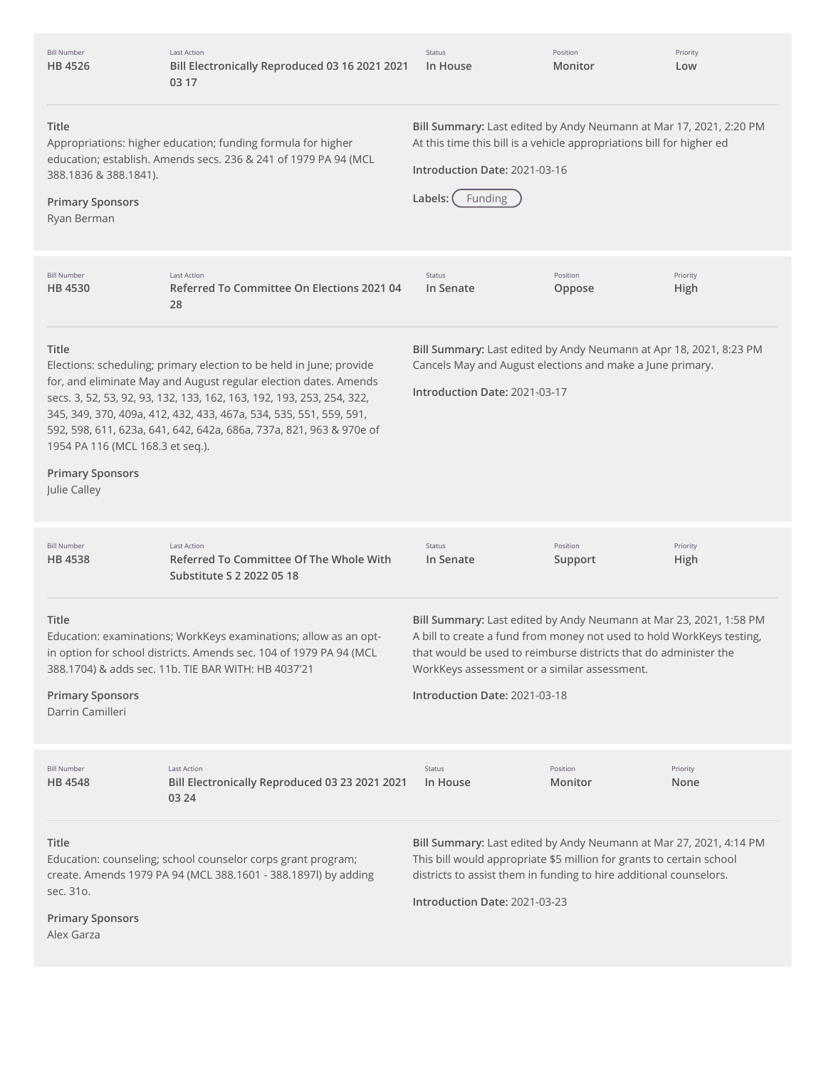| Bill Number | Last Action | Status | Position | Priority |
|---|---|---|---|---|
| **HB 4526** | **Bill Electronically Reproduced 03 16 2021 2021 03 17** | **In House** | **Monitor** | **Low** |

**Title**

Appropriations: higher education; funding formula for higher education; establish. Amends secs. 236 & 241 of 1979 PA 94 (MCL 388.1836 & 388.1841).

**Primary Sponsors**

Ryan Berman

**Bill Summary:** Last edited by Andy Neumann at Mar 17, 2021, 2:20 PM

At this time this bill is a vehicle appropriations bill for higher ed

**Introduction Date:** 2021-03-16

**Labels:** Funding

---

| Bill Number | Last Action | Status | Position | Priority |
|---|---|---|---|---|
| **HB 4530** | **Referred To Committee On Elections 2021 04 28** | **In Senate** | **Oppose** | **High** |

**Title**

Elections: scheduling; primary election to be held in June; provide for, and eliminate May and August regular election dates. Amends secs. 3, 52, 53, 92, 93, 132, 133, 162, 163, 192, 193, 253, 254, 322, 345, 349, 370, 409a, 412, 432, 433, 467a, 534, 535, 551, 559, 591, 592, 598, 611, 623a, 641, 642, 642a, 686a, 737a, 821, 963 & 970e of 1954 PA 116 (MCL 168.3 et seq.).

**Primary Sponsors**

Julie Calley

**Bill Summary:** Last edited by Andy Neumann at Apr 18, 2021, 8:23 PM

Cancels May and August elections and make a June primary.

**Introduction Date:** 2021-03-17

---

| Bill Number | Last Action | Status | Position | Priority |
|---|---|---|---|---|
| **HB 4538** | **Referred To Committee Of The Whole With Substitute S 2 2022 05 18** | **In Senate** | **Support** | **High** |

**Title**

Education: examinations; WorkKeys examinations; allow as an opt-in option for school districts. Amends sec. 104 of 1979 PA 94 (MCL 388.1704) & adds sec. 11b. TIE BAR WITH: HB 4037'21

**Primary Sponsors**

Darrin Camilleri

**Bill Summary:** Last edited by Andy Neumann at Mar 23, 2021, 1:58 PM

A bill to create a fund from money not used to hold WorkKeys testing, that would be used to reimburse districts that do administer the WorkKeys assessment or a similar assessment.

**Introduction Date:** 2021-03-18

---

| Bill Number | Last Action | Status | Position | Priority |
|---|---|---|---|---|
| **HB 4548** | **Bill Electronically Reproduced 03 23 2021 2021 03 24** | **In House** | **Monitor** | **None** |

**Title**

Education: counseling; school counselor corps grant program; create. Amends 1979 PA 94 (MCL 388.1601 - 388.1897l) by adding sec. 31o.

**Primary Sponsors**

Alex Garza

**Bill Summary:** Last edited by Andy Neumann at Mar 27, 2021, 4:14 PM

This bill would appropriate $5 million for grants to certain school districts to assist them in funding to hire additional counselors.

**Introduction Date:** 2021-03-23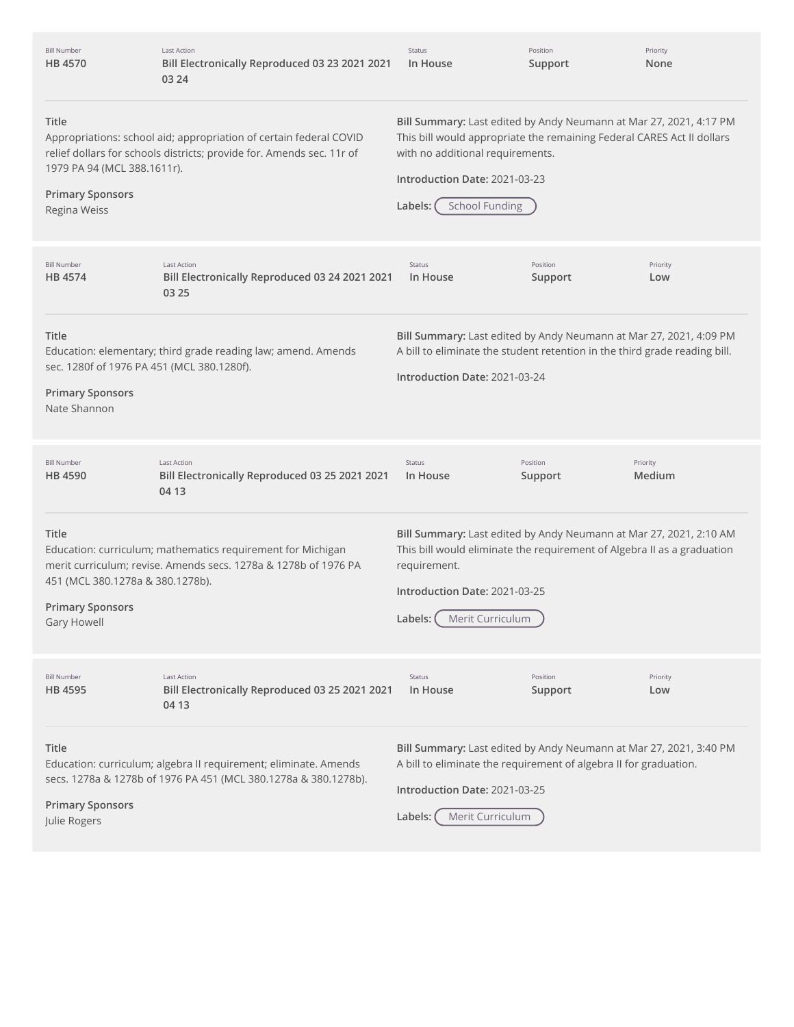| Bill Number | Last Action | Status | Position | Priority |
| --- | --- | --- | --- | --- |
| **HB 4570** | **Bill Electronically Reproduced 03 23 2021 2021 03 24** | **In House** | **Support** | **None** |

**Title**
Appropriations: school aid; appropriation of certain federal COVID relief dollars for schools districts; provide for. Amends sec. 11r of 1979 PA 94 (MCL 388.1611r).

**Primary Sponsors**
Regina Weiss

**Bill Summary:** Last edited by Andy Neumann at Mar 27, 2021, 4:17 PM
This bill would appropriate the remaining Federal CARES Act II dollars with no additional requirements.

**Introduction Date:** 2021-03-23

**Labels:** School Funding

---

| Bill Number | Last Action | Status | Position | Priority |
| --- | --- | --- | --- | --- |
| **HB 4574** | **Bill Electronically Reproduced 03 24 2021 2021 03 25** | **In House** | **Support** | **Low** |

**Title**
Education: elementary; third grade reading law; amend. Amends sec. 1280f of 1976 PA 451 (MCL 380.1280f).

**Primary Sponsors**
Nate Shannon

**Bill Summary:** Last edited by Andy Neumann at Mar 27, 2021, 4:09 PM
A bill to eliminate the student retention in the third grade reading bill.

**Introduction Date:** 2021-03-24

---

| Bill Number | Last Action | Status | Position | Priority |
| --- | --- | --- | --- | --- |
| **HB 4590** | **Bill Electronically Reproduced 03 25 2021 2021 04 13** | **In House** | **Support** | **Medium** |

**Title**
Education: curriculum; mathematics requirement for Michigan merit curriculum; revise. Amends secs. 1278a & 1278b of 1976 PA 451 (MCL 380.1278a & 380.1278b).

**Primary Sponsors**
Gary Howell

**Bill Summary:** Last edited by Andy Neumann at Mar 27, 2021, 2:10 AM
This bill would eliminate the requirement of Algebra II as a graduation requirement.

**Introduction Date:** 2021-03-25

**Labels:** Merit Curriculum

---

| Bill Number | Last Action | Status | Position | Priority |
| --- | --- | --- | --- | --- |
| **HB 4595** | **Bill Electronically Reproduced 03 25 2021 2021 04 13** | **In House** | **Support** | **Low** |

**Title**
Education: curriculum; algebra II requirement; eliminate. Amends secs. 1278a & 1278b of 1976 PA 451 (MCL 380.1278a & 380.1278b).

**Primary Sponsors**
Julie Rogers

**Bill Summary:** Last edited by Andy Neumann at Mar 27, 2021, 3:40 PM
A bill to eliminate the requirement of algebra II for graduation.

**Introduction Date:** 2021-03-25

**Labels:** Merit Curriculum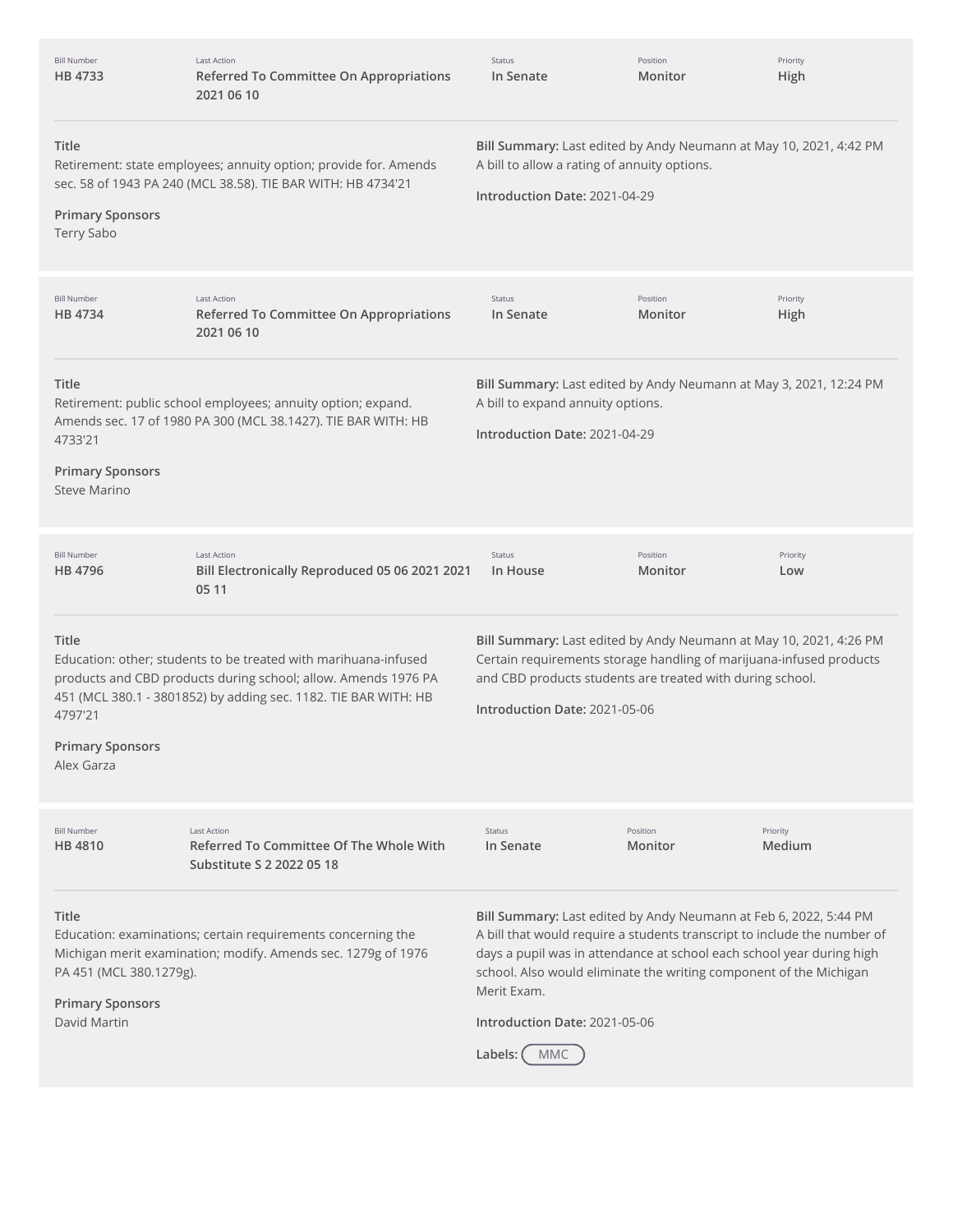| Bill Number | Last Action | Status | Position | Priority |
| --- | --- | --- | --- | --- |
| HB 4733 | Referred To Committee On Appropriations 2021 06 10 | In Senate | Monitor | High |

**Title**
Retirement: state employees; annuity option; provide for. Amends sec. 58 of 1943 PA 240 (MCL 38.58). TIE BAR WITH: HB 4734'21

**Primary Sponsors**
Terry Sabo

**Bill Summary:** Last edited by Andy Neumann at May 10, 2021, 4:42 PM
A bill to allow a rating of annuity options.

**Introduction Date:** 2021-04-29

---

| Bill Number | Last Action | Status | Position | Priority |
| --- | --- | --- | --- | --- |
| HB 4734 | Referred To Committee On Appropriations 2021 06 10 | In Senate | Monitor | High |

**Title**
Retirement: public school employees; annuity option; expand. Amends sec. 17 of 1980 PA 300 (MCL 38.1427). TIE BAR WITH: HB 4733'21

**Primary Sponsors**
Steve Marino

**Bill Summary:** Last edited by Andy Neumann at May 3, 2021, 12:24 PM
A bill to expand annuity options.

**Introduction Date:** 2021-04-29

---

| Bill Number | Last Action | Status | Position | Priority |
| --- | --- | --- | --- | --- |
| HB 4796 | Bill Electronically Reproduced 05 06 2021 2021 05 11 | In House | Monitor | Low |

**Title**
Education: other; students to be treated with marihuana-infused products and CBD products during school; allow. Amends 1976 PA 451 (MCL 380.1 - 3801852) by adding sec. 1182. TIE BAR WITH: HB 4797'21

**Primary Sponsors**
Alex Garza

**Bill Summary:** Last edited by Andy Neumann at May 10, 2021, 4:26 PM
Certain requirements storage handling of marijuana-infused products and CBD products students are treated with during school.

**Introduction Date:** 2021-05-06

---

| Bill Number | Last Action | Status | Position | Priority |
| --- | --- | --- | --- | --- |
| HB 4810 | Referred To Committee Of The Whole With Substitute S 2 2022 05 18 | In Senate | Monitor | Medium |

**Title**
Education: examinations; certain requirements concerning the Michigan merit examination; modify. Amends sec. 1279g of 1976 PA 451 (MCL 380.1279g).

**Primary Sponsors**
David Martin

**Bill Summary:** Last edited by Andy Neumann at Feb 6, 2022, 5:44 PM
A bill that would require a students transcript to include the number of days a pupil was in attendance at school each school year during high school. Also would eliminate the writing component of the Michigan Merit Exam.

**Introduction Date:** 2021-05-06

**Labels:** MMC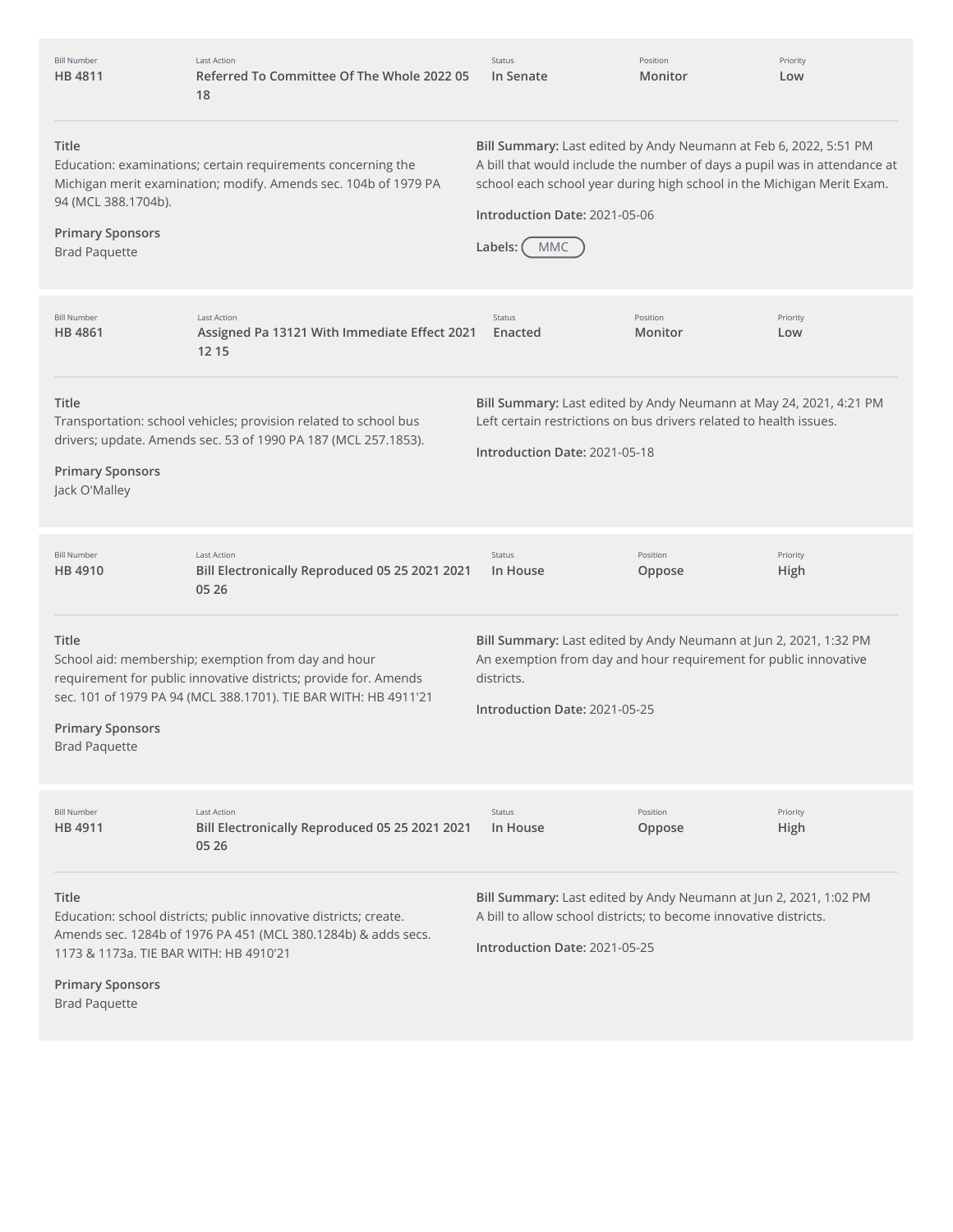| Bill Number | Last Action | Status | Position | Priority |
|---|---|---|---|---|
| **HB 4811** | **Referred To Committee Of The Whole 2022 05 18** | **In Senate** | **Monitor** | **Low** |

**Title**
Education: examinations; certain requirements concerning the Michigan merit examination; modify. Amends sec. 104b of 1979 PA 94 (MCL 388.1704b).

**Primary Sponsors**
Brad Paquette

**Bill Summary:** Last edited by Andy Neumann at Feb 6, 2022, 5:51 PM
A bill that would include the number of days a pupil was in attendance at school each school year during high school in the Michigan Merit Exam.

**Introduction Date:** 2021-05-06

**Labels:** MMC

---

| Bill Number | Last Action | Status | Position | Priority |
|---|---|---|---|---|
| **HB 4861** | **Assigned Pa 13121 With Immediate Effect 2021 12 15** | **Enacted** | **Monitor** | **Low** |

**Title**
Transportation: school vehicles; provision related to school bus drivers; update. Amends sec. 53 of 1990 PA 187 (MCL 257.1853).

**Primary Sponsors**
Jack O'Malley

**Bill Summary:** Last edited by Andy Neumann at May 24, 2021, 4:21 PM
Left certain restrictions on bus drivers related to health issues.

**Introduction Date:** 2021-05-18

---

| Bill Number | Last Action | Status | Position | Priority |
|---|---|---|---|---|
| **HB 4910** | **Bill Electronically Reproduced 05 25 2021 2021 05 26** | **In House** | **Oppose** | **High** |

**Title**
School aid: membership; exemption from day and hour requirement for public innovative districts; provide for. Amends sec. 101 of 1979 PA 94 (MCL 388.1701). TIE BAR WITH: HB 4911'21

**Primary Sponsors**
Brad Paquette

**Bill Summary:** Last edited by Andy Neumann at Jun 2, 2021, 1:32 PM
An exemption from day and hour requirement for public innovative districts.

**Introduction Date:** 2021-05-25

---

| Bill Number | Last Action | Status | Position | Priority |
|---|---|---|---|---|
| **HB 4911** | **Bill Electronically Reproduced 05 25 2021 2021 05 26** | **In House** | **Oppose** | **High** |

**Title**
Education: school districts; public innovative districts; create. Amends sec. 1284b of 1976 PA 451 (MCL 380.1284b) & adds secs. 1173 & 1173a. TIE BAR WITH: HB 4910'21

**Primary Sponsors**
Brad Paquette

**Bill Summary:** Last edited by Andy Neumann at Jun 2, 2021, 1:02 PM
A bill to allow school districts; to become innovative districts.

**Introduction Date:** 2021-05-25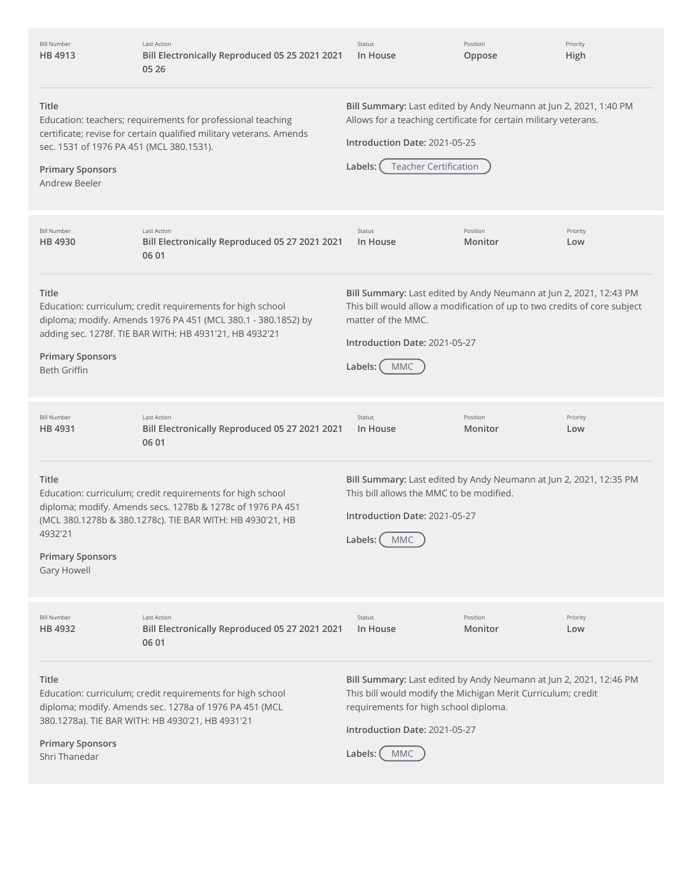| Bill Number | Last Action | Status | Position | Priority |
| --- | --- | --- | --- | --- |
| **HB 4913** | **Bill Electronically Reproduced 05 25 2021 2021 05 26** | **In House** | **Oppose** | **High** |

**Title**
Education: teachers; requirements for professional teaching certificate; revise for certain qualified military veterans. Amends sec. 1531 of 1976 PA 451 (MCL 380.1531).

**Primary Sponsors**
Andrew Beeler

**Bill Summary:** Last edited by Andy Neumann at Jun 2, 2021, 1:40 PM
Allows for a teaching certificate for certain military veterans.

**Introduction Date:** 2021-05-25

**Labels:** Teacher Certification

---

| Bill Number | Last Action | Status | Position | Priority |
| --- | --- | --- | --- | --- |
| **HB 4930** | **Bill Electronically Reproduced 05 27 2021 2021 06 01** | **In House** | **Monitor** | **Low** |

**Title**
Education: curriculum; credit requirements for high school diploma; modify. Amends 1976 PA 451 (MCL 380.1 - 380.1852) by adding sec. 1278f. TIE BAR WITH: HB 4931'21, HB 4932'21

**Primary Sponsors**
Beth Griffin

**Bill Summary:** Last edited by Andy Neumann at Jun 2, 2021, 12:43 PM
This bill would allow a modification of up to two credits of core subject matter of the MMC.

**Introduction Date:** 2021-05-27

**Labels:** MMC

---

| Bill Number | Last Action | Status | Position | Priority |
| --- | --- | --- | --- | --- |
| **HB 4931** | **Bill Electronically Reproduced 05 27 2021 2021 06 01** | **In House** | **Monitor** | **Low** |

**Title**
Education: curriculum; credit requirements for high school diploma; modify. Amends secs. 1278b & 1278c of 1976 PA 451 (MCL 380.1278b & 380.1278c). TIE BAR WITH: HB 4930'21, HB 4932'21

**Primary Sponsors**
Gary Howell

**Bill Summary:** Last edited by Andy Neumann at Jun 2, 2021, 12:35 PM
This bill allows the MMC to be modified.

**Introduction Date:** 2021-05-27

**Labels:** MMC

---

| Bill Number | Last Action | Status | Position | Priority |
| --- | --- | --- | --- | --- |
| **HB 4932** | **Bill Electronically Reproduced 05 27 2021 2021 06 01** | **In House** | **Monitor** | **Low** |

**Title**
Education: curriculum; credit requirements for high school diploma; modify. Amends sec. 1278a of 1976 PA 451 (MCL 380.1278a). TIE BAR WITH: HB 4930'21, HB 4931'21

**Primary Sponsors**
Shri Thanedar

**Bill Summary:** Last edited by Andy Neumann at Jun 2, 2021, 12:46 PM
This bill would modify the Michigan Merit Curriculum; credit requirements for high school diploma.

**Introduction Date:** 2021-05-27

**Labels:** MMC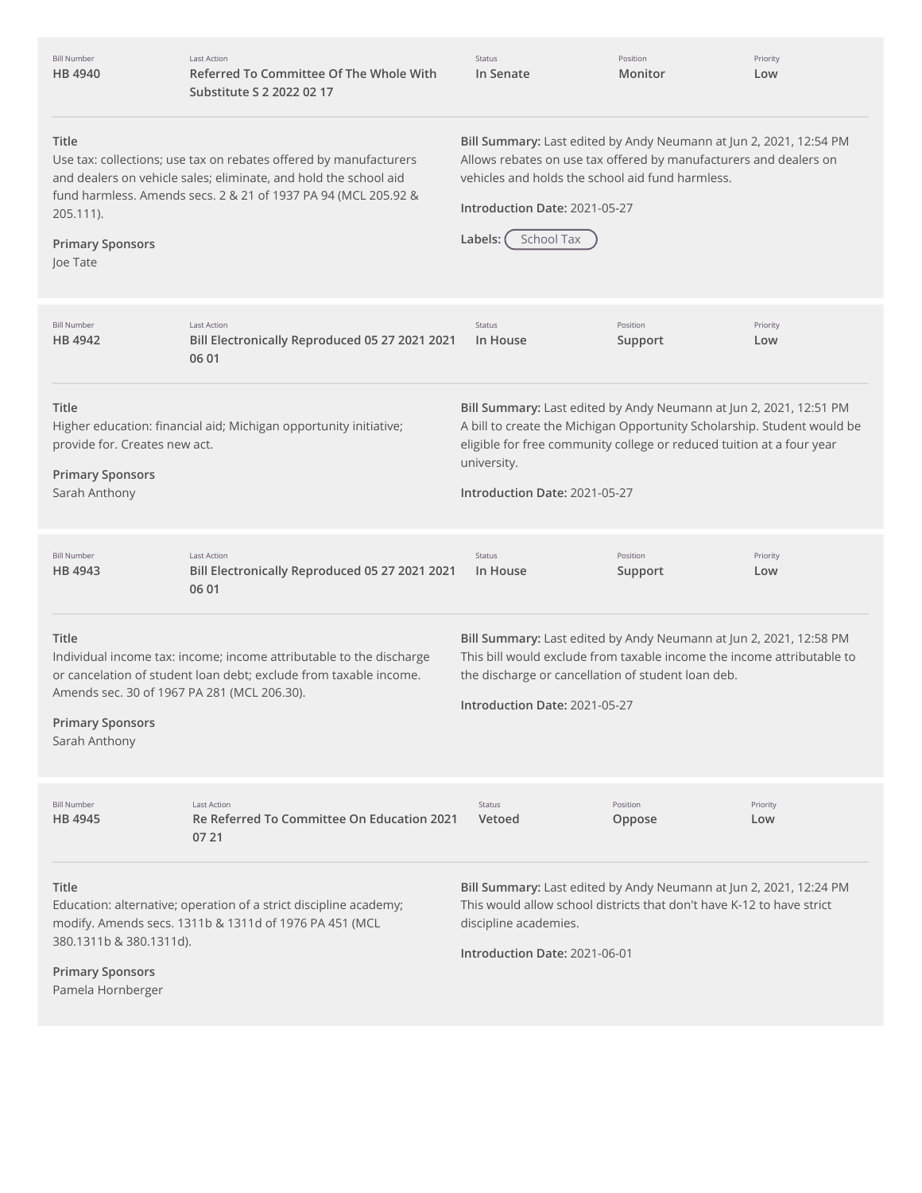| Bill Number | Last Action | Status | Position | Priority |
| --- | --- | --- | --- | --- |
| HB 4940 | Referred To Committee Of The Whole With Substitute S 2 2022 02 17 | In Senate | Monitor | Low |

**Title**
Use tax: collections; use tax on rebates offered by manufacturers and dealers on vehicle sales; eliminate, and hold the school aid fund harmless. Amends secs. 2 & 21 of 1937 PA 94 (MCL 205.92 & 205.111).

**Primary Sponsors**
Joe Tate

**Bill Summary:** Last edited by Andy Neumann at Jun 2, 2021, 12:54 PM
Allows rebates on use tax offered by manufacturers and dealers on vehicles and holds the school aid fund harmless.

**Introduction Date:** 2021-05-27

**Labels:** School Tax

---

| Bill Number | Last Action | Status | Position | Priority |
| --- | --- | --- | --- | --- |
| HB 4942 | Bill Electronically Reproduced 05 27 2021 2021 06 01 | In House | Support | Low |

**Title**
Higher education: financial aid; Michigan opportunity initiative; provide for. Creates new act.

**Primary Sponsors**
Sarah Anthony

**Bill Summary:** Last edited by Andy Neumann at Jun 2, 2021, 12:51 PM
A bill to create the Michigan Opportunity Scholarship. Student would be eligible for free community college or reduced tuition at a four year university.

**Introduction Date:** 2021-05-27

---

| Bill Number | Last Action | Status | Position | Priority |
| --- | --- | --- | --- | --- |
| HB 4943 | Bill Electronically Reproduced 05 27 2021 2021 06 01 | In House | Support | Low |

**Title**
Individual income tax: income; income attributable to the discharge or cancelation of student loan debt; exclude from taxable income. Amends sec. 30 of 1967 PA 281 (MCL 206.30).

**Primary Sponsors**
Sarah Anthony

**Bill Summary:** Last edited by Andy Neumann at Jun 2, 2021, 12:58 PM
This bill would exclude from taxable income the income attributable to the discharge or cancellation of student loan deb.

**Introduction Date:** 2021-05-27

---

| Bill Number | Last Action | Status | Position | Priority |
| --- | --- | --- | --- | --- |
| HB 4945 | Re Referred To Committee On Education 2021 07 21 | Vetoed | Oppose | Low |

**Title**
Education: alternative; operation of a strict discipline academy; modify. Amends secs. 1311b & 1311d of 1976 PA 451 (MCL 380.1311b & 380.1311d).

**Primary Sponsors**
Pamela Hornberger

**Bill Summary:** Last edited by Andy Neumann at Jun 2, 2021, 12:24 PM
This would allow school districts that don't have K-12 to have strict discipline academies.

**Introduction Date:** 2021-06-01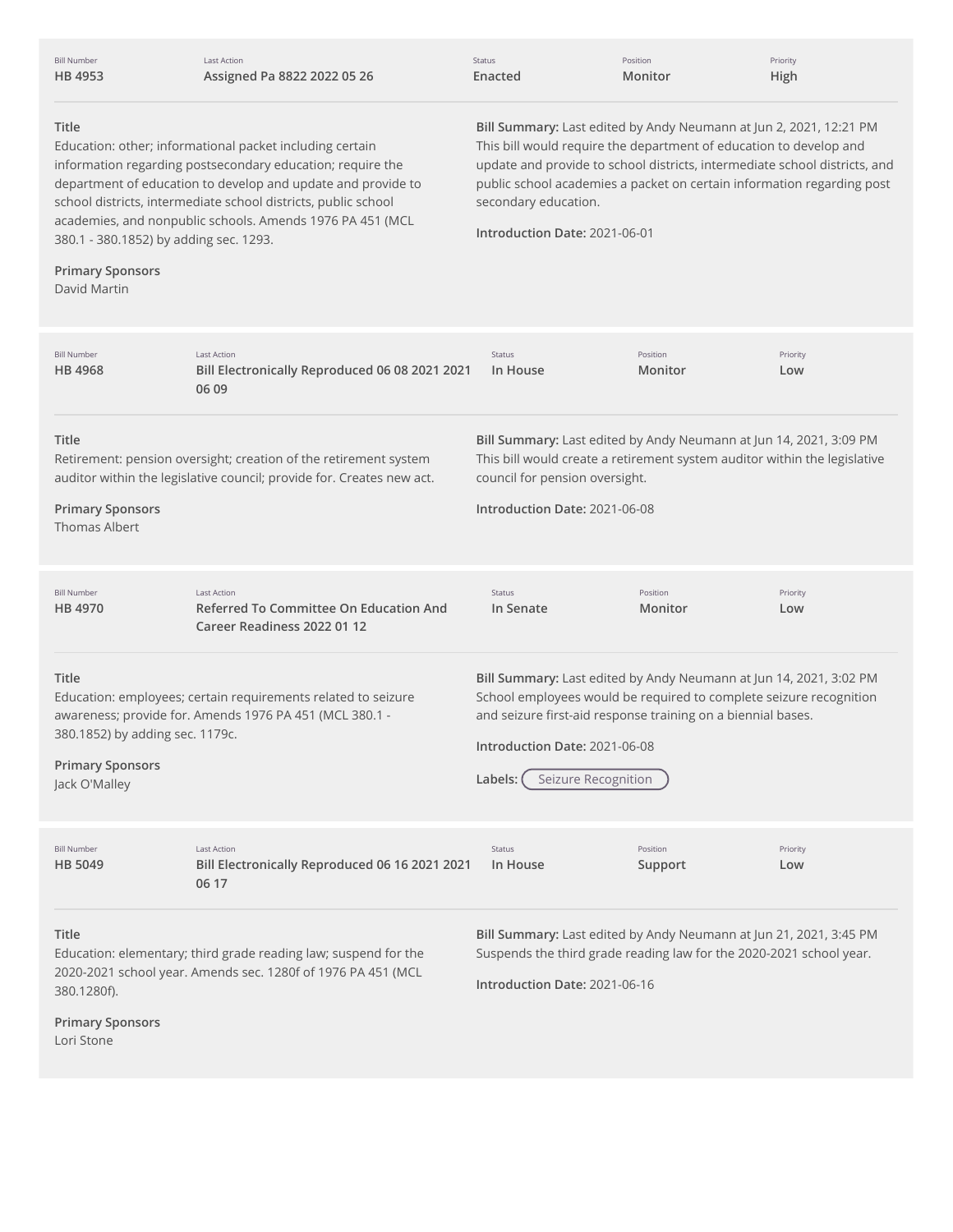| Bill Number | Last Action | Status | Position | Priority |
|---|---|---|---|---|
| HB 4953 | Assigned Pa 8822 2022 05 26 | Enacted | Monitor | High |

**Title**
Education: other; informational packet including certain information regarding postsecondary education; require the department of education to develop and update and provide to school districts, intermediate school districts, public school academies, and nonpublic schools. Amends 1976 PA 451 (MCL 380.1 - 380.1852) by adding sec. 1293.

**Primary Sponsors**
David Martin

**Bill Summary:** Last edited by Andy Neumann at Jun 2, 2021, 12:21 PM
This bill would require the department of education to develop and update and provide to school districts, intermediate school districts, and public school academies a packet on certain information regarding post secondary education.

**Introduction Date:** 2021-06-01

---

| Bill Number | Last Action | Status | Position | Priority |
|---|---|---|---|---|
| HB 4968 | Bill Electronically Reproduced 06 08 2021 2021 06 09 | In House | Monitor | Low |

**Title**
Retirement: pension oversight; creation of the retirement system auditor within the legislative council; provide for. Creates new act.

**Primary Sponsors**
Thomas Albert

**Bill Summary:** Last edited by Andy Neumann at Jun 14, 2021, 3:09 PM
This bill would create a retirement system auditor within the legislative council for pension oversight.

**Introduction Date:** 2021-06-08

---

| Bill Number | Last Action | Status | Position | Priority |
|---|---|---|---|---|
| HB 4970 | Referred To Committee On Education And Career Readiness 2022 01 12 | In Senate | Monitor | Low |

**Title**
Education: employees; certain requirements related to seizure awareness; provide for. Amends 1976 PA 451 (MCL 380.1 - 380.1852) by adding sec. 1179c.

**Primary Sponsors**
Jack O'Malley

**Bill Summary:** Last edited by Andy Neumann at Jun 14, 2021, 3:02 PM
School employees would be required to complete seizure recognition and seizure first-aid response training on a biennial bases.

**Introduction Date:** 2021-06-08

**Labels:** Seizure Recognition

---

| Bill Number | Last Action | Status | Position | Priority |
|---|---|---|---|---|
| HB 5049 | Bill Electronically Reproduced 06 16 2021 2021 06 17 | In House | Support | Low |

**Title**
Education: elementary; third grade reading law; suspend for the 2020-2021 school year. Amends sec. 1280f of 1976 PA 451 (MCL 380.1280f).

**Primary Sponsors**
Lori Stone

**Bill Summary:** Last edited by Andy Neumann at Jun 21, 2021, 3:45 PM
Suspends the third grade reading law for the 2020-2021 school year.

**Introduction Date:** 2021-06-16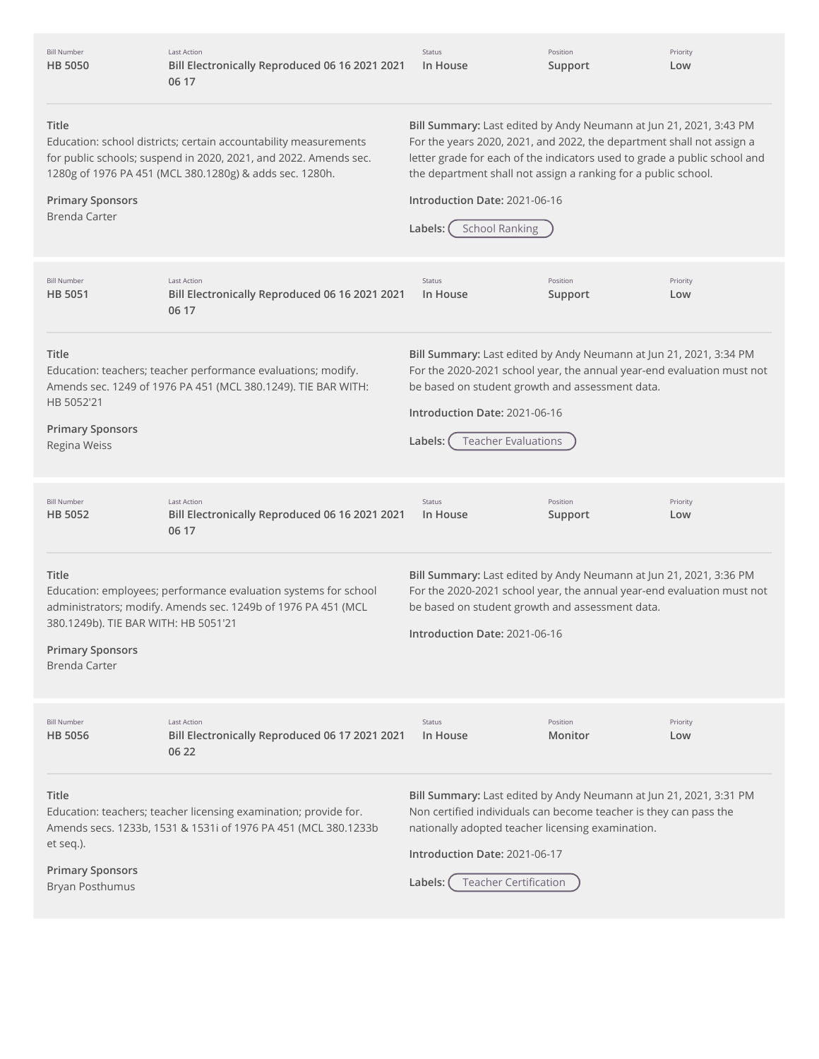| Bill Number | Last Action | Status | Position | Priority |
| --- | --- | --- | --- | --- |
| HB 5050 | Bill Electronically Reproduced 06 16 2021 2021 06 17 | In House | Support | Low |

**Title**
Education: school districts; certain accountability measurements for public schools; suspend in 2020, 2021, and 2022. Amends sec. 1280g of 1976 PA 451 (MCL 380.1280g) & adds sec. 1280h.

**Primary Sponsors**
Brenda Carter

**Bill Summary:** Last edited by Andy Neumann at Jun 21, 2021, 3:43 PM
For the years 2020, 2021, and 2022, the department shall not assign a letter grade for each of the indicators used to grade a public school and the department shall not assign a ranking for a public school.

**Introduction Date:** 2021-06-16

**Labels:** School Ranking

---

| Bill Number | Last Action | Status | Position | Priority |
| --- | --- | --- | --- | --- |
| HB 5051 | Bill Electronically Reproduced 06 16 2021 2021 06 17 | In House | Support | Low |

**Title**
Education: teachers; teacher performance evaluations; modify. Amends sec. 1249 of 1976 PA 451 (MCL 380.1249). TIE BAR WITH: HB 5052'21

**Primary Sponsors**
Regina Weiss

**Bill Summary:** Last edited by Andy Neumann at Jun 21, 2021, 3:34 PM
For the 2020-2021 school year, the annual year-end evaluation must not be based on student growth and assessment data.

**Introduction Date:** 2021-06-16

**Labels:** Teacher Evaluations

---

| Bill Number | Last Action | Status | Position | Priority |
| --- | --- | --- | --- | --- |
| HB 5052 | Bill Electronically Reproduced 06 16 2021 2021 06 17 | In House | Support | Low |

**Title**
Education: employees; performance evaluation systems for school administrators; modify. Amends sec. 1249b of 1976 PA 451 (MCL 380.1249b). TIE BAR WITH: HB 5051'21

**Primary Sponsors**
Brenda Carter

**Bill Summary:** Last edited by Andy Neumann at Jun 21, 2021, 3:36 PM
For the 2020-2021 school year, the annual year-end evaluation must not be based on student growth and assessment data.

**Introduction Date:** 2021-06-16

---

| Bill Number | Last Action | Status | Position | Priority |
| --- | --- | --- | --- | --- |
| HB 5056 | Bill Electronically Reproduced 06 17 2021 2021 06 22 | In House | Monitor | Low |

**Title**
Education: teachers; teacher licensing examination; provide for. Amends secs. 1233b, 1531 & 1531i of 1976 PA 451 (MCL 380.1233b et seq.).

**Primary Sponsors**
Bryan Posthumus

**Bill Summary:** Last edited by Andy Neumann at Jun 21, 2021, 3:31 PM
Non certified individuals can become teacher is they can pass the nationally adopted teacher licensing examination.

**Introduction Date:** 2021-06-17

**Labels:** Teacher Certification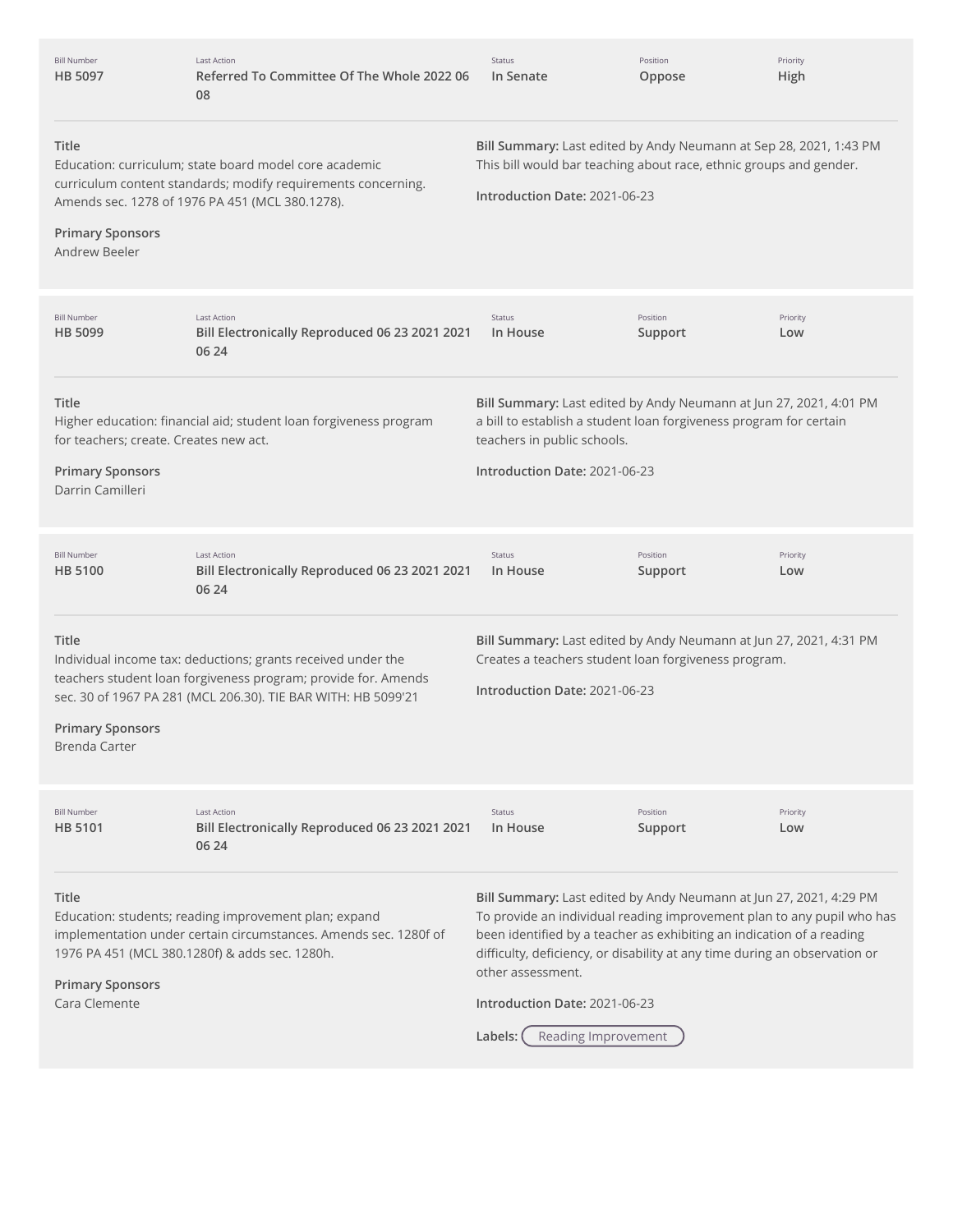| Bill Number | Last Action | Status | Position | Priority |
|---|---|---|---|---|
| HB 5097 | Referred To Committee Of The Whole 2022 06 08 | In Senate | Oppose | High |

**Title**
Education: curriculum; state board model core academic curriculum content standards; modify requirements concerning. Amends sec. 1278 of 1976 PA 451 (MCL 380.1278).

**Primary Sponsors**
Andrew Beeler

**Bill Summary:** Last edited by Andy Neumann at Sep 28, 2021, 1:43 PM
This bill would bar teaching about race, ethnic groups and gender.

**Introduction Date:** 2021-06-23

---

| Bill Number | Last Action | Status | Position | Priority |
|---|---|---|---|---|
| HB 5099 | Bill Electronically Reproduced 06 23 2021 2021 06 24 | In House | Support | Low |

**Title**
Higher education: financial aid; student loan forgiveness program for teachers; create. Creates new act.

**Primary Sponsors**
Darrin Camilleri

**Bill Summary:** Last edited by Andy Neumann at Jun 27, 2021, 4:01 PM
a bill to establish a student loan forgiveness program for certain teachers in public schools.

**Introduction Date:** 2021-06-23

---

| Bill Number | Last Action | Status | Position | Priority |
|---|---|---|---|---|
| HB 5100 | Bill Electronically Reproduced 06 23 2021 2021 06 24 | In House | Support | Low |

**Title**
Individual income tax: deductions; grants received under the teachers student loan forgiveness program; provide for. Amends sec. 30 of 1967 PA 281 (MCL 206.30). TIE BAR WITH: HB 5099'21

**Primary Sponsors**
Brenda Carter

**Bill Summary:** Last edited by Andy Neumann at Jun 27, 2021, 4:31 PM
Creates a teachers student loan forgiveness program.

**Introduction Date:** 2021-06-23

---

| Bill Number | Last Action | Status | Position | Priority |
|---|---|---|---|---|
| HB 5101 | Bill Electronically Reproduced 06 23 2021 2021 06 24 | In House | Support | Low |

**Title**
Education: students; reading improvement plan; expand implementation under certain circumstances. Amends sec. 1280f of 1976 PA 451 (MCL 380.1280f) & adds sec. 1280h.

**Primary Sponsors**
Cara Clemente

**Bill Summary:** Last edited by Andy Neumann at Jun 27, 2021, 4:29 PM
To provide an individual reading improvement plan to any pupil who has been identified by a teacher as exhibiting an indication of a reading difficulty, deficiency, or disability at any time during an observation or other assessment.

**Introduction Date:** 2021-06-23

**Labels:** Reading Improvement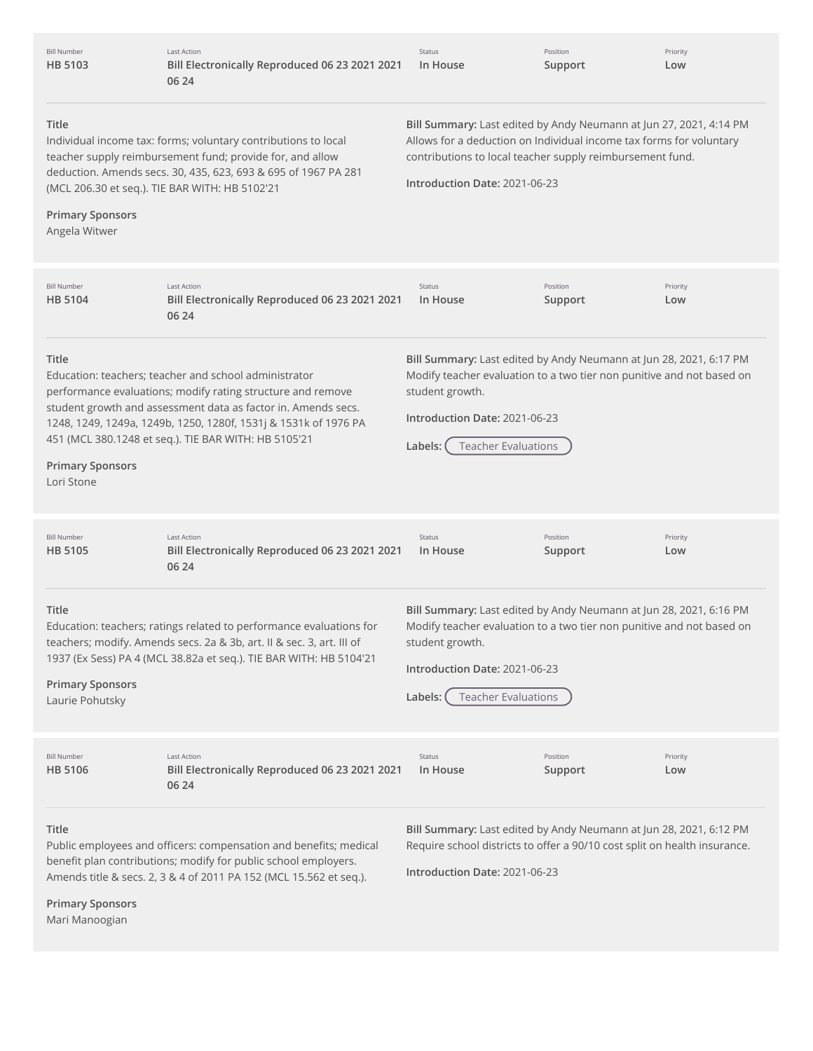| Bill Number | Last Action | Status | Position | Priority |
| --- | --- | --- | --- | --- |
| HB 5103 | Bill Electronically Reproduced 06 23 2021 2021 06 24 | In House | Support | Low |

**Title**
Individual income tax: forms; voluntary contributions to local teacher supply reimbursement fund; provide for, and allow deduction. Amends secs. 30, 435, 623, 693 & 695 of 1967 PA 281 (MCL 206.30 et seq.). TIE BAR WITH: HB 5102'21

**Primary Sponsors**
Angela Witwer

**Bill Summary:** Last edited by Andy Neumann at Jun 27, 2021, 4:14 PM
Allows for a deduction on Individual income tax forms for voluntary contributions to local teacher supply reimbursement fund.

**Introduction Date:** 2021-06-23

---

| Bill Number | Last Action | Status | Position | Priority |
| --- | --- | --- | --- | --- |
| HB 5104 | Bill Electronically Reproduced 06 23 2021 2021 06 24 | In House | Support | Low |

**Title**
Education: teachers; teacher and school administrator performance evaluations; modify rating structure and remove student growth and assessment data as factor in. Amends secs. 1248, 1249, 1249a, 1249b, 1250, 1280f, 1531j & 1531k of 1976 PA 451 (MCL 380.1248 et seq.). TIE BAR WITH: HB 5105'21

**Primary Sponsors**
Lori Stone

**Bill Summary:** Last edited by Andy Neumann at Jun 28, 2021, 6:17 PM
Modify teacher evaluation to a two tier non punitive and not based on student growth.

**Introduction Date:** 2021-06-23

**Labels:** Teacher Evaluations

---

| Bill Number | Last Action | Status | Position | Priority |
| --- | --- | --- | --- | --- |
| HB 5105 | Bill Electronically Reproduced 06 23 2021 2021 06 24 | In House | Support | Low |

**Title**
Education: teachers; ratings related to performance evaluations for teachers; modify. Amends secs. 2a & 3b, art. II & sec. 3, art. III of 1937 (Ex Sess) PA 4 (MCL 38.82a et seq.). TIE BAR WITH: HB 5104'21

**Primary Sponsors**
Laurie Pohutsky

**Bill Summary:** Last edited by Andy Neumann at Jun 28, 2021, 6:16 PM
Modify teacher evaluation to a two tier non punitive and not based on student growth.

**Introduction Date:** 2021-06-23

**Labels:** Teacher Evaluations

---

| Bill Number | Last Action | Status | Position | Priority |
| --- | --- | --- | --- | --- |
| HB 5106 | Bill Electronically Reproduced 06 23 2021 2021 06 24 | In House | Support | Low |

**Title**
Public employees and officers: compensation and benefits; medical benefit plan contributions; modify for public school employers. Amends title & secs. 2, 3 & 4 of 2011 PA 152 (MCL 15.562 et seq.).

**Primary Sponsors**
Mari Manoogian

**Bill Summary:** Last edited by Andy Neumann at Jun 28, 2021, 6:12 PM
Require school districts to offer a 90/10 cost split on health insurance.

**Introduction Date:** 2021-06-23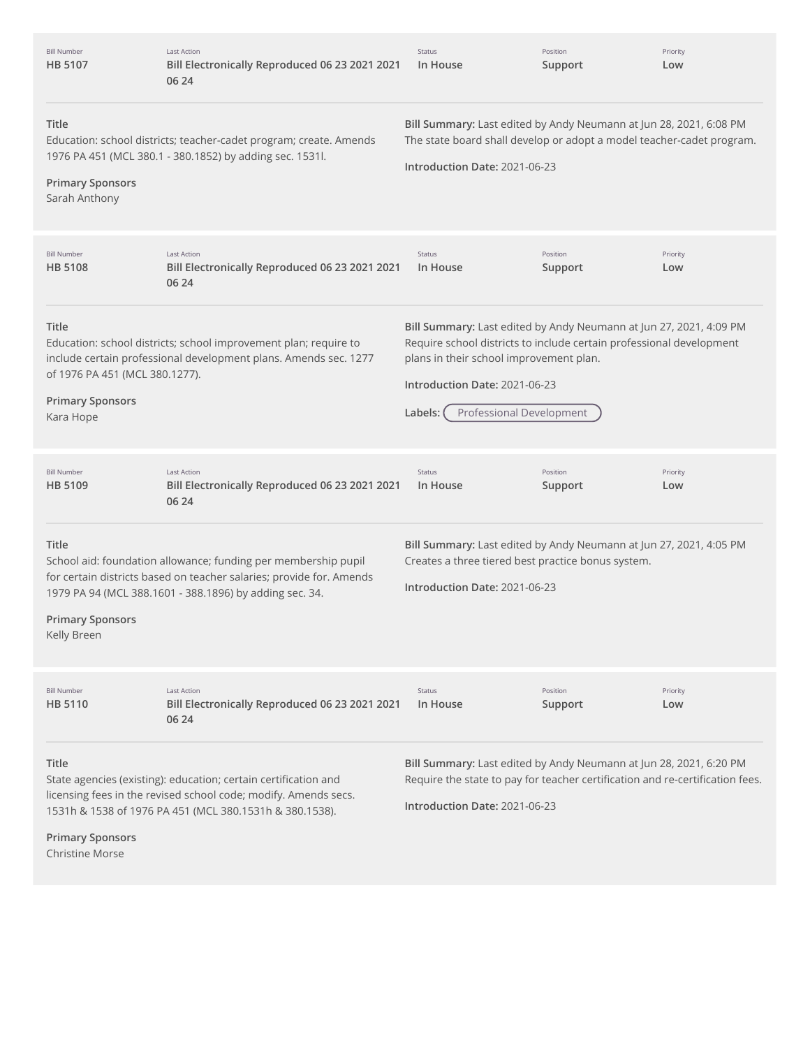| Bill Number | Last Action | Status | Position | Priority |
|---|---|---|---|---|
| **HB 5107** | **Bill Electronically Reproduced 06 23 2021 2021 06 24** | **In House** | **Support** | **Low** |

**Title**
Education: school districts; teacher-cadet program; create. Amends 1976 PA 451 (MCL 380.1 - 380.1852) by adding sec. 1531l.

**Primary Sponsors**
Sarah Anthony

**Bill Summary:** Last edited by Andy Neumann at Jun 28, 2021, 6:08 PM
The state board shall develop or adopt a model teacher-cadet program.

**Introduction Date:** 2021-06-23

---

| Bill Number | Last Action | Status | Position | Priority |
|---|---|---|---|---|
| **HB 5108** | **Bill Electronically Reproduced 06 23 2021 2021 06 24** | **In House** | **Support** | **Low** |

**Title**
Education: school districts; school improvement plan; require to include certain professional development plans. Amends sec. 1277 of 1976 PA 451 (MCL 380.1277).

**Primary Sponsors**
Kara Hope

**Bill Summary:** Last edited by Andy Neumann at Jun 27, 2021, 4:09 PM
Require school districts to include certain professional development plans in their school improvement plan.

**Introduction Date:** 2021-06-23

**Labels:** Professional Development

---

| Bill Number | Last Action | Status | Position | Priority |
|---|---|---|---|---|
| **HB 5109** | **Bill Electronically Reproduced 06 23 2021 2021 06 24** | **In House** | **Support** | **Low** |

**Title**
School aid: foundation allowance; funding per membership pupil for certain districts based on teacher salaries; provide for. Amends 1979 PA 94 (MCL 388.1601 - 388.1896) by adding sec. 34.

**Primary Sponsors**
Kelly Breen

**Bill Summary:** Last edited by Andy Neumann at Jun 27, 2021, 4:05 PM
Creates a three tiered best practice bonus system.

**Introduction Date:** 2021-06-23

---

| Bill Number | Last Action | Status | Position | Priority |
|---|---|---|---|---|
| **HB 5110** | **Bill Electronically Reproduced 06 23 2021 2021 06 24** | **In House** | **Support** | **Low** |

**Title**
State agencies (existing): education; certain certification and licensing fees in the revised school code; modify. Amends secs. 1531h & 1538 of 1976 PA 451 (MCL 380.1531h & 380.1538).

**Primary Sponsors**
Christine Morse

**Bill Summary:** Last edited by Andy Neumann at Jun 28, 2021, 6:20 PM
Require the state to pay for teacher certification and re-certification fees.

**Introduction Date:** 2021-06-23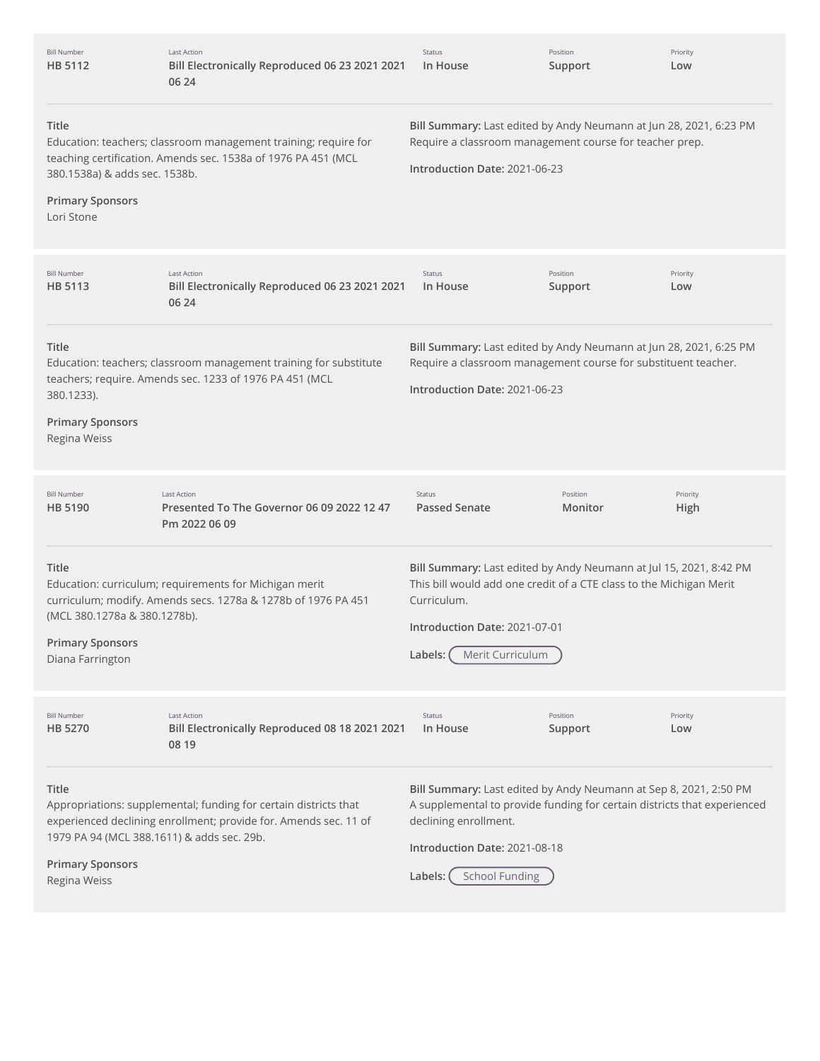| Bill Number | Last Action | Status | Position | Priority |
| --- | --- | --- | --- | --- |
| HB 5112 | Bill Electronically Reproduced 06 23 2021 2021 06 24 | In House | Support | Low |

**Title**
Education: teachers; classroom management training; require for teaching certification. Amends sec. 1538a of 1976 PA 451 (MCL 380.1538a) & adds sec. 1538b.

**Primary Sponsors**
Lori Stone

**Bill Summary:** Last edited by Andy Neumann at Jun 28, 2021, 6:23 PM
Require a classroom management course for teacher prep.

**Introduction Date:** 2021-06-23

---

| Bill Number | Last Action | Status | Position | Priority |
| --- | --- | --- | --- | --- |
| HB 5113 | Bill Electronically Reproduced 06 23 2021 2021 06 24 | In House | Support | Low |

**Title**
Education: teachers; classroom management training for substitute teachers; require. Amends sec. 1233 of 1976 PA 451 (MCL 380.1233).

**Primary Sponsors**
Regina Weiss

**Bill Summary:** Last edited by Andy Neumann at Jun 28, 2021, 6:25 PM
Require a classroom management course for substituent teacher.

**Introduction Date:** 2021-06-23

---

| Bill Number | Last Action | Status | Position | Priority |
| --- | --- | --- | --- | --- |
| HB 5190 | Presented To The Governor 06 09 2022 12 47 Pm 2022 06 09 | Passed Senate | Monitor | High |

**Title**
Education: curriculum; requirements for Michigan merit curriculum; modify. Amends secs. 1278a & 1278b of 1976 PA 451 (MCL 380.1278a & 380.1278b).

**Primary Sponsors**
Diana Farrington

**Bill Summary:** Last edited by Andy Neumann at Jul 15, 2021, 8:42 PM
This bill would add one credit of a CTE class to the Michigan Merit Curriculum.

**Introduction Date:** 2021-07-01

**Labels:** Merit Curriculum

---

| Bill Number | Last Action | Status | Position | Priority |
| --- | --- | --- | --- | --- |
| HB 5270 | Bill Electronically Reproduced 08 18 2021 2021 08 19 | In House | Support | Low |

**Title**
Appropriations: supplemental; funding for certain districts that experienced declining enrollment; provide for. Amends sec. 11 of 1979 PA 94 (MCL 388.1611) & adds sec. 29b.

**Primary Sponsors**
Regina Weiss

**Bill Summary:** Last edited by Andy Neumann at Sep 8, 2021, 2:50 PM
A supplemental to provide funding for certain districts that experienced declining enrollment.

**Introduction Date:** 2021-08-18

**Labels:** School Funding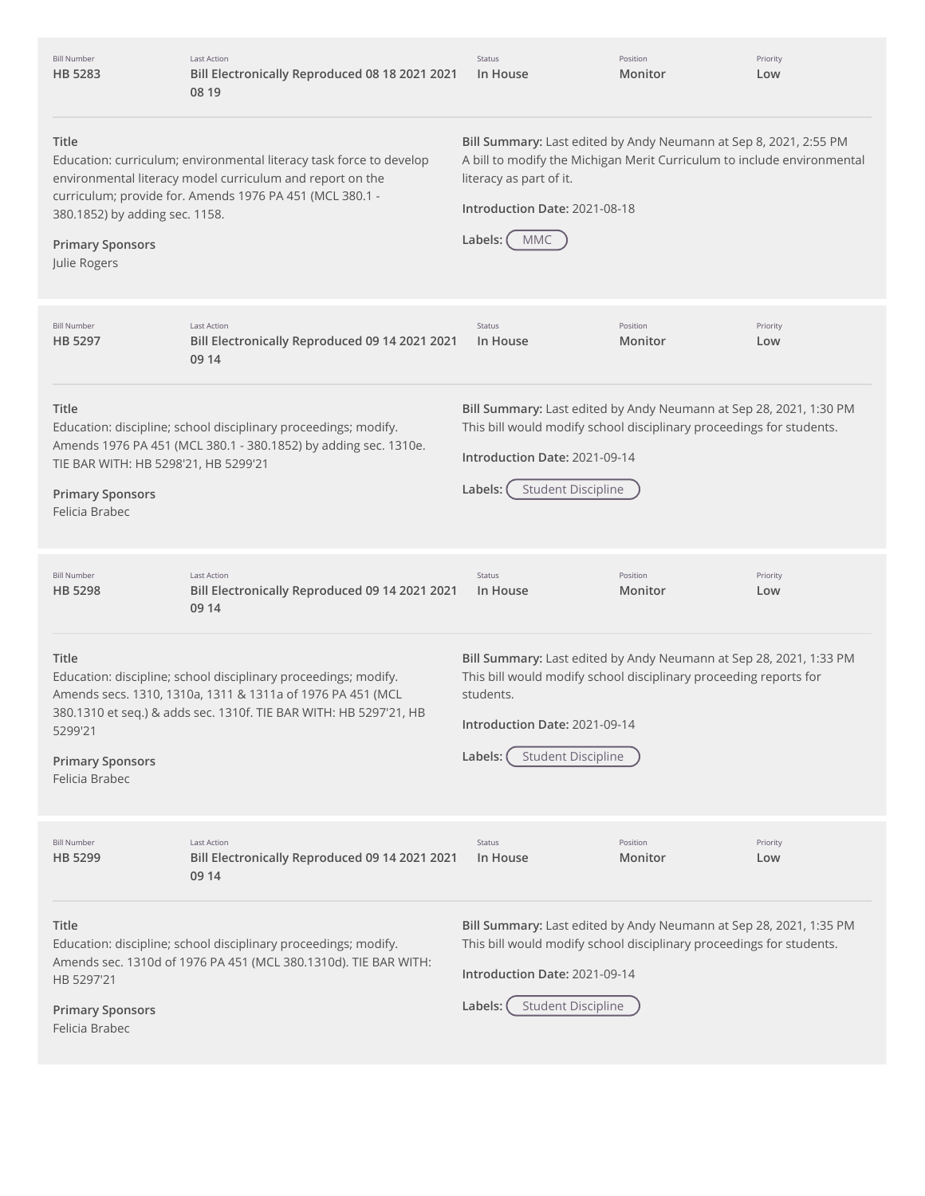| Bill Number | Last Action | Status | Position | Priority |
|---|---|---|---|---|
| **HB 5283** | **Bill Electronically Reproduced 08 18 2021 2021 08 19** | **In House** | **Monitor** | **Low** |

**Title**
Education: curriculum; environmental literacy task force to develop environmental literacy model curriculum and report on the curriculum; provide for. Amends 1976 PA 451 (MCL 380.1 - 380.1852) by adding sec. 1158.

**Primary Sponsors**
Julie Rogers

**Bill Summary:** Last edited by Andy Neumann at Sep 8, 2021, 2:55 PM
A bill to modify the Michigan Merit Curriculum to include environmental literacy as part of it.

**Introduction Date:** 2021-08-18

**Labels:** MMC

---

| Bill Number | Last Action | Status | Position | Priority |
|---|---|---|---|---|
| **HB 5297** | **Bill Electronically Reproduced 09 14 2021 2021 09 14** | **In House** | **Monitor** | **Low** |

**Title**
Education: discipline; school disciplinary proceedings; modify. Amends 1976 PA 451 (MCL 380.1 - 380.1852) by adding sec. 1310e. TIE BAR WITH: HB 5298'21, HB 5299'21

**Primary Sponsors**
Felicia Brabec

**Bill Summary:** Last edited by Andy Neumann at Sep 28, 2021, 1:30 PM
This bill would modify school disciplinary proceedings for students.

**Introduction Date:** 2021-09-14

**Labels:** Student Discipline

---

| Bill Number | Last Action | Status | Position | Priority |
|---|---|---|---|---|
| **HB 5298** | **Bill Electronically Reproduced 09 14 2021 2021 09 14** | **In House** | **Monitor** | **Low** |

**Title**
Education: discipline; school disciplinary proceedings; modify. Amends secs. 1310, 1310a, 1311 & 1311a of 1976 PA 451 (MCL 380.1310 et seq.) & adds sec. 1310f. TIE BAR WITH: HB 5297'21, HB 5299'21

**Primary Sponsors**
Felicia Brabec

**Bill Summary:** Last edited by Andy Neumann at Sep 28, 2021, 1:33 PM
This bill would modify school disciplinary proceeding reports for students.

**Introduction Date:** 2021-09-14

**Labels:** Student Discipline

---

| Bill Number | Last Action | Status | Position | Priority |
|---|---|---|---|---|
| **HB 5299** | **Bill Electronically Reproduced 09 14 2021 2021 09 14** | **In House** | **Monitor** | **Low** |

**Title**
Education: discipline; school disciplinary proceedings; modify. Amends sec. 1310d of 1976 PA 451 (MCL 380.1310d). TIE BAR WITH: HB 5297'21

**Primary Sponsors**
Felicia Brabec

**Bill Summary:** Last edited by Andy Neumann at Sep 28, 2021, 1:35 PM
This bill would modify school disciplinary proceedings for students.

**Introduction Date:** 2021-09-14

**Labels:** Student Discipline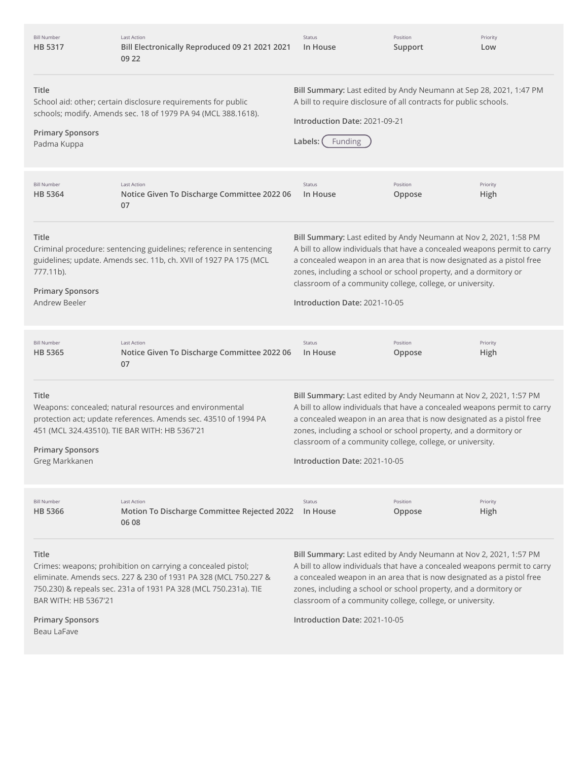| Bill Number | Last Action | Status | Position | Priority |
|---|---|---|---|---|
| HB 5317 | Bill Electronically Reproduced 09 21 2021 2021 09 22 | In House | Support | Low |

**Title**
School aid: other; certain disclosure requirements for public schools; modify. Amends sec. 18 of 1979 PA 94 (MCL 388.1618).

**Primary Sponsors**
Padma Kuppa

**Bill Summary:** Last edited by Andy Neumann at Sep 28, 2021, 1:47 PM
A bill to require disclosure of all contracts for public schools.

**Introduction Date:** 2021-09-21

**Labels:** Funding

---

| Bill Number | Last Action | Status | Position | Priority |
|---|---|---|---|---|
| HB 5364 | Notice Given To Discharge Committee 2022 06 07 | In House | Oppose | High |

**Title**
Criminal procedure: sentencing guidelines; reference in sentencing guidelines; update. Amends sec. 11b, ch. XVII of 1927 PA 175 (MCL 777.11b).

**Primary Sponsors**
Andrew Beeler

**Bill Summary:** Last edited by Andy Neumann at Nov 2, 2021, 1:58 PM
A bill to allow individuals that have a concealed weapons permit to carry a concealed weapon in an area that is now designated as a pistol free zones, including a school or school property, and a dormitory or classroom of a community college, college, or university.

**Introduction Date:** 2021-10-05

---

| Bill Number | Last Action | Status | Position | Priority |
|---|---|---|---|---|
| HB 5365 | Notice Given To Discharge Committee 2022 06 07 | In House | Oppose | High |

**Title**
Weapons: concealed; natural resources and environmental protection act; update references. Amends sec. 43510 of 1994 PA 451 (MCL 324.43510). TIE BAR WITH: HB 5367'21

**Primary Sponsors**
Greg Markkanen

**Bill Summary:** Last edited by Andy Neumann at Nov 2, 2021, 1:57 PM
A bill to allow individuals that have a concealed weapons permit to carry a concealed weapon in an area that is now designated as a pistol free zones, including a school or school property, and a dormitory or classroom of a community college, college, or university.

**Introduction Date:** 2021-10-05

---

| Bill Number | Last Action | Status | Position | Priority |
|---|---|---|---|---|
| HB 5366 | Motion To Discharge Committee Rejected 2022 06 08 | In House | Oppose | High |

**Title**
Crimes: weapons; prohibition on carrying a concealed pistol; eliminate. Amends secs. 227 & 230 of 1931 PA 328 (MCL 750.227 & 750.230) & repeals sec. 231a of 1931 PA 328 (MCL 750.231a). TIE BAR WITH: HB 5367'21

**Primary Sponsors**
Beau LaFave

**Bill Summary:** Last edited by Andy Neumann at Nov 2, 2021, 1:57 PM
A bill to allow individuals that have a concealed weapons permit to carry a concealed weapon in an area that is now designated as a pistol free zones, including a school or school property, and a dormitory or classroom of a community college, college, or university.

**Introduction Date:** 2021-10-05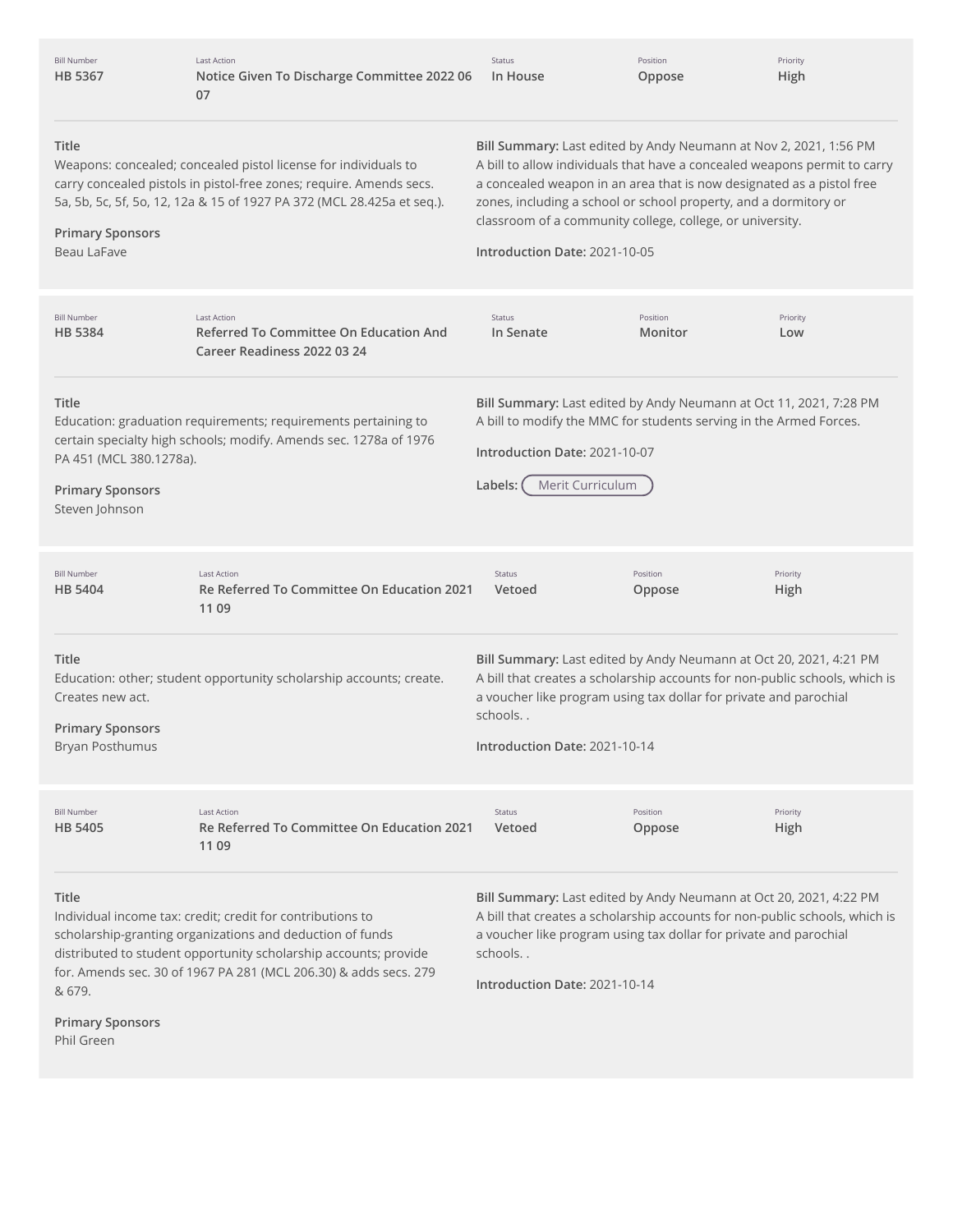| Bill Number | Last Action | Status | Position | Priority |
|---|---|---|---|---|
| HB 5367 | Notice Given To Discharge Committee 2022 06 07 | In House | Oppose | High |

**Title**

Weapons: concealed; concealed pistol license for individuals to carry concealed pistols in pistol-free zones; require. Amends secs. 5a, 5b, 5c, 5f, 5o, 12, 12a & 15 of 1927 PA 372 (MCL 28.425a et seq.).

**Primary Sponsors**

Beau LaFave

**Bill Summary:** Last edited by Andy Neumann at Nov 2, 2021, 1:56 PM

A bill to allow individuals that have a concealed weapons permit to carry a concealed weapon in an area that is now designated as a pistol free zones, including a school or school property, and a dormitory or classroom of a community college, college, or university.

**Introduction Date:** 2021-10-05

| Bill Number | Last Action | Status | Position | Priority |
|---|---|---|---|---|
| HB 5384 | Referred To Committee On Education And Career Readiness 2022 03 24 | In Senate | Monitor | Low |

**Title**

Education: graduation requirements; requirements pertaining to certain specialty high schools; modify. Amends sec. 1278a of 1976 PA 451 (MCL 380.1278a).

**Primary Sponsors**

Steven Johnson

**Bill Summary:** Last edited by Andy Neumann at Oct 11, 2021, 7:28 PM

A bill to modify the MMC for students serving in the Armed Forces.

**Introduction Date:** 2021-10-07

**Labels:** Merit Curriculum

| Bill Number | Last Action | Status | Position | Priority |
|---|---|---|---|---|
| HB 5404 | Re Referred To Committee On Education 2021 11 09 | Vetoed | Oppose | High |

**Title**

Education: other; student opportunity scholarship accounts; create. Creates new act.

**Primary Sponsors**

Bryan Posthumus

**Bill Summary:** Last edited by Andy Neumann at Oct 20, 2021, 4:21 PM

A bill that creates a scholarship accounts for non-public schools, which is a voucher like program using tax dollar for private and parochial schools. .

**Introduction Date:** 2021-10-14

| Bill Number | Last Action | Status | Position | Priority |
|---|---|---|---|---|
| HB 5405 | Re Referred To Committee On Education 2021 11 09 | Vetoed | Oppose | High |

**Title**

Individual income tax: credit; credit for contributions to scholarship-granting organizations and deduction of funds distributed to student opportunity scholarship accounts; provide for. Amends sec. 30 of 1967 PA 281 (MCL 206.30) & adds secs. 279 & 679.

**Primary Sponsors**

Phil Green

**Bill Summary:** Last edited by Andy Neumann at Oct 20, 2021, 4:22 PM

A bill that creates a scholarship accounts for non-public schools, which is a voucher like program using tax dollar for private and parochial schools. .

**Introduction Date:** 2021-10-14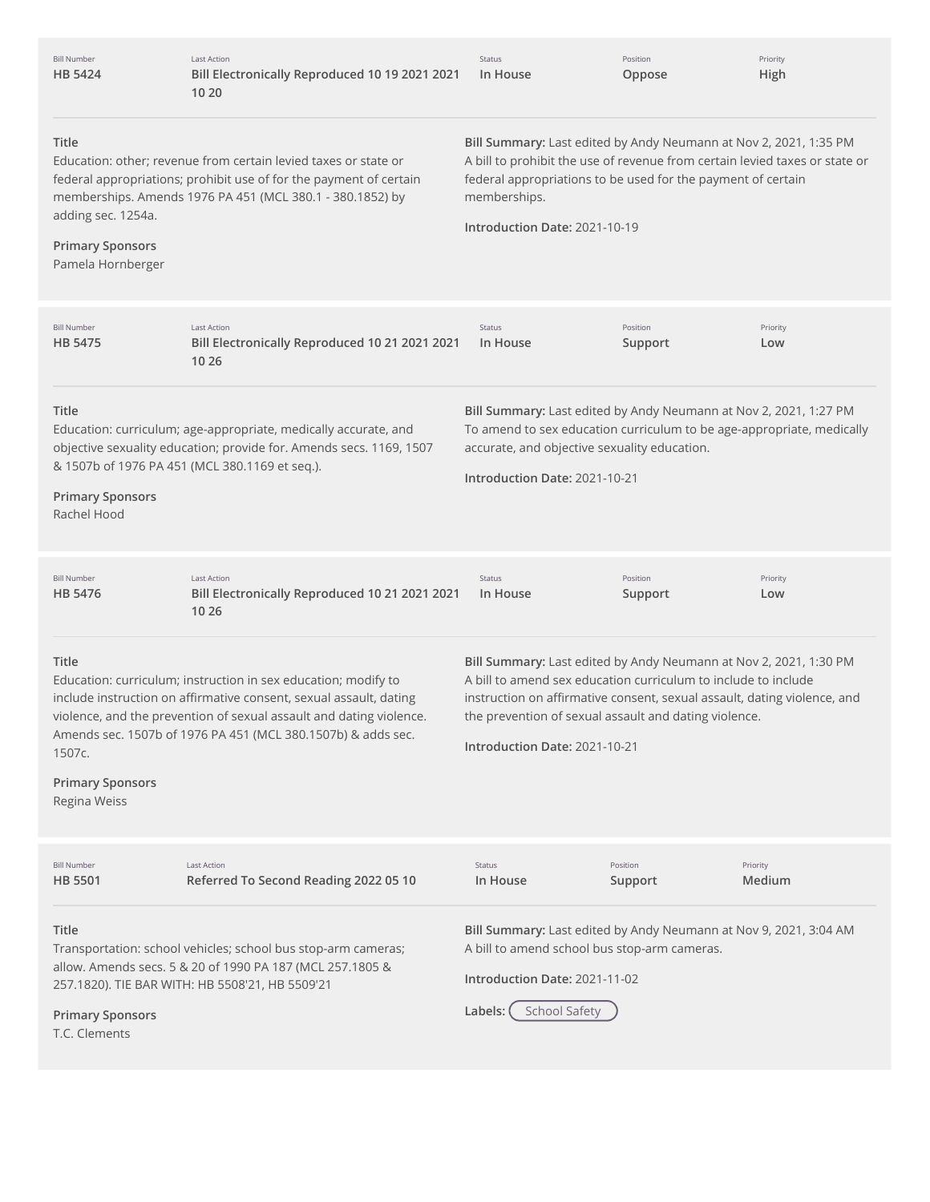| Bill Number | Last Action | Status | Position | Priority |
| --- | --- | --- | --- | --- |
| HB 5424 | Bill Electronically Reproduced 10 19 2021 2021 10 20 | In House | Oppose | High |

**Title**
Education: other; revenue from certain levied taxes or state or federal appropriations; prohibit use of for the payment of certain memberships. Amends 1976 PA 451 (MCL 380.1 - 380.1852) by adding sec. 1254a.

**Primary Sponsors**
Pamela Hornberger

**Bill Summary:** Last edited by Andy Neumann at Nov 2, 2021, 1:35 PM
A bill to prohibit the use of revenue from certain levied taxes or state or federal appropriations to be used for the payment of certain memberships.

**Introduction Date:** 2021-10-19

---

| Bill Number | Last Action | Status | Position | Priority |
| --- | --- | --- | --- | --- |
| HB 5475 | Bill Electronically Reproduced 10 21 2021 2021 10 26 | In House | Support | Low |

**Title**
Education: curriculum; age-appropriate, medically accurate, and objective sexuality education; provide for. Amends secs. 1169, 1507 & 1507b of 1976 PA 451 (MCL 380.1169 et seq.).

**Primary Sponsors**
Rachel Hood

**Bill Summary:** Last edited by Andy Neumann at Nov 2, 2021, 1:27 PM
To amend to sex education curriculum to be age-appropriate, medically accurate, and objective sexuality education.

**Introduction Date:** 2021-10-21

---

| Bill Number | Last Action | Status | Position | Priority |
| --- | --- | --- | --- | --- |
| HB 5476 | Bill Electronically Reproduced 10 21 2021 2021 10 26 | In House | Support | Low |

**Title**
Education: curriculum; instruction in sex education; modify to include instruction on affirmative consent, sexual assault, dating violence, and the prevention of sexual assault and dating violence. Amends sec. 1507b of 1976 PA 451 (MCL 380.1507b) & adds sec. 1507c.

**Primary Sponsors**
Regina Weiss

**Bill Summary:** Last edited by Andy Neumann at Nov 2, 2021, 1:30 PM
A bill to amend sex education curriculum to include to include instruction on affirmative consent, sexual assault, dating violence, and the prevention of sexual assault and dating violence.

**Introduction Date:** 2021-10-21

---

| Bill Number | Last Action | Status | Position | Priority |
| --- | --- | --- | --- | --- |
| HB 5501 | Referred To Second Reading 2022 05 10 | In House | Support | Medium |

**Title**
Transportation: school vehicles; school bus stop-arm cameras; allow. Amends secs. 5 & 20 of 1990 PA 187 (MCL 257.1805 & 257.1820). TIE BAR WITH: HB 5508'21, HB 5509'21

**Primary Sponsors**
T.C. Clements

**Bill Summary:** Last edited by Andy Neumann at Nov 9, 2021, 3:04 AM
A bill to amend school bus stop-arm cameras.

**Introduction Date:** 2021-11-02

**Labels:** School Safety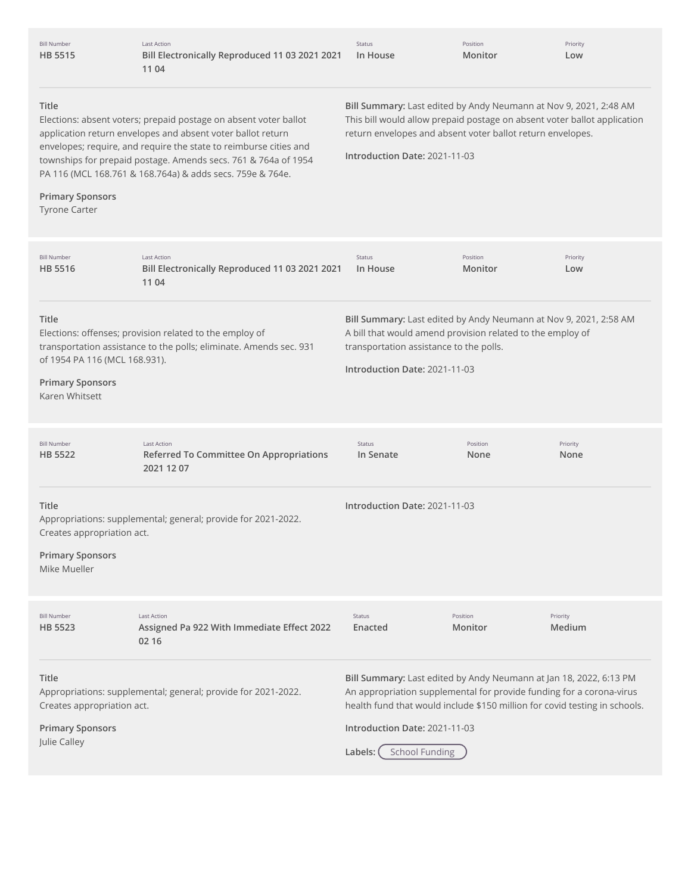| Bill Number | Last Action | Status | Position | Priority |
| --- | --- | --- | --- | --- |
| **HB 5515** | **Bill Electronically Reproduced 11 03 2021 2021 11 04** | **In House** | **Monitor** | **Low** |

**Title**
Elections: absent voters; prepaid postage on absent voter ballot application return envelopes and absent voter ballot return envelopes; require, and require the state to reimburse cities and townships for prepaid postage. Amends secs. 761 & 764a of 1954 PA 116 (MCL 168.761 & 168.764a) & adds secs. 759e & 764e.

**Primary Sponsors**
Tyrone Carter

**Bill Summary:** Last edited by Andy Neumann at Nov 9, 2021, 2:48 AM
This bill would allow prepaid postage on absent voter ballot application return envelopes and absent voter ballot return envelopes.

**Introduction Date:** 2021-11-03

---

| Bill Number | Last Action | Status | Position | Priority |
| --- | --- | --- | --- | --- |
| **HB 5516** | **Bill Electronically Reproduced 11 03 2021 2021 11 04** | **In House** | **Monitor** | **Low** |

**Title**
Elections: offenses; provision related to the employ of transportation assistance to the polls; eliminate. Amends sec. 931 of 1954 PA 116 (MCL 168.931).

**Primary Sponsors**
Karen Whitsett

**Bill Summary:** Last edited by Andy Neumann at Nov 9, 2021, 2:58 AM
A bill that would amend provision related to the employ of transportation assistance to the polls.

**Introduction Date:** 2021-11-03

---

| Bill Number | Last Action | Status | Position | Priority |
| --- | --- | --- | --- | --- |
| **HB 5522** | **Referred To Committee On Appropriations 2021 12 07** | **In Senate** | **None** | **None** |

**Title**
Appropriations: supplemental; general; provide for 2021-2022. Creates appropriation act.

**Primary Sponsors**
Mike Mueller

**Introduction Date:** 2021-11-03

---

| Bill Number | Last Action | Status | Position | Priority |
| --- | --- | --- | --- | --- |
| **HB 5523** | **Assigned Pa 922 With Immediate Effect 2022 02 16** | **Enacted** | **Monitor** | **Medium** |

**Title**
Appropriations: supplemental; general; provide for 2021-2022. Creates appropriation act.

**Primary Sponsors**
Julie Calley

**Bill Summary:** Last edited by Andy Neumann at Jan 18, 2022, 6:13 PM
An appropriation supplemental for provide funding for a corona-virus health fund that would include $150 million for covid testing in schools.

**Introduction Date:** 2021-11-03

**Labels:** School Funding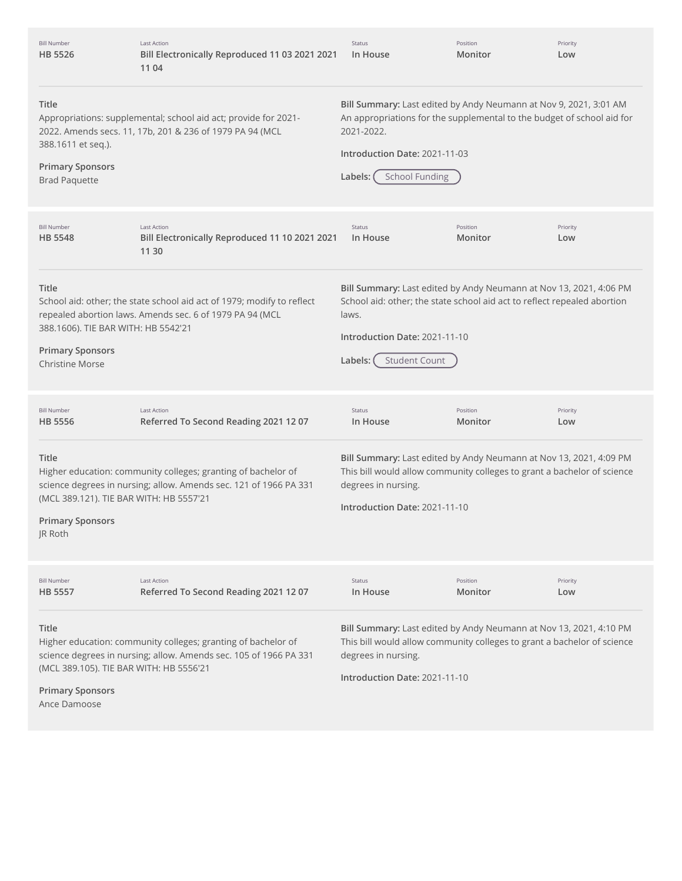| Bill Number | Last Action | Status | Position | Priority |
| --- | --- | --- | --- | --- |
| **HB 5526** | **Bill Electronically Reproduced 11 03 2021 2021 11 04** | **In House** | **Monitor** | **Low** |

**Title**
Appropriations: supplemental; school aid act; provide for 2021-2022. Amends secs. 11, 17b, 201 & 236 of 1979 PA 94 (MCL 388.1611 et seq.).

**Primary Sponsors**
Brad Paquette

**Bill Summary:** Last edited by Andy Neumann at Nov 9, 2021, 3:01 AM
An appropriations for the supplemental to the budget of school aid for 2021-2022.

**Introduction Date:** 2021-11-03

**Labels:** School Funding

---

| Bill Number | Last Action | Status | Position | Priority |
| --- | --- | --- | --- | --- |
| **HB 5548** | **Bill Electronically Reproduced 11 10 2021 2021 11 30** | **In House** | **Monitor** | **Low** |

**Title**
School aid: other; the state school aid act of 1979; modify to reflect repealed abortion laws. Amends sec. 6 of 1979 PA 94 (MCL 388.1606). TIE BAR WITH: HB 5542'21

**Primary Sponsors**
Christine Morse

**Bill Summary:** Last edited by Andy Neumann at Nov 13, 2021, 4:06 PM
School aid: other; the state school aid act to reflect repealed abortion laws.

**Introduction Date:** 2021-11-10

**Labels:** Student Count

---

| Bill Number | Last Action | Status | Position | Priority |
| --- | --- | --- | --- | --- |
| **HB 5556** | **Referred To Second Reading 2021 12 07** | **In House** | **Monitor** | **Low** |

**Title**
Higher education: community colleges; granting of bachelor of science degrees in nursing; allow. Amends sec. 121 of 1966 PA 331 (MCL 389.121). TIE BAR WITH: HB 5557'21

**Primary Sponsors**
JR Roth

**Bill Summary:** Last edited by Andy Neumann at Nov 13, 2021, 4:09 PM
This bill would allow community colleges to grant a bachelor of science degrees in nursing.

**Introduction Date:** 2021-11-10

---

| Bill Number | Last Action | Status | Position | Priority |
| --- | --- | --- | --- | --- |
| **HB 5557** | **Referred To Second Reading 2021 12 07** | **In House** | **Monitor** | **Low** |

**Title**
Higher education: community colleges; granting of bachelor of science degrees in nursing; allow. Amends sec. 105 of 1966 PA 331 (MCL 389.105). TIE BAR WITH: HB 5556'21

**Primary Sponsors**
Ance Damoose

**Bill Summary:** Last edited by Andy Neumann at Nov 13, 2021, 4:10 PM
This bill would allow community colleges to grant a bachelor of science degrees in nursing.

**Introduction Date:** 2021-11-10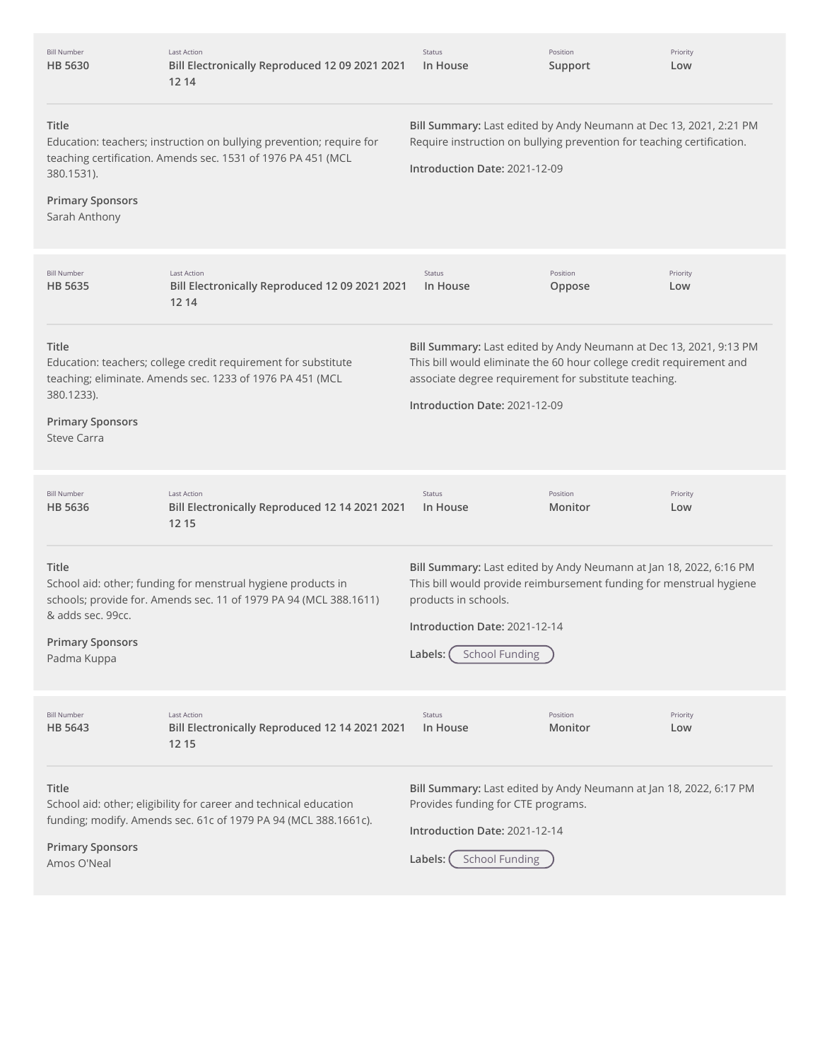| Bill Number | Last Action | Status | Position | Priority |
|---|---|---|---|---|
| HB 5630 | Bill Electronically Reproduced 12 09 2021 2021 12 14 | In House | Support | Low |

**Title**
Education: teachers; instruction on bullying prevention; require for teaching certification. Amends sec. 1531 of 1976 PA 451 (MCL 380.1531).

**Primary Sponsors**
Sarah Anthony

**Bill Summary:** Last edited by Andy Neumann at Dec 13, 2021, 2:21 PM
Require instruction on bullying prevention for teaching certification.

**Introduction Date:** 2021-12-09

| Bill Number | Last Action | Status | Position | Priority |
|---|---|---|---|---|
| HB 5635 | Bill Electronically Reproduced 12 09 2021 2021 12 14 | In House | Oppose | Low |

**Title**
Education: teachers; college credit requirement for substitute teaching; eliminate. Amends sec. 1233 of 1976 PA 451 (MCL 380.1233).

**Primary Sponsors**
Steve Carra

**Bill Summary:** Last edited by Andy Neumann at Dec 13, 2021, 9:13 PM
This bill would eliminate the 60 hour college credit requirement and associate degree requirement for substitute teaching.

**Introduction Date:** 2021-12-09

| Bill Number | Last Action | Status | Position | Priority |
|---|---|---|---|---|
| HB 5636 | Bill Electronically Reproduced 12 14 2021 2021 12 15 | In House | Monitor | Low |

**Title**
School aid: other; funding for menstrual hygiene products in schools; provide for. Amends sec. 11 of 1979 PA 94 (MCL 388.1611) & adds sec. 99cc.

**Primary Sponsors**
Padma Kuppa

**Bill Summary:** Last edited by Andy Neumann at Jan 18, 2022, 6:16 PM
This bill would provide reimbursement funding for menstrual hygiene products in schools.

**Introduction Date:** 2021-12-14

**Labels:** School Funding

| Bill Number | Last Action | Status | Position | Priority |
|---|---|---|---|---|
| HB 5643 | Bill Electronically Reproduced 12 14 2021 2021 12 15 | In House | Monitor | Low |

**Title**
School aid: other; eligibility for career and technical education funding; modify. Amends sec. 61c of 1979 PA 94 (MCL 388.1661c).

**Primary Sponsors**
Amos O'Neal

**Bill Summary:** Last edited by Andy Neumann at Jan 18, 2022, 6:17 PM
Provides funding for CTE programs.

**Introduction Date:** 2021-12-14

**Labels:** School Funding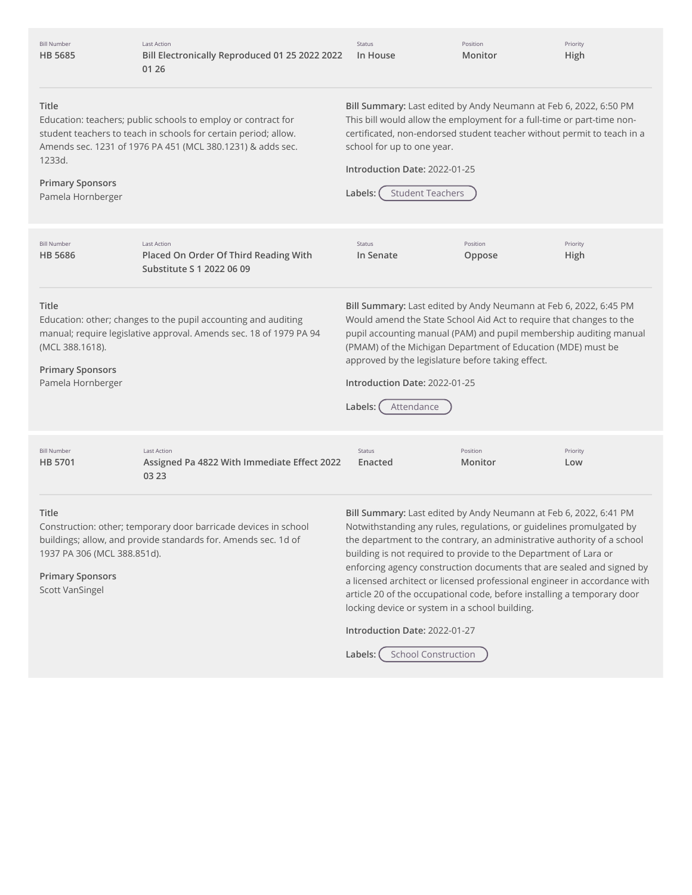| Bill Number | Last Action | Status | Position | Priority |
| --- | --- | --- | --- | --- |
| HB 5685 | Bill Electronically Reproduced 01 25 2022 2022 01 26 | In House | Monitor | High |

**Title**
Education: teachers; public schools to employ or contract for student teachers to teach in schools for certain period; allow. Amends sec. 1231 of 1976 PA 451 (MCL 380.1231) & adds sec. 1233d.

**Primary Sponsors**
Pamela Hornberger

**Bill Summary:** Last edited by Andy Neumann at Feb 6, 2022, 6:50 PM
This bill would allow the employment for a full-time or part-time non-certificated, non-endorsed student teacher without permit to teach in a school for up to one year.

**Introduction Date:** 2022-01-25

**Labels:** Student Teachers

---

| Bill Number | Last Action | Status | Position | Priority |
| --- | --- | --- | --- | --- |
| HB 5686 | Placed On Order Of Third Reading With Substitute S 1 2022 06 09 | In Senate | Oppose | High |

**Title**
Education: other; changes to the pupil accounting and auditing manual; require legislative approval. Amends sec. 18 of 1979 PA 94 (MCL 388.1618).

**Primary Sponsors**
Pamela Hornberger

**Bill Summary:** Last edited by Andy Neumann at Feb 6, 2022, 6:45 PM
Would amend the State School Aid Act to require that changes to the pupil accounting manual (PAM) and pupil membership auditing manual (PMAM) of the Michigan Department of Education (MDE) must be approved by the legislature before taking effect.

**Introduction Date:** 2022-01-25

**Labels:** Attendance

---

| Bill Number | Last Action | Status | Position | Priority |
| --- | --- | --- | --- | --- |
| HB 5701 | Assigned Pa 4822 With Immediate Effect 2022 03 23 | Enacted | Monitor | Low |

**Title**
Construction: other; temporary door barricade devices in school buildings; allow, and provide standards for. Amends sec. 1d of 1937 PA 306 (MCL 388.851d).

**Primary Sponsors**
Scott VanSingel

**Bill Summary:** Last edited by Andy Neumann at Feb 6, 2022, 6:41 PM
Notwithstanding any rules, regulations, or guidelines promulgated by the department to the contrary, an administrative authority of a school building is not required to provide to the Department of Lara or enforcing agency construction documents that are sealed and signed by a licensed architect or licensed professional engineer in accordance with article 20 of the occupational code, before installing a temporary door locking device or system in a school building.

**Introduction Date:** 2022-01-27

**Labels:** School Construction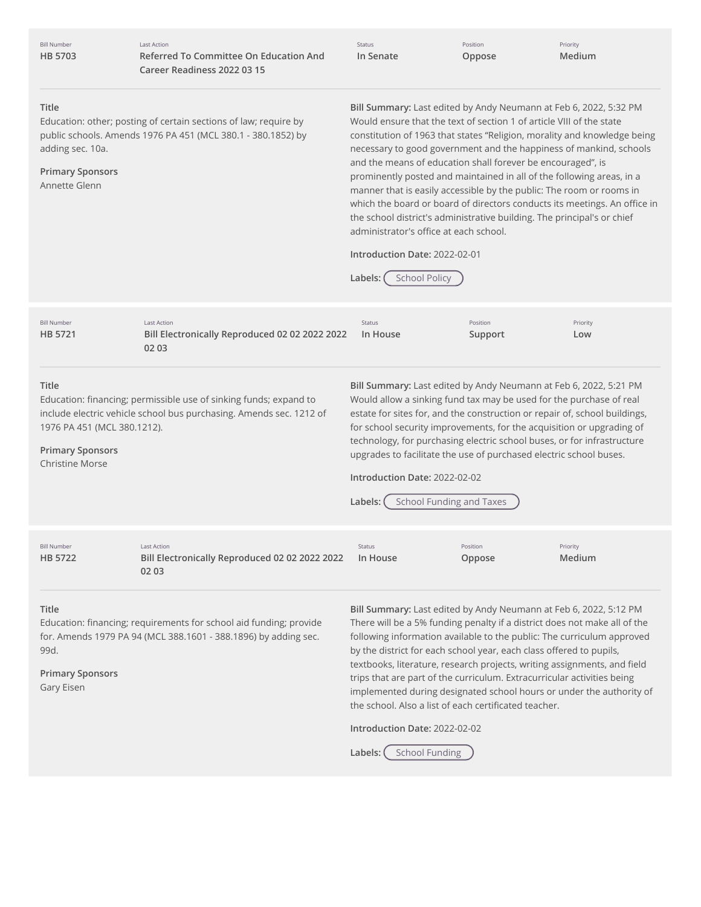| Bill Number | Last Action | Status | Position | Priority |
|---|---|---|---|---|
| HB 5703 | Referred To Committee On Education And Career Readiness 2022 03 15 | In Senate | Oppose | Medium |

**Title**
Education: other; posting of certain sections of law; require by public schools. Amends 1976 PA 451 (MCL 380.1 - 380.1852) by adding sec. 10a.

**Primary Sponsors**
Annette Glenn

**Bill Summary:** Last edited by Andy Neumann at Feb 6, 2022, 5:32 PM
Would ensure that the text of section 1 of article VIII of the state constitution of 1963 that states "Religion, morality and knowledge being necessary to good government and the happiness of mankind, schools and the means of education shall forever be encouraged", is prominently posted and maintained in all of the following areas, in a manner that is easily accessible by the public: The room or rooms in which the board or board of directors conducts its meetings. An office in the school district's administrative building. The principal's or chief administrator's office at each school.

**Introduction Date:** 2022-02-01

**Labels:** School Policy

---

| Bill Number | Last Action | Status | Position | Priority |
|---|---|---|---|---|
| HB 5721 | Bill Electronically Reproduced 02 02 2022 2022 02 03 | In House | Support | Low |

**Title**
Education: financing; permissible use of sinking funds; expand to include electric vehicle school bus purchasing. Amends sec. 1212 of 1976 PA 451 (MCL 380.1212).

**Primary Sponsors**
Christine Morse

**Bill Summary:** Last edited by Andy Neumann at Feb 6, 2022, 5:21 PM
Would allow a sinking fund tax may be used for the purchase of real estate for sites for, and the construction or repair of, school buildings, for school security improvements, for the acquisition or upgrading of technology, for purchasing electric school buses, or for infrastructure upgrades to facilitate the use of purchased electric school buses.

**Introduction Date:** 2022-02-02

**Labels:** School Funding and Taxes

---

| Bill Number | Last Action | Status | Position | Priority |
|---|---|---|---|---|
| HB 5722 | Bill Electronically Reproduced 02 02 2022 2022 02 03 | In House | Oppose | Medium |

**Title**
Education: financing; requirements for school aid funding; provide for. Amends 1979 PA 94 (MCL 388.1601 - 388.1896) by adding sec. 99d.

**Primary Sponsors**
Gary Eisen

**Bill Summary:** Last edited by Andy Neumann at Feb 6, 2022, 5:12 PM
There will be a 5% funding penalty if a district does not make all of the following information available to the public: The curriculum approved by the district for each school year, each class offered to pupils, textbooks, literature, research projects, writing assignments, and field trips that are part of the curriculum. Extracurricular activities being implemented during designated school hours or under the authority of the school. Also a list of each certificated teacher.

**Introduction Date:** 2022-02-02

**Labels:** School Funding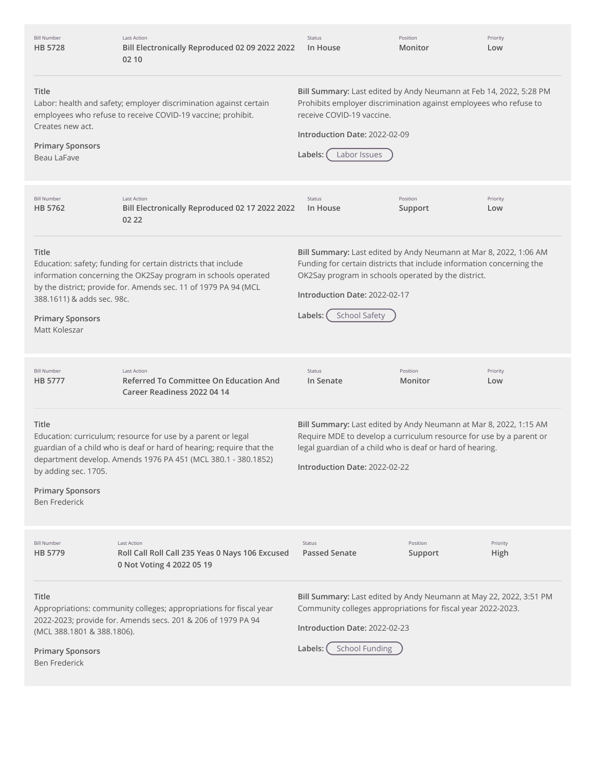| Bill Number | Last Action | Status | Position | Priority |
| --- | --- | --- | --- | --- |
| HB 5728 | Bill Electronically Reproduced 02 09 2022 2022 02 10 | In House | Monitor | Low |

**Title**
Labor: health and safety; employer discrimination against certain employees who refuse to receive COVID-19 vaccine; prohibit. Creates new act.

**Primary Sponsors**
Beau LaFave

**Bill Summary:** Last edited by Andy Neumann at Feb 14, 2022, 5:28 PM
Prohibits employer discrimination against employees who refuse to receive COVID-19 vaccine.

**Introduction Date:** 2022-02-09

**Labels:** Labor Issues

---

| Bill Number | Last Action | Status | Position | Priority |
| --- | --- | --- | --- | --- |
| HB 5762 | Bill Electronically Reproduced 02 17 2022 2022 02 22 | In House | Support | Low |

**Title**
Education: safety; funding for certain districts that include information concerning the OK2Say program in schools operated by the district; provide for. Amends sec. 11 of 1979 PA 94 (MCL 388.1611) & adds sec. 98c.

**Primary Sponsors**
Matt Koleszar

**Bill Summary:** Last edited by Andy Neumann at Mar 8, 2022, 1:06 AM
Funding for certain districts that include information concerning the OK2Say program in schools operated by the district.

**Introduction Date:** 2022-02-17

**Labels:** School Safety

---

| Bill Number | Last Action | Status | Position | Priority |
| --- | --- | --- | --- | --- |
| HB 5777 | Referred To Committee On Education And Career Readiness 2022 04 14 | In Senate | Monitor | Low |

**Title**
Education: curriculum; resource for use by a parent or legal guardian of a child who is deaf or hard of hearing; require that the department develop. Amends 1976 PA 451 (MCL 380.1 - 380.1852) by adding sec. 1705.

**Primary Sponsors**
Ben Frederick

**Bill Summary:** Last edited by Andy Neumann at Mar 8, 2022, 1:15 AM
Require MDE to develop a curriculum resource for use by a parent or legal guardian of a child who is deaf or hard of hearing.

**Introduction Date:** 2022-02-22

---

| Bill Number | Last Action | Status | Position | Priority |
| --- | --- | --- | --- | --- |
| HB 5779 | Roll Call Roll Call 235 Yeas 0 Nays 106 Excused 0 Not Voting 4 2022 05 19 | Passed Senate | Support | High |

**Title**
Appropriations: community colleges; appropriations for fiscal year 2022-2023; provide for. Amends secs. 201 & 206 of 1979 PA 94 (MCL 388.1801 & 388.1806).

**Primary Sponsors**
Ben Frederick

**Bill Summary:** Last edited by Andy Neumann at May 22, 2022, 3:51 PM
Community colleges appropriations for fiscal year 2022-2023.

**Introduction Date:** 2022-02-23

**Labels:** School Funding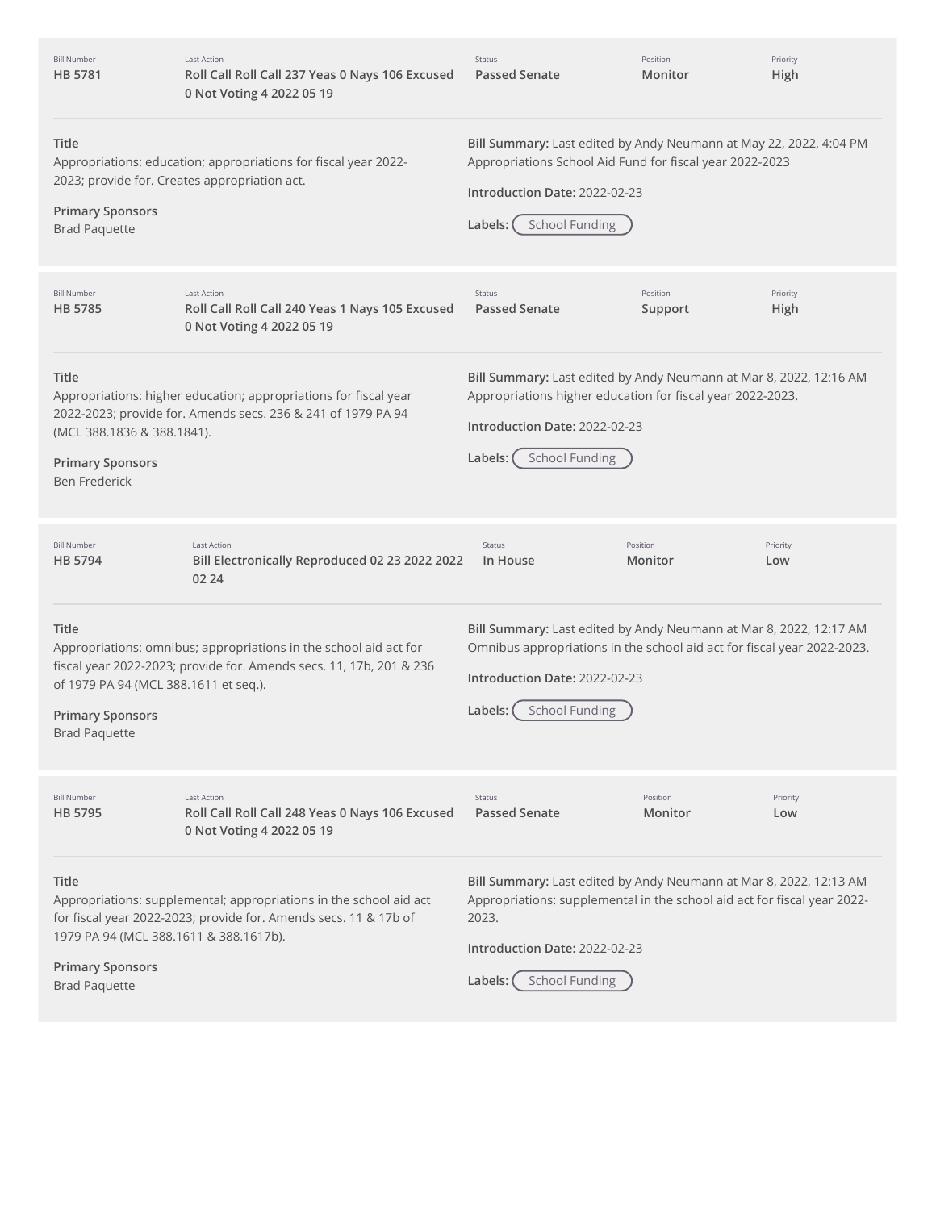| Bill Number | Last Action | Status | Position | Priority |
|---|---|---|---|---|
| HB 5781 | Roll Call Roll Call 237 Yeas 0 Nays 106 Excused 0 Not Voting 4 2022 05 19 | Passed Senate | Monitor | High |

**Title**
Appropriations: education; appropriations for fiscal year 2022-2023; provide for. Creates appropriation act.

**Primary Sponsors**
Brad Paquette

**Bill Summary:** Last edited by Andy Neumann at May 22, 2022, 4:04 PM
Appropriations School Aid Fund for fiscal year 2022-2023

**Introduction Date:** 2022-02-23

**Labels:** School Funding

| Bill Number | Last Action | Status | Position | Priority |
|---|---|---|---|---|
| HB 5785 | Roll Call Roll Call 240 Yeas 1 Nays 105 Excused 0 Not Voting 4 2022 05 19 | Passed Senate | Support | High |

**Title**
Appropriations: higher education; appropriations for fiscal year 2022-2023; provide for. Amends secs. 236 & 241 of 1979 PA 94 (MCL 388.1836 & 388.1841).

**Primary Sponsors**
Ben Frederick

**Bill Summary:** Last edited by Andy Neumann at Mar 8, 2022, 12:16 AM
Appropriations higher education for fiscal year 2022-2023.

**Introduction Date:** 2022-02-23

**Labels:** School Funding

| Bill Number | Last Action | Status | Position | Priority |
|---|---|---|---|---|
| HB 5794 | Bill Electronically Reproduced 02 23 2022 2022 02 24 | In House | Monitor | Low |

**Title**
Appropriations: omnibus; appropriations in the school aid act for fiscal year 2022-2023; provide for. Amends secs. 11, 17b, 201 & 236 of 1979 PA 94 (MCL 388.1611 et seq.).

**Primary Sponsors**
Brad Paquette

**Bill Summary:** Last edited by Andy Neumann at Mar 8, 2022, 12:17 AM
Omnibus appropriations in the school aid act for fiscal year 2022-2023.

**Introduction Date:** 2022-02-23

**Labels:** School Funding

| Bill Number | Last Action | Status | Position | Priority |
|---|---|---|---|---|
| HB 5795 | Roll Call Roll Call 248 Yeas 0 Nays 106 Excused 0 Not Voting 4 2022 05 19 | Passed Senate | Monitor | Low |

**Title**
Appropriations: supplemental; appropriations in the school aid act for fiscal year 2022-2023; provide for. Amends secs. 11 & 17b of 1979 PA 94 (MCL 388.1611 & 388.1617b).

**Primary Sponsors**
Brad Paquette

**Bill Summary:** Last edited by Andy Neumann at Mar 8, 2022, 12:13 AM
Appropriations: supplemental in the school aid act for fiscal year 2022-2023.

**Introduction Date:** 2022-02-23

**Labels:** School Funding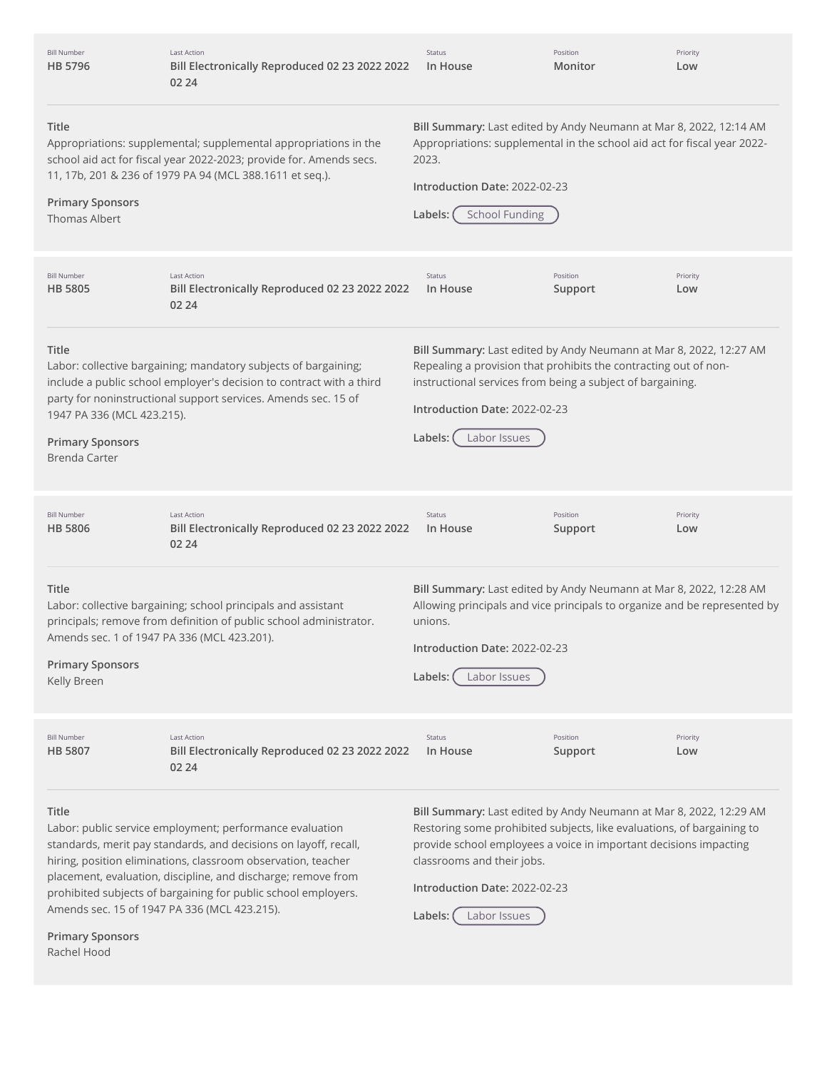| Bill Number | Last Action | Status | Position | Priority |
| --- | --- | --- | --- | --- |
| HB 5796 | Bill Electronically Reproduced 02 23 2022 2022 02 24 | In House | Monitor | Low |

**Title**
Appropriations: supplemental; supplemental appropriations in the school aid act for fiscal year 2022-2023; provide for. Amends secs. 11, 17b, 201 & 236 of 1979 PA 94 (MCL 388.1611 et seq.).

**Primary Sponsors**
Thomas Albert

**Bill Summary:** Last edited by Andy Neumann at Mar 8, 2022, 12:14 AM
Appropriations: supplemental in the school aid act for fiscal year 2022-2023.

**Introduction Date:** 2022-02-23

**Labels:** School Funding

| Bill Number | Last Action | Status | Position | Priority |
| --- | --- | --- | --- | --- |
| HB 5805 | Bill Electronically Reproduced 02 23 2022 2022 02 24 | In House | Support | Low |

**Title**
Labor: collective bargaining; mandatory subjects of bargaining; include a public school employer's decision to contract with a third party for noninstructional support services. Amends sec. 15 of 1947 PA 336 (MCL 423.215).

**Primary Sponsors**
Brenda Carter

**Bill Summary:** Last edited by Andy Neumann at Mar 8, 2022, 12:27 AM
Repealing a provision that prohibits the contracting out of non-instructional services from being a subject of bargaining.

**Introduction Date:** 2022-02-23

**Labels:** Labor Issues

| Bill Number | Last Action | Status | Position | Priority |
| --- | --- | --- | --- | --- |
| HB 5806 | Bill Electronically Reproduced 02 23 2022 2022 02 24 | In House | Support | Low |

**Title**
Labor: collective bargaining; school principals and assistant principals; remove from definition of public school administrator. Amends sec. 1 of 1947 PA 336 (MCL 423.201).

**Primary Sponsors**
Kelly Breen

**Bill Summary:** Last edited by Andy Neumann at Mar 8, 2022, 12:28 AM
Allowing principals and vice principals to organize and be represented by unions.

**Introduction Date:** 2022-02-23

**Labels:** Labor Issues

| Bill Number | Last Action | Status | Position | Priority |
| --- | --- | --- | --- | --- |
| HB 5807 | Bill Electronically Reproduced 02 23 2022 2022 02 24 | In House | Support | Low |

**Title**
Labor: public service employment; performance evaluation standards, merit pay standards, and decisions on layoff, recall, hiring, position eliminations, classroom observation, teacher placement, evaluation, discipline, and discharge; remove from prohibited subjects of bargaining for public school employers. Amends sec. 15 of 1947 PA 336 (MCL 423.215).

**Primary Sponsors**
Rachel Hood

**Bill Summary:** Last edited by Andy Neumann at Mar 8, 2022, 12:29 AM
Restoring some prohibited subjects, like evaluations, of bargaining to provide school employees a voice in important decisions impacting classrooms and their jobs.

**Introduction Date:** 2022-02-23

**Labels:** Labor Issues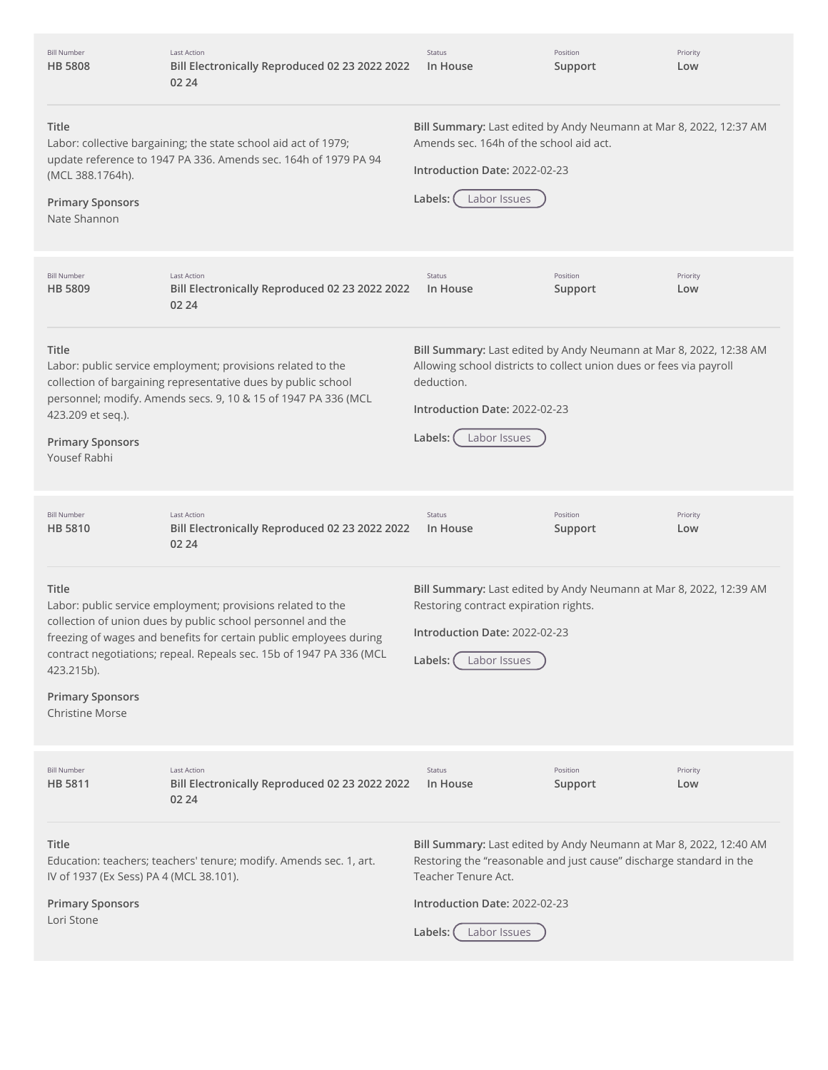| Bill Number | Last Action | Status | Position | Priority |
| --- | --- | --- | --- | --- |
| HB 5808 | Bill Electronically Reproduced 02 23 2022 2022 02 24 | In House | Support | Low |

**Title**
Labor: collective bargaining; the state school aid act of 1979; update reference to 1947 PA 336. Amends sec. 164h of 1979 PA 94 (MCL 388.1764h).

**Primary Sponsors**
Nate Shannon

**Bill Summary:** Last edited by Andy Neumann at Mar 8, 2022, 12:37 AM
Amends sec. 164h of the school aid act.

**Introduction Date:** 2022-02-23

**Labels:** Labor Issues

---

| Bill Number | Last Action | Status | Position | Priority |
| --- | --- | --- | --- | --- |
| HB 5809 | Bill Electronically Reproduced 02 23 2022 2022 02 24 | In House | Support | Low |

**Title**
Labor: public service employment; provisions related to the collection of bargaining representative dues by public school personnel; modify. Amends secs. 9, 10 & 15 of 1947 PA 336 (MCL 423.209 et seq.).

**Primary Sponsors**
Yousef Rabhi

**Bill Summary:** Last edited by Andy Neumann at Mar 8, 2022, 12:38 AM
Allowing school districts to collect union dues or fees via payroll deduction.

**Introduction Date:** 2022-02-23

**Labels:** Labor Issues

---

| Bill Number | Last Action | Status | Position | Priority |
| --- | --- | --- | --- | --- |
| HB 5810 | Bill Electronically Reproduced 02 23 2022 2022 02 24 | In House | Support | Low |

**Title**
Labor: public service employment; provisions related to the collection of union dues by public school personnel and the freezing of wages and benefits for certain public employees during contract negotiations; repeal. Repeals sec. 15b of 1947 PA 336 (MCL 423.215b).

**Primary Sponsors**
Christine Morse

**Bill Summary:** Last edited by Andy Neumann at Mar 8, 2022, 12:39 AM
Restoring contract expiration rights.

**Introduction Date:** 2022-02-23

**Labels:** Labor Issues

---

| Bill Number | Last Action | Status | Position | Priority |
| --- | --- | --- | --- | --- |
| HB 5811 | Bill Electronically Reproduced 02 23 2022 2022 02 24 | In House | Support | Low |

**Title**
Education: teachers; teachers' tenure; modify. Amends sec. 1, art. IV of 1937 (Ex Sess) PA 4 (MCL 38.101).

**Primary Sponsors**
Lori Stone

**Bill Summary:** Last edited by Andy Neumann at Mar 8, 2022, 12:40 AM
Restoring the “reasonable and just cause” discharge standard in the Teacher Tenure Act.

**Introduction Date:** 2022-02-23

**Labels:** Labor Issues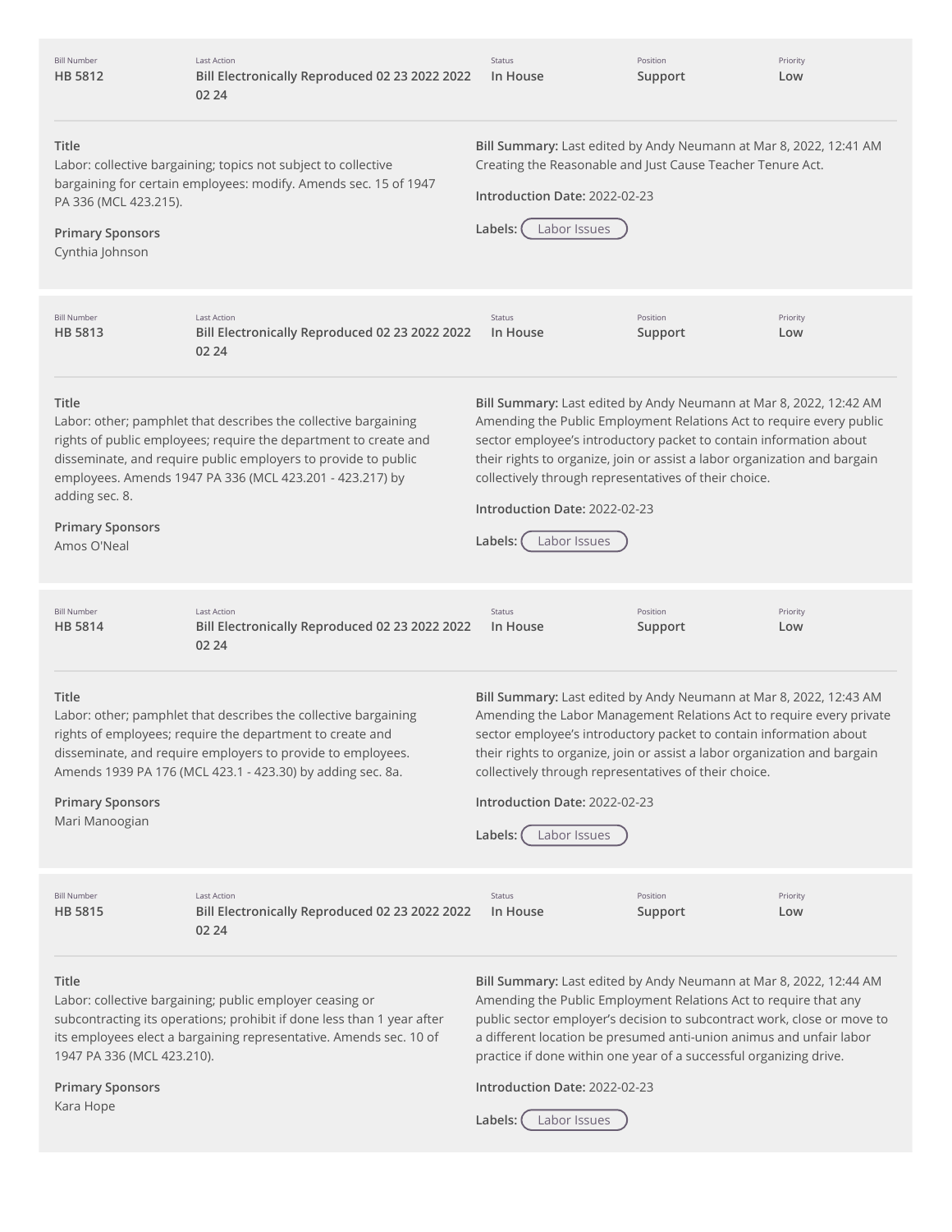| Bill Number | Last Action | Status | Position | Priority |
| --- | --- | --- | --- | --- |
| HB 5812 | Bill Electronically Reproduced 02 23 2022 2022 02 24 | In House | Support | Low |

**Title**
Labor: collective bargaining; topics not subject to collective bargaining for certain employees: modify. Amends sec. 15 of 1947 PA 336 (MCL 423.215).

**Primary Sponsors**
Cynthia Johnson

**Bill Summary:** Last edited by Andy Neumann at Mar 8, 2022, 12:41 AM
Creating the Reasonable and Just Cause Teacher Tenure Act.

**Introduction Date:** 2022-02-23

**Labels:** Labor Issues

---

| Bill Number | Last Action | Status | Position | Priority |
| --- | --- | --- | --- | --- |
| HB 5813 | Bill Electronically Reproduced 02 23 2022 2022 02 24 | In House | Support | Low |

**Title**
Labor: other; pamphlet that describes the collective bargaining rights of public employees; require the department to create and disseminate, and require public employers to provide to public employees. Amends 1947 PA 336 (MCL 423.201 - 423.217) by adding sec. 8.

**Primary Sponsors**
Amos O'Neal

**Bill Summary:** Last edited by Andy Neumann at Mar 8, 2022, 12:42 AM
Amending the Public Employment Relations Act to require every public sector employee's introductory packet to contain information about their rights to organize, join or assist a labor organization and bargain collectively through representatives of their choice.

**Introduction Date:** 2022-02-23

**Labels:** Labor Issues

---

| Bill Number | Last Action | Status | Position | Priority |
| --- | --- | --- | --- | --- |
| HB 5814 | Bill Electronically Reproduced 02 23 2022 2022 02 24 | In House | Support | Low |

**Title**
Labor: other; pamphlet that describes the collective bargaining rights of employees; require the department to create and disseminate, and require employers to provide to employees. Amends 1939 PA 176 (MCL 423.1 - 423.30) by adding sec. 8a.

**Primary Sponsors**
Mari Manoogian

**Bill Summary:** Last edited by Andy Neumann at Mar 8, 2022, 12:43 AM
Amending the Labor Management Relations Act to require every private sector employee's introductory packet to contain information about their rights to organize, join or assist a labor organization and bargain collectively through representatives of their choice.

**Introduction Date:** 2022-02-23

**Labels:** Labor Issues

---

| Bill Number | Last Action | Status | Position | Priority |
| --- | --- | --- | --- | --- |
| HB 5815 | Bill Electronically Reproduced 02 23 2022 2022 02 24 | In House | Support | Low |

**Title**
Labor: collective bargaining; public employer ceasing or subcontracting its operations; prohibit if done less than 1 year after its employees elect a bargaining representative. Amends sec. 10 of 1947 PA 336 (MCL 423.210).

**Primary Sponsors**
Kara Hope

**Bill Summary:** Last edited by Andy Neumann at Mar 8, 2022, 12:44 AM
Amending the Public Employment Relations Act to require that any public sector employer's decision to subcontract work, close or move to a different location be presumed anti-union animus and unfair labor practice if done within one year of a successful organizing drive.

**Introduction Date:** 2022-02-23

**Labels:** Labor Issues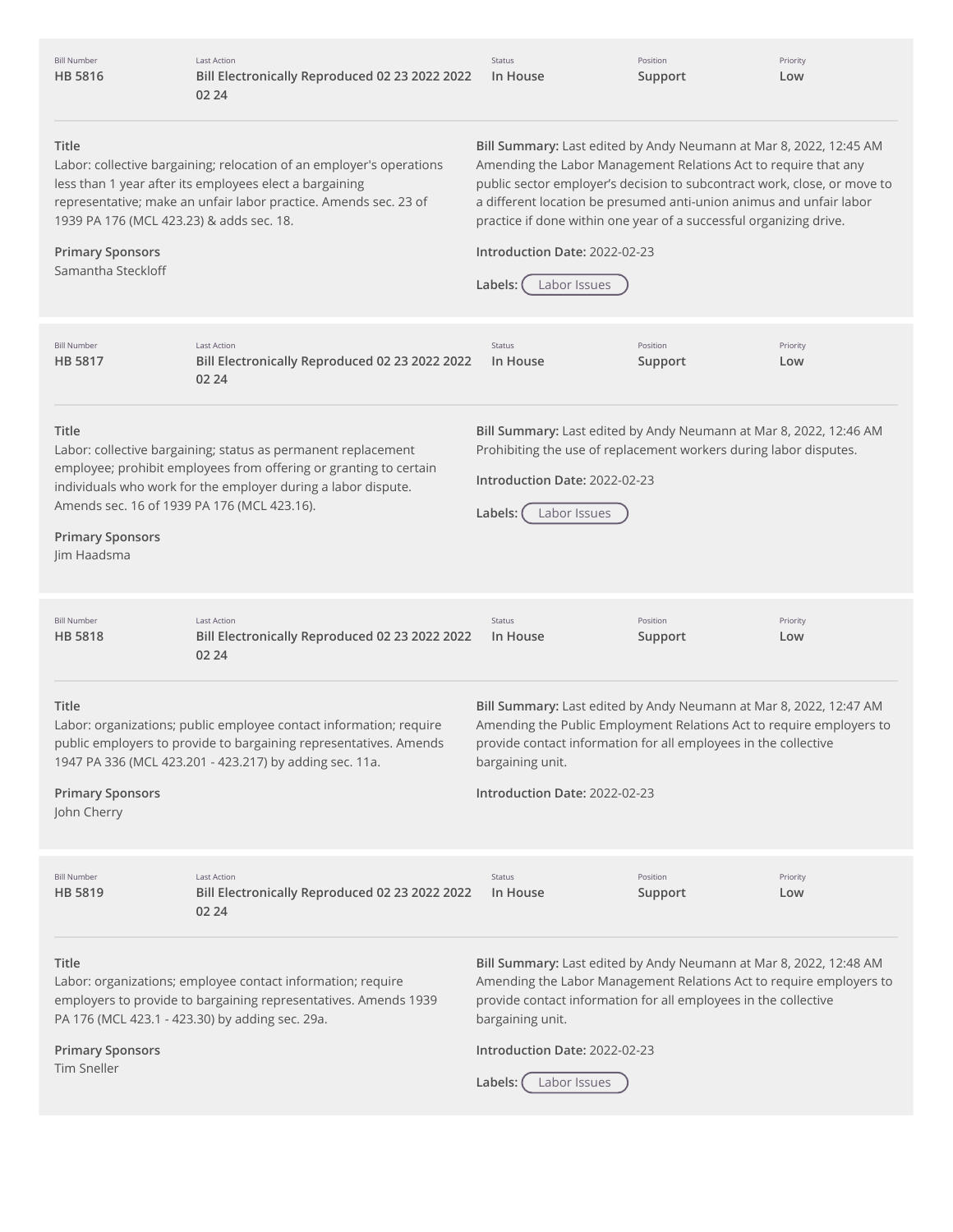| Bill Number | Last Action | Status | Position | Priority |
| --- | --- | --- | --- | --- |
| HB 5816 | Bill Electronically Reproduced 02 23 2022 2022 02 24 | In House | Support | Low |

**Title**
Labor: collective bargaining; relocation of an employer's operations less than 1 year after its employees elect a bargaining representative; make an unfair labor practice. Amends sec. 23 of 1939 PA 176 (MCL 423.23) & adds sec. 18.

**Primary Sponsors**
Samantha Steckloff

**Bill Summary:** Last edited by Andy Neumann at Mar 8, 2022, 12:45 AM
Amending the Labor Management Relations Act to require that any public sector employer's decision to subcontract work, close, or move to a different location be presumed anti-union animus and unfair labor practice if done within one year of a successful organizing drive.

**Introduction Date:** 2022-02-23

**Labels:** Labor Issues

| Bill Number | Last Action | Status | Position | Priority |
| --- | --- | --- | --- | --- |
| HB 5817 | Bill Electronically Reproduced 02 23 2022 2022 02 24 | In House | Support | Low |

**Title**
Labor: collective bargaining; status as permanent replacement employee; prohibit employees from offering or granting to certain individuals who work for the employer during a labor dispute. Amends sec. 16 of 1939 PA 176 (MCL 423.16).

**Primary Sponsors**
Jim Haadsma

**Bill Summary:** Last edited by Andy Neumann at Mar 8, 2022, 12:46 AM
Prohibiting the use of replacement workers during labor disputes.

**Introduction Date:** 2022-02-23

**Labels:** Labor Issues

| Bill Number | Last Action | Status | Position | Priority |
| --- | --- | --- | --- | --- |
| HB 5818 | Bill Electronically Reproduced 02 23 2022 2022 02 24 | In House | Support | Low |

**Title**
Labor: organizations; public employee contact information; require public employers to provide to bargaining representatives. Amends 1947 PA 336 (MCL 423.201 - 423.217) by adding sec. 11a.

**Primary Sponsors**
John Cherry

**Bill Summary:** Last edited by Andy Neumann at Mar 8, 2022, 12:47 AM
Amending the Public Employment Relations Act to require employers to provide contact information for all employees in the collective bargaining unit.

**Introduction Date:** 2022-02-23

| Bill Number | Last Action | Status | Position | Priority |
| --- | --- | --- | --- | --- |
| HB 5819 | Bill Electronically Reproduced 02 23 2022 2022 02 24 | In House | Support | Low |

**Title**
Labor: organizations; employee contact information; require employers to provide to bargaining representatives. Amends 1939 PA 176 (MCL 423.1 - 423.30) by adding sec. 29a.

**Primary Sponsors**
Tim Sneller

**Bill Summary:** Last edited by Andy Neumann at Mar 8, 2022, 12:48 AM
Amending the Labor Management Relations Act to require employers to provide contact information for all employees in the collective bargaining unit.

**Introduction Date:** 2022-02-23

**Labels:** Labor Issues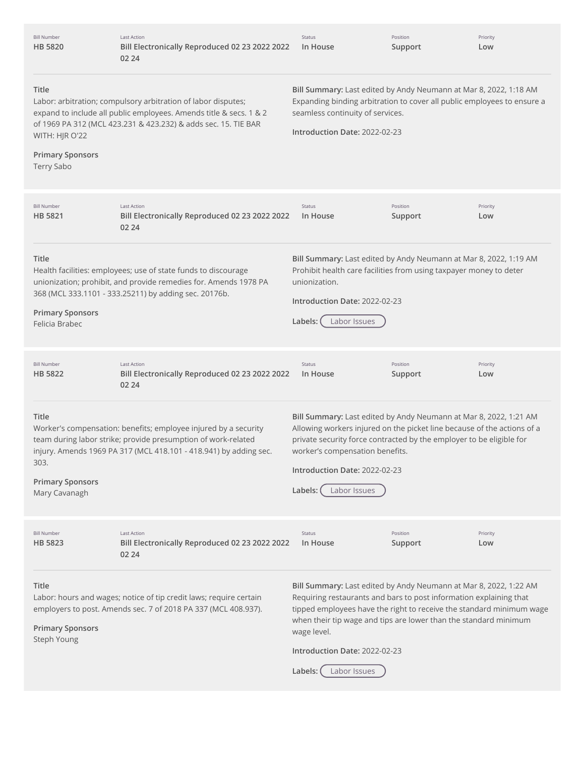| Bill Number | Last Action | Status | Position | Priority |
| --- | --- | --- | --- | --- |
| **HB 5820** | **Bill Electronically Reproduced 02 23 2022 2022 02 24** | **In House** | **Support** | **Low** |

**Title**
Labor: arbitration; compulsory arbitration of labor disputes; expand to include all public employees. Amends title & secs. 1 & 2 of 1969 PA 312 (MCL 423.231 & 423.232) & adds sec. 15. TIE BAR WITH: HJR O'22

**Primary Sponsors**
Terry Sabo

**Bill Summary:** Last edited by Andy Neumann at Mar 8, 2022, 1:18 AM
Expanding binding arbitration to cover all public employees to ensure a seamless continuity of services.

**Introduction Date:** 2022-02-23

---

| Bill Number | Last Action | Status | Position | Priority |
| --- | --- | --- | --- | --- |
| **HB 5821** | **Bill Electronically Reproduced 02 23 2022 2022 02 24** | **In House** | **Support** | **Low** |

**Title**
Health facilities: employees; use of state funds to discourage unionization; prohibit, and provide remedies for. Amends 1978 PA 368 (MCL 333.1101 - 333.25211) by adding sec. 20176b.

**Primary Sponsors**
Felicia Brabec

**Bill Summary:** Last edited by Andy Neumann at Mar 8, 2022, 1:19 AM
Prohibit health care facilities from using taxpayer money to deter unionization.

**Introduction Date:** 2022-02-23

**Labels:** Labor Issues

---

| Bill Number | Last Action | Status | Position | Priority |
| --- | --- | --- | --- | --- |
| **HB 5822** | **Bill Electronically Reproduced 02 23 2022 2022 02 24** | **In House** | **Support** | **Low** |

**Title**
Worker's compensation: benefits; employee injured by a security team during labor strike; provide presumption of work-related injury. Amends 1969 PA 317 (MCL 418.101 - 418.941) by adding sec. 303.

**Primary Sponsors**
Mary Cavanagh

**Bill Summary:** Last edited by Andy Neumann at Mar 8, 2022, 1:21 AM
Allowing workers injured on the picket line because of the actions of a private security force contracted by the employer to be eligible for worker's compensation benefits.

**Introduction Date:** 2022-02-23

**Labels:** Labor Issues

---

| Bill Number | Last Action | Status | Position | Priority |
| --- | --- | --- | --- | --- |
| **HB 5823** | **Bill Electronically Reproduced 02 23 2022 2022 02 24** | **In House** | **Support** | **Low** |

**Title**
Labor: hours and wages; notice of tip credit laws; require certain employers to post. Amends sec. 7 of 2018 PA 337 (MCL 408.937).

**Primary Sponsors**
Steph Young

**Bill Summary:** Last edited by Andy Neumann at Mar 8, 2022, 1:22 AM
Requiring restaurants and bars to post information explaining that tipped employees have the right to receive the standard minimum wage when their tip wage and tips are lower than the standard minimum wage level.

**Introduction Date:** 2022-02-23

**Labels:** Labor Issues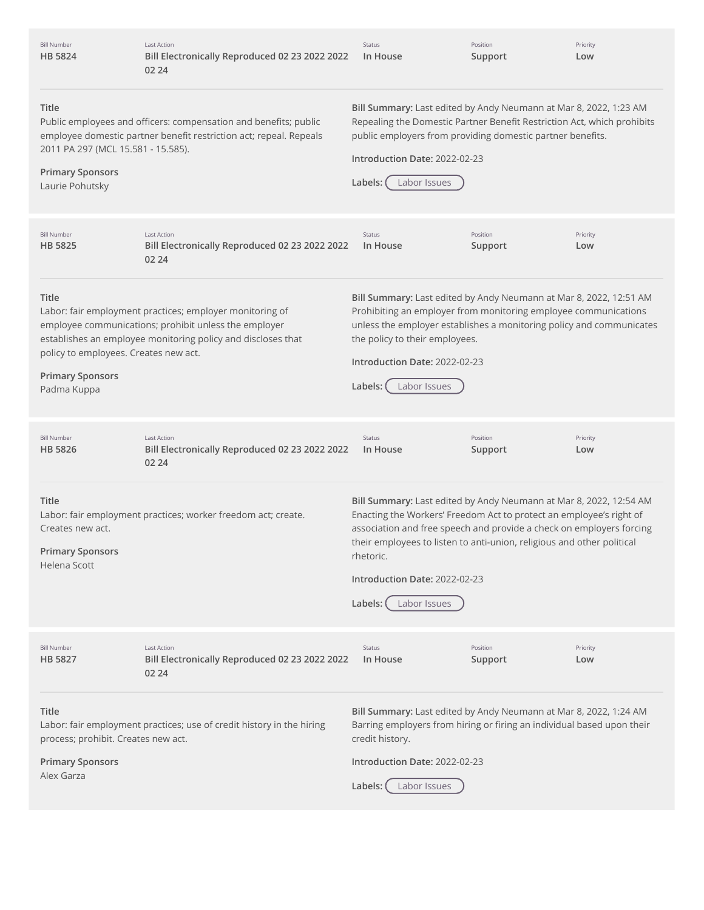| Bill Number | Last Action | Status | Position | Priority |
|---|---|---|---|---|
| HB 5824 | Bill Electronically Reproduced 02 23 2022 2022 02 24 | In House | Support | Low |

**Title**
Public employees and officers: compensation and benefits; public employee domestic partner benefit restriction act; repeal. Repeals 2011 PA 297 (MCL 15.581 - 15.585).

**Primary Sponsors**
Laurie Pohutsky

**Bill Summary:** Last edited by Andy Neumann at Mar 8, 2022, 1:23 AM
Repealing the Domestic Partner Benefit Restriction Act, which prohibits public employers from providing domestic partner benefits.

**Introduction Date:** 2022-02-23

**Labels:** Labor Issues

| Bill Number | Last Action | Status | Position | Priority |
|---|---|---|---|---|
| HB 5825 | Bill Electronically Reproduced 02 23 2022 2022 02 24 | In House | Support | Low |

**Title**
Labor: fair employment practices; employer monitoring of employee communications; prohibit unless the employer establishes an employee monitoring policy and discloses that policy to employees. Creates new act.

**Primary Sponsors**
Padma Kuppa

**Bill Summary:** Last edited by Andy Neumann at Mar 8, 2022, 12:51 AM
Prohibiting an employer from monitoring employee communications unless the employer establishes a monitoring policy and communicates the policy to their employees.

**Introduction Date:** 2022-02-23

**Labels:** Labor Issues

| Bill Number | Last Action | Status | Position | Priority |
|---|---|---|---|---|
| HB 5826 | Bill Electronically Reproduced 02 23 2022 2022 02 24 | In House | Support | Low |

**Title**
Labor: fair employment practices; worker freedom act; create. Creates new act.

**Primary Sponsors**
Helena Scott

**Bill Summary:** Last edited by Andy Neumann at Mar 8, 2022, 12:54 AM
Enacting the Workers' Freedom Act to protect an employee's right of association and free speech and provide a check on employers forcing their employees to listen to anti-union, religious and other political rhetoric.

**Introduction Date:** 2022-02-23

**Labels:** Labor Issues

| Bill Number | Last Action | Status | Position | Priority |
|---|---|---|---|---|
| HB 5827 | Bill Electronically Reproduced 02 23 2022 2022 02 24 | In House | Support | Low |

**Title**
Labor: fair employment practices; use of credit history in the hiring process; prohibit. Creates new act.

**Primary Sponsors**
Alex Garza

**Bill Summary:** Last edited by Andy Neumann at Mar 8, 2022, 1:24 AM
Barring employers from hiring or firing an individual based upon their credit history.

**Introduction Date:** 2022-02-23

**Labels:** Labor Issues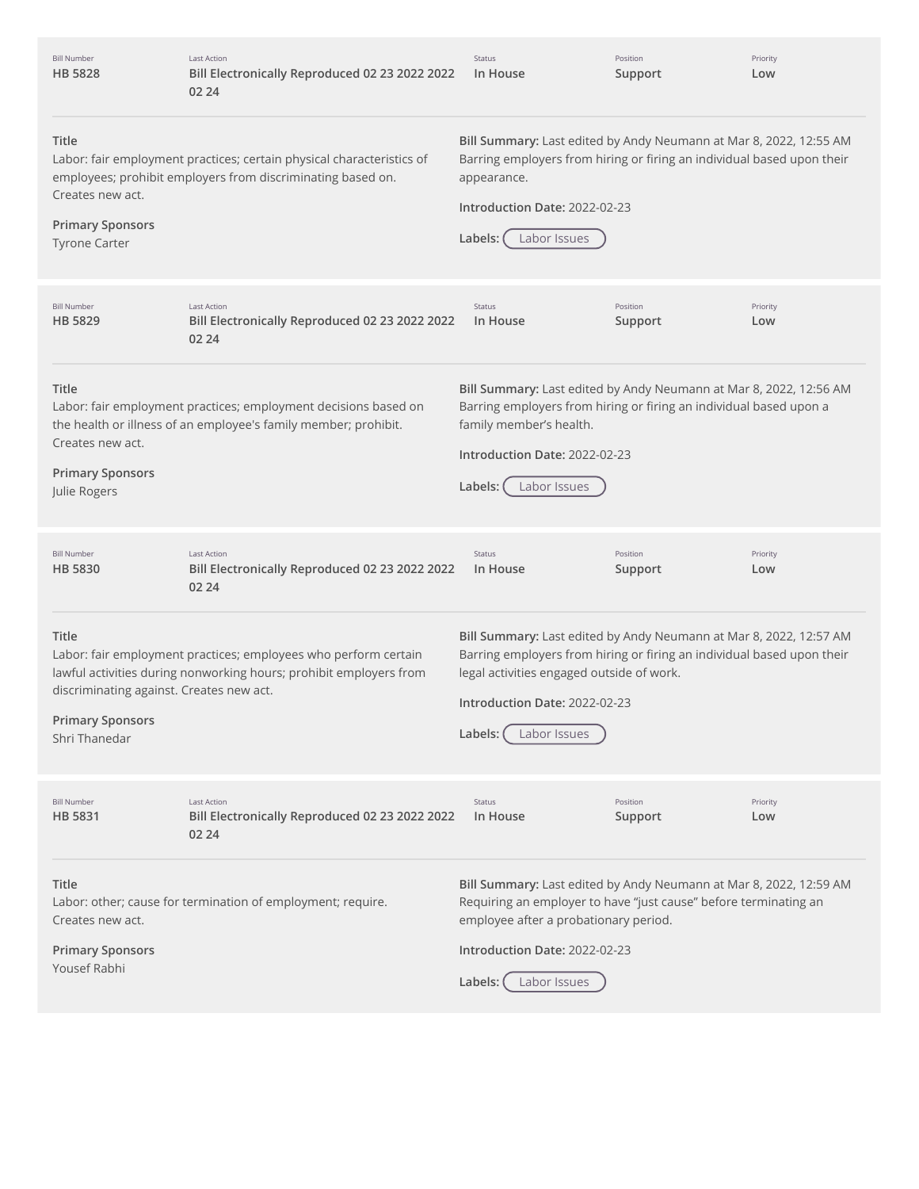| Bill Number | Last Action | Status | Position | Priority |
| --- | --- | --- | --- | --- |
| HB 5828 | Bill Electronically Reproduced 02 23 2022 2022 02 24 | In House | Support | Low |

**Title**
Labor: fair employment practices; certain physical characteristics of employees; prohibit employers from discriminating based on. Creates new act.

**Primary Sponsors**
Tyrone Carter

**Bill Summary:** Last edited by Andy Neumann at Mar 8, 2022, 12:55 AM
Barring employers from hiring or firing an individual based upon their appearance.

**Introduction Date:** 2022-02-23

**Labels:** Labor Issues

| Bill Number | Last Action | Status | Position | Priority |
| --- | --- | --- | --- | --- |
| HB 5829 | Bill Electronically Reproduced 02 23 2022 2022 02 24 | In House | Support | Low |

**Title**
Labor: fair employment practices; employment decisions based on the health or illness of an employee's family member; prohibit. Creates new act.

**Primary Sponsors**
Julie Rogers

**Bill Summary:** Last edited by Andy Neumann at Mar 8, 2022, 12:56 AM
Barring employers from hiring or firing an individual based upon a family member's health.

**Introduction Date:** 2022-02-23

**Labels:** Labor Issues

| Bill Number | Last Action | Status | Position | Priority |
| --- | --- | --- | --- | --- |
| HB 5830 | Bill Electronically Reproduced 02 23 2022 2022 02 24 | In House | Support | Low |

**Title**
Labor: fair employment practices; employees who perform certain lawful activities during nonworking hours; prohibit employers from discriminating against. Creates new act.

**Primary Sponsors**
Shri Thanedar

**Bill Summary:** Last edited by Andy Neumann at Mar 8, 2022, 12:57 AM
Barring employers from hiring or firing an individual based upon their legal activities engaged outside of work.

**Introduction Date:** 2022-02-23

**Labels:** Labor Issues

| Bill Number | Last Action | Status | Position | Priority |
| --- | --- | --- | --- | --- |
| HB 5831 | Bill Electronically Reproduced 02 23 2022 2022 02 24 | In House | Support | Low |

**Title**
Labor: other; cause for termination of employment; require. Creates new act.

**Primary Sponsors**
Yousef Rabhi

**Bill Summary:** Last edited by Andy Neumann at Mar 8, 2022, 12:59 AM
Requiring an employer to have "just cause" before terminating an employee after a probationary period.

**Introduction Date:** 2022-02-23

**Labels:** Labor Issues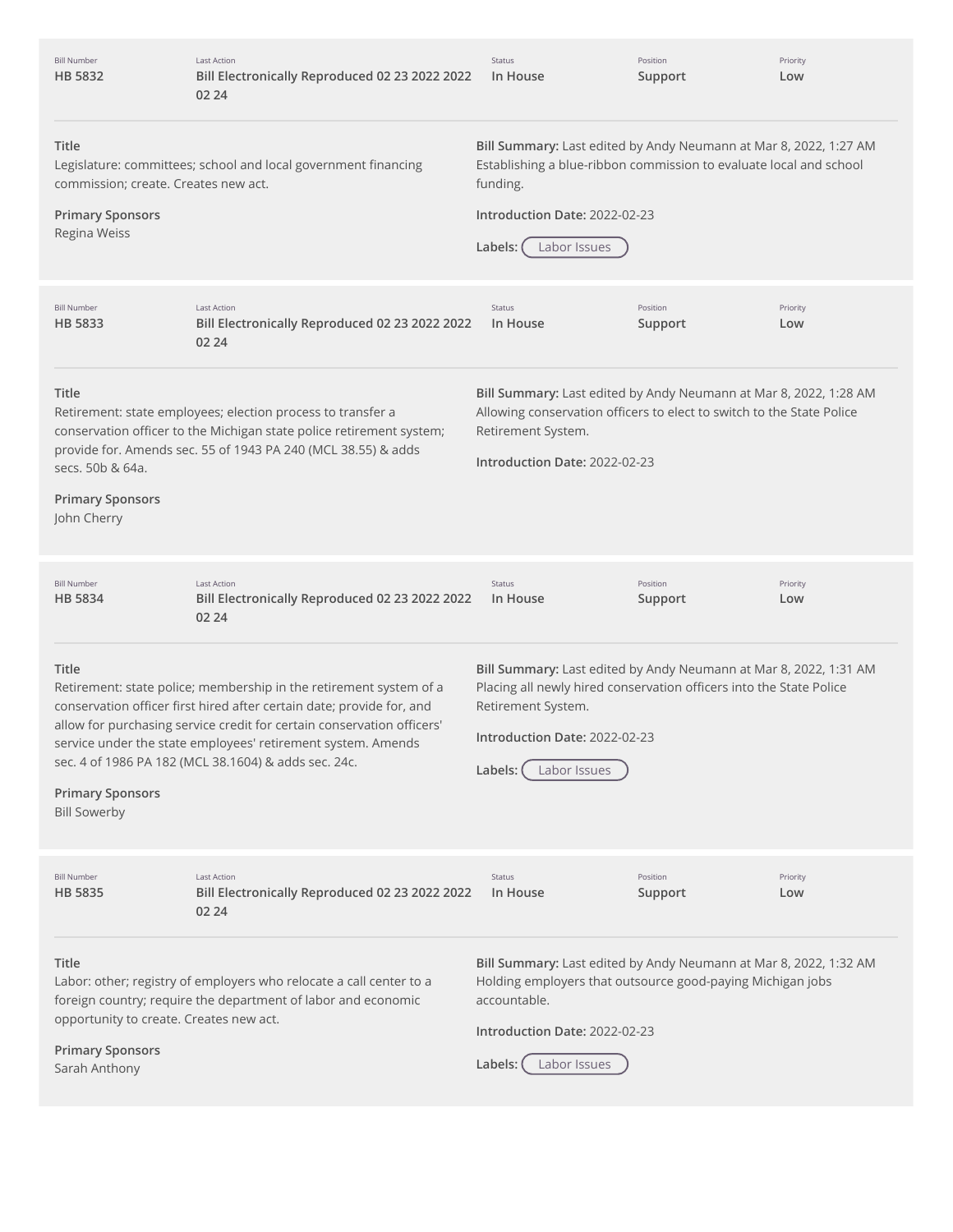| Bill Number | Last Action | Status | Position | Priority |
| --- | --- | --- | --- | --- |
| HB 5832 | Bill Electronically Reproduced 02 23 2022 2022 02 24 | In House | Support | Low |

**Title**
Legislature: committees; school and local government financing commission; create. Creates new act.

**Primary Sponsors**
Regina Weiss

**Bill Summary:** Last edited by Andy Neumann at Mar 8, 2022, 1:27 AM
Establishing a blue-ribbon commission to evaluate local and school funding.

**Introduction Date:** 2022-02-23

**Labels:** Labor Issues

| Bill Number | Last Action | Status | Position | Priority |
| --- | --- | --- | --- | --- |
| HB 5833 | Bill Electronically Reproduced 02 23 2022 2022 02 24 | In House | Support | Low |

**Title**
Retirement: state employees; election process to transfer a conservation officer to the Michigan state police retirement system; provide for. Amends sec. 55 of 1943 PA 240 (MCL 38.55) & adds secs. 50b & 64a.

**Primary Sponsors**
John Cherry

**Bill Summary:** Last edited by Andy Neumann at Mar 8, 2022, 1:28 AM
Allowing conservation officers to elect to switch to the State Police Retirement System.

**Introduction Date:** 2022-02-23

| Bill Number | Last Action | Status | Position | Priority |
| --- | --- | --- | --- | --- |
| HB 5834 | Bill Electronically Reproduced 02 23 2022 2022 02 24 | In House | Support | Low |

**Title**
Retirement: state police; membership in the retirement system of a conservation officer first hired after certain date; provide for, and allow for purchasing service credit for certain conservation officers' service under the state employees' retirement system. Amends sec. 4 of 1986 PA 182 (MCL 38.1604) & adds sec. 24c.

**Primary Sponsors**
Bill Sowerby

**Bill Summary:** Last edited by Andy Neumann at Mar 8, 2022, 1:31 AM
Placing all newly hired conservation officers into the State Police Retirement System.

**Introduction Date:** 2022-02-23

**Labels:** Labor Issues

| Bill Number | Last Action | Status | Position | Priority |
| --- | --- | --- | --- | --- |
| HB 5835 | Bill Electronically Reproduced 02 23 2022 2022 02 24 | In House | Support | Low |

**Title**
Labor: other; registry of employers who relocate a call center to a foreign country; require the department of labor and economic opportunity to create. Creates new act.

**Primary Sponsors**
Sarah Anthony

**Bill Summary:** Last edited by Andy Neumann at Mar 8, 2022, 1:32 AM
Holding employers that outsource good-paying Michigan jobs accountable.

**Introduction Date:** 2022-02-23

**Labels:** Labor Issues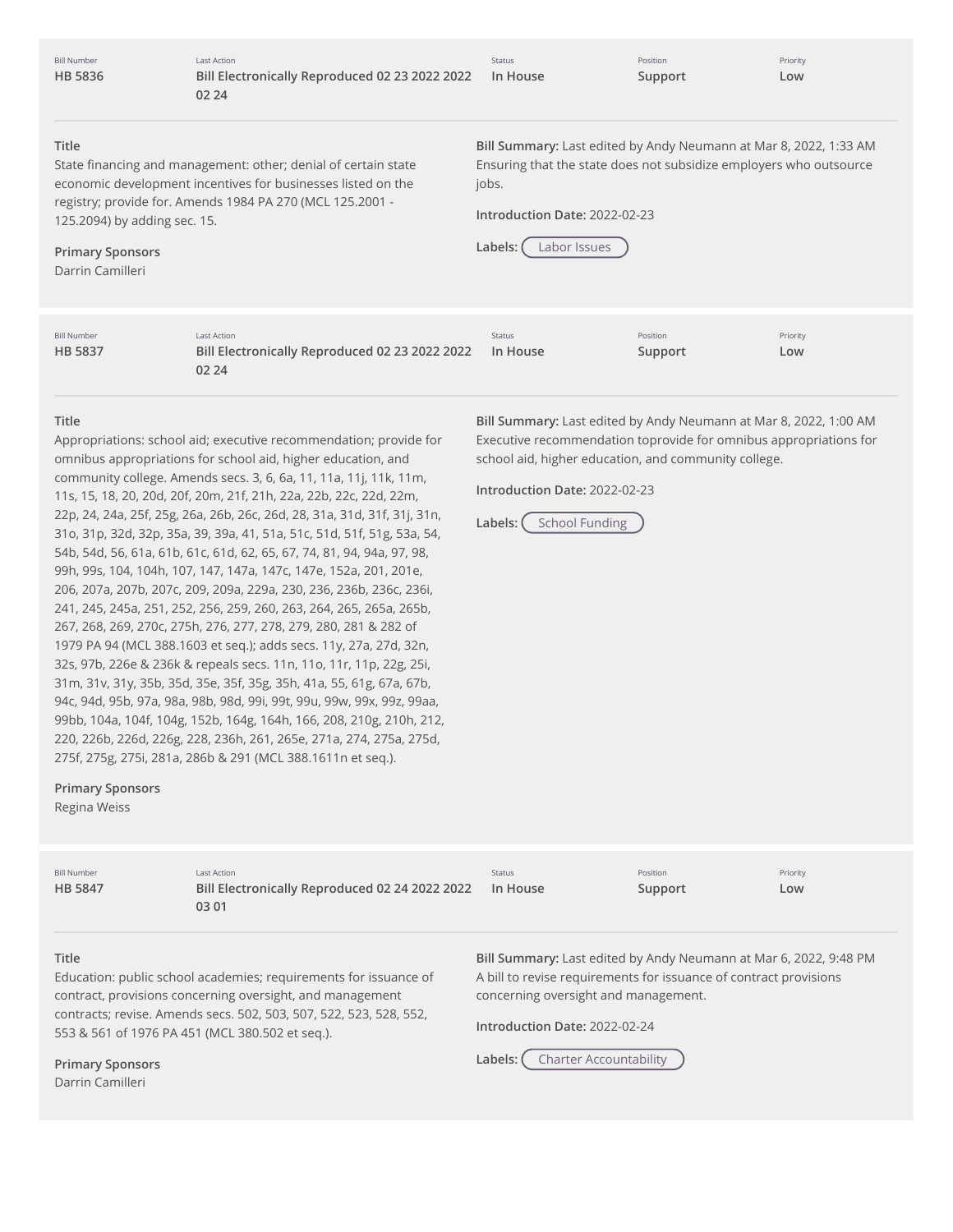| Bill Number | Last Action | Status | Position | Priority |
| --- | --- | --- | --- | --- |
| **HB 5836** | **Bill Electronically Reproduced 02 23 2022 2022 02 24** | **In House** | **Support** | **Low** |

**Title**

State financing and management: other; denial of certain state economic development incentives for businesses listed on the registry; provide for. Amends 1984 PA 270 (MCL 125.2001 - 125.2094) by adding sec. 15.

**Primary Sponsors**

Darrin Camilleri

**Bill Summary:** Last edited by Andy Neumann at Mar 8, 2022, 1:33 AM

Ensuring that the state does not subsidize employers who outsource jobs.

**Introduction Date:** 2022-02-23

**Labels:** Labor Issues

---

| Bill Number | Last Action | Status | Position | Priority |
| --- | --- | --- | --- | --- |
| **HB 5837** | **Bill Electronically Reproduced 02 23 2022 2022 02 24** | **In House** | **Support** | **Low** |

**Title**

Appropriations: school aid; executive recommendation; provide for omnibus appropriations for school aid, higher education, and community college. Amends secs. 3, 6, 6a, 11, 11a, 11j, 11k, 11m, 11s, 15, 18, 20, 20d, 20f, 20m, 21f, 21h, 22a, 22b, 22c, 22d, 22m, 22p, 24, 24a, 25f, 25g, 26a, 26b, 26c, 26d, 28, 31a, 31d, 31f, 31j, 31n, 31o, 31p, 32d, 32p, 35a, 39, 39a, 41, 51a, 51c, 51d, 51f, 51g, 53a, 54, 54b, 54d, 56, 61a, 61b, 61c, 61d, 62, 65, 67, 74, 81, 94, 94a, 97, 98, 99h, 99s, 104, 104h, 107, 147, 147a, 147c, 147e, 152a, 201, 201e, 206, 207a, 207b, 207c, 209, 209a, 229a, 230, 236, 236b, 236c, 236i, 241, 245, 245a, 251, 252, 256, 259, 260, 263, 264, 265, 265a, 265b, 267, 268, 269, 270c, 275h, 276, 277, 278, 279, 280, 281 & 282 of 1979 PA 94 (MCL 388.1603 et seq.); adds secs. 11y, 27a, 27d, 32n, 32s, 97b, 226e & 236k & repeals secs. 11n, 11o, 11r, 11p, 22g, 25i, 31m, 31v, 31y, 35b, 35d, 35e, 35f, 35g, 35h, 41a, 55, 61g, 67a, 67b, 94c, 94d, 95b, 97a, 98a, 98b, 98d, 99i, 99t, 99u, 99w, 99x, 99z, 99aa, 99bb, 104a, 104f, 104g, 152b, 164g, 164h, 166, 208, 210g, 210h, 212, 220, 226b, 226d, 226g, 228, 236h, 261, 265e, 271a, 274, 275a, 275d, 275f, 275g, 275i, 281a, 286b & 291 (MCL 388.1611n et seq.).

**Primary Sponsors**

Regina Weiss

**Bill Summary:** Last edited by Andy Neumann at Mar 8, 2022, 1:00 AM

Executive recommendation toprovide for omnibus appropriations for school aid, higher education, and community college.

**Introduction Date:** 2022-02-23

**Labels:** School Funding

---

| Bill Number | Last Action | Status | Position | Priority |
| --- | --- | --- | --- | --- |
| **HB 5847** | **Bill Electronically Reproduced 02 24 2022 2022 03 01** | **In House** | **Support** | **Low** |

**Title**

Education: public school academies; requirements for issuance of contract, provisions concerning oversight, and management contracts; revise. Amends secs. 502, 503, 507, 522, 523, 528, 552, 553 & 561 of 1976 PA 451 (MCL 380.502 et seq.).

**Primary Sponsors**

Darrin Camilleri

**Bill Summary:** Last edited by Andy Neumann at Mar 6, 2022, 9:48 PM

A bill to revise requirements for issuance of contract provisions concerning oversight and management.

**Introduction Date:** 2022-02-24

**Labels:** Charter Accountability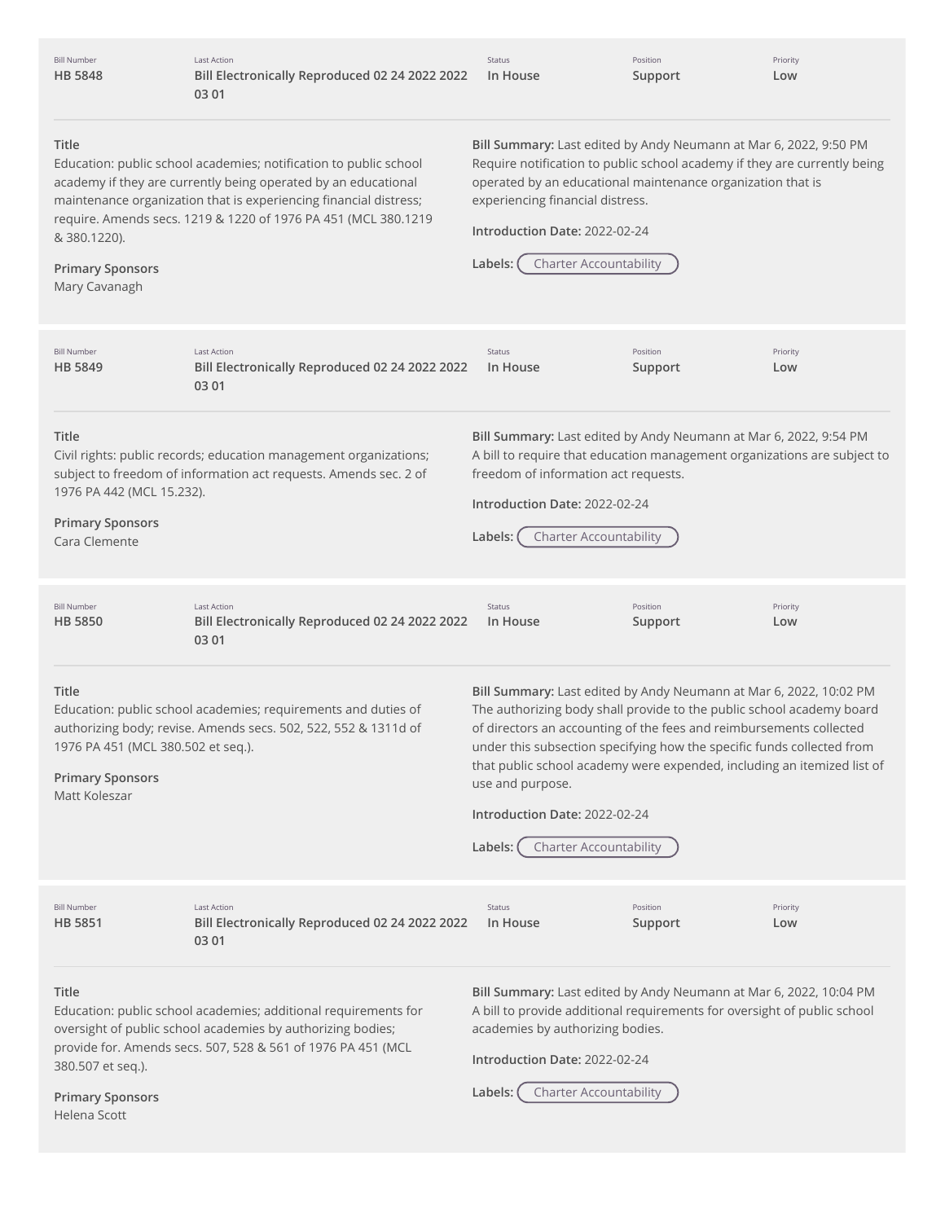| Bill Number | Last Action | Status | Position | Priority |
| --- | --- | --- | --- | --- |
| HB 5848 | Bill Electronically Reproduced 02 24 2022 2022 03 01 | In House | Support | Low |

**Title**
Education: public school academies; notification to public school academy if they are currently being operated by an educational maintenance organization that is experiencing financial distress; require. Amends secs. 1219 & 1220 of 1976 PA 451 (MCL 380.1219 & 380.1220).

**Primary Sponsors**
Mary Cavanagh

**Bill Summary:** Last edited by Andy Neumann at Mar 6, 2022, 9:50 PM
Require notification to public school academy if they are currently being operated by an educational maintenance organization that is experiencing financial distress.

**Introduction Date:** 2022-02-24

**Labels:** Charter Accountability

---

| Bill Number | Last Action | Status | Position | Priority |
| --- | --- | --- | --- | --- |
| HB 5849 | Bill Electronically Reproduced 02 24 2022 2022 03 01 | In House | Support | Low |

**Title**
Civil rights: public records; education management organizations; subject to freedom of information act requests. Amends sec. 2 of 1976 PA 442 (MCL 15.232).

**Primary Sponsors**
Cara Clemente

**Bill Summary:** Last edited by Andy Neumann at Mar 6, 2022, 9:54 PM
A bill to require that education management organizations are subject to freedom of information act requests.

**Introduction Date:** 2022-02-24

**Labels:** Charter Accountability

---

| Bill Number | Last Action | Status | Position | Priority |
| --- | --- | --- | --- | --- |
| HB 5850 | Bill Electronically Reproduced 02 24 2022 2022 03 01 | In House | Support | Low |

**Title**
Education: public school academies; requirements and duties of authorizing body; revise. Amends secs. 502, 522, 552 & 1311d of 1976 PA 451 (MCL 380.502 et seq.).

**Primary Sponsors**
Matt Koleszar

**Bill Summary:** Last edited by Andy Neumann at Mar 6, 2022, 10:02 PM
The authorizing body shall provide to the public school academy board of directors an accounting of the fees and reimbursements collected under this subsection specifying how the specific funds collected from that public school academy were expended, including an itemized list of use and purpose.

**Introduction Date:** 2022-02-24

**Labels:** Charter Accountability

---

| Bill Number | Last Action | Status | Position | Priority |
| --- | --- | --- | --- | --- |
| HB 5851 | Bill Electronically Reproduced 02 24 2022 2022 03 01 | In House | Support | Low |

**Title**
Education: public school academies; additional requirements for oversight of public school academies by authorizing bodies; provide for. Amends secs. 507, 528 & 561 of 1976 PA 451 (MCL 380.507 et seq.).

**Primary Sponsors**
Helena Scott

**Bill Summary:** Last edited by Andy Neumann at Mar 6, 2022, 10:04 PM
A bill to provide additional requirements for oversight of public school academies by authorizing bodies.

**Introduction Date:** 2022-02-24

**Labels:** Charter Accountability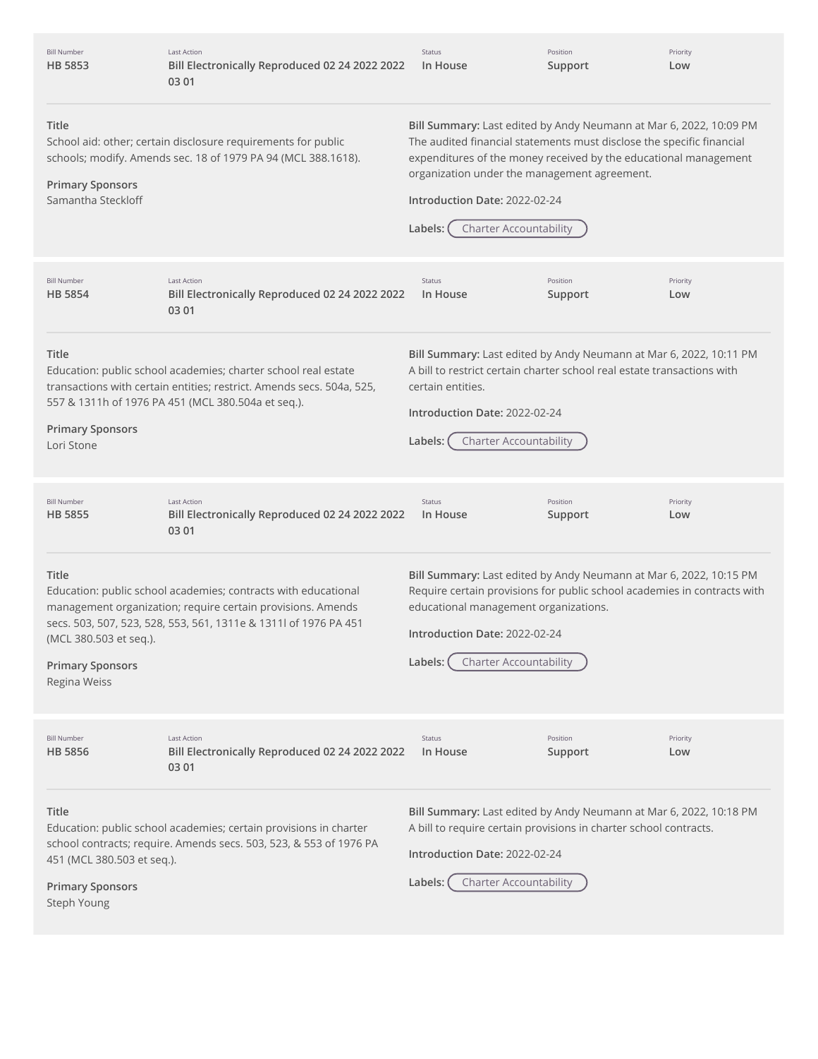| Bill Number | Last Action | Status | Position | Priority |
|---|---|---|---|---|
| HB 5853 | Bill Electronically Reproduced 02 24 2022 2022 03 01 | In House | Support | Low |

**Title**
School aid: other; certain disclosure requirements for public schools; modify. Amends sec. 18 of 1979 PA 94 (MCL 388.1618).

**Primary Sponsors**
Samantha Steckloff

**Bill Summary:** Last edited by Andy Neumann at Mar 6, 2022, 10:09 PM
The audited financial statements must disclose the specific financial expenditures of the money received by the educational management organization under the management agreement.

**Introduction Date:** 2022-02-24

**Labels:** Charter Accountability

---

| Bill Number | Last Action | Status | Position | Priority |
|---|---|---|---|---|
| HB 5854 | Bill Electronically Reproduced 02 24 2022 2022 03 01 | In House | Support | Low |

**Title**
Education: public school academies; charter school real estate transactions with certain entities; restrict. Amends secs. 504a, 525, 557 & 1311h of 1976 PA 451 (MCL 380.504a et seq.).

**Primary Sponsors**
Lori Stone

**Bill Summary:** Last edited by Andy Neumann at Mar 6, 2022, 10:11 PM
A bill to restrict certain charter school real estate transactions with certain entities.

**Introduction Date:** 2022-02-24

**Labels:** Charter Accountability

---

| Bill Number | Last Action | Status | Position | Priority |
|---|---|---|---|---|
| HB 5855 | Bill Electronically Reproduced 02 24 2022 2022 03 01 | In House | Support | Low |

**Title**
Education: public school academies; contracts with educational management organization; require certain provisions. Amends secs. 503, 507, 523, 528, 553, 561, 1311e & 1311l of 1976 PA 451 (MCL 380.503 et seq.).

**Primary Sponsors**
Regina Weiss

**Bill Summary:** Last edited by Andy Neumann at Mar 6, 2022, 10:15 PM
Require certain provisions for public school academies in contracts with educational management organizations.

**Introduction Date:** 2022-02-24

**Labels:** Charter Accountability

---

| Bill Number | Last Action | Status | Position | Priority |
|---|---|---|---|---|
| HB 5856 | Bill Electronically Reproduced 02 24 2022 2022 03 01 | In House | Support | Low |

**Title**
Education: public school academies; certain provisions in charter school contracts; require. Amends secs. 503, 523, & 553 of 1976 PA 451 (MCL 380.503 et seq.).

**Primary Sponsors**
Steph Young

**Bill Summary:** Last edited by Andy Neumann at Mar 6, 2022, 10:18 PM
A bill to require certain provisions in charter school contracts.

**Introduction Date:** 2022-02-24

**Labels:** Charter Accountability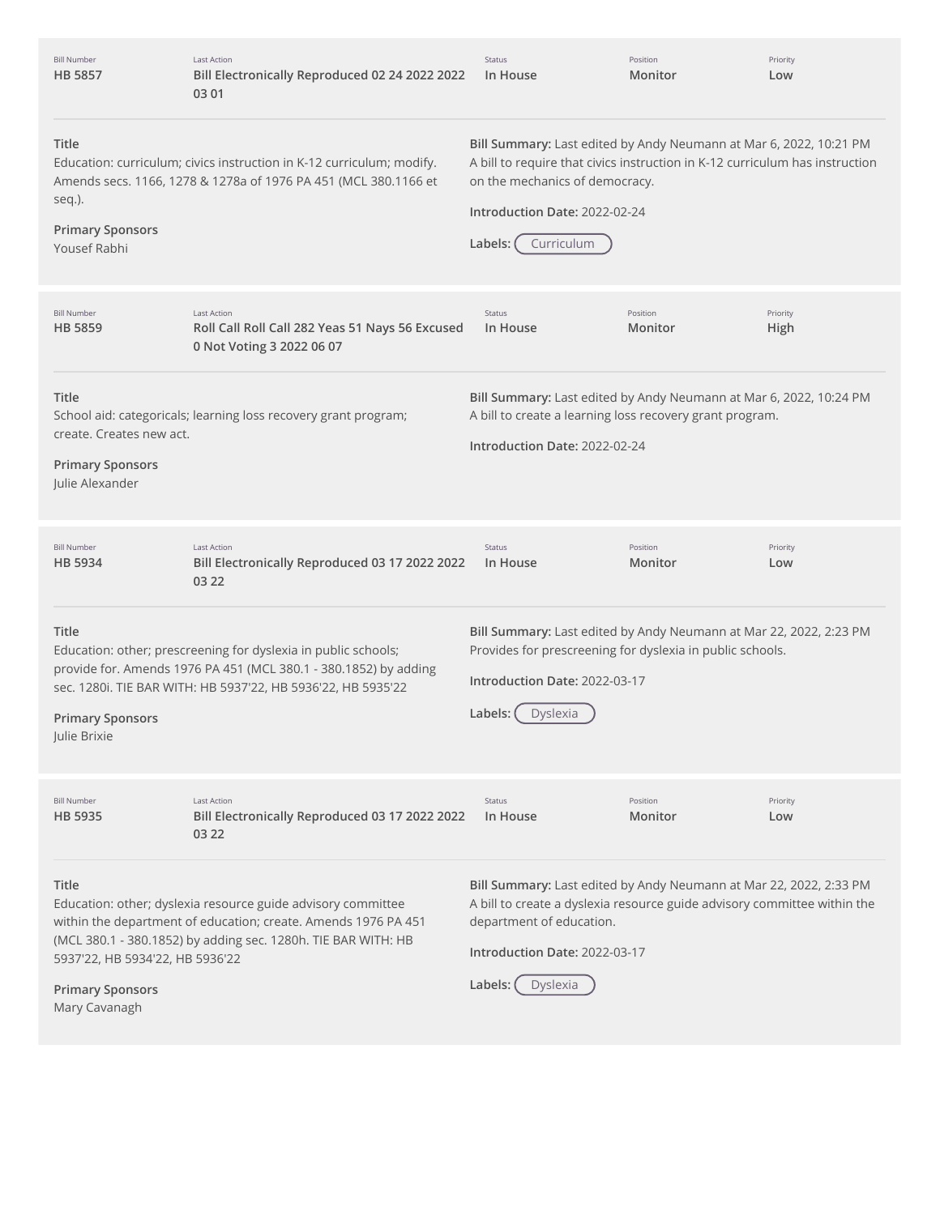| Bill Number | Last Action | Status | Position | Priority |
| --- | --- | --- | --- | --- |
| **HB 5857** | **Bill Electronically Reproduced 02 24 2022 2022 03 01** | **In House** | **Monitor** | **Low** |

**Title**
Education: curriculum; civics instruction in K-12 curriculum; modify. Amends secs. 1166, 1278 & 1278a of 1976 PA 451 (MCL 380.1166 et seq.).

**Primary Sponsors**
Yousef Rabhi

**Bill Summary:** Last edited by Andy Neumann at Mar 6, 2022, 10:21 PM
A bill to require that civics instruction in K-12 curriculum has instruction on the mechanics of democracy.

**Introduction Date:** 2022-02-24

**Labels:** Curriculum

---

| Bill Number | Last Action | Status | Position | Priority |
| --- | --- | --- | --- | --- |
| **HB 5859** | **Roll Call Roll Call 282 Yeas 51 Nays 56 Excused 0 Not Voting 3 2022 06 07** | **In House** | **Monitor** | **High** |

**Title**
School aid: categoricals; learning loss recovery grant program; create. Creates new act.

**Primary Sponsors**
Julie Alexander

**Bill Summary:** Last edited by Andy Neumann at Mar 6, 2022, 10:24 PM
A bill to create a learning loss recovery grant program.

**Introduction Date:** 2022-02-24

---

| Bill Number | Last Action | Status | Position | Priority |
| --- | --- | --- | --- | --- |
| **HB 5934** | **Bill Electronically Reproduced 03 17 2022 2022 03 22** | **In House** | **Monitor** | **Low** |

**Title**
Education: other; prescreening for dyslexia in public schools; provide for. Amends 1976 PA 451 (MCL 380.1 - 380.1852) by adding sec. 1280i. TIE BAR WITH: HB 5937'22, HB 5936'22, HB 5935'22

**Primary Sponsors**
Julie Brixie

**Bill Summary:** Last edited by Andy Neumann at Mar 22, 2022, 2:23 PM
Provides for prescreening for dyslexia in public schools.

**Introduction Date:** 2022-03-17

**Labels:** Dyslexia

---

| Bill Number | Last Action | Status | Position | Priority |
| --- | --- | --- | --- | --- |
| **HB 5935** | **Bill Electronically Reproduced 03 17 2022 2022 03 22** | **In House** | **Monitor** | **Low** |

**Title**
Education: other; dyslexia resource guide advisory committee within the department of education; create. Amends 1976 PA 451 (MCL 380.1 - 380.1852) by adding sec. 1280h. TIE BAR WITH: HB 5937'22, HB 5934'22, HB 5936'22

**Primary Sponsors**
Mary Cavanagh

**Bill Summary:** Last edited by Andy Neumann at Mar 22, 2022, 2:33 PM
A bill to create a dyslexia resource guide advisory committee within the department of education.

**Introduction Date:** 2022-03-17

**Labels:** Dyslexia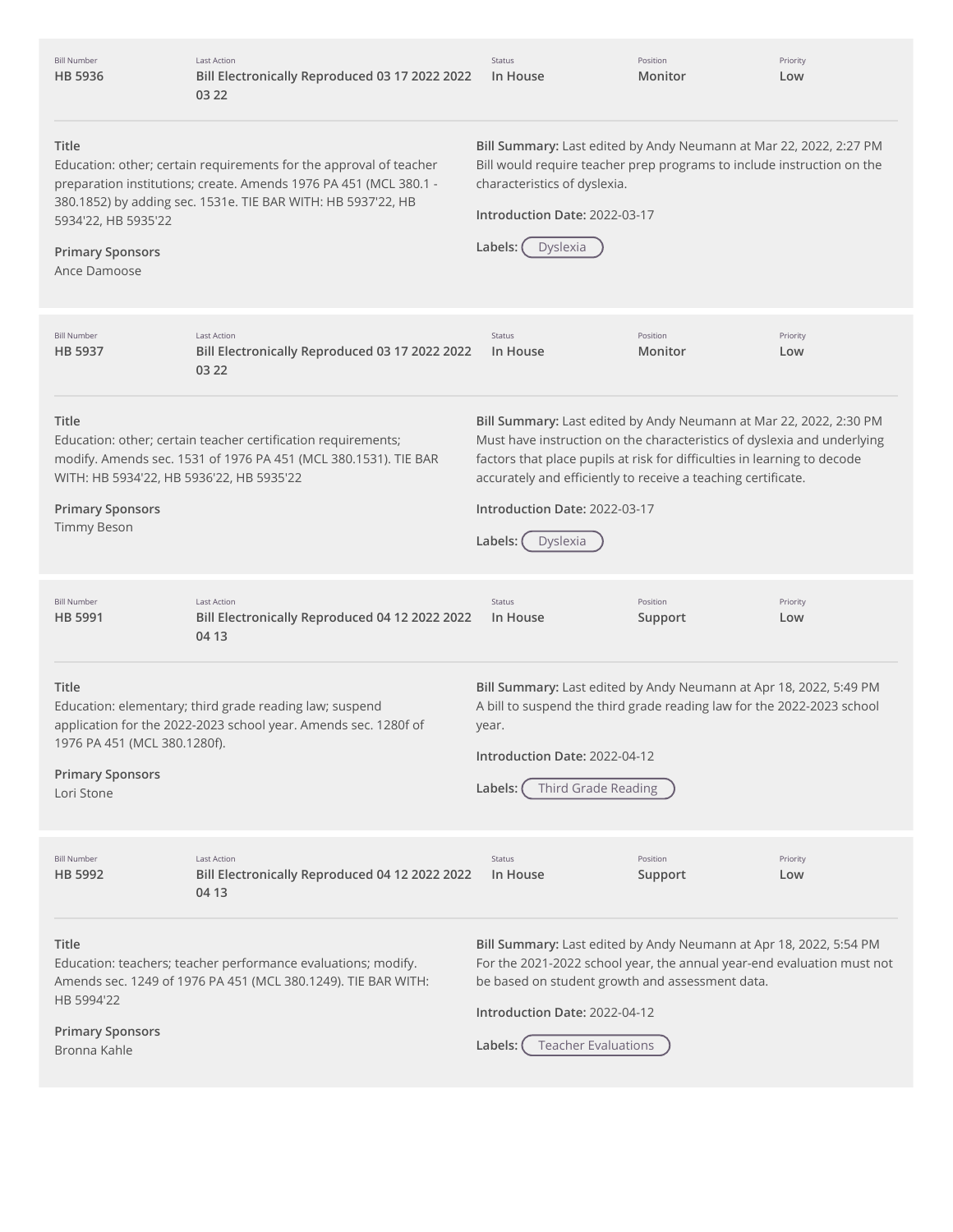| Bill Number | Last Action | Status | Position | Priority |
|---|---|---|---|---|
| HB 5936 | Bill Electronically Reproduced 03 17 2022 2022 03 22 | In House | Monitor | Low |

**Title**
Education: other; certain requirements for the approval of teacher preparation institutions; create. Amends 1976 PA 451 (MCL 380.1 - 380.1852) by adding sec. 1531e. TIE BAR WITH: HB 5937'22, HB 5934'22, HB 5935'22

**Primary Sponsors**
Ance Damoose

**Bill Summary:** Last edited by Andy Neumann at Mar 22, 2022, 2:27 PM
Bill would require teacher prep programs to include instruction on the characteristics of dyslexia.

**Introduction Date:** 2022-03-17

**Labels:** Dyslexia

| Bill Number | Last Action | Status | Position | Priority |
|---|---|---|---|---|
| HB 5937 | Bill Electronically Reproduced 03 17 2022 2022 03 22 | In House | Monitor | Low |

**Title**
Education: other; certain teacher certification requirements; modify. Amends sec. 1531 of 1976 PA 451 (MCL 380.1531). TIE BAR WITH: HB 5934'22, HB 5936'22, HB 5935'22

**Primary Sponsors**
Timmy Beson

**Bill Summary:** Last edited by Andy Neumann at Mar 22, 2022, 2:30 PM
Must have instruction on the characteristics of dyslexia and underlying factors that place pupils at risk for difficulties in learning to decode accurately and efficiently to receive a teaching certificate.

**Introduction Date:** 2022-03-17

**Labels:** Dyslexia

| Bill Number | Last Action | Status | Position | Priority |
|---|---|---|---|---|
| HB 5991 | Bill Electronically Reproduced 04 12 2022 2022 04 13 | In House | Support | Low |

**Title**
Education: elementary; third grade reading law; suspend application for the 2022-2023 school year. Amends sec. 1280f of 1976 PA 451 (MCL 380.1280f).

**Primary Sponsors**
Lori Stone

**Bill Summary:** Last edited by Andy Neumann at Apr 18, 2022, 5:49 PM
A bill to suspend the third grade reading law for the 2022-2023 school year.

**Introduction Date:** 2022-04-12

**Labels:** Third Grade Reading

| Bill Number | Last Action | Status | Position | Priority |
|---|---|---|---|---|
| HB 5992 | Bill Electronically Reproduced 04 12 2022 2022 04 13 | In House | Support | Low |

**Title**
Education: teachers; teacher performance evaluations; modify. Amends sec. 1249 of 1976 PA 451 (MCL 380.1249). TIE BAR WITH: HB 5994'22

**Primary Sponsors**
Bronna Kahle

**Bill Summary:** Last edited by Andy Neumann at Apr 18, 2022, 5:54 PM
For the 2021-2022 school year, the annual year-end evaluation must not be based on student growth and assessment data.

**Introduction Date:** 2022-04-12

**Labels:** Teacher Evaluations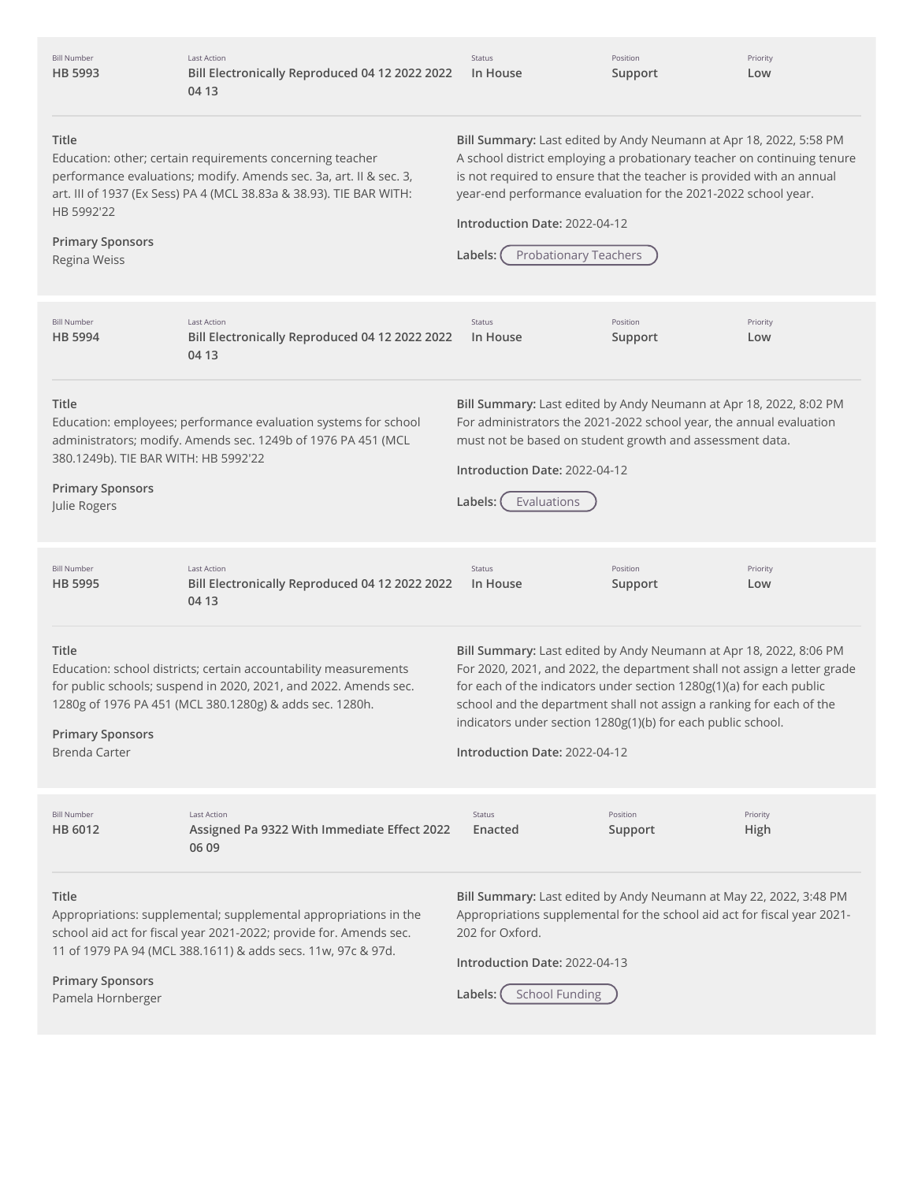| Bill Number | Last Action | Status | Position | Priority |
|---|---|---|---|---|
| HB 5993 | Bill Electronically Reproduced 04 12 2022 2022 04 13 | In House | Support | Low |

**Title**
Education: other; certain requirements concerning teacher performance evaluations; modify. Amends sec. 3a, art. II & sec. 3, art. III of 1937 (Ex Sess) PA 4 (MCL 38.83a & 38.93). TIE BAR WITH: HB 5992'22

**Primary Sponsors**
Regina Weiss

**Bill Summary:** Last edited by Andy Neumann at Apr 18, 2022, 5:58 PM
A school district employing a probationary teacher on continuing tenure is not required to ensure that the teacher is provided with an annual year-end performance evaluation for the 2021-2022 school year.

**Introduction Date:** 2022-04-12

**Labels:** Probationary Teachers

---

| Bill Number | Last Action | Status | Position | Priority |
|---|---|---|---|---|
| HB 5994 | Bill Electronically Reproduced 04 12 2022 2022 04 13 | In House | Support | Low |

**Title**
Education: employees; performance evaluation systems for school administrators; modify. Amends sec. 1249b of 1976 PA 451 (MCL 380.1249b). TIE BAR WITH: HB 5992'22

**Primary Sponsors**
Julie Rogers

**Bill Summary:** Last edited by Andy Neumann at Apr 18, 2022, 8:02 PM
For administrators the 2021-2022 school year, the annual evaluation must not be based on student growth and assessment data.

**Introduction Date:** 2022-04-12

**Labels:** Evaluations

---

| Bill Number | Last Action | Status | Position | Priority |
|---|---|---|---|---|
| HB 5995 | Bill Electronically Reproduced 04 12 2022 2022 04 13 | In House | Support | Low |

**Title**
Education: school districts; certain accountability measurements for public schools; suspend in 2020, 2021, and 2022. Amends sec. 1280g of 1976 PA 451 (MCL 380.1280g) & adds sec. 1280h.

**Primary Sponsors**
Brenda Carter

**Bill Summary:** Last edited by Andy Neumann at Apr 18, 2022, 8:06 PM
For 2020, 2021, and 2022, the department shall not assign a letter grade for each of the indicators under section 1280g(1)(a) for each public school and the department shall not assign a ranking for each of the indicators under section 1280g(1)(b) for each public school.

**Introduction Date:** 2022-04-12

---

| Bill Number | Last Action | Status | Position | Priority |
|---|---|---|---|---|
| HB 6012 | Assigned Pa 9322 With Immediate Effect 2022 06 09 | Enacted | Support | High |

**Title**
Appropriations: supplemental; supplemental appropriations in the school aid act for fiscal year 2021-2022; provide for. Amends sec. 11 of 1979 PA 94 (MCL 388.1611) & adds secs. 11w, 97c & 97d.

**Primary Sponsors**
Pamela Hornberger

**Bill Summary:** Last edited by Andy Neumann at May 22, 2022, 3:48 PM
Appropriations supplemental for the school aid act for fiscal year 2021-202 for Oxford.

**Introduction Date:** 2022-04-13

**Labels:** School Funding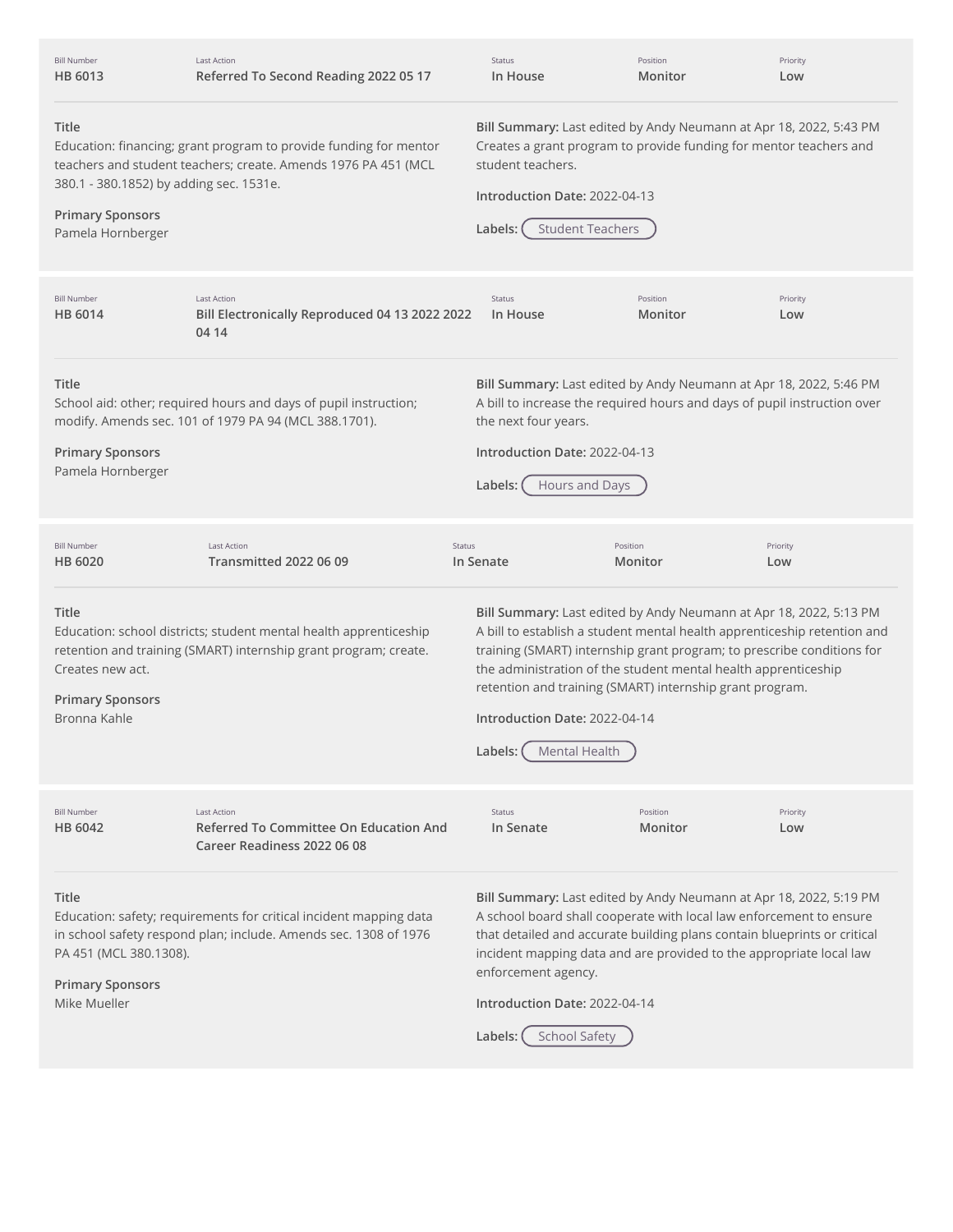| Bill Number | Last Action | Status | Position | Priority |
|---|---|---|---|---|
| HB 6013 | Referred To Second Reading 2022 05 17 | In House | Monitor | Low |

**Title**
Education: financing; grant program to provide funding for mentor teachers and student teachers; create. Amends 1976 PA 451 (MCL 380.1 - 380.1852) by adding sec. 1531e.

**Primary Sponsors**
Pamela Hornberger

**Bill Summary:** Last edited by Andy Neumann at Apr 18, 2022, 5:43 PM
Creates a grant program to provide funding for mentor teachers and student teachers.

**Introduction Date:** 2022-04-13

**Labels:** Student Teachers

---

| Bill Number | Last Action | Status | Position | Priority |
|---|---|---|---|---|
| HB 6014 | Bill Electronically Reproduced 04 13 2022 2022 04 14 | In House | Monitor | Low |

**Title**
School aid: other; required hours and days of pupil instruction; modify. Amends sec. 101 of 1979 PA 94 (MCL 388.1701).

**Primary Sponsors**
Pamela Hornberger

**Bill Summary:** Last edited by Andy Neumann at Apr 18, 2022, 5:46 PM
A bill to increase the required hours and days of pupil instruction over the next four years.

**Introduction Date:** 2022-04-13

**Labels:** Hours and Days

---

| Bill Number | Last Action | Status | Position | Priority |
|---|---|---|---|---|
| HB 6020 | Transmitted 2022 06 09 | In Senate | Monitor | Low |

**Title**
Education: school districts; student mental health apprenticeship retention and training (SMART) internship grant program; create. Creates new act.

**Primary Sponsors**
Bronna Kahle

**Bill Summary:** Last edited by Andy Neumann at Apr 18, 2022, 5:13 PM
A bill to establish a student mental health apprenticeship retention and training (SMART) internship grant program; to prescribe conditions for the administration of the student mental health apprenticeship retention and training (SMART) internship grant program.

**Introduction Date:** 2022-04-14

**Labels:** Mental Health

---

| Bill Number | Last Action | Status | Position | Priority |
|---|---|---|---|---|
| HB 6042 | Referred To Committee On Education And Career Readiness 2022 06 08 | In Senate | Monitor | Low |

**Title**
Education: safety; requirements for critical incident mapping data in school safety respond plan; include. Amends sec. 1308 of 1976 PA 451 (MCL 380.1308).

**Primary Sponsors**
Mike Mueller

**Bill Summary:** Last edited by Andy Neumann at Apr 18, 2022, 5:19 PM
A school board shall cooperate with local law enforcement to ensure that detailed and accurate building plans contain blueprints or critical incident mapping data and are provided to the appropriate local law enforcement agency.

**Introduction Date:** 2022-04-14

**Labels:** School Safety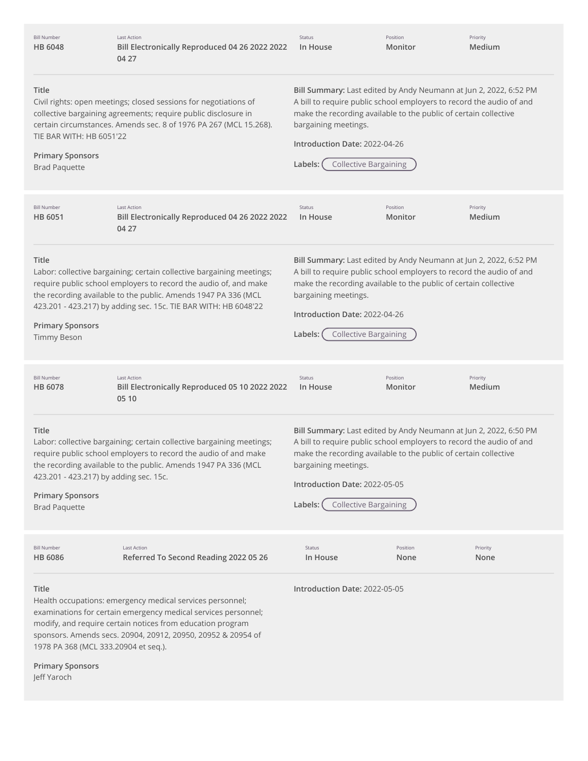| Bill Number | Last Action | Status | Position | Priority |
|---|---|---|---|---|
| HB 6048 | Bill Electronically Reproduced 04 26 2022 2022 04 27 | In House | Monitor | Medium |

**Title**
Civil rights: open meetings; closed sessions for negotiations of collective bargaining agreements; require public disclosure in certain circumstances. Amends sec. 8 of 1976 PA 267 (MCL 15.268). TIE BAR WITH: HB 6051'22

**Primary Sponsors**
Brad Paquette

**Bill Summary:** Last edited by Andy Neumann at Jun 2, 2022, 6:52 PM
A bill to require public school employers to record the audio of and make the recording available to the public of certain collective bargaining meetings.

**Introduction Date:** 2022-04-26

**Labels:** Collective Bargaining

---

| Bill Number | Last Action | Status | Position | Priority |
|---|---|---|---|---|
| HB 6051 | Bill Electronically Reproduced 04 26 2022 2022 04 27 | In House | Monitor | Medium |

**Title**
Labor: collective bargaining; certain collective bargaining meetings; require public school employers to record the audio of, and make the recording available to the public. Amends 1947 PA 336 (MCL 423.201 - 423.217) by adding sec. 15c. TIE BAR WITH: HB 6048'22

**Primary Sponsors**
Timmy Beson

**Bill Summary:** Last edited by Andy Neumann at Jun 2, 2022, 6:52 PM
A bill to require public school employers to record the audio of and make the recording available to the public of certain collective bargaining meetings.

**Introduction Date:** 2022-04-26

**Labels:** Collective Bargaining

---

| Bill Number | Last Action | Status | Position | Priority |
|---|---|---|---|---|
| HB 6078 | Bill Electronically Reproduced 05 10 2022 2022 05 10 | In House | Monitor | Medium |

**Title**
Labor: collective bargaining; certain collective bargaining meetings; require public school employers to record the audio of and make the recording available to the public. Amends 1947 PA 336 (MCL 423.201 - 423.217) by adding sec. 15c.

**Primary Sponsors**
Brad Paquette

**Bill Summary:** Last edited by Andy Neumann at Jun 2, 2022, 6:50 PM
A bill to require public school employers to record the audio of and make the recording available to the public of certain collective bargaining meetings.

**Introduction Date:** 2022-05-05

**Labels:** Collective Bargaining

---

| Bill Number | Last Action | Status | Position | Priority |
|---|---|---|---|---|
| HB 6086 | Referred To Second Reading 2022 05 26 | In House | None | None |

**Title**
Health occupations: emergency medical services personnel; examinations for certain emergency medical services personnel; modify, and require certain notices from education program sponsors. Amends secs. 20904, 20912, 20950, 20952 & 20954 of 1978 PA 368 (MCL 333.20904 et seq.).

**Primary Sponsors**
Jeff Yaroch

**Introduction Date:** 2022-05-05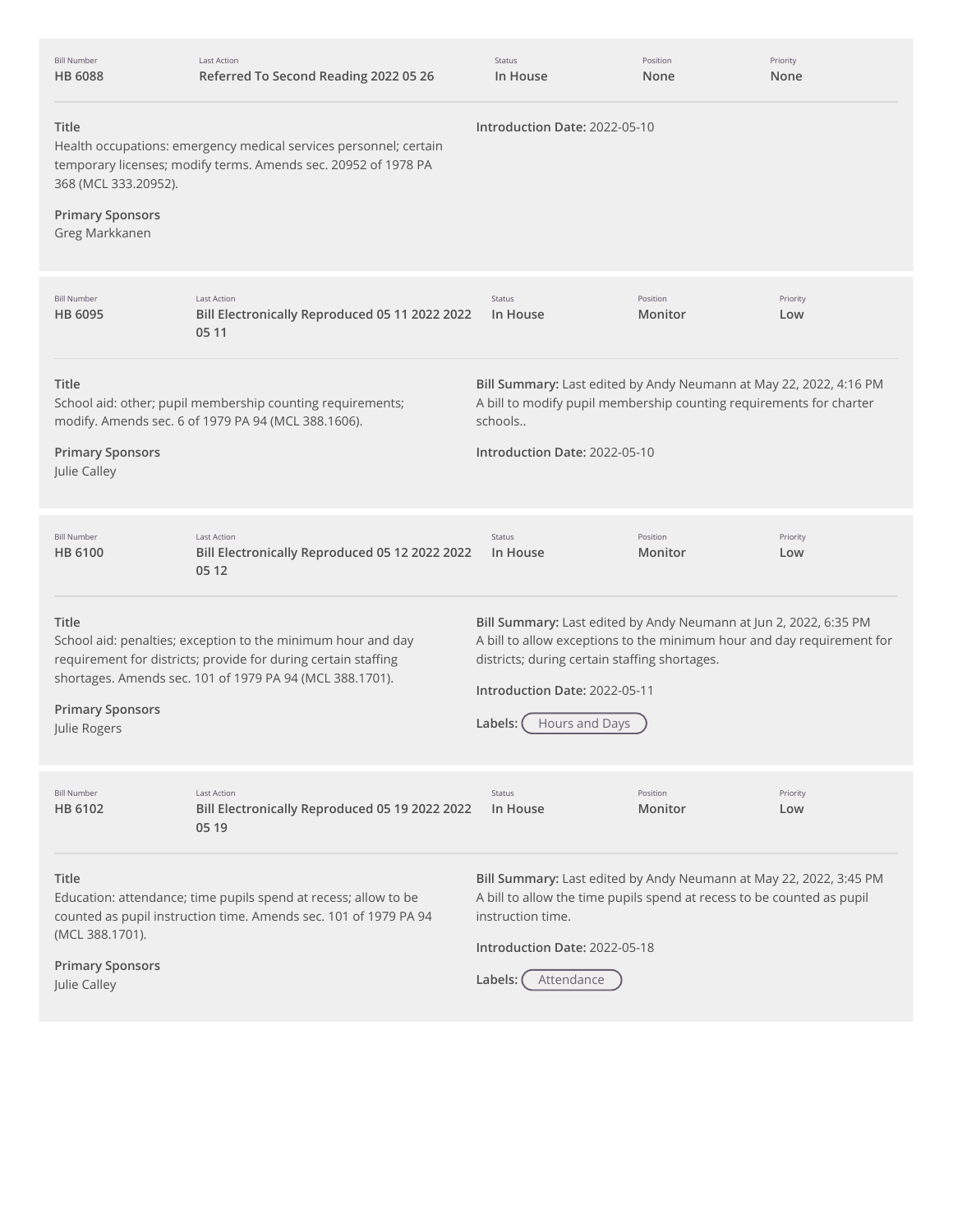| Bill Number | Last Action | Status | Position | Priority |
| --- | --- | --- | --- | --- |
| **HB 6088** | **Referred To Second Reading 2022 05 26** | **In House** | **None** | **None** |

**Title**
Health occupations: emergency medical services personnel; certain temporary licenses; modify terms. Amends sec. 20952 of 1978 PA 368 (MCL 333.20952).

**Primary Sponsors**
Greg Markkanen

**Introduction Date:** 2022-05-10

---

| Bill Number | Last Action | Status | Position | Priority |
| --- | --- | --- | --- | --- |
| **HB 6095** | **Bill Electronically Reproduced 05 11 2022 2022 05 11** | **In House** | **Monitor** | **Low** |

**Title**
School aid: other; pupil membership counting requirements; modify. Amends sec. 6 of 1979 PA 94 (MCL 388.1606).

**Primary Sponsors**
Julie Calley

**Bill Summary:** Last edited by Andy Neumann at May 22, 2022, 4:16 PM
A bill to modify pupil membership counting requirements for charter schools..

**Introduction Date:** 2022-05-10

---

| Bill Number | Last Action | Status | Position | Priority |
| --- | --- | --- | --- | --- |
| **HB 6100** | **Bill Electronically Reproduced 05 12 2022 2022 05 12** | **In House** | **Monitor** | **Low** |

**Title**
School aid: penalties; exception to the minimum hour and day requirement for districts; provide for during certain staffing shortages. Amends sec. 101 of 1979 PA 94 (MCL 388.1701).

**Primary Sponsors**
Julie Rogers

**Bill Summary:** Last edited by Andy Neumann at Jun 2, 2022, 6:35 PM
A bill to allow exceptions to the minimum hour and day requirement for districts; during certain staffing shortages.

**Introduction Date:** 2022-05-11

**Labels:** Hours and Days

---

| Bill Number | Last Action | Status | Position | Priority |
| --- | --- | --- | --- | --- |
| **HB 6102** | **Bill Electronically Reproduced 05 19 2022 2022 05 19** | **In House** | **Monitor** | **Low** |

**Title**
Education: attendance; time pupils spend at recess; allow to be counted as pupil instruction time. Amends sec. 101 of 1979 PA 94 (MCL 388.1701).

**Primary Sponsors**
Julie Calley

**Bill Summary:** Last edited by Andy Neumann at May 22, 2022, 3:45 PM
A bill to allow the time pupils spend at recess to be counted as pupil instruction time.

**Introduction Date:** 2022-05-18

**Labels:** Attendance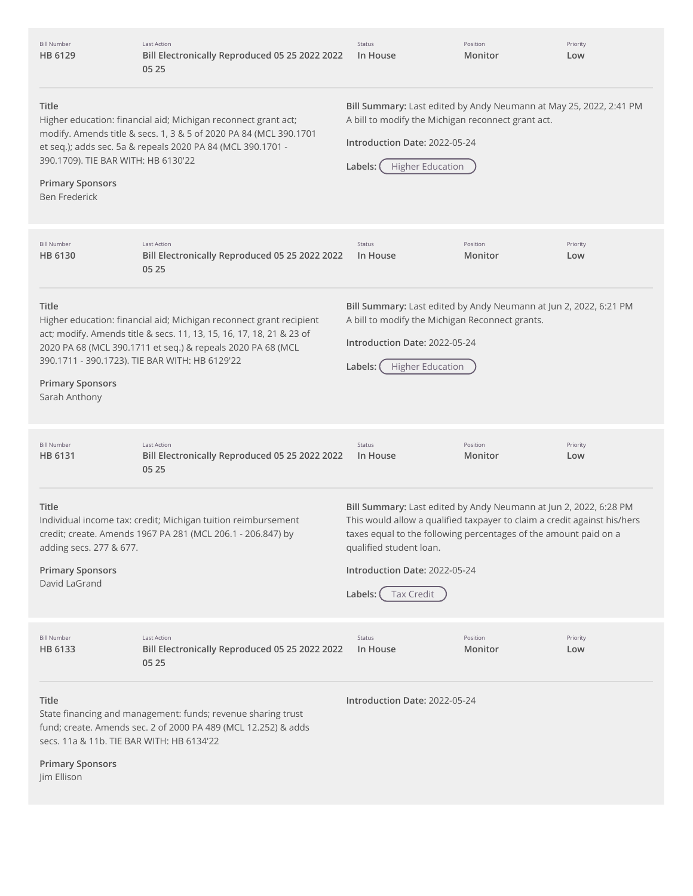| Bill Number | Last Action | Status | Position | Priority |
| --- | --- | --- | --- | --- |
| HB 6129 | Bill Electronically Reproduced 05 25 2022 2022 05 25 | In House | Monitor | Low |

**Title**
Higher education: financial aid; Michigan reconnect grant act; modify. Amends title & secs. 1, 3 & 5 of 2020 PA 84 (MCL 390.1701 et seq.); adds sec. 5a & repeals 2020 PA 84 (MCL 390.1701 - 390.1709). TIE BAR WITH: HB 6130'22

**Primary Sponsors**
Ben Frederick

**Bill Summary:** Last edited by Andy Neumann at May 25, 2022, 2:41 PM
A bill to modify the Michigan reconnect grant act.

**Introduction Date:** 2022-05-24

**Labels:** Higher Education

---

| Bill Number | Last Action | Status | Position | Priority |
| --- | --- | --- | --- | --- |
| HB 6130 | Bill Electronically Reproduced 05 25 2022 2022 05 25 | In House | Monitor | Low |

**Title**
Higher education: financial aid; Michigan reconnect grant recipient act; modify. Amends title & secs. 11, 13, 15, 16, 17, 18, 21 & 23 of 2020 PA 68 (MCL 390.1711 et seq.) & repeals 2020 PA 68 (MCL 390.1711 - 390.1723). TIE BAR WITH: HB 6129'22

**Primary Sponsors**
Sarah Anthony

**Bill Summary:** Last edited by Andy Neumann at Jun 2, 2022, 6:21 PM
A bill to modify the Michigan Reconnect grants.

**Introduction Date:** 2022-05-24

**Labels:** Higher Education

---

| Bill Number | Last Action | Status | Position | Priority |
| --- | --- | --- | --- | --- |
| HB 6131 | Bill Electronically Reproduced 05 25 2022 2022 05 25 | In House | Monitor | Low |

**Title**
Individual income tax: credit; Michigan tuition reimbursement credit; create. Amends 1967 PA 281 (MCL 206.1 - 206.847) by adding secs. 277 & 677.

**Primary Sponsors**
David LaGrand

**Bill Summary:** Last edited by Andy Neumann at Jun 2, 2022, 6:28 PM
This would allow a qualified taxpayer to claim a credit against his/hers taxes equal to the following percentages of the amount paid on a qualified student loan.

**Introduction Date:** 2022-05-24

**Labels:** Tax Credit

---

| Bill Number | Last Action | Status | Position | Priority |
| --- | --- | --- | --- | --- |
| HB 6133 | Bill Electronically Reproduced 05 25 2022 2022 05 25 | In House | Monitor | Low |

**Title**
State financing and management: funds; revenue sharing trust fund; create. Amends sec. 2 of 2000 PA 489 (MCL 12.252) & adds secs. 11a & 11b. TIE BAR WITH: HB 6134'22

**Primary Sponsors**
Jim Ellison

**Introduction Date:** 2022-05-24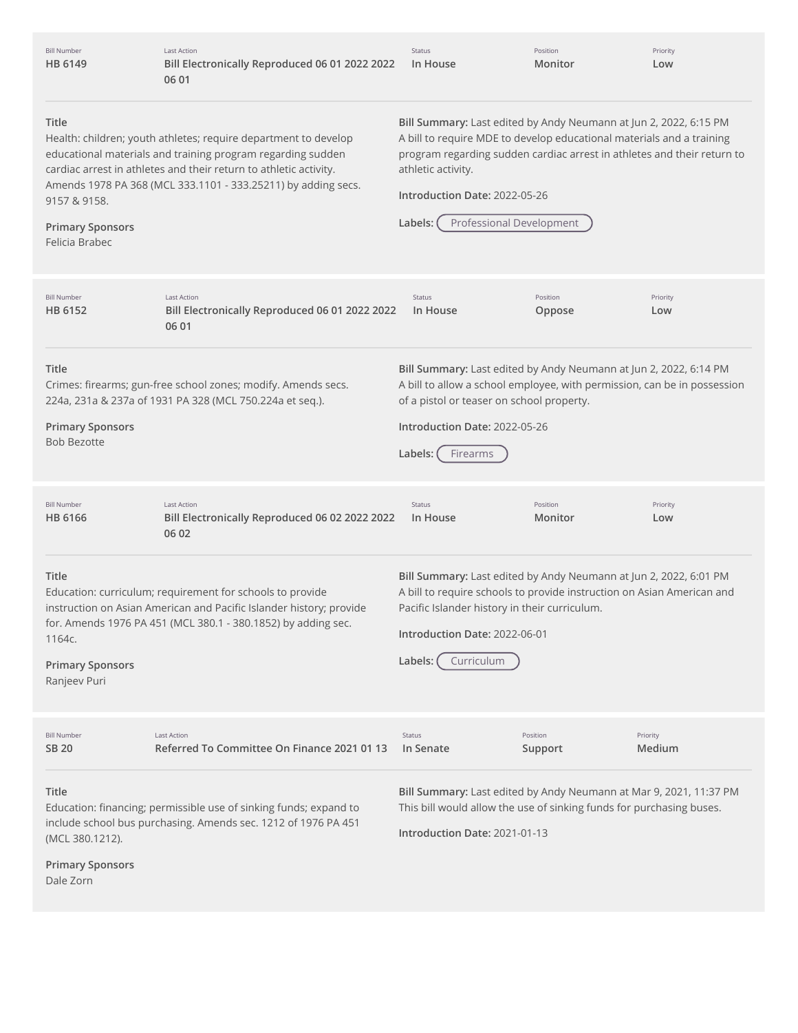| Bill Number | Last Action | Status | Position | Priority |
| --- | --- | --- | --- | --- |
| HB 6149 | Bill Electronically Reproduced 06 01 2022 2022 06 01 | In House | Monitor | Low |

**Title**
Health: children; youth athletes; require department to develop educational materials and training program regarding sudden cardiac arrest in athletes and their return to athletic activity. Amends 1978 PA 368 (MCL 333.1101 - 333.25211) by adding secs. 9157 & 9158.

**Primary Sponsors**
Felicia Brabec

**Bill Summary:** Last edited by Andy Neumann at Jun 2, 2022, 6:15 PM
A bill to require MDE to develop educational materials and a training program regarding sudden cardiac arrest in athletes and their return to athletic activity.

**Introduction Date:** 2022-05-26

**Labels:** Professional Development

---

| Bill Number | Last Action | Status | Position | Priority |
| --- | --- | --- | --- | --- |
| HB 6152 | Bill Electronically Reproduced 06 01 2022 2022 06 01 | In House | Oppose | Low |

**Title**
Crimes: firearms; gun-free school zones; modify. Amends secs. 224a, 231a & 237a of 1931 PA 328 (MCL 750.224a et seq.).

**Primary Sponsors**
Bob Bezotte

**Bill Summary:** Last edited by Andy Neumann at Jun 2, 2022, 6:14 PM
A bill to allow a school employee, with permission, can be in possession of a pistol or teaser on school property.

**Introduction Date:** 2022-05-26

**Labels:** Firearms

---

| Bill Number | Last Action | Status | Position | Priority |
| --- | --- | --- | --- | --- |
| HB 6166 | Bill Electronically Reproduced 06 02 2022 2022 06 02 | In House | Monitor | Low |

**Title**
Education: curriculum; requirement for schools to provide instruction on Asian American and Pacific Islander history; provide for. Amends 1976 PA 451 (MCL 380.1 - 380.1852) by adding sec. 1164c.

**Primary Sponsors**
Ranjeev Puri

**Bill Summary:** Last edited by Andy Neumann at Jun 2, 2022, 6:01 PM
A bill to require schools to provide instruction on Asian American and Pacific Islander history in their curriculum.

**Introduction Date:** 2022-06-01

**Labels:** Curriculum

---

| Bill Number | Last Action | Status | Position | Priority |
| --- | --- | --- | --- | --- |
| SB 20 | Referred To Committee On Finance 2021 01 13 | In Senate | Support | Medium |

**Title**
Education: financing; permissible use of sinking funds; expand to include school bus purchasing. Amends sec. 1212 of 1976 PA 451 (MCL 380.1212).

**Primary Sponsors**
Dale Zorn

**Bill Summary:** Last edited by Andy Neumann at Mar 9, 2021, 11:37 PM
This bill would allow the use of sinking funds for purchasing buses.

**Introduction Date:** 2021-01-13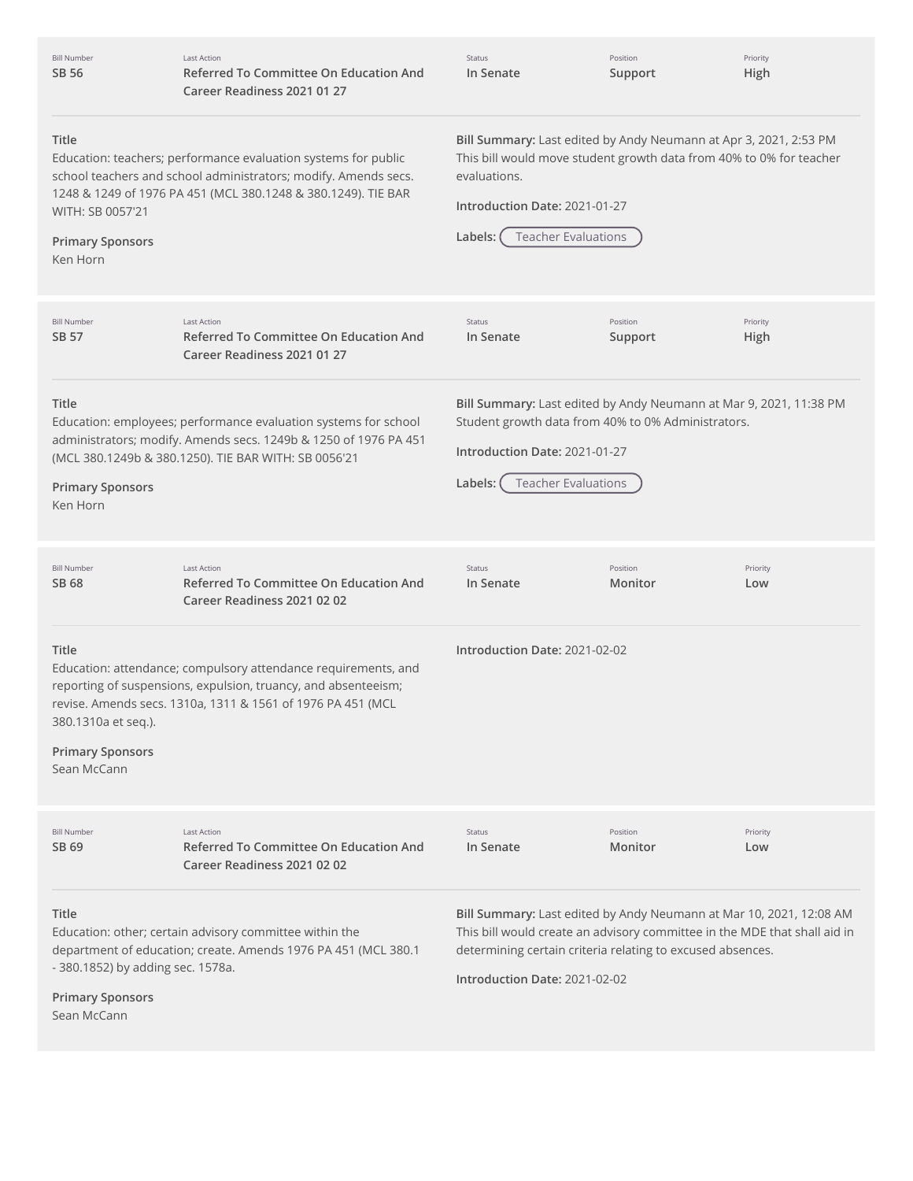| Bill Number | Last Action | Status | Position | Priority |
| --- | --- | --- | --- | --- |
| SB 56 | Referred To Committee On Education And Career Readiness 2021 01 27 | In Senate | Support | High |

**Title**
Education: teachers; performance evaluation systems for public school teachers and school administrators; modify. Amends secs. 1248 & 1249 of 1976 PA 451 (MCL 380.1248 & 380.1249). TIE BAR WITH: SB 0057'21

**Primary Sponsors**
Ken Horn

**Bill Summary:** Last edited by Andy Neumann at Apr 3, 2021, 2:53 PM
This bill would move student growth data from 40% to 0% for teacher evaluations.

**Introduction Date:** 2021-01-27

**Labels:** Teacher Evaluations

---

| Bill Number | Last Action | Status | Position | Priority |
| --- | --- | --- | --- | --- |
| SB 57 | Referred To Committee On Education And Career Readiness 2021 01 27 | In Senate | Support | High |

**Title**
Education: employees; performance evaluation systems for school administrators; modify. Amends secs. 1249b & 1250 of 1976 PA 451 (MCL 380.1249b & 380.1250). TIE BAR WITH: SB 0056'21

**Primary Sponsors**
Ken Horn

**Bill Summary:** Last edited by Andy Neumann at Mar 9, 2021, 11:38 PM
Student growth data from 40% to 0% Administrators.

**Introduction Date:** 2021-01-27

**Labels:** Teacher Evaluations

---

| Bill Number | Last Action | Status | Position | Priority |
| --- | --- | --- | --- | --- |
| SB 68 | Referred To Committee On Education And Career Readiness 2021 02 02 | In Senate | Monitor | Low |

**Title**
Education: attendance; compulsory attendance requirements, and reporting of suspensions, expulsion, truancy, and absenteeism; revise. Amends secs. 1310a, 1311 & 1561 of 1976 PA 451 (MCL 380.1310a et seq.).

**Primary Sponsors**
Sean McCann

**Introduction Date:** 2021-02-02

---

| Bill Number | Last Action | Status | Position | Priority |
| --- | --- | --- | --- | --- |
| SB 69 | Referred To Committee On Education And Career Readiness 2021 02 02 | In Senate | Monitor | Low |

**Title**
Education: other; certain advisory committee within the department of education; create. Amends 1976 PA 451 (MCL 380.1 - 380.1852) by adding sec. 1578a.

**Primary Sponsors**
Sean McCann

**Bill Summary:** Last edited by Andy Neumann at Mar 10, 2021, 12:08 AM
This bill would create an advisory committee in the MDE that shall aid in determining certain criteria relating to excused absences.

**Introduction Date:** 2021-02-02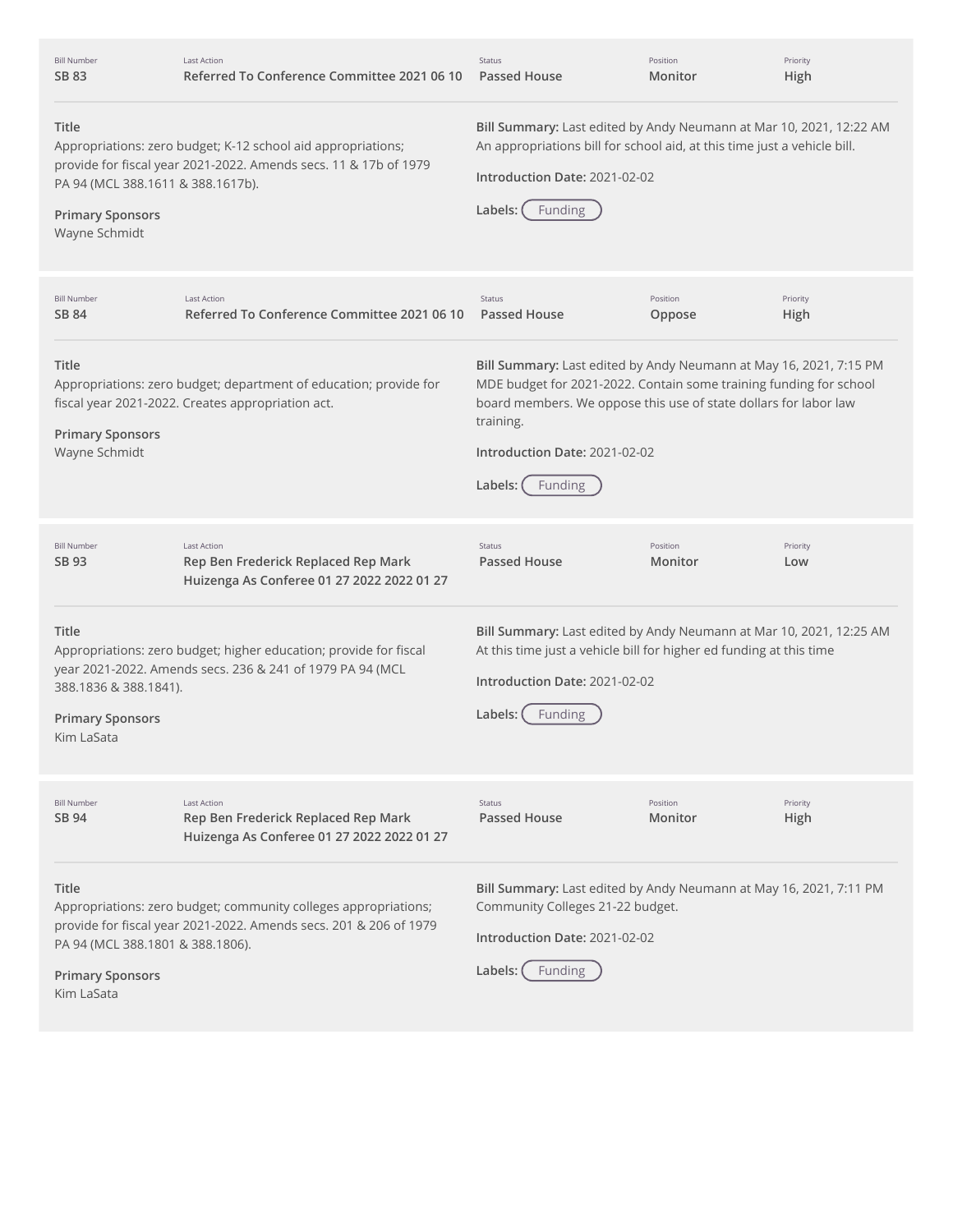| Bill Number | Last Action | Status | Position | Priority |
|---|---|---|---|---|
| **SB 83** | **Referred To Conference Committee 2021 06 10** | **Passed House** | **Monitor** | **High** |

**Title**
Appropriations: zero budget; K-12 school aid appropriations; provide for fiscal year 2021-2022. Amends secs. 11 & 17b of 1979 PA 94 (MCL 388.1611 & 388.1617b).

**Primary Sponsors**
Wayne Schmidt

**Bill Summary:** Last edited by Andy Neumann at Mar 10, 2021, 12:22 AM
An appropriations bill for school aid, at this time just a vehicle bill.

**Introduction Date:** 2021-02-02

**Labels:** Funding

---

| Bill Number | Last Action | Status | Position | Priority |
|---|---|---|---|---|
| **SB 84** | **Referred To Conference Committee 2021 06 10** | **Passed House** | **Oppose** | **High** |

**Title**
Appropriations: zero budget; department of education; provide for fiscal year 2021-2022. Creates appropriation act.

**Primary Sponsors**
Wayne Schmidt

**Bill Summary:** Last edited by Andy Neumann at May 16, 2021, 7:15 PM
MDE budget for 2021-2022. Contain some training funding for school board members. We oppose this use of state dollars for labor law training.

**Introduction Date:** 2021-02-02

**Labels:** Funding

---

| Bill Number | Last Action | Status | Position | Priority |
|---|---|---|---|---|
| **SB 93** | **Rep Ben Frederick Replaced Rep Mark Huizenga As Conferee 01 27 2022 2022 01 27** | **Passed House** | **Monitor** | **Low** |

**Title**
Appropriations: zero budget; higher education; provide for fiscal year 2021-2022. Amends secs. 236 & 241 of 1979 PA 94 (MCL 388.1836 & 388.1841).

**Primary Sponsors**
Kim LaSata

**Bill Summary:** Last edited by Andy Neumann at Mar 10, 2021, 12:25 AM
At this time just a vehicle bill for higher ed funding at this time

**Introduction Date:** 2021-02-02

**Labels:** Funding

---

| Bill Number | Last Action | Status | Position | Priority |
|---|---|---|---|---|
| **SB 94** | **Rep Ben Frederick Replaced Rep Mark Huizenga As Conferee 01 27 2022 2022 01 27** | **Passed House** | **Monitor** | **High** |

**Title**
Appropriations: zero budget; community colleges appropriations; provide for fiscal year 2021-2022. Amends secs. 201 & 206 of 1979 PA 94 (MCL 388.1801 & 388.1806).

**Primary Sponsors**
Kim LaSata

**Bill Summary:** Last edited by Andy Neumann at May 16, 2021, 7:11 PM
Community Colleges 21-22 budget.

**Introduction Date:** 2021-02-02

**Labels:** Funding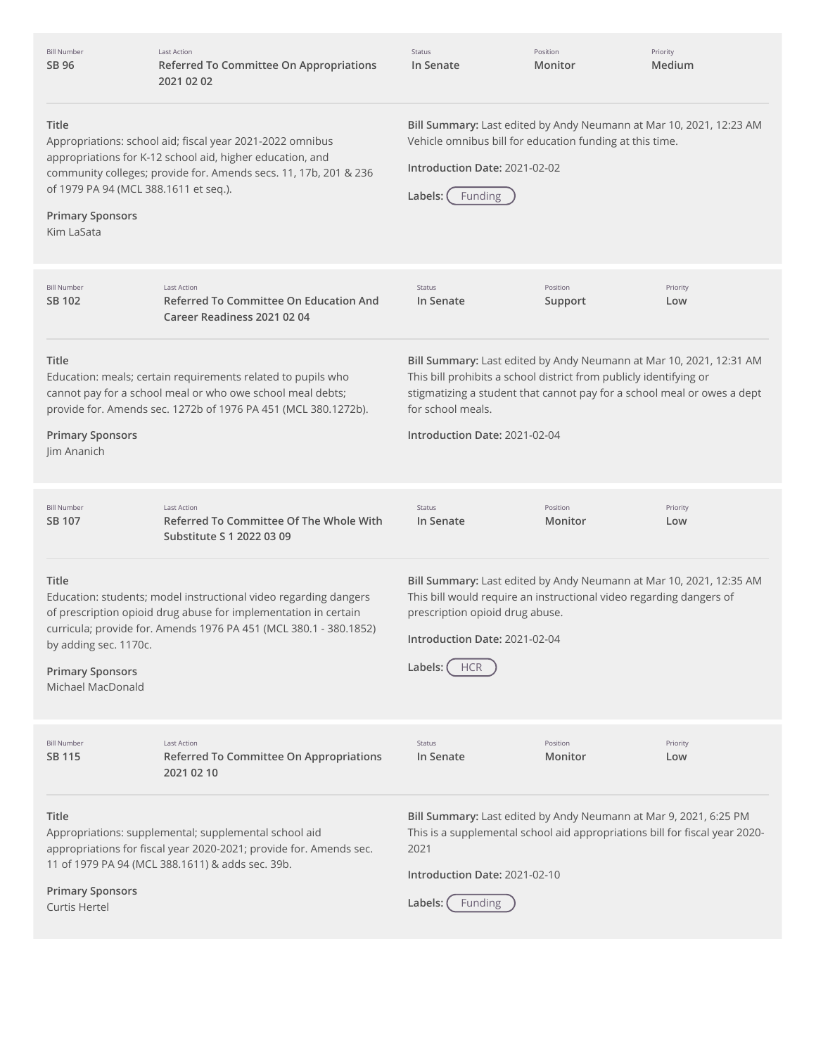| Bill Number | Last Action | Status | Position | Priority |
|---|---|---|---|---|
| SB 96 | Referred To Committee On Appropriations 2021 02 02 | In Senate | Monitor | Medium |

**Title**
Appropriations: school aid; fiscal year 2021-2022 omnibus appropriations for K-12 school aid, higher education, and community colleges; provide for. Amends secs. 11, 17b, 201 & 236 of 1979 PA 94 (MCL 388.1611 et seq.).

**Primary Sponsors**
Kim LaSata

**Bill Summary:** Last edited by Andy Neumann at Mar 10, 2021, 12:23 AM
Vehicle omnibus bill for education funding at this time.

**Introduction Date:** 2021-02-02

**Labels:** Funding

---

| Bill Number | Last Action | Status | Position | Priority |
|---|---|---|---|---|
| SB 102 | Referred To Committee On Education And Career Readiness 2021 02 04 | In Senate | Support | Low |

**Title**
Education: meals; certain requirements related to pupils who cannot pay for a school meal or who owe school meal debts; provide for. Amends sec. 1272b of 1976 PA 451 (MCL 380.1272b).

**Primary Sponsors**
Jim Ananich

**Bill Summary:** Last edited by Andy Neumann at Mar 10, 2021, 12:31 AM
This bill prohibits a school district from publicly identifying or stigmatizing a student that cannot pay for a school meal or owes a dept for school meals.

**Introduction Date:** 2021-02-04

---

| Bill Number | Last Action | Status | Position | Priority |
|---|---|---|---|---|
| SB 107 | Referred To Committee Of The Whole With Substitute S 1 2022 03 09 | In Senate | Monitor | Low |

**Title**
Education: students; model instructional video regarding dangers of prescription opioid drug abuse for implementation in certain curricula; provide for. Amends 1976 PA 451 (MCL 380.1 - 380.1852) by adding sec. 1170c.

**Primary Sponsors**
Michael MacDonald

**Bill Summary:** Last edited by Andy Neumann at Mar 10, 2021, 12:35 AM
This bill would require an instructional video regarding dangers of prescription opioid drug abuse.

**Introduction Date:** 2021-02-04

**Labels:** HCR

---

| Bill Number | Last Action | Status | Position | Priority |
|---|---|---|---|---|
| SB 115 | Referred To Committee On Appropriations 2021 02 10 | In Senate | Monitor | Low |

**Title**
Appropriations: supplemental; supplemental school aid appropriations for fiscal year 2020-2021; provide for. Amends sec. 11 of 1979 PA 94 (MCL 388.1611) & adds sec. 39b.

**Primary Sponsors**
Curtis Hertel

**Bill Summary:** Last edited by Andy Neumann at Mar 9, 2021, 6:25 PM
This is a supplemental school aid appropriations bill for fiscal year 2020-2021

**Introduction Date:** 2021-02-10

**Labels:** Funding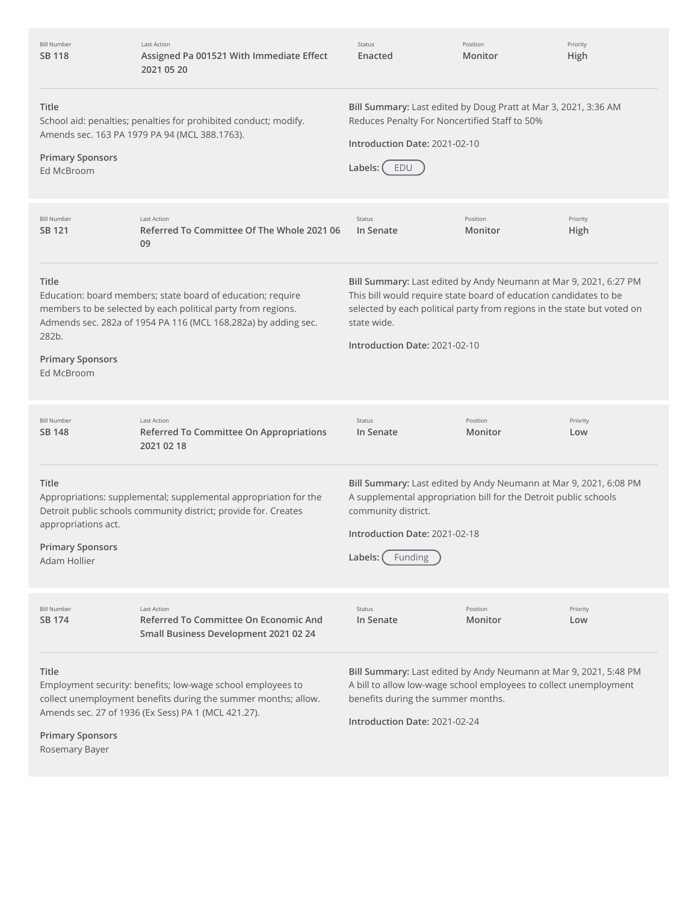| Bill Number | Last Action | Status | Position | Priority |
|---|---|---|---|---|
| SB 118 | Assigned Pa 001521 With Immediate Effect 2021 05 20 | Enacted | Monitor | High |

**Title**
School aid: penalties; penalties for prohibited conduct; modify. Amends sec. 163 PA 1979 PA 94 (MCL 388.1763).

**Primary Sponsors**
Ed McBroom

**Bill Summary:** Last edited by Doug Pratt at Mar 3, 2021, 3:36 AM
Reduces Penalty For Noncertified Staff to 50%

**Introduction Date:** 2021-02-10

**Labels:** EDU

---

| Bill Number | Last Action | Status | Position | Priority |
|---|---|---|---|---|
| SB 121 | Referred To Committee Of The Whole 2021 06 09 | In Senate | Monitor | High |

**Title**
Education: board members; state board of education; require members to be selected by each political party from regions. Admends sec. 282a of 1954 PA 116 (MCL 168.282a) by adding sec. 282b.

**Primary Sponsors**
Ed McBroom

**Bill Summary:** Last edited by Andy Neumann at Mar 9, 2021, 6:27 PM
This bill would require state board of education candidates to be selected by each political party from regions in the state but voted on state wide.

**Introduction Date:** 2021-02-10

---

| Bill Number | Last Action | Status | Position | Priority |
|---|---|---|---|---|
| SB 148 | Referred To Committee On Appropriations 2021 02 18 | In Senate | Monitor | Low |

**Title**
Appropriations: supplemental; supplemental appropriation for the Detroit public schools community district; provide for. Creates appropriations act.

**Primary Sponsors**
Adam Hollier

**Bill Summary:** Last edited by Andy Neumann at Mar 9, 2021, 6:08 PM
A supplemental appropriation bill for the Detroit public schools community district.

**Introduction Date:** 2021-02-18

**Labels:** Funding

---

| Bill Number | Last Action | Status | Position | Priority |
|---|---|---|---|---|
| SB 174 | Referred To Committee On Economic And Small Business Development 2021 02 24 | In Senate | Monitor | Low |

**Title**
Employment security: benefits; low-wage school employees to collect unemployment benefits during the summer months; allow. Amends sec. 27 of 1936 (Ex Sess) PA 1 (MCL 421.27).

**Primary Sponsors**
Rosemary Bayer

**Bill Summary:** Last edited by Andy Neumann at Mar 9, 2021, 5:48 PM
A bill to allow low-wage school employees to collect unemployment benefits during the summer months.

**Introduction Date:** 2021-02-24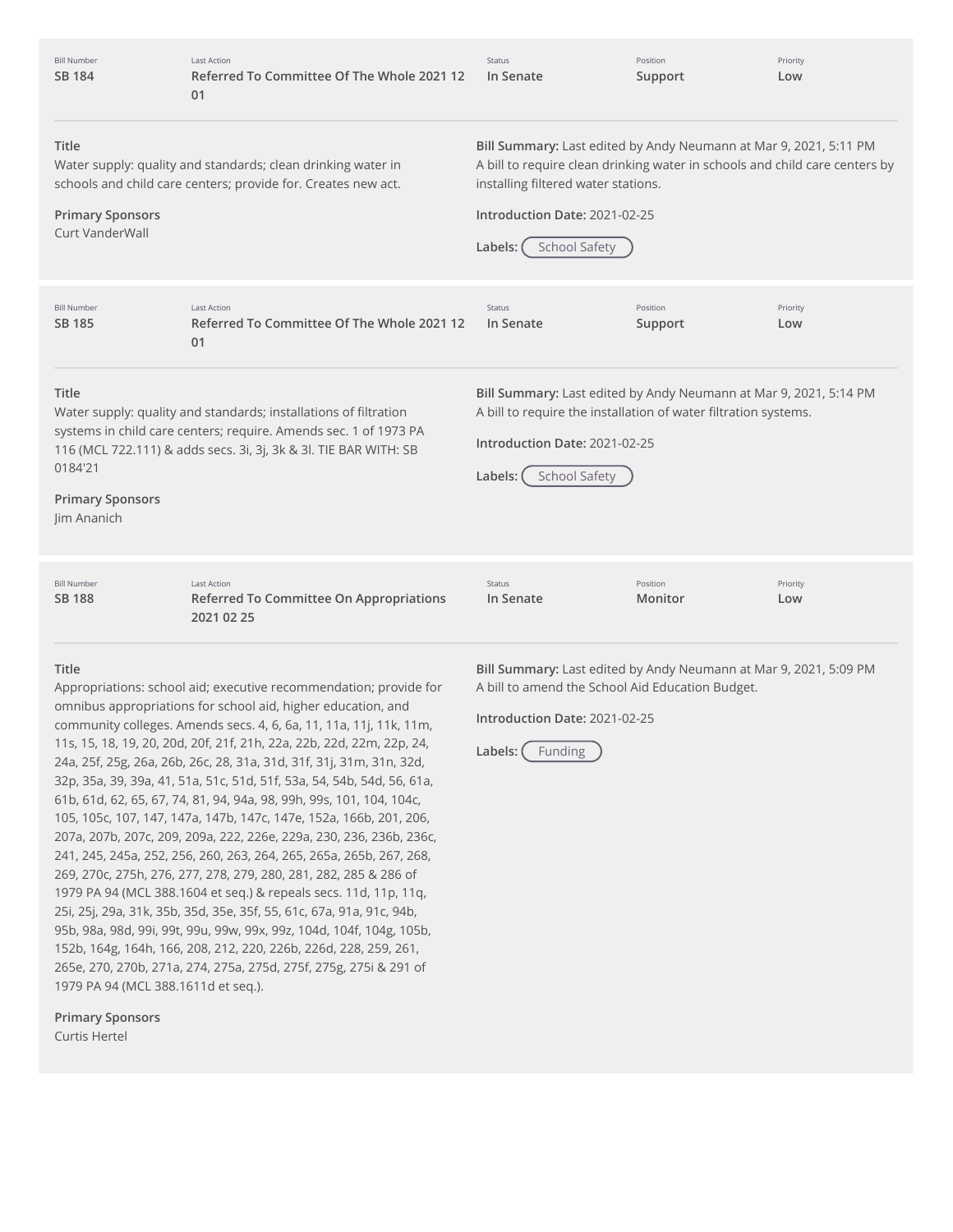| Bill Number | Last Action | Status | Position | Priority |
| --- | --- | --- | --- | --- |
| SB 184 | Referred To Committee Of The Whole 2021 12 01 | In Senate | Support | Low |

**Title**
Water supply: quality and standards; clean drinking water in schools and child care centers; provide for. Creates new act.

**Primary Sponsors**
Curt VanderWall

**Bill Summary:** Last edited by Andy Neumann at Mar 9, 2021, 5:11 PM
A bill to require clean drinking water in schools and child care centers by installing filtered water stations.

**Introduction Date:** 2021-02-25

**Labels:** School Safety

---

| Bill Number | Last Action | Status | Position | Priority |
| --- | --- | --- | --- | --- |
| SB 185 | Referred To Committee Of The Whole 2021 12 01 | In Senate | Support | Low |

**Title**
Water supply: quality and standards; installations of filtration systems in child care centers; require. Amends sec. 1 of 1973 PA 116 (MCL 722.111) & adds secs. 3i, 3j, 3k & 3l. TIE BAR WITH: SB 0184'21

**Primary Sponsors**
Jim Ananich

**Bill Summary:** Last edited by Andy Neumann at Mar 9, 2021, 5:14 PM
A bill to require the installation of water filtration systems.

**Introduction Date:** 2021-02-25

**Labels:** School Safety

---

| Bill Number | Last Action | Status | Position | Priority |
| --- | --- | --- | --- | --- |
| SB 188 | Referred To Committee On Appropriations 2021 02 25 | In Senate | Monitor | Low |

**Title**
Appropriations: school aid; executive recommendation; provide for omnibus appropriations for school aid, higher education, and community colleges. Amends secs. 4, 6, 6a, 11, 11a, 11j, 11k, 11m, 11s, 15, 18, 19, 20, 20d, 20f, 21f, 21h, 22a, 22b, 22d, 22m, 22p, 24, 24a, 25f, 25g, 26a, 26b, 26c, 28, 31a, 31d, 31f, 31j, 31m, 31n, 32d, 32p, 35a, 39, 39a, 41, 51a, 51c, 51d, 51f, 53a, 54, 54b, 54d, 56, 61a, 61b, 61d, 62, 65, 67, 74, 81, 94, 94a, 98, 99h, 99s, 101, 104, 104c, 105, 105c, 107, 147, 147a, 147b, 147c, 147e, 152a, 166b, 201, 206, 207a, 207b, 207c, 209, 209a, 222, 226e, 229a, 230, 236, 236b, 236c, 241, 245, 245a, 252, 256, 260, 263, 264, 265, 265a, 265b, 267, 268, 269, 270c, 275h, 276, 277, 278, 279, 280, 281, 282, 285 & 286 of 1979 PA 94 (MCL 388.1604 et seq.) & repeals secs. 11d, 11p, 11q, 25i, 25j, 29a, 31k, 35b, 35d, 35e, 35f, 55, 61c, 67a, 91a, 91c, 94b, 95b, 98a, 98d, 99i, 99t, 99u, 99w, 99x, 99z, 104d, 104f, 104g, 105b, 152b, 164g, 164h, 166, 208, 212, 220, 226b, 226d, 228, 259, 261, 265e, 270, 270b, 271a, 274, 275a, 275d, 275f, 275g, 275i & 291 of 1979 PA 94 (MCL 388.1611d et seq.).

**Primary Sponsors**
Curtis Hertel

**Bill Summary:** Last edited by Andy Neumann at Mar 9, 2021, 5:09 PM
A bill to amend the School Aid Education Budget.

**Introduction Date:** 2021-02-25

**Labels:** Funding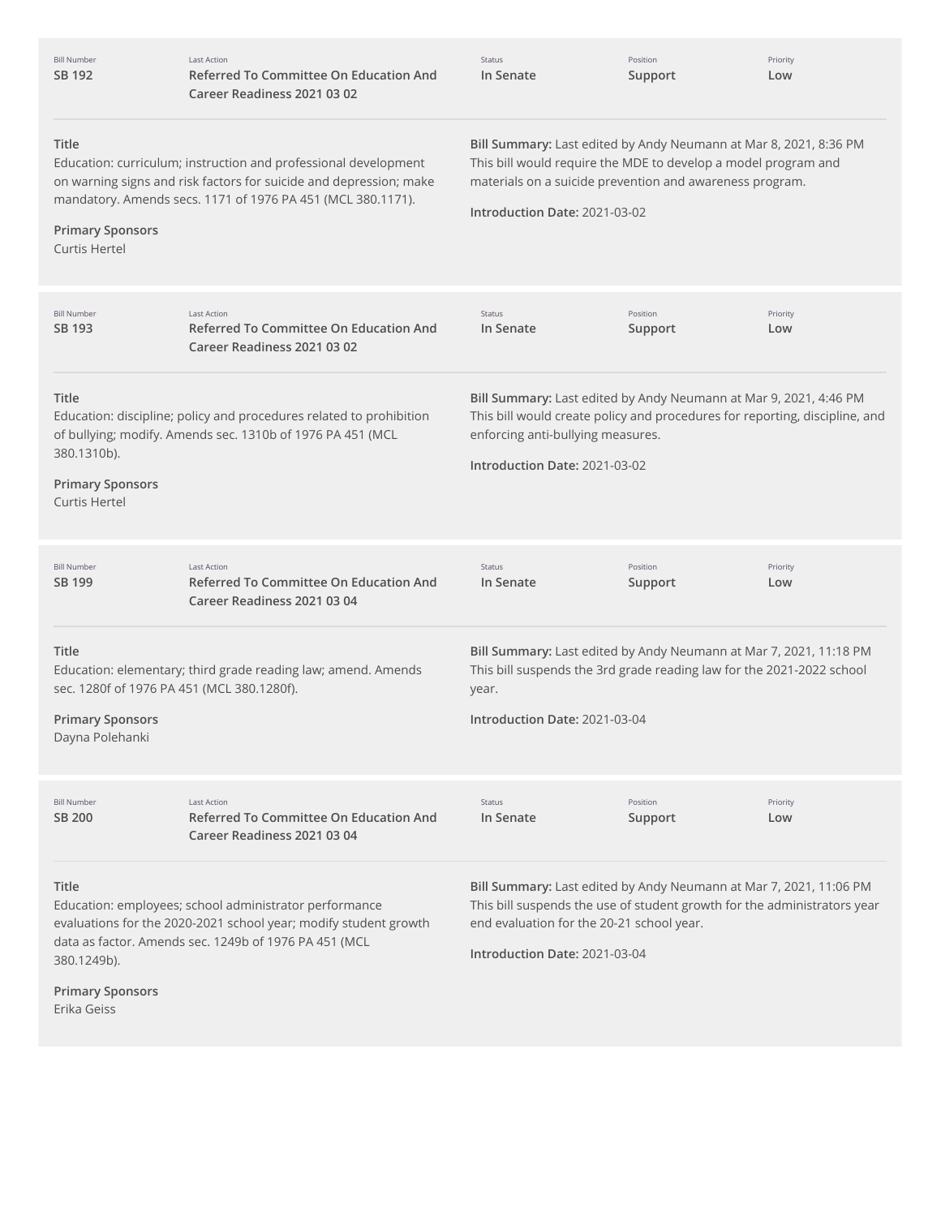| Bill Number | Last Action | Status | Position | Priority |
| --- | --- | --- | --- | --- |
| SB 192 | Referred To Committee On Education And Career Readiness 2021 03 02 | In Senate | Support | Low |

**Title**
Education: curriculum; instruction and professional development on warning signs and risk factors for suicide and depression; make mandatory. Amends secs. 1171 of 1976 PA 451 (MCL 380.1171).

**Primary Sponsors**
Curtis Hertel

**Bill Summary:** Last edited by Andy Neumann at Mar 8, 2021, 8:36 PM
This bill would require the MDE to develop a model program and materials on a suicide prevention and awareness program.

**Introduction Date:** 2021-03-02

| Bill Number | Last Action | Status | Position | Priority |
| --- | --- | --- | --- | --- |
| SB 193 | Referred To Committee On Education And Career Readiness 2021 03 02 | In Senate | Support | Low |

**Title**
Education: discipline; policy and procedures related to prohibition of bullying; modify. Amends sec. 1310b of 1976 PA 451 (MCL 380.1310b).

**Primary Sponsors**
Curtis Hertel

**Bill Summary:** Last edited by Andy Neumann at Mar 9, 2021, 4:46 PM
This bill would create policy and procedures for reporting, discipline, and enforcing anti-bullying measures.

**Introduction Date:** 2021-03-02

| Bill Number | Last Action | Status | Position | Priority |
| --- | --- | --- | --- | --- |
| SB 199 | Referred To Committee On Education And Career Readiness 2021 03 04 | In Senate | Support | Low |

**Title**
Education: elementary; third grade reading law; amend. Amends sec. 1280f of 1976 PA 451 (MCL 380.1280f).

**Primary Sponsors**
Dayna Polehanki

**Bill Summary:** Last edited by Andy Neumann at Mar 7, 2021, 11:18 PM
This bill suspends the 3rd grade reading law for the 2021-2022 school year.

**Introduction Date:** 2021-03-04

| Bill Number | Last Action | Status | Position | Priority |
| --- | --- | --- | --- | --- |
| SB 200 | Referred To Committee On Education And Career Readiness 2021 03 04 | In Senate | Support | Low |

**Title**
Education: employees; school administrator performance evaluations for the 2020-2021 school year; modify student growth data as factor. Amends sec. 1249b of 1976 PA 451 (MCL 380.1249b).

**Primary Sponsors**
Erika Geiss

**Bill Summary:** Last edited by Andy Neumann at Mar 7, 2021, 11:06 PM
This bill suspends the use of student growth for the administrators year end evaluation for the 20-21 school year.

**Introduction Date:** 2021-03-04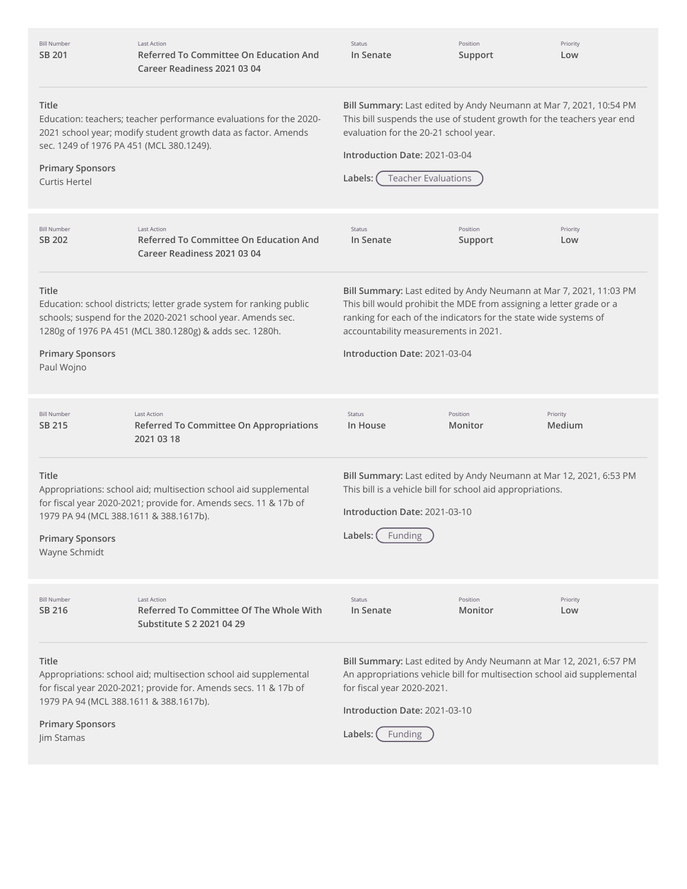| Bill Number | Last Action | Status | Position | Priority |
|---|---|---|---|---|
| SB 201 | Referred To Committee On Education And Career Readiness 2021 03 04 | In Senate | Support | Low |

**Title**
Education: teachers; teacher performance evaluations for the 2020-2021 school year; modify student growth data as factor. Amends sec. 1249 of 1976 PA 451 (MCL 380.1249).

**Primary Sponsors**
Curtis Hertel

**Bill Summary:** Last edited by Andy Neumann at Mar 7, 2021, 10:54 PM
This bill suspends the use of student growth for the teachers year end evaluation for the 20-21 school year.

**Introduction Date:** 2021-03-04

**Labels:** Teacher Evaluations

---

| Bill Number | Last Action | Status | Position | Priority |
|---|---|---|---|---|
| SB 202 | Referred To Committee On Education And Career Readiness 2021 03 04 | In Senate | Support | Low |

**Title**
Education: school districts; letter grade system for ranking public schools; suspend for the 2020-2021 school year. Amends sec. 1280g of 1976 PA 451 (MCL 380.1280g) & adds sec. 1280h.

**Primary Sponsors**
Paul Wojno

**Bill Summary:** Last edited by Andy Neumann at Mar 7, 2021, 11:03 PM
This bill would prohibit the MDE from assigning a letter grade or a ranking for each of the indicators for the state wide systems of accountability measurements in 2021.

**Introduction Date:** 2021-03-04

---

| Bill Number | Last Action | Status | Position | Priority |
|---|---|---|---|---|
| SB 215 | Referred To Committee On Appropriations 2021 03 18 | In House | Monitor | Medium |

**Title**
Appropriations: school aid; multisection school aid supplemental for fiscal year 2020-2021; provide for. Amends secs. 11 & 17b of 1979 PA 94 (MCL 388.1611 & 388.1617b).

**Primary Sponsors**
Wayne Schmidt

**Bill Summary:** Last edited by Andy Neumann at Mar 12, 2021, 6:53 PM
This bill is a vehicle bill for school aid appropriations.

**Introduction Date:** 2021-03-10

**Labels:** Funding

---

| Bill Number | Last Action | Status | Position | Priority |
|---|---|---|---|---|
| SB 216 | Referred To Committee Of The Whole With Substitute S 2 2021 04 29 | In Senate | Monitor | Low |

**Title**
Appropriations: school aid; multisection school aid supplemental for fiscal year 2020-2021; provide for. Amends secs. 11 & 17b of 1979 PA 94 (MCL 388.1611 & 388.1617b).

**Primary Sponsors**
Jim Stamas

**Bill Summary:** Last edited by Andy Neumann at Mar 12, 2021, 6:57 PM
An appropriations vehicle bill for multisection school aid supplemental for fiscal year 2020-2021.

**Introduction Date:** 2021-03-10

**Labels:** Funding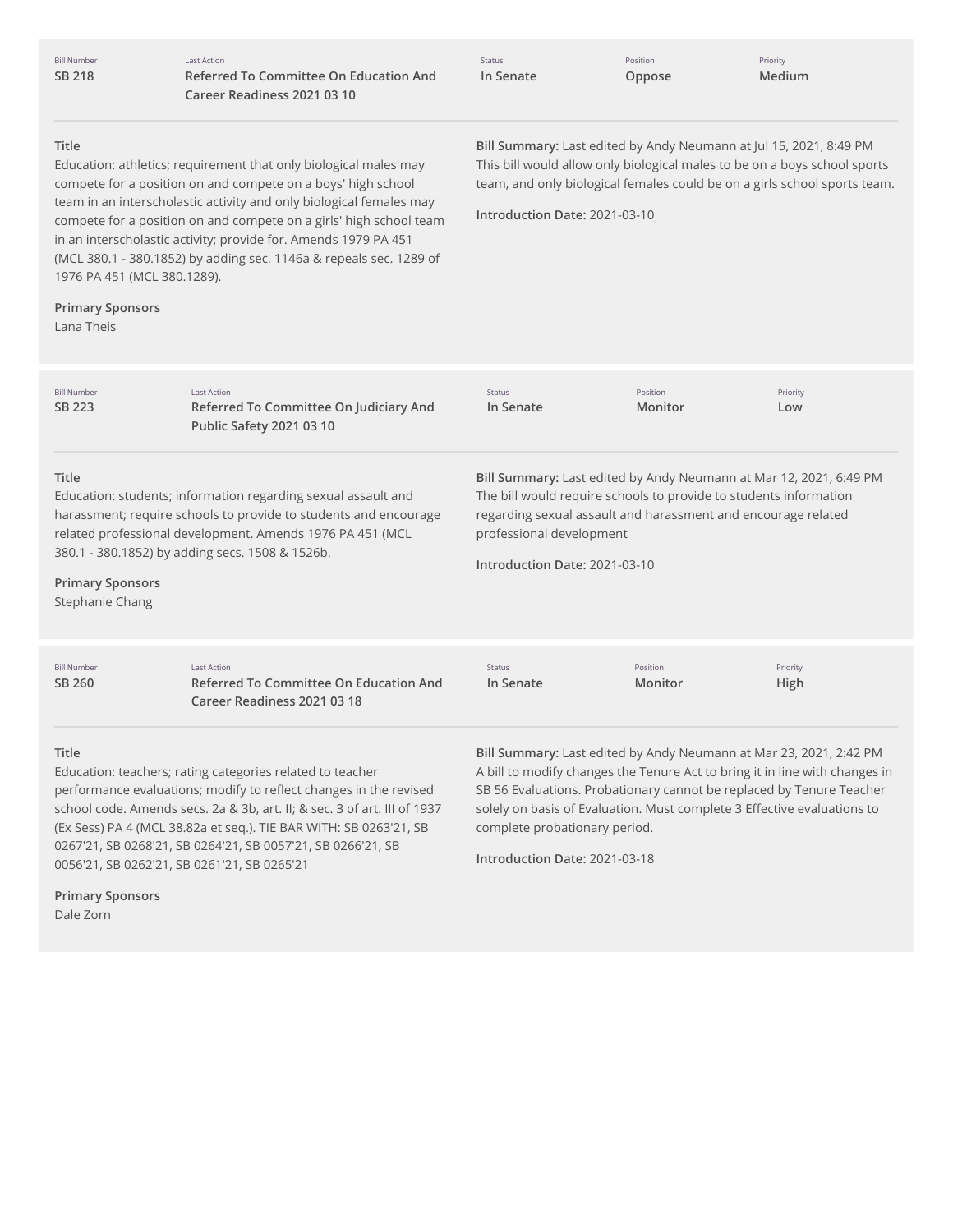| Bill Number | Last Action | Status | Position | Priority |
|---|---|---|---|---|
| SB 218 | Referred To Committee On Education And Career Readiness 2021 03 10 | In Senate | Oppose | Medium |

**Title**
Education: athletics; requirement that only biological males may compete for a position on and compete on a boys' high school team in an interscholastic activity and only biological females may compete for a position on and compete on a girls' high school team in an interscholastic activity; provide for. Amends 1979 PA 451 (MCL 380.1 - 380.1852) by adding sec. 1146a & repeals sec. 1289 of 1976 PA 451 (MCL 380.1289).

**Primary Sponsors**
Lana Theis

**Bill Summary:** Last edited by Andy Neumann at Jul 15, 2021, 8:49 PM
This bill would allow only biological males to be on a boys school sports team, and only biological females could be on a girls school sports team.

**Introduction Date:** 2021-03-10

| Bill Number | Last Action | Status | Position | Priority |
|---|---|---|---|---|
| SB 223 | Referred To Committee On Judiciary And Public Safety 2021 03 10 | In Senate | Monitor | Low |

**Title**
Education: students; information regarding sexual assault and harassment; require schools to provide to students and encourage related professional development. Amends 1976 PA 451 (MCL 380.1 - 380.1852) by adding secs. 1508 & 1526b.

**Primary Sponsors**
Stephanie Chang

**Bill Summary:** Last edited by Andy Neumann at Mar 12, 2021, 6:49 PM
The bill would require schools to provide to students information regarding sexual assault and harassment and encourage related professional development

**Introduction Date:** 2021-03-10

| Bill Number | Last Action | Status | Position | Priority |
|---|---|---|---|---|
| SB 260 | Referred To Committee On Education And Career Readiness 2021 03 18 | In Senate | Monitor | High |

**Title**
Education: teachers; rating categories related to teacher performance evaluations; modify to reflect changes in the revised school code. Amends secs. 2a & 3b, art. II; & sec. 3 of art. III of 1937 (Ex Sess) PA 4 (MCL 38.82a et seq.). TIE BAR WITH: SB 0263'21, SB 0267'21, SB 0268'21, SB 0264'21, SB 0057'21, SB 0266'21, SB 0056'21, SB 0262'21, SB 0261'21, SB 0265'21

**Primary Sponsors**
Dale Zorn

**Bill Summary:** Last edited by Andy Neumann at Mar 23, 2021, 2:42 PM
A bill to modify changes the Tenure Act to bring it in line with changes in SB 56 Evaluations. Probationary cannot be replaced by Tenure Teacher solely on basis of Evaluation. Must complete 3 Effective evaluations to complete probationary period.

**Introduction Date:** 2021-03-18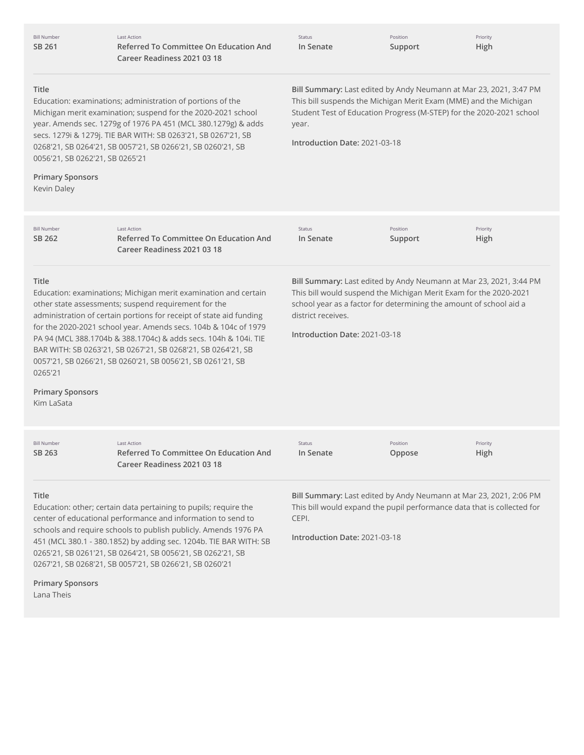| Bill Number | Last Action | Status | Position | Priority |
| --- | --- | --- | --- | --- |
| **SB 261** | **Referred To Committee On Education And Career Readiness 2021 03 18** | **In Senate** | **Support** | **High** |

**Title**
Education: examinations; administration of portions of the Michigan merit examination; suspend for the 2020-2021 school year. Amends sec. 1279g of 1976 PA 451 (MCL 380.1279g) & adds secs. 1279i & 1279j. TIE BAR WITH: SB 0263'21, SB 0267'21, SB 0268'21, SB 0264'21, SB 0057'21, SB 0266'21, SB 0260'21, SB 0056'21, SB 0262'21, SB 0265'21

**Primary Sponsors**
Kevin Daley

**Bill Summary:** Last edited by Andy Neumann at Mar 23, 2021, 3:47 PM
This bill suspends the Michigan Merit Exam (MME) and the Michigan Student Test of Education Progress (M-STEP) for the 2020-2021 school year.

**Introduction Date:** 2021-03-18

| Bill Number | Last Action | Status | Position | Priority |
| --- | --- | --- | --- | --- |
| **SB 262** | **Referred To Committee On Education And Career Readiness 2021 03 18** | **In Senate** | **Support** | **High** |

**Title**
Education: examinations; Michigan merit examination and certain other state assessments; suspend requirement for the administration of certain portions for receipt of state aid funding for the 2020-2021 school year. Amends secs. 104b & 104c of 1979 PA 94 (MCL 388.1704b & 388.1704c) & adds secs. 104h & 104i. TIE BAR WITH: SB 0263'21, SB 0267'21, SB 0268'21, SB 0264'21, SB 0057'21, SB 0266'21, SB 0260'21, SB 0056'21, SB 0261'21, SB 0265'21

**Primary Sponsors**
Kim LaSata

**Bill Summary:** Last edited by Andy Neumann at Mar 23, 2021, 3:44 PM
This bill would suspend the Michigan Merit Exam for the 2020-2021 school year as a factor for determining the amount of school aid a district receives.

**Introduction Date:** 2021-03-18

| Bill Number | Last Action | Status | Position | Priority |
| --- | --- | --- | --- | --- |
| **SB 263** | **Referred To Committee On Education And Career Readiness 2021 03 18** | **In Senate** | **Oppose** | **High** |

**Title**
Education: other; certain data pertaining to pupils; require the center of educational performance and information to send to schools and require schools to publish publicly. Amends 1976 PA 451 (MCL 380.1 - 380.1852) by adding sec. 1204b. TIE BAR WITH: SB 0265'21, SB 0261'21, SB 0264'21, SB 0056'21, SB 0262'21, SB 0267'21, SB 0268'21, SB 0057'21, SB 0266'21, SB 0260'21

**Primary Sponsors**
Lana Theis

**Bill Summary:** Last edited by Andy Neumann at Mar 23, 2021, 2:06 PM
This bill would expand the pupil performance data that is collected for CEPI.

**Introduction Date:** 2021-03-18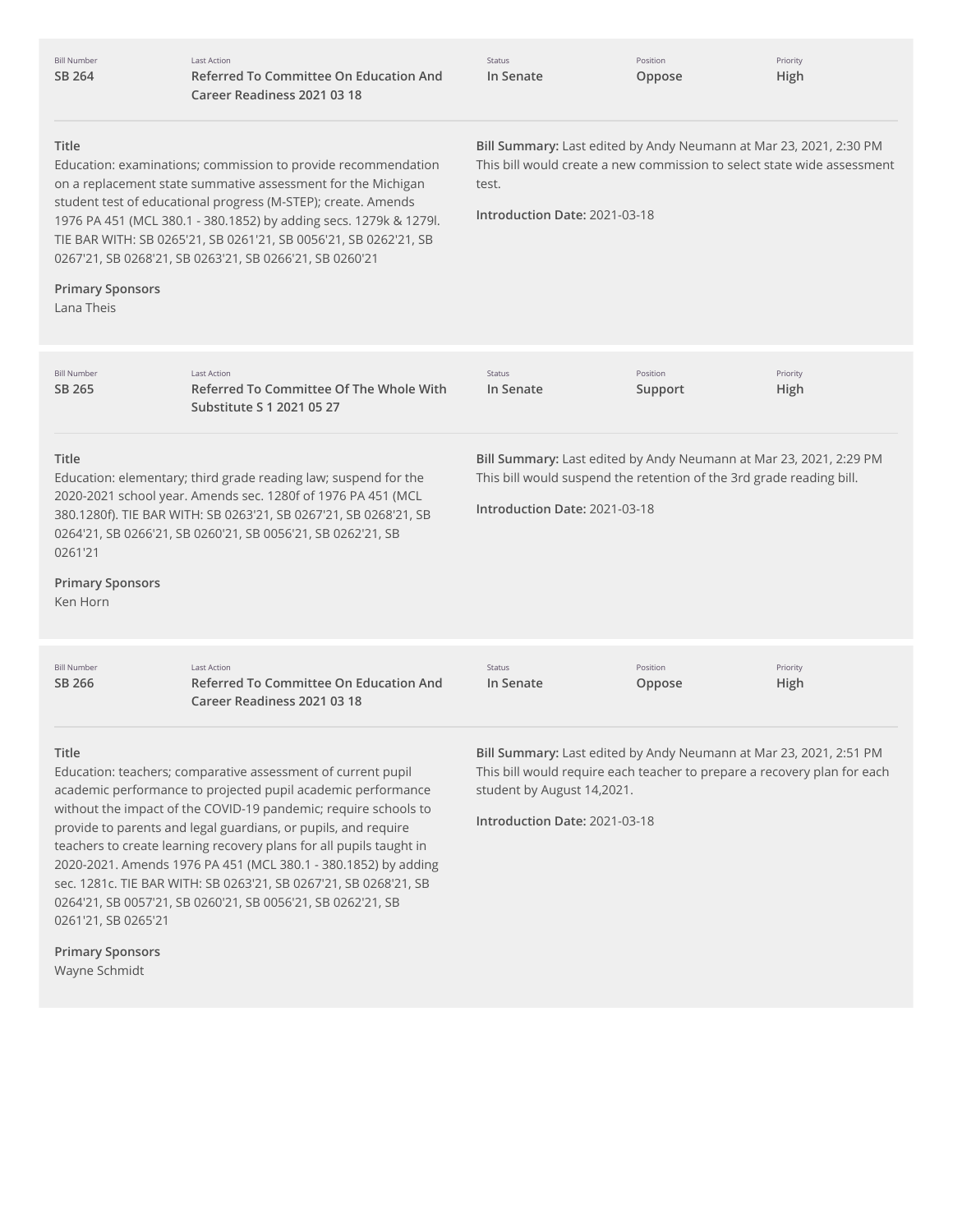| Bill Number | Last Action | Status | Position | Priority |
|---|---|---|---|---|
| SB 264 | Referred To Committee On Education And Career Readiness 2021 03 18 | In Senate | Oppose | High |

**Title**

Education: examinations; commission to provide recommendation on a replacement state summative assessment for the Michigan student test of educational progress (M-STEP); create. Amends 1976 PA 451 (MCL 380.1 - 380.1852) by adding secs. 1279k & 1279l. TIE BAR WITH: SB 0265'21, SB 0261'21, SB 0056'21, SB 0262'21, SB 0267'21, SB 0268'21, SB 0263'21, SB 0266'21, SB 0260'21

**Primary Sponsors**

Lana Theis

**Bill Summary:** Last edited by Andy Neumann at Mar 23, 2021, 2:30 PM
This bill would create a new commission to select state wide assessment test.

**Introduction Date:** 2021-03-18

| Bill Number | Last Action | Status | Position | Priority |
|---|---|---|---|---|
| SB 265 | Referred To Committee Of The Whole With Substitute S 1 2021 05 27 | In Senate | Support | High |

**Title**

Education: elementary; third grade reading law; suspend for the 2020-2021 school year. Amends sec. 1280f of 1976 PA 451 (MCL 380.1280f). TIE BAR WITH: SB 0263'21, SB 0267'21, SB 0268'21, SB 0264'21, SB 0266'21, SB 0260'21, SB 0056'21, SB 0262'21, SB 0261'21

**Primary Sponsors**

Ken Horn

**Bill Summary:** Last edited by Andy Neumann at Mar 23, 2021, 2:29 PM
This bill would suspend the retention of the 3rd grade reading bill.

**Introduction Date:** 2021-03-18

| Bill Number | Last Action | Status | Position | Priority |
|---|---|---|---|---|
| SB 266 | Referred To Committee On Education And Career Readiness 2021 03 18 | In Senate | Oppose | High |

**Title**

Education: teachers; comparative assessment of current pupil academic performance to projected pupil academic performance without the impact of the COVID-19 pandemic; require schools to provide to parents and legal guardians, or pupils, and require teachers to create learning recovery plans for all pupils taught in 2020-2021. Amends 1976 PA 451 (MCL 380.1 - 380.1852) by adding sec. 1281c. TIE BAR WITH: SB 0263'21, SB 0267'21, SB 0268'21, SB 0264'21, SB 0057'21, SB 0260'21, SB 0056'21, SB 0262'21, SB 0261'21, SB 0265'21

**Primary Sponsors**

Wayne Schmidt

**Bill Summary:** Last edited by Andy Neumann at Mar 23, 2021, 2:51 PM
This bill would require each teacher to prepare a recovery plan for each student by August 14,2021.

**Introduction Date:** 2021-03-18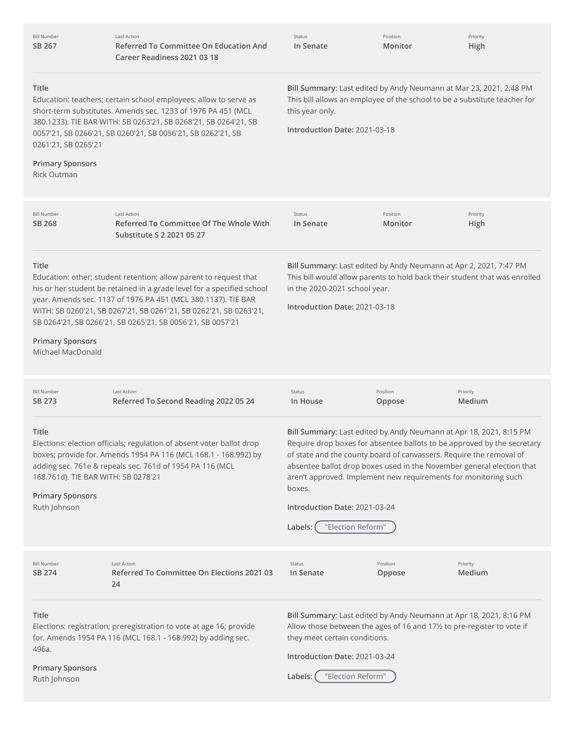| Bill Number | Last Action | Status | Position | Priority |
| --- | --- | --- | --- | --- |
| SB 267 | Referred To Committee On Education And Career Readiness 2021 03 18 | In Senate | Monitor | High |

**Title**
Education: teachers; certain school employees; allow to serve as short-term substitutes. Amends sec. 1233 of 1976 PA 451 (MCL 380.1233). TIE BAR WITH: SB 0263'21, SB 0268'21, SB 0264'21, SB 0057'21, SB 0266'21, SB 0260'21, SB 0056'21, SB 0262'21, SB 0261'21, SB 0265'21

**Primary Sponsors**
Rick Outman

**Bill Summary:** Last edited by Andy Neumann at Mar 23, 2021, 2:48 PM
This bill allows an employee of the school to be a substitute teacher for this year only.

**Introduction Date:** 2021-03-18

| Bill Number | Last Action | Status | Position | Priority |
| --- | --- | --- | --- | --- |
| SB 268 | Referred To Committee Of The Whole With Substitute S 2 2021 05 27 | In Senate | Monitor | High |

**Title**
Education: other; student retention; allow parent to request that his or her student be retained in a grade level for a specified school year. Amends sec. 1137 of 1976 PA 451 (MCL 380.1137). TIE BAR WITH: SB 0260'21, SB 0267'21, SB 0261'21, SB 0262'21, SB 0263'21, SB 0264'21, SB 0266'21, SB 0265'21, SB 0056'21, SB 0057'21

**Primary Sponsors**
Michael MacDonald

**Bill Summary:** Last edited by Andy Neumann at Apr 2, 2021, 7:47 PM
This bill would allow parents to hold back their student that was enrolled in the 2020-2021 school year.

**Introduction Date:** 2021-03-18

| Bill Number | Last Action | Status | Position | Priority |
| --- | --- | --- | --- | --- |
| SB 273 | Referred To Second Reading 2022 05 24 | In House | Oppose | Medium |

**Title**
Elections: election officials; regulation of absent voter ballot drop boxes; provide for. Amends 1954 PA 116 (MCL 168.1 - 168.992) by adding sec. 761e & repeals sec. 761d of 1954 PA 116 (MCL 168.761d). TIE BAR WITH: SB 0278'21

**Primary Sponsors**
Ruth Johnson

**Bill Summary:** Last edited by Andy Neumann at Apr 18, 2021, 8:15 PM
Require drop boxes for absentee ballots to be approved by the secretary of state and the county board of canvassers. Require the removal of absentee ballot drop boxes used in the November general election that aren't approved. Implement new requirements for monitoring such boxes.

**Introduction Date:** 2021-03-24

**Labels:** "Election Reform"

| Bill Number | Last Action | Status | Position | Priority |
| --- | --- | --- | --- | --- |
| SB 274 | Referred To Committee On Elections 2021 03 24 | In Senate | Oppose | Medium |

**Title**
Elections: registration; preregistration to vote at age 16; provide for. Amends 1954 PA 116 (MCL 168.1 - 168.992) by adding sec. 496a.

**Primary Sponsors**
Ruth Johnson

**Bill Summary:** Last edited by Andy Neumann at Apr 18, 2021, 8:16 PM
Allow those between the ages of 16 and 17½ to pre-register to vote if they meet certain conditions.

**Introduction Date:** 2021-03-24

**Labels:** "Election Reform"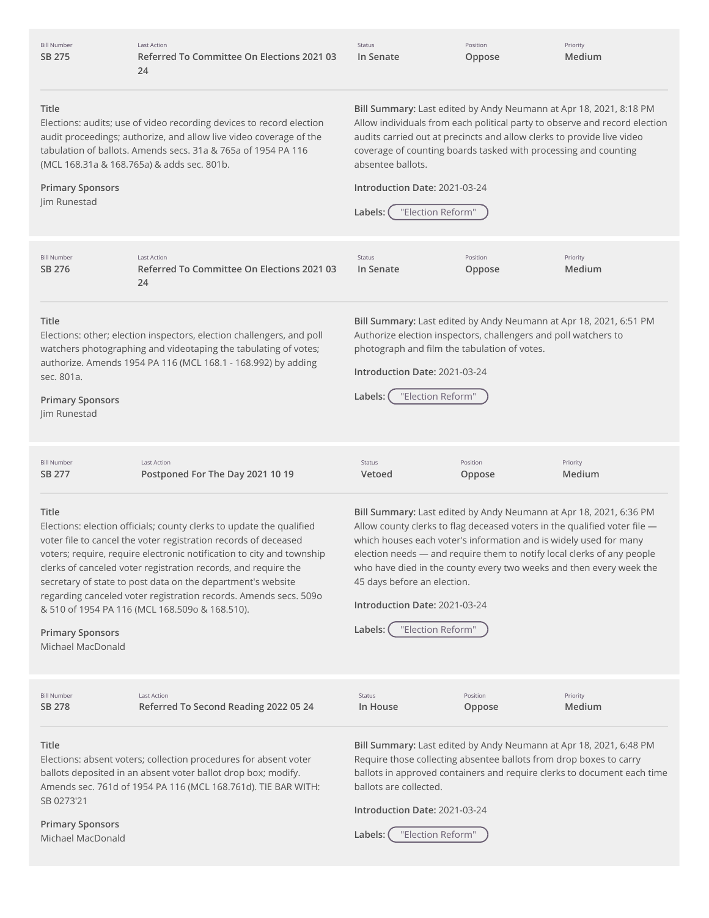| Bill Number | Last Action | Status | Position | Priority |
|---|---|---|---|---|
| SB 275 | Referred To Committee On Elections 2021 03 24 | In Senate | Oppose | Medium |

**Title**
Elections: audits; use of video recording devices to record election audit proceedings; authorize, and allow live video coverage of the tabulation of ballots. Amends secs. 31a & 765a of 1954 PA 116 (MCL 168.31a & 168.765a) & adds sec. 801b.

**Primary Sponsors**
Jim Runestad

**Bill Summary:** Last edited by Andy Neumann at Apr 18, 2021, 8:18 PM
Allow individuals from each political party to observe and record election audits carried out at precincts and allow clerks to provide live video coverage of counting boards tasked with processing and counting absentee ballots.

**Introduction Date:** 2021-03-24

**Labels:** "Election Reform"

---

| Bill Number | Last Action | Status | Position | Priority |
|---|---|---|---|---|
| SB 276 | Referred To Committee On Elections 2021 03 24 | In Senate | Oppose | Medium |

**Title**
Elections: other; election inspectors, election challengers, and poll watchers photographing and videotaping the tabulating of votes; authorize. Amends 1954 PA 116 (MCL 168.1 - 168.992) by adding sec. 801a.

**Primary Sponsors**
Jim Runestad

**Bill Summary:** Last edited by Andy Neumann at Apr 18, 2021, 6:51 PM
Authorize election inspectors, challengers and poll watchers to photograph and film the tabulation of votes.

**Introduction Date:** 2021-03-24

**Labels:** "Election Reform"

---

| Bill Number | Last Action | Status | Position | Priority |
|---|---|---|---|---|
| SB 277 | Postponed For The Day 2021 10 19 | Vetoed | Oppose | Medium |

**Title**
Elections: election officials; county clerks to update the qualified voter file to cancel the voter registration records of deceased voters; require, require electronic notification to city and township clerks of canceled voter registration records, and require the secretary of state to post data on the department's website regarding canceled voter registration records. Amends secs. 509o & 510 of 1954 PA 116 (MCL 168.509o & 168.510).

**Primary Sponsors**
Michael MacDonald

**Bill Summary:** Last edited by Andy Neumann at Apr 18, 2021, 6:36 PM
Allow county clerks to flag deceased voters in the qualified voter file — which houses each voter's information and is widely used for many election needs — and require them to notify local clerks of any people who have died in the county every two weeks and then every week the 45 days before an election.

**Introduction Date:** 2021-03-24

**Labels:** "Election Reform"

---

| Bill Number | Last Action | Status | Position | Priority |
|---|---|---|---|---|
| SB 278 | Referred To Second Reading 2022 05 24 | In House | Oppose | Medium |

**Title**
Elections: absent voters; collection procedures for absent voter ballots deposited in an absent voter ballot drop box; modify. Amends sec. 761d of 1954 PA 116 (MCL 168.761d). TIE BAR WITH: SB 0273'21

**Primary Sponsors**
Michael MacDonald

**Bill Summary:** Last edited by Andy Neumann at Apr 18, 2021, 6:48 PM
Require those collecting absentee ballots from drop boxes to carry ballots in approved containers and require clerks to document each time ballots are collected.

**Introduction Date:** 2021-03-24

**Labels:** "Election Reform"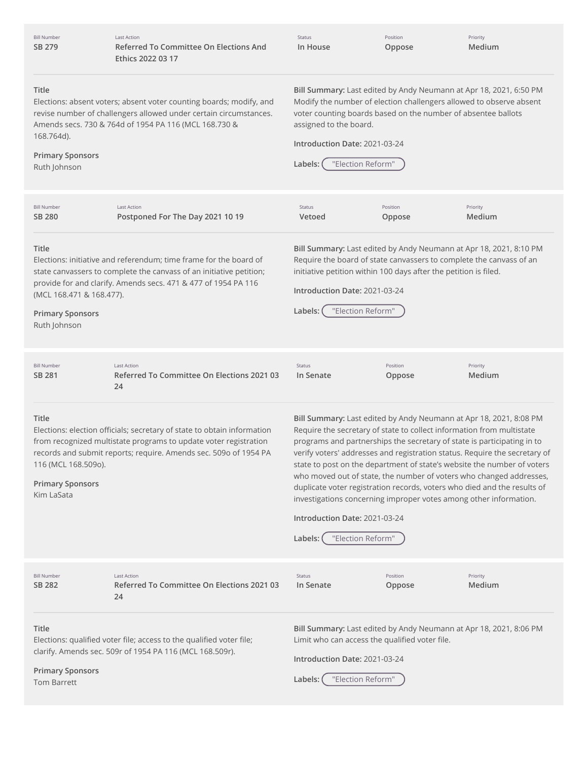| Bill Number | Last Action | Status | Position | Priority |
| --- | --- | --- | --- | --- |
| SB 279 | Referred To Committee On Elections And Ethics 2022 03 17 | In House | Oppose | Medium |

**Title**
Elections: absent voters; absent voter counting boards; modify, and revise number of challengers allowed under certain circumstances. Amends secs. 730 & 764d of 1954 PA 116 (MCL 168.730 & 168.764d).

**Primary Sponsors**
Ruth Johnson

**Bill Summary:** Last edited by Andy Neumann at Apr 18, 2021, 6:50 PM
Modify the number of election challengers allowed to observe absent voter counting boards based on the number of absentee ballots assigned to the board.

**Introduction Date:** 2021-03-24

**Labels:** "Election Reform"

---

| Bill Number | Last Action | Status | Position | Priority |
| --- | --- | --- | --- | --- |
| SB 280 | Postponed For The Day 2021 10 19 | Vetoed | Oppose | Medium |

**Title**
Elections: initiative and referendum; time frame for the board of state canvassers to complete the canvass of an initiative petition; provide for and clarify. Amends secs. 471 & 477 of 1954 PA 116 (MCL 168.471 & 168.477).

**Primary Sponsors**
Ruth Johnson

**Bill Summary:** Last edited by Andy Neumann at Apr 18, 2021, 8:10 PM
Require the board of state canvassers to complete the canvass of an initiative petition within 100 days after the petition is filed.

**Introduction Date:** 2021-03-24

**Labels:** "Election Reform"

---

| Bill Number | Last Action | Status | Position | Priority |
| --- | --- | --- | --- | --- |
| SB 281 | Referred To Committee On Elections 2021 03 24 | In Senate | Oppose | Medium |

**Title**
Elections: election officials; secretary of state to obtain information from recognized multistate programs to update voter registration records and submit reports; require. Amends sec. 509o of 1954 PA 116 (MCL 168.509o).

**Primary Sponsors**
Kim LaSata

**Bill Summary:** Last edited by Andy Neumann at Apr 18, 2021, 8:08 PM
Require the secretary of state to collect information from multistate programs and partnerships the secretary of state is participating in to verify voters' addresses and registration status. Require the secretary of state to post on the department of state's website the number of voters who moved out of state, the number of voters who changed addresses, duplicate voter registration records, voters who died and the results of investigations concerning improper votes among other information.

**Introduction Date:** 2021-03-24

**Labels:** "Election Reform"

---

| Bill Number | Last Action | Status | Position | Priority |
| --- | --- | --- | --- | --- |
| SB 282 | Referred To Committee On Elections 2021 03 24 | In Senate | Oppose | Medium |

**Title**
Elections: qualified voter file; access to the qualified voter file; clarify. Amends sec. 509r of 1954 PA 116 (MCL 168.509r).

**Primary Sponsors**
Tom Barrett

**Bill Summary:** Last edited by Andy Neumann at Apr 18, 2021, 8:06 PM
Limit who can access the qualified voter file.

**Introduction Date:** 2021-03-24

**Labels:** "Election Reform"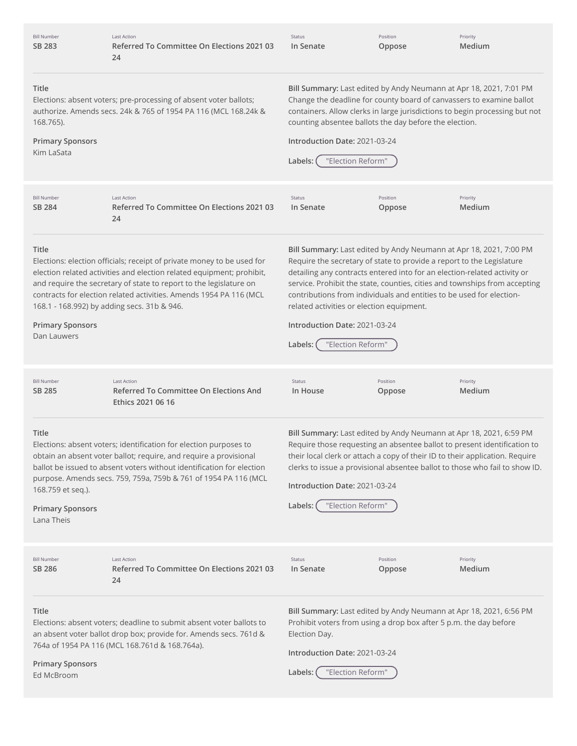| Bill Number | Last Action | Status | Position | Priority |
|---|---|---|---|---|
| SB 283 | Referred To Committee On Elections 2021 03 24 | In Senate | Oppose | Medium |

**Title**
Elections: absent voters; pre-processing of absent voter ballots; authorize. Amends secs. 24k & 765 of 1954 PA 116 (MCL 168.24k & 168.765).

**Primary Sponsors**
Kim LaSata

**Bill Summary:** Last edited by Andy Neumann at Apr 18, 2021, 7:01 PM
Change the deadline for county board of canvassers to examine ballot containers. Allow clerks in large jurisdictions to begin processing but not counting absentee ballots the day before the election.

**Introduction Date:** 2021-03-24

**Labels:** "Election Reform"

---

| Bill Number | Last Action | Status | Position | Priority |
|---|---|---|---|---|
| SB 284 | Referred To Committee On Elections 2021 03 24 | In Senate | Oppose | Medium |

**Title**
Elections: election officials; receipt of private money to be used for election related activities and election related equipment; prohibit, and require the secretary of state to report to the legislature on contracts for election related activities. Amends 1954 PA 116 (MCL 168.1 - 168.992) by adding secs. 31b & 946.

**Primary Sponsors**
Dan Lauwers

**Bill Summary:** Last edited by Andy Neumann at Apr 18, 2021, 7:00 PM
Require the secretary of state to provide a report to the Legislature detailing any contracts entered into for an election-related activity or service. Prohibit the state, counties, cities and townships from accepting contributions from individuals and entities to be used for election-related activities or election equipment.

**Introduction Date:** 2021-03-24

**Labels:** "Election Reform"

---

| Bill Number | Last Action | Status | Position | Priority |
|---|---|---|---|---|
| SB 285 | Referred To Committee On Elections And Ethics 2021 06 16 | In House | Oppose | Medium |

**Title**
Elections: absent voters; identification for election purposes to obtain an absent voter ballot; require, and require a provisional ballot be issued to absent voters without identification for election purpose. Amends secs. 759, 759a, 759b & 761 of 1954 PA 116 (MCL 168.759 et seq.).

**Primary Sponsors**
Lana Theis

**Bill Summary:** Last edited by Andy Neumann at Apr 18, 2021, 6:59 PM
Require those requesting an absentee ballot to present identification to their local clerk or attach a copy of their ID to their application. Require clerks to issue a provisional absentee ballot to those who fail to show ID.

**Introduction Date:** 2021-03-24

**Labels:** "Election Reform"

---

| Bill Number | Last Action | Status | Position | Priority |
|---|---|---|---|---|
| SB 286 | Referred To Committee On Elections 2021 03 24 | In Senate | Oppose | Medium |

**Title**
Elections: absent voters; deadline to submit absent voter ballots to an absent voter ballot drop box; provide for. Amends secs. 761d & 764a of 1954 PA 116 (MCL 168.761d & 168.764a).

**Primary Sponsors**
Ed McBroom

**Bill Summary:** Last edited by Andy Neumann at Apr 18, 2021, 6:56 PM
Prohibit voters from using a drop box after 5 p.m. the day before Election Day.

**Introduction Date:** 2021-03-24

**Labels:** "Election Reform"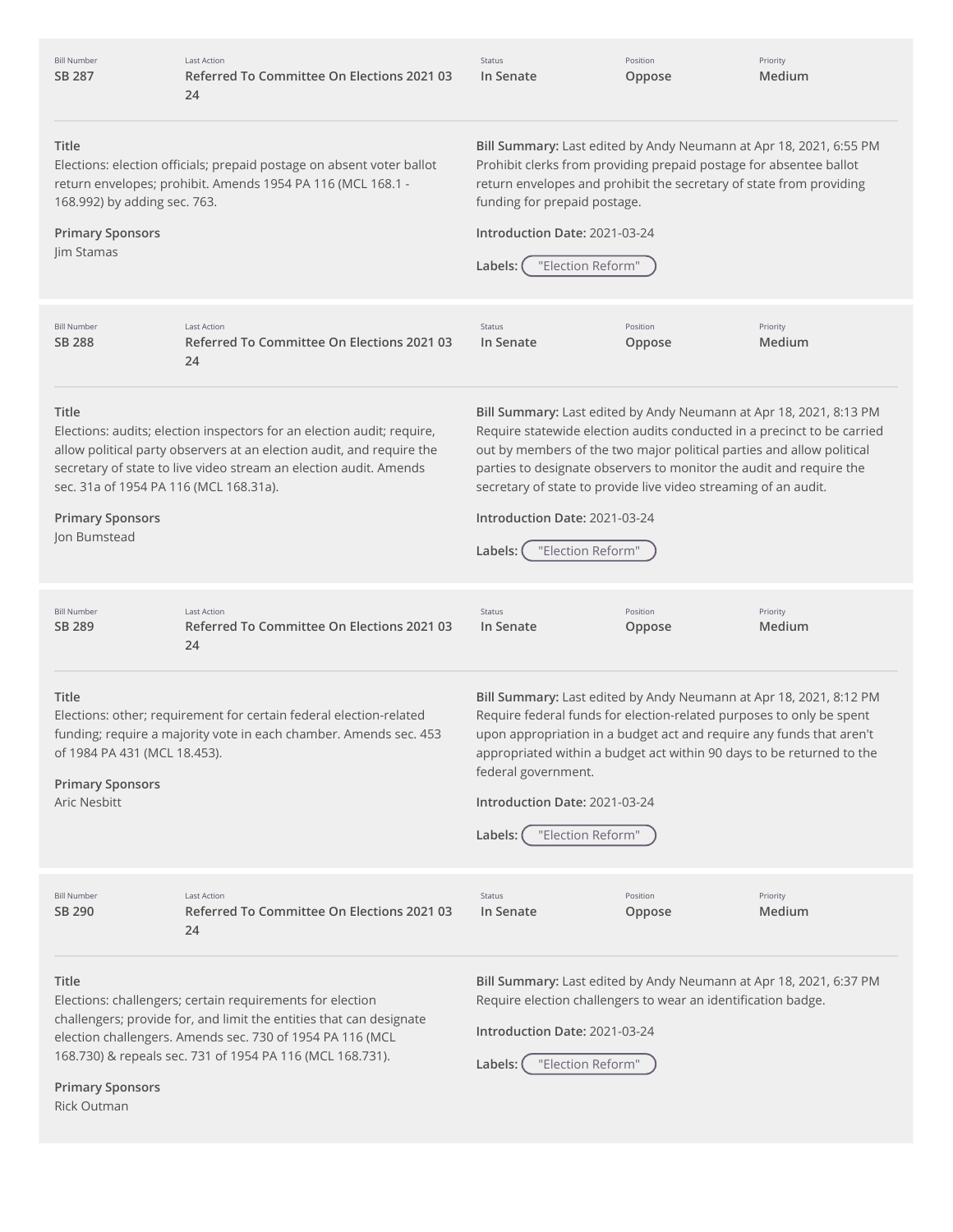| Bill Number | Last Action | Status | Position | Priority |
| --- | --- | --- | --- | --- |
| SB 287 | Referred To Committee On Elections 2021 03 24 | In Senate | Oppose | Medium |

**Title**
Elections: election officials; prepaid postage on absent voter ballot return envelopes; prohibit. Amends 1954 PA 116 (MCL 168.1 - 168.992) by adding sec. 763.

**Primary Sponsors**
Jim Stamas

**Bill Summary:** Last edited by Andy Neumann at Apr 18, 2021, 6:55 PM
Prohibit clerks from providing prepaid postage for absentee ballot return envelopes and prohibit the secretary of state from providing funding for prepaid postage.

**Introduction Date:** 2021-03-24

**Labels:** "Election Reform"

---

| Bill Number | Last Action | Status | Position | Priority |
| --- | --- | --- | --- | --- |
| SB 288 | Referred To Committee On Elections 2021 03 24 | In Senate | Oppose | Medium |

**Title**
Elections: audits; election inspectors for an election audit; require, allow political party observers at an election audit, and require the secretary of state to live video stream an election audit. Amends sec. 31a of 1954 PA 116 (MCL 168.31a).

**Primary Sponsors**
Jon Bumstead

**Bill Summary:** Last edited by Andy Neumann at Apr 18, 2021, 8:13 PM
Require statewide election audits conducted in a precinct to be carried out by members of the two major political parties and allow political parties to designate observers to monitor the audit and require the secretary of state to provide live video streaming of an audit.

**Introduction Date:** 2021-03-24

**Labels:** "Election Reform"

---

| Bill Number | Last Action | Status | Position | Priority |
| --- | --- | --- | --- | --- |
| SB 289 | Referred To Committee On Elections 2021 03 24 | In Senate | Oppose | Medium |

**Title**
Elections: other; requirement for certain federal election-related funding; require a majority vote in each chamber. Amends sec. 453 of 1984 PA 431 (MCL 18.453).

**Primary Sponsors**
Aric Nesbitt

**Bill Summary:** Last edited by Andy Neumann at Apr 18, 2021, 8:12 PM
Require federal funds for election-related purposes to only be spent upon appropriation in a budget act and require any funds that aren't appropriated within a budget act within 90 days to be returned to the federal government.

**Introduction Date:** 2021-03-24

**Labels:** "Election Reform"

---

| Bill Number | Last Action | Status | Position | Priority |
| --- | --- | --- | --- | --- |
| SB 290 | Referred To Committee On Elections 2021 03 24 | In Senate | Oppose | Medium |

**Title**
Elections: challengers; certain requirements for election challengers; provide for, and limit the entities that can designate election challengers. Amends sec. 730 of 1954 PA 116 (MCL 168.730) & repeals sec. 731 of 1954 PA 116 (MCL 168.731).

**Primary Sponsors**
Rick Outman

**Bill Summary:** Last edited by Andy Neumann at Apr 18, 2021, 6:37 PM
Require election challengers to wear an identification badge.

**Introduction Date:** 2021-03-24

**Labels:** "Election Reform"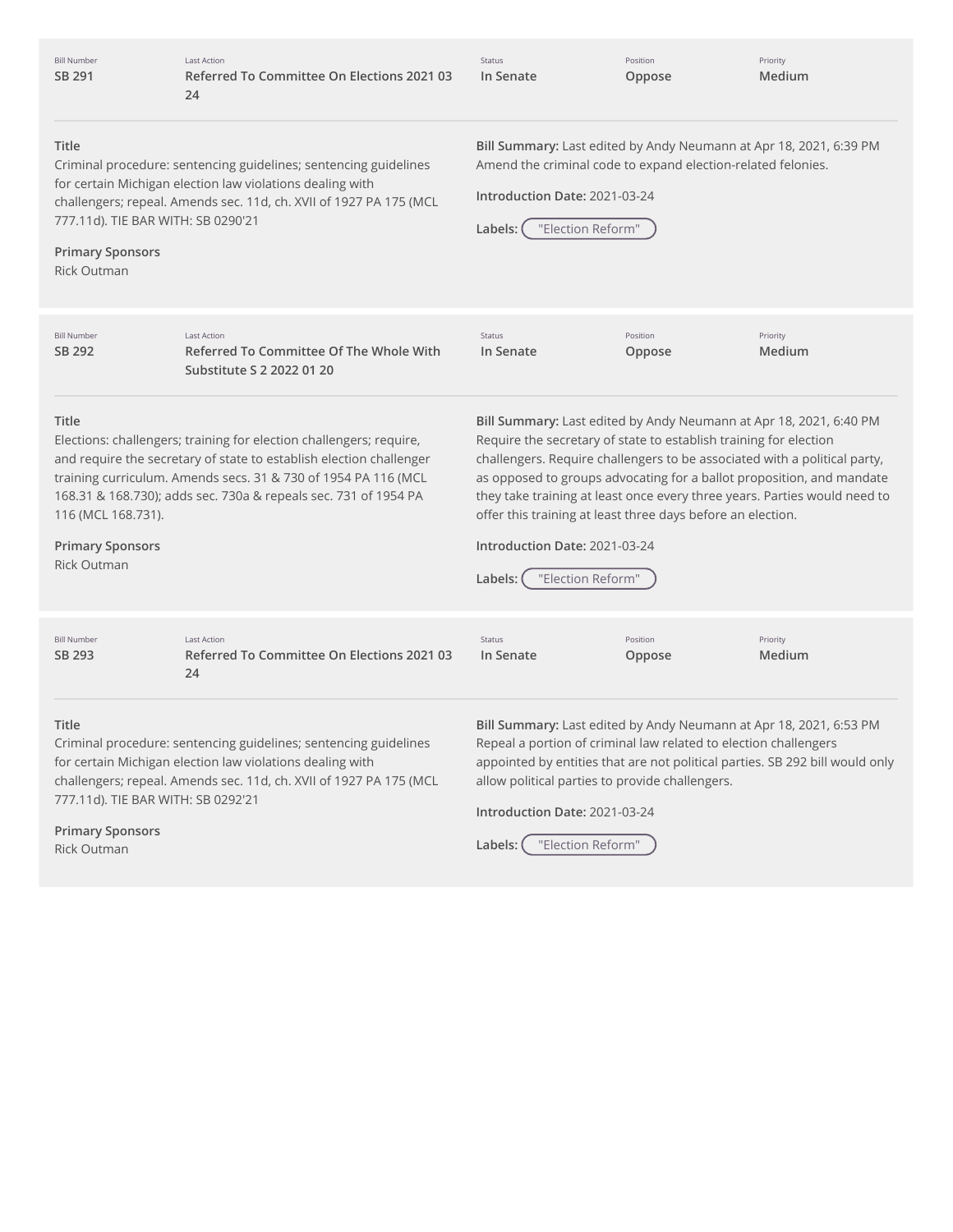| Bill Number | Last Action | Status | Position | Priority |
| --- | --- | --- | --- | --- |
| SB 291 | Referred To Committee On Elections 2021 03 24 | In Senate | Oppose | Medium |

**Title**
Criminal procedure: sentencing guidelines; sentencing guidelines for certain Michigan election law violations dealing with challengers; repeal. Amends sec. 11d, ch. XVII of 1927 PA 175 (MCL 777.11d). TIE BAR WITH: SB 0290'21

**Primary Sponsors**
Rick Outman

**Bill Summary:** Last edited by Andy Neumann at Apr 18, 2021, 6:39 PM
Amend the criminal code to expand election-related felonies.

**Introduction Date:** 2021-03-24

**Labels:** "Election Reform"

| Bill Number | Last Action | Status | Position | Priority |
| --- | --- | --- | --- | --- |
| SB 292 | Referred To Committee Of The Whole With Substitute S 2 2022 01 20 | In Senate | Oppose | Medium |

**Title**
Elections: challengers; training for election challengers; require, and require the secretary of state to establish election challenger training curriculum. Amends secs. 31 & 730 of 1954 PA 116 (MCL 168.31 & 168.730); adds sec. 730a & repeals sec. 731 of 1954 PA 116 (MCL 168.731).

**Primary Sponsors**
Rick Outman

**Bill Summary:** Last edited by Andy Neumann at Apr 18, 2021, 6:40 PM
Require the secretary of state to establish training for election challengers. Require challengers to be associated with a political party, as opposed to groups advocating for a ballot proposition, and mandate they take training at least once every three years. Parties would need to offer this training at least three days before an election.

**Introduction Date:** 2021-03-24

**Labels:** "Election Reform"

| Bill Number | Last Action | Status | Position | Priority |
| --- | --- | --- | --- | --- |
| SB 293 | Referred To Committee On Elections 2021 03 24 | In Senate | Oppose | Medium |

**Title**
Criminal procedure: sentencing guidelines; sentencing guidelines for certain Michigan election law violations dealing with challengers; repeal. Amends sec. 11d, ch. XVII of 1927 PA 175 (MCL 777.11d). TIE BAR WITH: SB 0292'21

**Primary Sponsors**
Rick Outman

**Bill Summary:** Last edited by Andy Neumann at Apr 18, 2021, 6:53 PM
Repeal a portion of criminal law related to election challengers appointed by entities that are not political parties. SB 292 bill would only allow political parties to provide challengers.

**Introduction Date:** 2021-03-24

**Labels:** "Election Reform"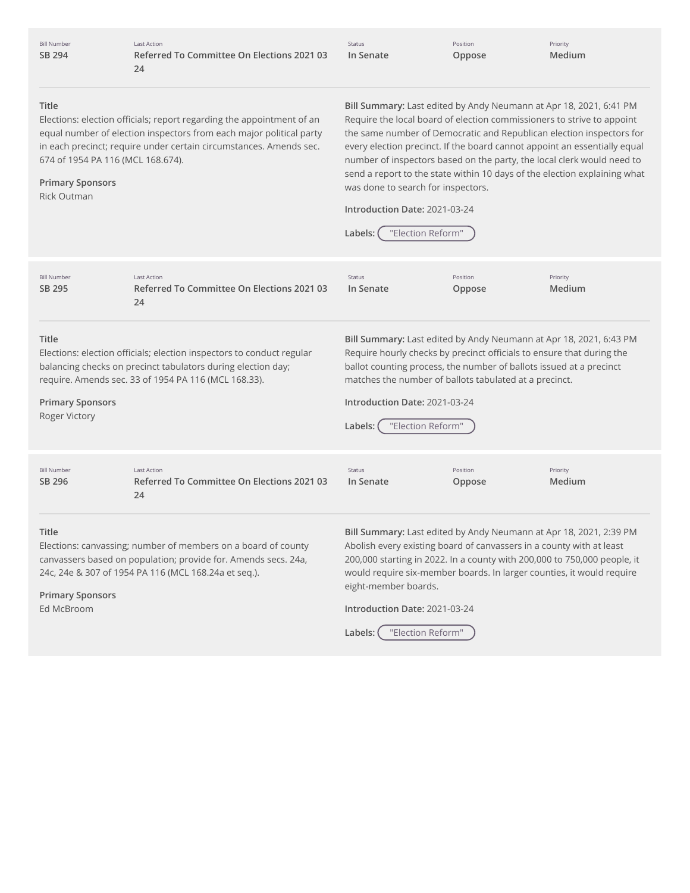| Bill Number | Last Action | Status | Position | Priority |
| --- | --- | --- | --- | --- |
| SB 294 | Referred To Committee On Elections 2021 03 24 | In Senate | Oppose | Medium |

**Title**
Elections: election officials; report regarding the appointment of an equal number of election inspectors from each major political party in each precinct; require under certain circumstances. Amends sec. 674 of 1954 PA 116 (MCL 168.674).

**Primary Sponsors**
Rick Outman

**Bill Summary:** Last edited by Andy Neumann at Apr 18, 2021, 6:41 PM
Require the local board of election commissioners to strive to appoint the same number of Democratic and Republican election inspectors for every election precinct. If the board cannot appoint an essentially equal number of inspectors based on the party, the local clerk would need to send a report to the state within 10 days of the election explaining what was done to search for inspectors.

**Introduction Date:** 2021-03-24

**Labels:** "Election Reform"

| Bill Number | Last Action | Status | Position | Priority |
| --- | --- | --- | --- | --- |
| SB 295 | Referred To Committee On Elections 2021 03 24 | In Senate | Oppose | Medium |

**Title**
Elections: election officials; election inspectors to conduct regular balancing checks on precinct tabulators during election day; require. Amends sec. 33 of 1954 PA 116 (MCL 168.33).

**Primary Sponsors**
Roger Victory

**Bill Summary:** Last edited by Andy Neumann at Apr 18, 2021, 6:43 PM
Require hourly checks by precinct officials to ensure that during the ballot counting process, the number of ballots issued at a precinct matches the number of ballots tabulated at a precinct.

**Introduction Date:** 2021-03-24

**Labels:** "Election Reform"

| Bill Number | Last Action | Status | Position | Priority |
| --- | --- | --- | --- | --- |
| SB 296 | Referred To Committee On Elections 2021 03 24 | In Senate | Oppose | Medium |

**Title**
Elections: canvassing; number of members on a board of county canvassers based on population; provide for. Amends secs. 24a, 24c, 24e & 307 of 1954 PA 116 (MCL 168.24a et seq.).

**Primary Sponsors**
Ed McBroom

**Bill Summary:** Last edited by Andy Neumann at Apr 18, 2021, 2:39 PM
Abolish every existing board of canvassers in a county with at least 200,000 starting in 2022. In a county with 200,000 to 750,000 people, it would require six-member boards. In larger counties, it would require eight-member boards.

**Introduction Date:** 2021-03-24

**Labels:** "Election Reform"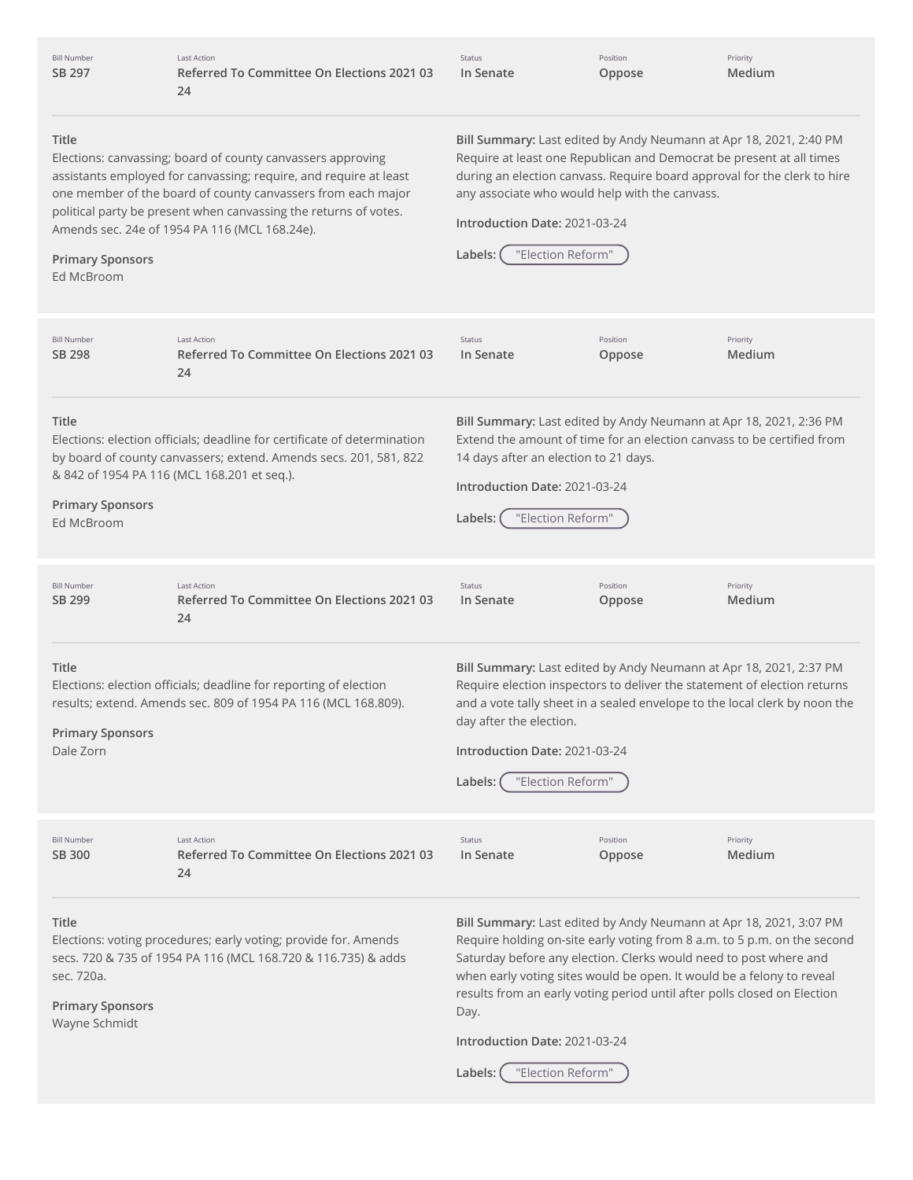| Bill Number | Last Action | Status | Position | Priority |
| --- | --- | --- | --- | --- |
| SB 297 | Referred To Committee On Elections 2021 03 24 | In Senate | Oppose | Medium |

**Title**
Elections: canvassing; board of county canvassers approving assistants employed for canvassing; require, and require at least one member of the board of county canvassers from each major political party be present when canvassing the returns of votes. Amends sec. 24e of 1954 PA 116 (MCL 168.24e).

**Primary Sponsors**
Ed McBroom

**Bill Summary:** Last edited by Andy Neumann at Apr 18, 2021, 2:40 PM
Require at least one Republican and Democrat be present at all times during an election canvass. Require board approval for the clerk to hire any associate who would help with the canvass.

**Introduction Date:** 2021-03-24

**Labels:** "Election Reform"

| Bill Number | Last Action | Status | Position | Priority |
| --- | --- | --- | --- | --- |
| SB 298 | Referred To Committee On Elections 2021 03 24 | In Senate | Oppose | Medium |

**Title**
Elections: election officials; deadline for certificate of determination by board of county canvassers; extend. Amends secs. 201, 581, 822 & 842 of 1954 PA 116 (MCL 168.201 et seq.).

**Primary Sponsors**
Ed McBroom

**Bill Summary:** Last edited by Andy Neumann at Apr 18, 2021, 2:36 PM
Extend the amount of time for an election canvass to be certified from 14 days after an election to 21 days.

**Introduction Date:** 2021-03-24

**Labels:** "Election Reform"

| Bill Number | Last Action | Status | Position | Priority |
| --- | --- | --- | --- | --- |
| SB 299 | Referred To Committee On Elections 2021 03 24 | In Senate | Oppose | Medium |

**Title**
Elections: election officials; deadline for reporting of election results; extend. Amends sec. 809 of 1954 PA 116 (MCL 168.809).

**Primary Sponsors**
Dale Zorn

**Bill Summary:** Last edited by Andy Neumann at Apr 18, 2021, 2:37 PM
Require election inspectors to deliver the statement of election returns and a vote tally sheet in a sealed envelope to the local clerk by noon the day after the election.

**Introduction Date:** 2021-03-24

**Labels:** "Election Reform"

| Bill Number | Last Action | Status | Position | Priority |
| --- | --- | --- | --- | --- |
| SB 300 | Referred To Committee On Elections 2021 03 24 | In Senate | Oppose | Medium |

**Title**
Elections: voting procedures; early voting; provide for. Amends secs. 720 & 735 of 1954 PA 116 (MCL 168.720 & 116.735) & adds sec. 720a.

**Primary Sponsors**
Wayne Schmidt

**Bill Summary:** Last edited by Andy Neumann at Apr 18, 2021, 3:07 PM
Require holding on-site early voting from 8 a.m. to 5 p.m. on the second Saturday before any election. Clerks would need to post where and when early voting sites would be open. It would be a felony to reveal results from an early voting period until after polls closed on Election Day.

**Introduction Date:** 2021-03-24

**Labels:** "Election Reform"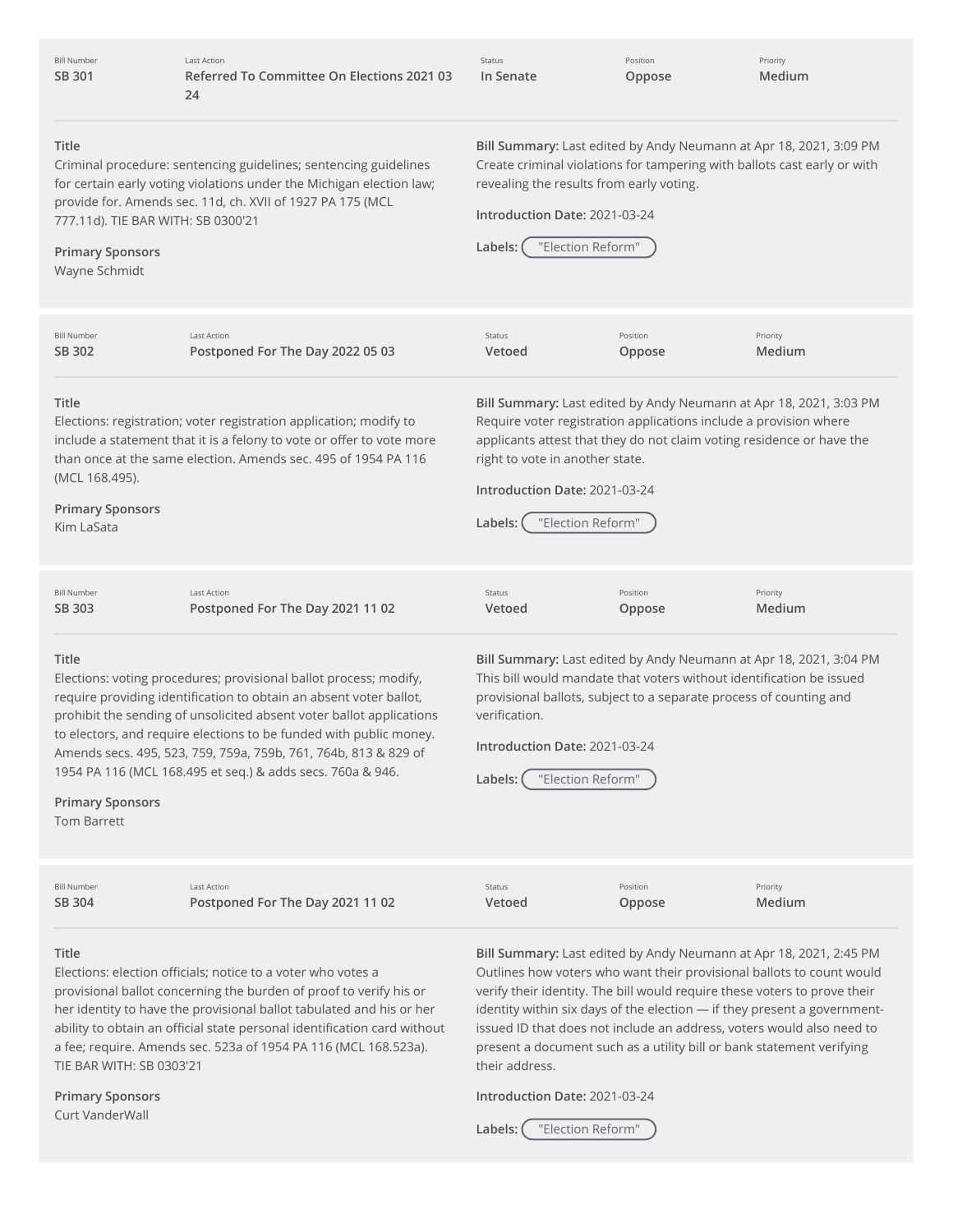| Bill Number | Last Action | Status | Position | Priority |
|---|---|---|---|---|
| **SB 301** | **Referred To Committee On Elections 2021 03 24** | **In Senate** | **Oppose** | **Medium** |

**Title**
Criminal procedure: sentencing guidelines; sentencing guidelines for certain early voting violations under the Michigan election law; provide for. Amends sec. 11d, ch. XVII of 1927 PA 175 (MCL 777.11d). TIE BAR WITH: SB 0300'21

**Primary Sponsors**
Wayne Schmidt

**Bill Summary:** Last edited by Andy Neumann at Apr 18, 2021, 3:09 PM
Create criminal violations for tampering with ballots cast early or with revealing the results from early voting.

**Introduction Date:** 2021-03-24

**Labels:** "Election Reform"

---

| Bill Number | Last Action | Status | Position | Priority |
|---|---|---|---|---|
| **SB 302** | **Postponed For The Day 2022 05 03** | **Vetoed** | **Oppose** | **Medium** |

**Title**
Elections: registration; voter registration application; modify to include a statement that it is a felony to vote or offer to vote more than once at the same election. Amends sec. 495 of 1954 PA 116 (MCL 168.495).

**Primary Sponsors**
Kim LaSata

**Bill Summary:** Last edited by Andy Neumann at Apr 18, 2021, 3:03 PM
Require voter registration applications include a provision where applicants attest that they do not claim voting residence or have the right to vote in another state.

**Introduction Date:** 2021-03-24

**Labels:** "Election Reform"

---

| Bill Number | Last Action | Status | Position | Priority |
|---|---|---|---|---|
| **SB 303** | **Postponed For The Day 2021 11 02** | **Vetoed** | **Oppose** | **Medium** |

**Title**
Elections: voting procedures; provisional ballot process; modify, require providing identification to obtain an absent voter ballot, prohibit the sending of unsolicited absent voter ballot applications to electors, and require elections to be funded with public money. Amends secs. 495, 523, 759, 759a, 759b, 761, 764b, 813 & 829 of 1954 PA 116 (MCL 168.495 et seq.) & adds secs. 760a & 946.

**Primary Sponsors**
Tom Barrett

**Bill Summary:** Last edited by Andy Neumann at Apr 18, 2021, 3:04 PM
This bill would mandate that voters without identification be issued provisional ballots, subject to a separate process of counting and verification.

**Introduction Date:** 2021-03-24

**Labels:** "Election Reform"

---

| Bill Number | Last Action | Status | Position | Priority |
|---|---|---|---|---|
| **SB 304** | **Postponed For The Day 2021 11 02** | **Vetoed** | **Oppose** | **Medium** |

**Title**
Elections: election officials; notice to a voter who votes a provisional ballot concerning the burden of proof to verify his or her identity to have the provisional ballot tabulated and his or her ability to obtain an official state personal identification card without a fee; require. Amends sec. 523a of 1954 PA 116 (MCL 168.523a). TIE BAR WITH: SB 0303'21

**Primary Sponsors**
Curt VanderWall

**Bill Summary:** Last edited by Andy Neumann at Apr 18, 2021, 2:45 PM
Outlines how voters who want their provisional ballots to count would verify their identity. The bill would require these voters to prove their identity within six days of the election — if they present a government-issued ID that does not include an address, voters would also need to present a document such as a utility bill or bank statement verifying their address.

**Introduction Date:** 2021-03-24

**Labels:** "Election Reform"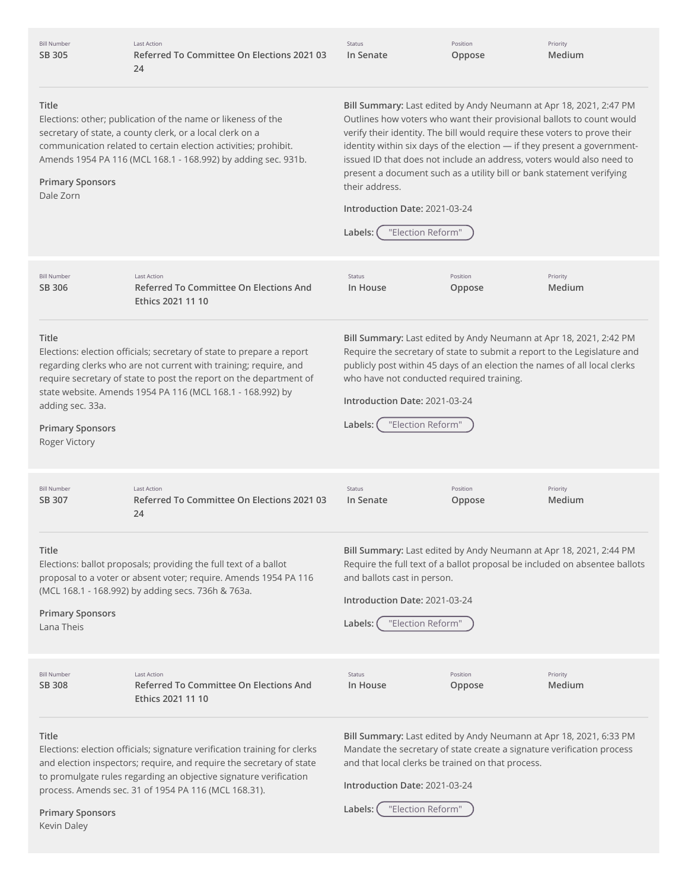| Bill Number | Last Action | Status | Position | Priority |
|---|---|---|---|---|
| SB 305 | Referred To Committee On Elections 2021 03 24 | In Senate | Oppose | Medium |

**Title**
Elections: other; publication of the name or likeness of the secretary of state, a county clerk, or a local clerk on a communication related to certain election activities; prohibit. Amends 1954 PA 116 (MCL 168.1 - 168.992) by adding sec. 931b.

**Primary Sponsors**
Dale Zorn

**Bill Summary:** Last edited by Andy Neumann at Apr 18, 2021, 2:47 PM
Outlines how voters who want their provisional ballots to count would verify their identity. The bill would require these voters to prove their identity within six days of the election — if they present a government-issued ID that does not include an address, voters would also need to present a document such as a utility bill or bank statement verifying their address.

**Introduction Date:** 2021-03-24

**Labels:** "Election Reform"

| Bill Number | Last Action | Status | Position | Priority |
|---|---|---|---|---|
| SB 306 | Referred To Committee On Elections And Ethics 2021 11 10 | In House | Oppose | Medium |

**Title**
Elections: election officials; secretary of state to prepare a report regarding clerks who are not current with training; require, and require secretary of state to post the report on the department of state website. Amends 1954 PA 116 (MCL 168.1 - 168.992) by adding sec. 33a.

**Primary Sponsors**
Roger Victory

**Bill Summary:** Last edited by Andy Neumann at Apr 18, 2021, 2:42 PM
Require the secretary of state to submit a report to the Legislature and publicly post within 45 days of an election the names of all local clerks who have not conducted required training.

**Introduction Date:** 2021-03-24

**Labels:** "Election Reform"

| Bill Number | Last Action | Status | Position | Priority |
|---|---|---|---|---|
| SB 307 | Referred To Committee On Elections 2021 03 24 | In Senate | Oppose | Medium |

**Title**
Elections: ballot proposals; providing the full text of a ballot proposal to a voter or absent voter; require. Amends 1954 PA 116 (MCL 168.1 - 168.992) by adding secs. 736h & 763a.

**Primary Sponsors**
Lana Theis

**Bill Summary:** Last edited by Andy Neumann at Apr 18, 2021, 2:44 PM
Require the full text of a ballot proposal be included on absentee ballots and ballots cast in person.

**Introduction Date:** 2021-03-24

**Labels:** "Election Reform"

| Bill Number | Last Action | Status | Position | Priority |
|---|---|---|---|---|
| SB 308 | Referred To Committee On Elections And Ethics 2021 11 10 | In House | Oppose | Medium |

**Title**
Elections: election officials; signature verification training for clerks and election inspectors; require, and require the secretary of state to promulgate rules regarding an objective signature verification process. Amends sec. 31 of 1954 PA 116 (MCL 168.31).

**Primary Sponsors**
Kevin Daley

**Bill Summary:** Last edited by Andy Neumann at Apr 18, 2021, 6:33 PM
Mandate the secretary of state create a signature verification process and that local clerks be trained on that process.

**Introduction Date:** 2021-03-24

**Labels:** "Election Reform"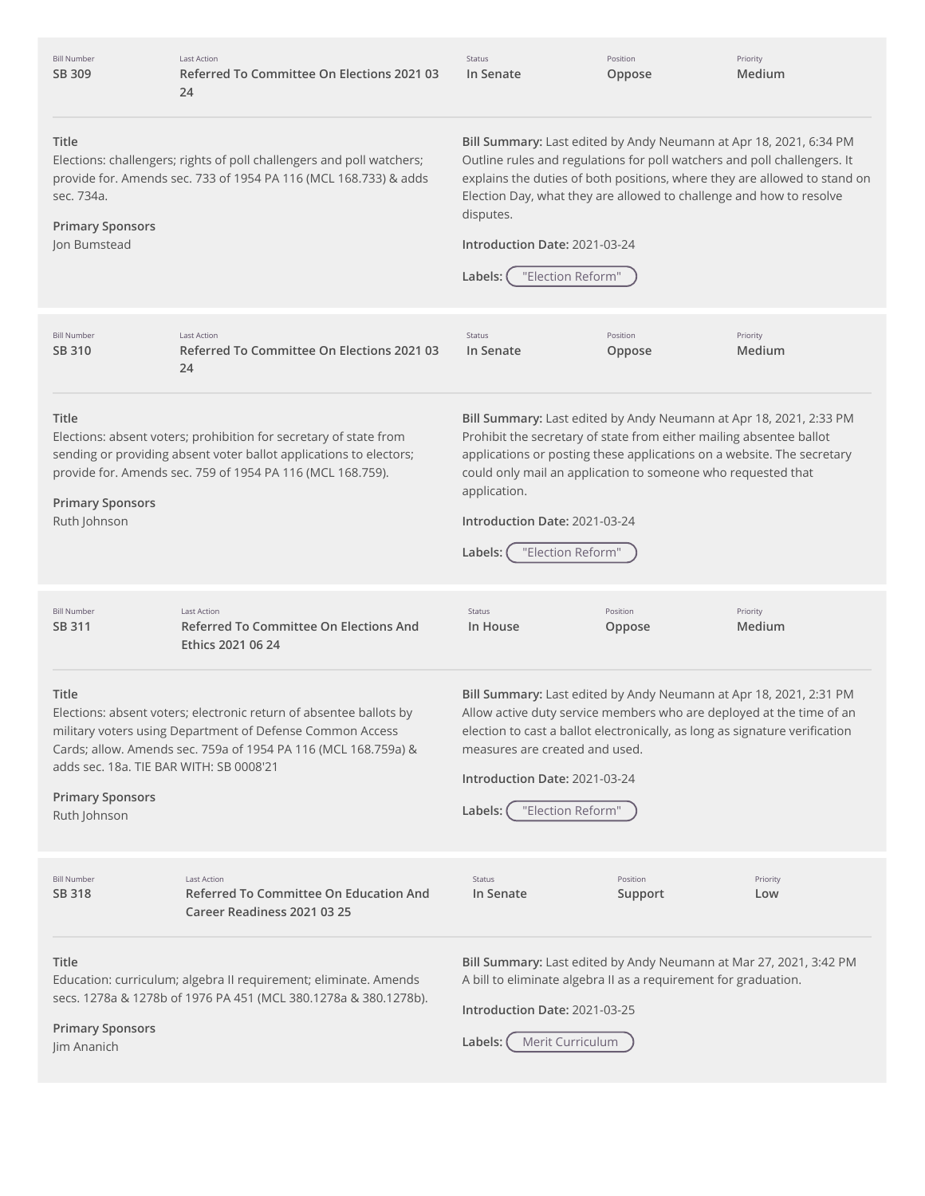| Bill Number | Last Action | Status | Position | Priority |
| --- | --- | --- | --- | --- |
| SB 309 | Referred To Committee On Elections 2021 03 24 | In Senate | Oppose | Medium |

**Title**
Elections: challengers; rights of poll challengers and poll watchers; provide for. Amends sec. 733 of 1954 PA 116 (MCL 168.733) & adds sec. 734a.

**Primary Sponsors**
Jon Bumstead

**Bill Summary:** Last edited by Andy Neumann at Apr 18, 2021, 6:34 PM
Outline rules and regulations for poll watchers and poll challengers. It explains the duties of both positions, where they are allowed to stand on Election Day, what they are allowed to challenge and how to resolve disputes.

**Introduction Date:** 2021-03-24

**Labels:** "Election Reform"

---

| Bill Number | Last Action | Status | Position | Priority |
| --- | --- | --- | --- | --- |
| SB 310 | Referred To Committee On Elections 2021 03 24 | In Senate | Oppose | Medium |

**Title**
Elections: absent voters; prohibition for secretary of state from sending or providing absent voter ballot applications to electors; provide for. Amends sec. 759 of 1954 PA 116 (MCL 168.759).

**Primary Sponsors**
Ruth Johnson

**Bill Summary:** Last edited by Andy Neumann at Apr 18, 2021, 2:33 PM
Prohibit the secretary of state from either mailing absentee ballot applications or posting these applications on a website. The secretary could only mail an application to someone who requested that application.

**Introduction Date:** 2021-03-24

**Labels:** "Election Reform"

---

| Bill Number | Last Action | Status | Position | Priority |
| --- | --- | --- | --- | --- |
| SB 311 | Referred To Committee On Elections And Ethics 2021 06 24 | In House | Oppose | Medium |

**Title**
Elections: absent voters; electronic return of absentee ballots by military voters using Department of Defense Common Access Cards; allow. Amends sec. 759a of 1954 PA 116 (MCL 168.759a) & adds sec. 18a. TIE BAR WITH: SB 0008'21

**Primary Sponsors**
Ruth Johnson

**Bill Summary:** Last edited by Andy Neumann at Apr 18, 2021, 2:31 PM
Allow active duty service members who are deployed at the time of an election to cast a ballot electronically, as long as signature verification measures are created and used.

**Introduction Date:** 2021-03-24

**Labels:** "Election Reform"

---

| Bill Number | Last Action | Status | Position | Priority |
| --- | --- | --- | --- | --- |
| SB 318 | Referred To Committee On Education And Career Readiness 2021 03 25 | In Senate | Support | Low |

**Title**
Education: curriculum; algebra II requirement; eliminate. Amends secs. 1278a & 1278b of 1976 PA 451 (MCL 380.1278a & 380.1278b).

**Primary Sponsors**
Jim Ananich

**Bill Summary:** Last edited by Andy Neumann at Mar 27, 2021, 3:42 PM
A bill to eliminate algebra II as a requirement for graduation.

**Introduction Date:** 2021-03-25

**Labels:** Merit Curriculum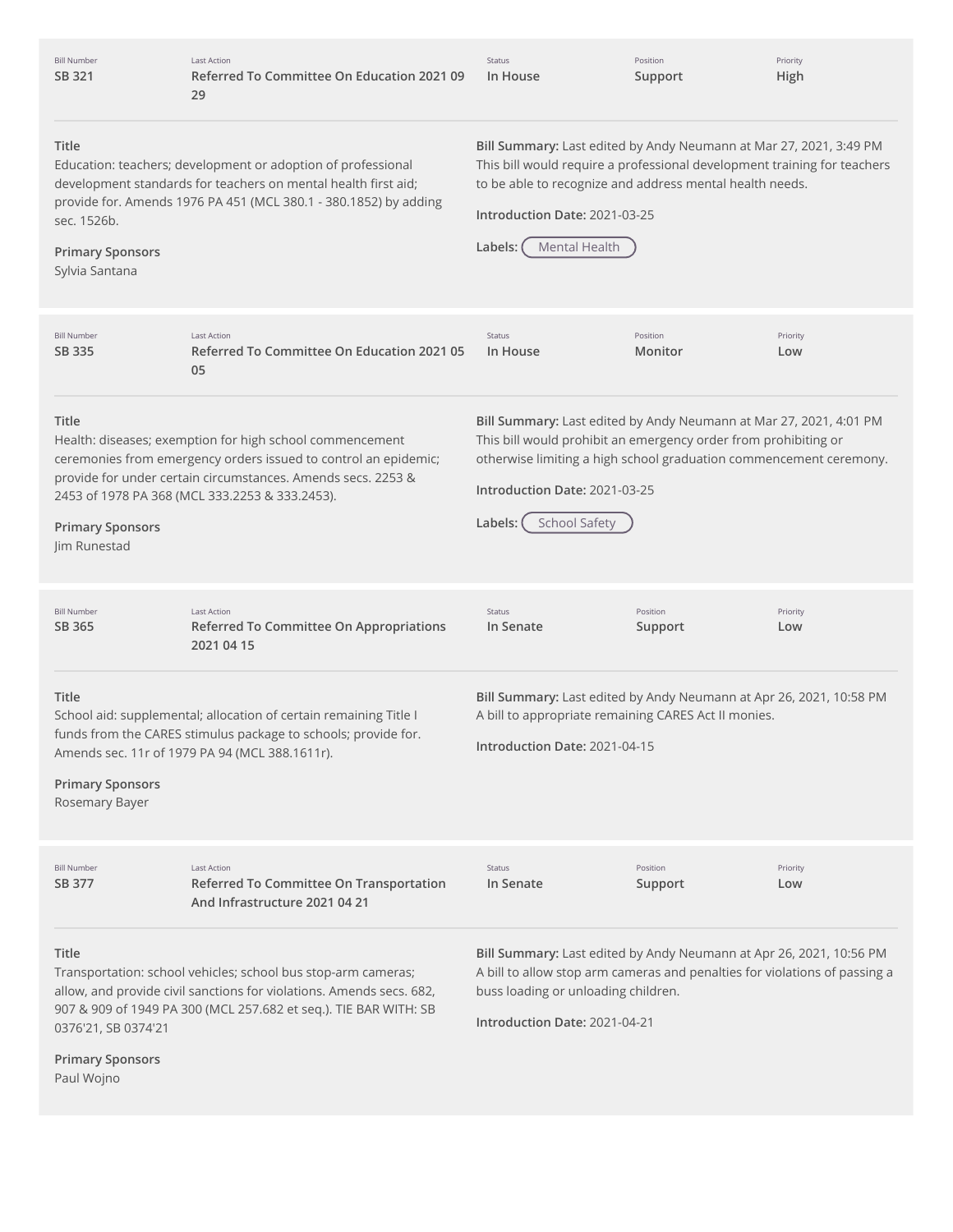| Bill Number | Last Action | Status | Position | Priority |
| --- | --- | --- | --- | --- |
| SB 321 | Referred To Committee On Education 2021 09 29 | In House | Support | High |

**Title**
Education: teachers; development or adoption of professional development standards for teachers on mental health first aid; provide for. Amends 1976 PA 451 (MCL 380.1 - 380.1852) by adding sec. 1526b.

**Primary Sponsors**
Sylvia Santana

**Bill Summary:** Last edited by Andy Neumann at Mar 27, 2021, 3:49 PM
This bill would require a professional development training for teachers to be able to recognize and address mental health needs.

**Introduction Date:** 2021-03-25

**Labels:** Mental Health

---

| Bill Number | Last Action | Status | Position | Priority |
| --- | --- | --- | --- | --- |
| SB 335 | Referred To Committee On Education 2021 05 05 | In House | Monitor | Low |

**Title**
Health: diseases; exemption for high school commencement ceremonies from emergency orders issued to control an epidemic; provide for under certain circumstances. Amends secs. 2253 & 2453 of 1978 PA 368 (MCL 333.2253 & 333.2453).

**Primary Sponsors**
Jim Runestad

**Bill Summary:** Last edited by Andy Neumann at Mar 27, 2021, 4:01 PM
This bill would prohibit an emergency order from prohibiting or otherwise limiting a high school graduation commencement ceremony.

**Introduction Date:** 2021-03-25

**Labels:** School Safety

---

| Bill Number | Last Action | Status | Position | Priority |
| --- | --- | --- | --- | --- |
| SB 365 | Referred To Committee On Appropriations 2021 04 15 | In Senate | Support | Low |

**Title**
School aid: supplemental; allocation of certain remaining Title I funds from the CARES stimulus package to schools; provide for. Amends sec. 11r of 1979 PA 94 (MCL 388.1611r).

**Primary Sponsors**
Rosemary Bayer

**Bill Summary:** Last edited by Andy Neumann at Apr 26, 2021, 10:58 PM
A bill to appropriate remaining CARES Act II monies.

**Introduction Date:** 2021-04-15

---

| Bill Number | Last Action | Status | Position | Priority |
| --- | --- | --- | --- | --- |
| SB 377 | Referred To Committee On Transportation And Infrastructure 2021 04 21 | In Senate | Support | Low |

**Title**
Transportation: school vehicles; school bus stop-arm cameras; allow, and provide civil sanctions for violations. Amends secs. 682, 907 & 909 of 1949 PA 300 (MCL 257.682 et seq.). TIE BAR WITH: SB 0376'21, SB 0374'21

**Primary Sponsors**
Paul Wojno

**Bill Summary:** Last edited by Andy Neumann at Apr 26, 2021, 10:56 PM
A bill to allow stop arm cameras and penalties for violations of passing a buss loading or unloading children.

**Introduction Date:** 2021-04-21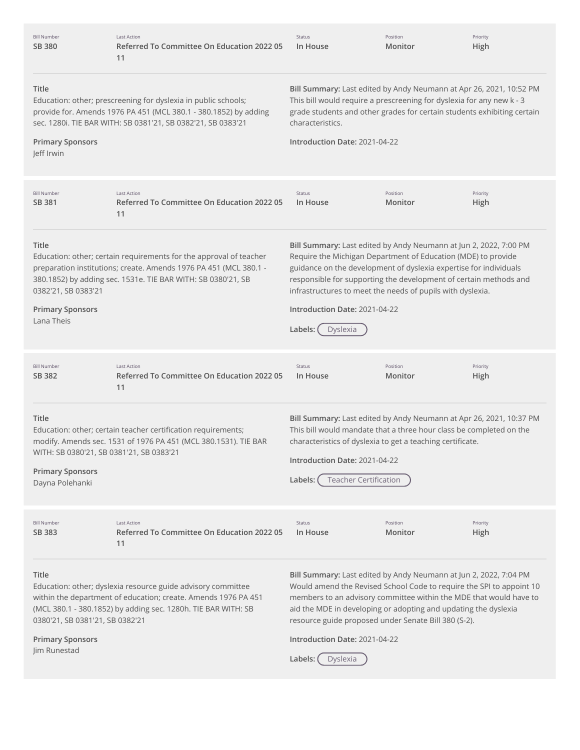| Bill Number | Last Action | Status | Position | Priority |
| --- | --- | --- | --- | --- |
| SB 380 | Referred To Committee On Education 2022 05 11 | In House | Monitor | High |

**Title**
Education: other; prescreening for dyslexia in public schools; provide for. Amends 1976 PA 451 (MCL 380.1 - 380.1852) by adding sec. 1280i. TIE BAR WITH: SB 0381'21, SB 0382'21, SB 0383'21

**Primary Sponsors**
Jeff Irwin

**Bill Summary:** Last edited by Andy Neumann at Apr 26, 2021, 10:52 PM
This bill would require a prescreening for dyslexia for any new k - 3 grade students and other grades for certain students exhibiting certain characteristics.

**Introduction Date:** 2021-04-22

| Bill Number | Last Action | Status | Position | Priority |
| --- | --- | --- | --- | --- |
| SB 381 | Referred To Committee On Education 2022 05 11 | In House | Monitor | High |

**Title**
Education: other; certain requirements for the approval of teacher preparation institutions; create. Amends 1976 PA 451 (MCL 380.1 - 380.1852) by adding sec. 1531e. TIE BAR WITH: SB 0380'21, SB 0382'21, SB 0383'21

**Primary Sponsors**
Lana Theis

**Bill Summary:** Last edited by Andy Neumann at Jun 2, 2022, 7:00 PM
Require the Michigan Department of Education (MDE) to provide guidance on the development of dyslexia expertise for individuals responsible for supporting the development of certain methods and infrastructures to meet the needs of pupils with dyslexia.

**Introduction Date:** 2021-04-22

**Labels:** Dyslexia

| Bill Number | Last Action | Status | Position | Priority |
| --- | --- | --- | --- | --- |
| SB 382 | Referred To Committee On Education 2022 05 11 | In House | Monitor | High |

**Title**
Education: other; certain teacher certification requirements; modify. Amends sec. 1531 of 1976 PA 451 (MCL 380.1531). TIE BAR WITH: SB 0380'21, SB 0381'21, SB 0383'21

**Primary Sponsors**
Dayna Polehanki

**Bill Summary:** Last edited by Andy Neumann at Apr 26, 2021, 10:37 PM
This bill would mandate that a three hour class be completed on the characteristics of dyslexia to get a teaching certificate.

**Introduction Date:** 2021-04-22

**Labels:** Teacher Certification

| Bill Number | Last Action | Status | Position | Priority |
| --- | --- | --- | --- | --- |
| SB 383 | Referred To Committee On Education 2022 05 11 | In House | Monitor | High |

**Title**
Education: other; dyslexia resource guide advisory committee within the department of education; create. Amends 1976 PA 451 (MCL 380.1 - 380.1852) by adding sec. 1280h. TIE BAR WITH: SB 0380'21, SB 0381'21, SB 0382'21

**Primary Sponsors**
Jim Runestad

**Bill Summary:** Last edited by Andy Neumann at Jun 2, 2022, 7:04 PM
Would amend the Revised School Code to require the SPI to appoint 10 members to an advisory committee within the MDE that would have to aid the MDE in developing or adopting and updating the dyslexia resource guide proposed under Senate Bill 380 (S-2).

**Introduction Date:** 2021-04-22

**Labels:** Dyslexia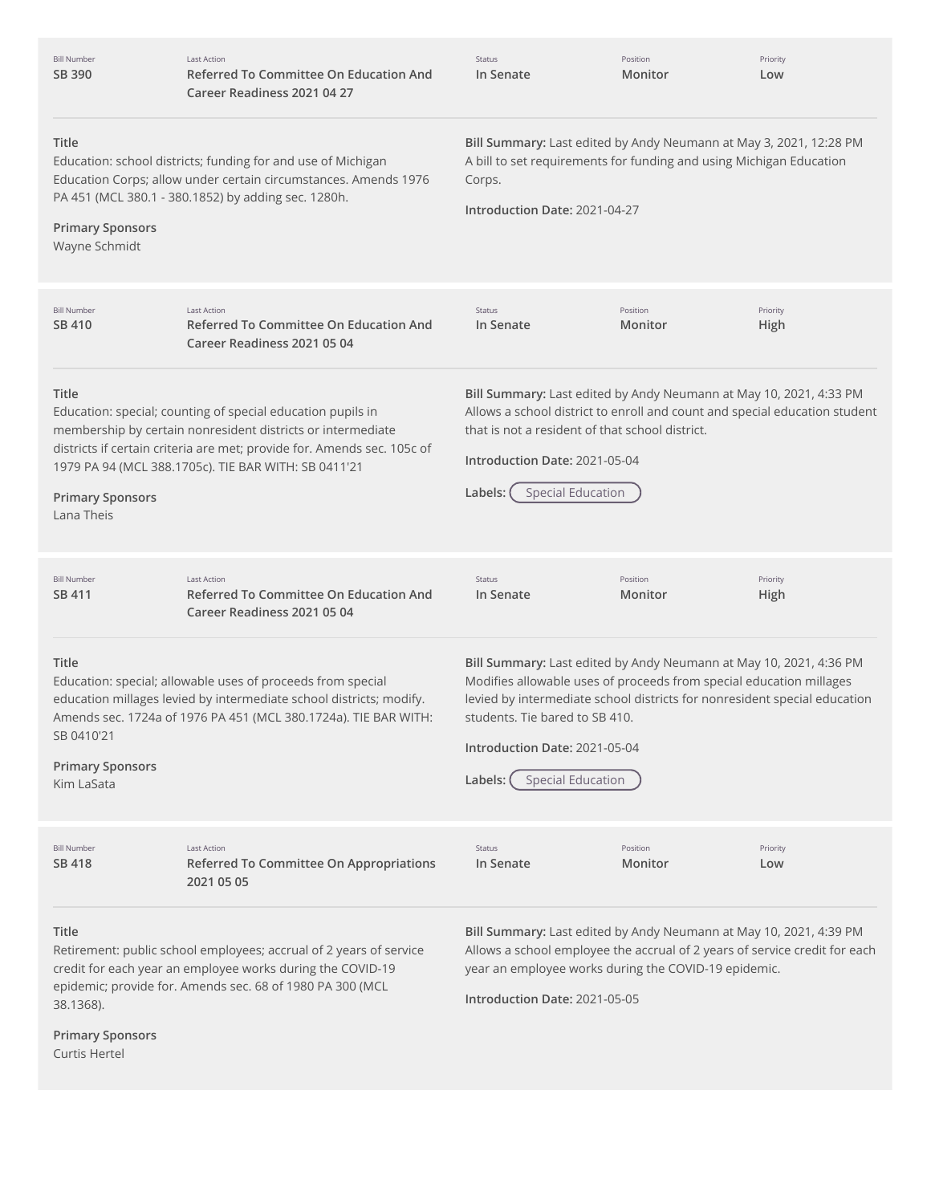| Bill Number | Last Action | Status | Position | Priority |
| --- | --- | --- | --- | --- |
| SB 390 | Referred To Committee On Education And Career Readiness 2021 04 27 | In Senate | Monitor | Low |

**Title**

Education: school districts; funding for and use of Michigan Education Corps; allow under certain circumstances. Amends 1976 PA 451 (MCL 380.1 - 380.1852) by adding sec. 1280h.

**Primary Sponsors**

Wayne Schmidt

**Bill Summary:** Last edited by Andy Neumann at May 3, 2021, 12:28 PM

A bill to set requirements for funding and using Michigan Education Corps.

**Introduction Date:** 2021-04-27

---

| Bill Number | Last Action | Status | Position | Priority |
| --- | --- | --- | --- | --- |
| SB 410 | Referred To Committee On Education And Career Readiness 2021 05 04 | In Senate | Monitor | High |

**Title**

Education: special; counting of special education pupils in membership by certain nonresident districts or intermediate districts if certain criteria are met; provide for. Amends sec. 105c of 1979 PA 94 (MCL 388.1705c). TIE BAR WITH: SB 0411'21

**Primary Sponsors**

Lana Theis

**Bill Summary:** Last edited by Andy Neumann at May 10, 2021, 4:33 PM

Allows a school district to enroll and count and special education student that is not a resident of that school district.

**Introduction Date:** 2021-05-04

**Labels:** Special Education

---

| Bill Number | Last Action | Status | Position | Priority |
| --- | --- | --- | --- | --- |
| SB 411 | Referred To Committee On Education And Career Readiness 2021 05 04 | In Senate | Monitor | High |

**Title**

Education: special; allowable uses of proceeds from special education millages levied by intermediate school districts; modify. Amends sec. 1724a of 1976 PA 451 (MCL 380.1724a). TIE BAR WITH: SB 0410'21

**Primary Sponsors**

Kim LaSata

**Bill Summary:** Last edited by Andy Neumann at May 10, 2021, 4:36 PM

Modifies allowable uses of proceeds from special education millages levied by intermediate school districts for nonresident special education students. Tie bared to SB 410.

**Introduction Date:** 2021-05-04

**Labels:** Special Education

---

| Bill Number | Last Action | Status | Position | Priority |
| --- | --- | --- | --- | --- |
| SB 418 | Referred To Committee On Appropriations 2021 05 05 | In Senate | Monitor | Low |

**Title**

Retirement: public school employees; accrual of 2 years of service credit for each year an employee works during the COVID-19 epidemic; provide for. Amends sec. 68 of 1980 PA 300 (MCL 38.1368).

**Primary Sponsors**

Curtis Hertel

**Bill Summary:** Last edited by Andy Neumann at May 10, 2021, 4:39 PM

Allows a school employee the accrual of 2 years of service credit for each year an employee works during the COVID-19 epidemic.

**Introduction Date:** 2021-05-05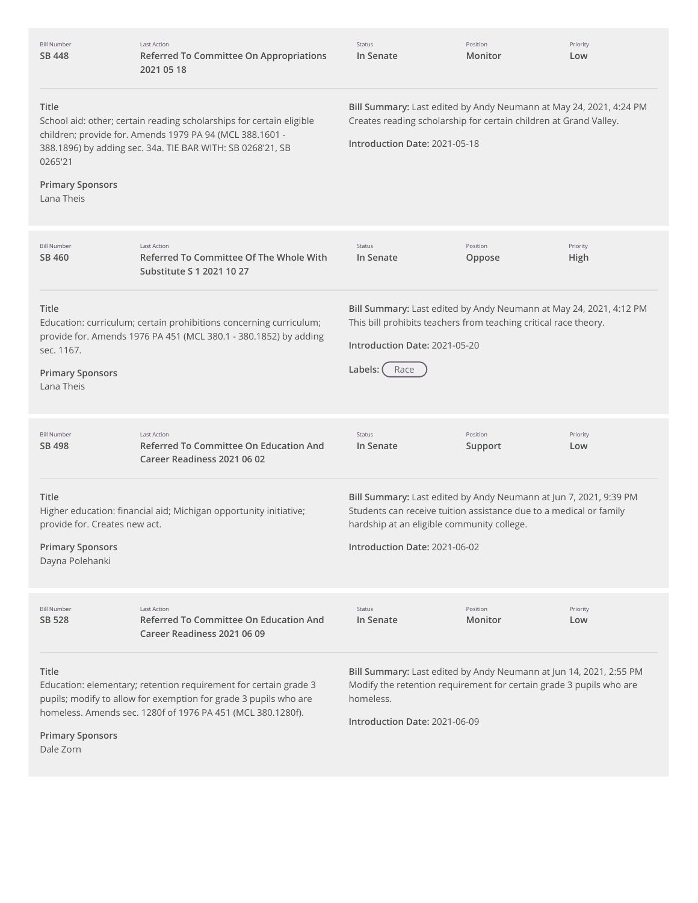| Bill Number | Last Action | Status | Position | Priority |
|---|---|---|---|---|
| **SB 448** | **Referred To Committee On Appropriations 2021 05 18** | **In Senate** | **Monitor** | **Low** |

**Title**
School aid: other; certain reading scholarships for certain eligible children; provide for. Amends 1979 PA 94 (MCL 388.1601 - 388.1896) by adding sec. 34a. TIE BAR WITH: SB 0268'21, SB 0265'21

**Primary Sponsors**
Lana Theis

**Bill Summary:** Last edited by Andy Neumann at May 24, 2021, 4:24 PM
Creates reading scholarship for certain children at Grand Valley.

**Introduction Date:** 2021-05-18

---

| Bill Number | Last Action | Status | Position | Priority |
|---|---|---|---|---|
| **SB 460** | **Referred To Committee Of The Whole With Substitute S 1 2021 10 27** | **In Senate** | **Oppose** | **High** |

**Title**
Education: curriculum; certain prohibitions concerning curriculum; provide for. Amends 1976 PA 451 (MCL 380.1 - 380.1852) by adding sec. 1167.

**Primary Sponsors**
Lana Theis

**Bill Summary:** Last edited by Andy Neumann at May 24, 2021, 4:12 PM
This bill prohibits teachers from teaching critical race theory.

**Introduction Date:** 2021-05-20

**Labels:** Race

---

| Bill Number | Last Action | Status | Position | Priority |
|---|---|---|---|---|
| **SB 498** | **Referred To Committee On Education And Career Readiness 2021 06 02** | **In Senate** | **Support** | **Low** |

**Title**
Higher education: financial aid; Michigan opportunity initiative; provide for. Creates new act.

**Primary Sponsors**
Dayna Polehanki

**Bill Summary:** Last edited by Andy Neumann at Jun 7, 2021, 9:39 PM
Students can receive tuition assistance due to a medical or family hardship at an eligible community college.

**Introduction Date:** 2021-06-02

---

| Bill Number | Last Action | Status | Position | Priority |
|---|---|---|---|---|
| **SB 528** | **Referred To Committee On Education And Career Readiness 2021 06 09** | **In Senate** | **Monitor** | **Low** |

**Title**
Education: elementary; retention requirement for certain grade 3 pupils; modify to allow for exemption for grade 3 pupils who are homeless. Amends sec. 1280f of 1976 PA 451 (MCL 380.1280f).

**Primary Sponsors**
Dale Zorn

**Bill Summary:** Last edited by Andy Neumann at Jun 14, 2021, 2:55 PM
Modify the retention requirement for certain grade 3 pupils who are homeless.

**Introduction Date:** 2021-06-09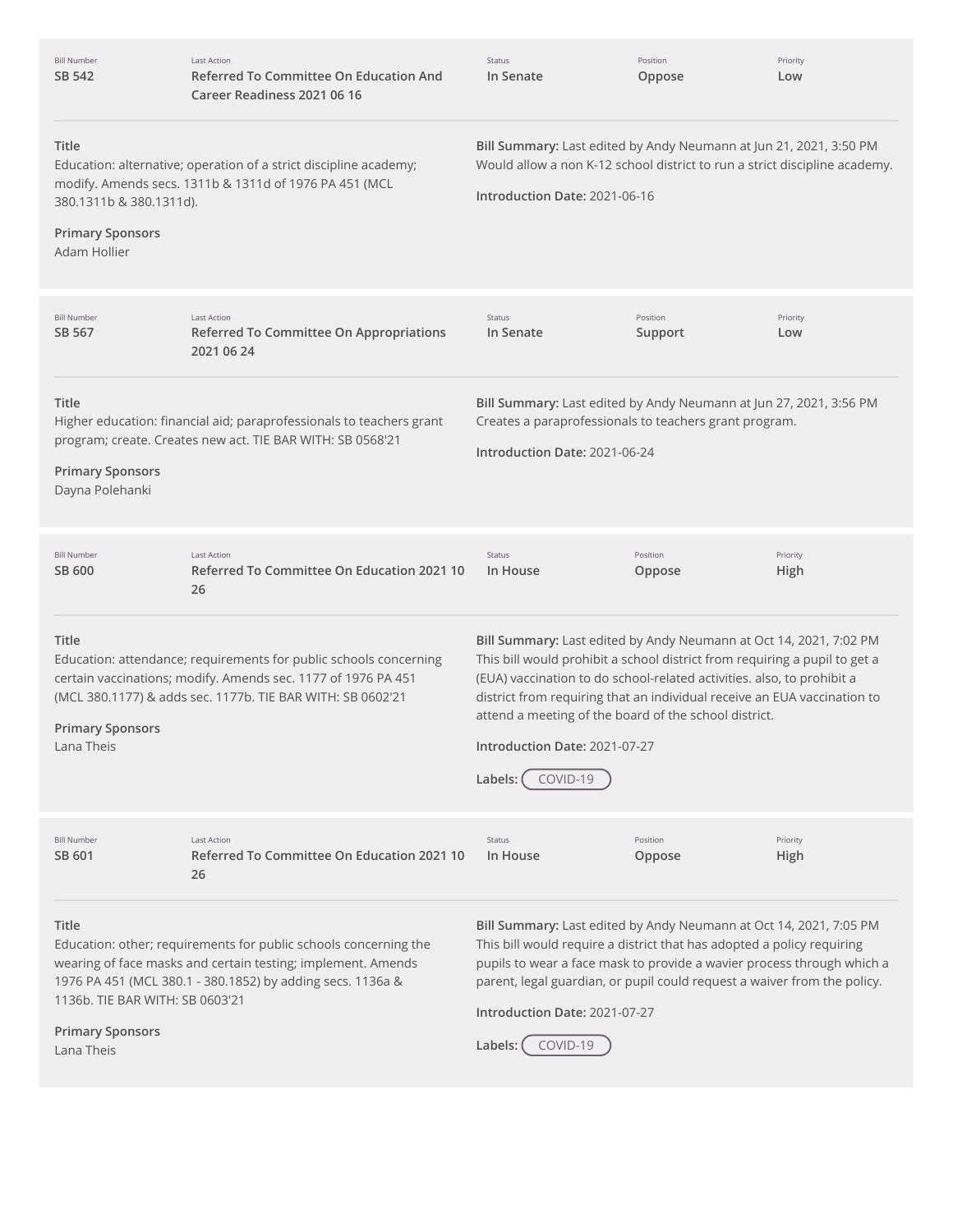| Bill Number | Last Action | Status | Position | Priority |
| --- | --- | --- | --- | --- |
| SB 542 | Referred To Committee On Education And Career Readiness 2021 06 16 | In Senate | Oppose | Low |

**Title**
Education: alternative; operation of a strict discipline academy; modify. Amends secs. 1311b & 1311d of 1976 PA 451 (MCL 380.1311b & 380.1311d).

**Primary Sponsors**
Adam Hollier

**Bill Summary:** Last edited by Andy Neumann at Jun 21, 2021, 3:50 PM
Would allow a non K-12 school district to run a strict discipline academy.

**Introduction Date:** 2021-06-16

---

| Bill Number | Last Action | Status | Position | Priority |
| --- | --- | --- | --- | --- |
| SB 567 | Referred To Committee On Appropriations 2021 06 24 | In Senate | Support | Low |

**Title**
Higher education: financial aid; paraprofessionals to teachers grant program; create. Creates new act. TIE BAR WITH: SB 0568'21

**Primary Sponsors**
Dayna Polehanki

**Bill Summary:** Last edited by Andy Neumann at Jun 27, 2021, 3:56 PM
Creates a paraprofessionals to teachers grant program.

**Introduction Date:** 2021-06-24

---

| Bill Number | Last Action | Status | Position | Priority |
| --- | --- | --- | --- | --- |
| SB 600 | Referred To Committee On Education 2021 10 26 | In House | Oppose | High |

**Title**
Education: attendance; requirements for public schools concerning certain vaccinations; modify. Amends sec. 1177 of 1976 PA 451 (MCL 380.1177) & adds sec. 1177b. TIE BAR WITH: SB 0602'21

**Primary Sponsors**
Lana Theis

**Bill Summary:** Last edited by Andy Neumann at Oct 14, 2021, 7:02 PM
This bill would prohibit a school district from requiring a pupil to get a (EUA) vaccination to do school-related activities. also, to prohibit a district from requiring that an individual receive an EUA vaccination to attend a meeting of the board of the school district.

**Introduction Date:** 2021-07-27

**Labels:** COVID-19

---

| Bill Number | Last Action | Status | Position | Priority |
| --- | --- | --- | --- | --- |
| SB 601 | Referred To Committee On Education 2021 10 26 | In House | Oppose | High |

**Title**
Education: other; requirements for public schools concerning the wearing of face masks and certain testing; implement. Amends 1976 PA 451 (MCL 380.1 - 380.1852) by adding secs. 1136a & 1136b. TIE BAR WITH: SB 0603'21

**Primary Sponsors**
Lana Theis

**Bill Summary:** Last edited by Andy Neumann at Oct 14, 2021, 7:05 PM
This bill would require a district that has adopted a policy requiring pupils to wear a face mask to provide a wavier process through which a parent, legal guardian, or pupil could request a waiver from the policy.

**Introduction Date:** 2021-07-27

**Labels:** COVID-19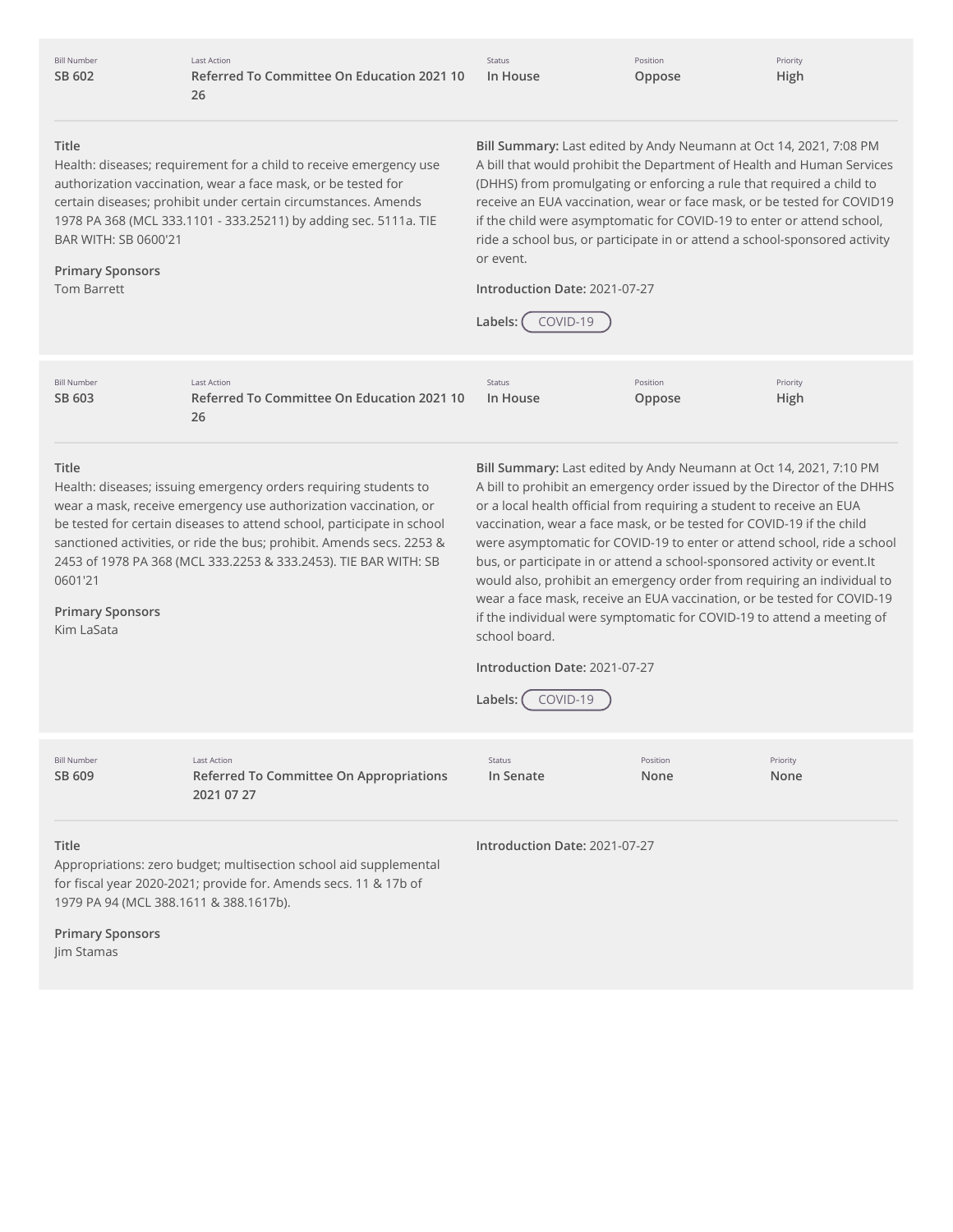| Bill Number | Last Action | Status | Position | Priority |
| --- | --- | --- | --- | --- |
| SB 602 | Referred To Committee On Education 2021 10 26 | In House | Oppose | High |

**Title**
Health: diseases; requirement for a child to receive emergency use authorization vaccination, wear a face mask, or be tested for certain diseases; prohibit under certain circumstances. Amends 1978 PA 368 (MCL 333.1101 - 333.25211) by adding sec. 5111a. TIE BAR WITH: SB 0600'21

**Primary Sponsors**
Tom Barrett

**Bill Summary:** Last edited by Andy Neumann at Oct 14, 2021, 7:08 PM
A bill that would prohibit the Department of Health and Human Services (DHHS) from promulgating or enforcing a rule that required a child to receive an EUA vaccination, wear or face mask, or be tested for COVID19 if the child were asymptomatic for COVID-19 to enter or attend school, ride a school bus, or participate in or attend a school-sponsored activity or event.

**Introduction Date:** 2021-07-27

**Labels:** COVID-19

| Bill Number | Last Action | Status | Position | Priority |
| --- | --- | --- | --- | --- |
| SB 603 | Referred To Committee On Education 2021 10 26 | In House | Oppose | High |

**Title**
Health: diseases; issuing emergency orders requiring students to wear a mask, receive emergency use authorization vaccination, or be tested for certain diseases to attend school, participate in school sanctioned activities, or ride the bus; prohibit. Amends secs. 2253 & 2453 of 1978 PA 368 (MCL 333.2253 & 333.2453). TIE BAR WITH: SB 0601'21

**Primary Sponsors**
Kim LaSata

**Bill Summary:** Last edited by Andy Neumann at Oct 14, 2021, 7:10 PM
A bill to prohibit an emergency order issued by the Director of the DHHS or a local health official from requiring a student to receive an EUA vaccination, wear a face mask, or be tested for COVID-19 if the child were asymptomatic for COVID-19 to enter or attend school, ride a school bus, or participate in or attend a school-sponsored activity or event.It would also, prohibit an emergency order from requiring an individual to wear a face mask, receive an EUA vaccination, or be tested for COVID-19 if the individual were symptomatic for COVID-19 to attend a meeting of school board.

**Introduction Date:** 2021-07-27

**Labels:** COVID-19

| Bill Number | Last Action | Status | Position | Priority |
| --- | --- | --- | --- | --- |
| SB 609 | Referred To Committee On Appropriations 2021 07 27 | In Senate | None | None |

**Title**
Appropriations: zero budget; multisection school aid supplemental for fiscal year 2020-2021; provide for. Amends secs. 11 & 17b of 1979 PA 94 (MCL 388.1611 & 388.1617b).

**Primary Sponsors**
Jim Stamas

**Introduction Date:** 2021-07-27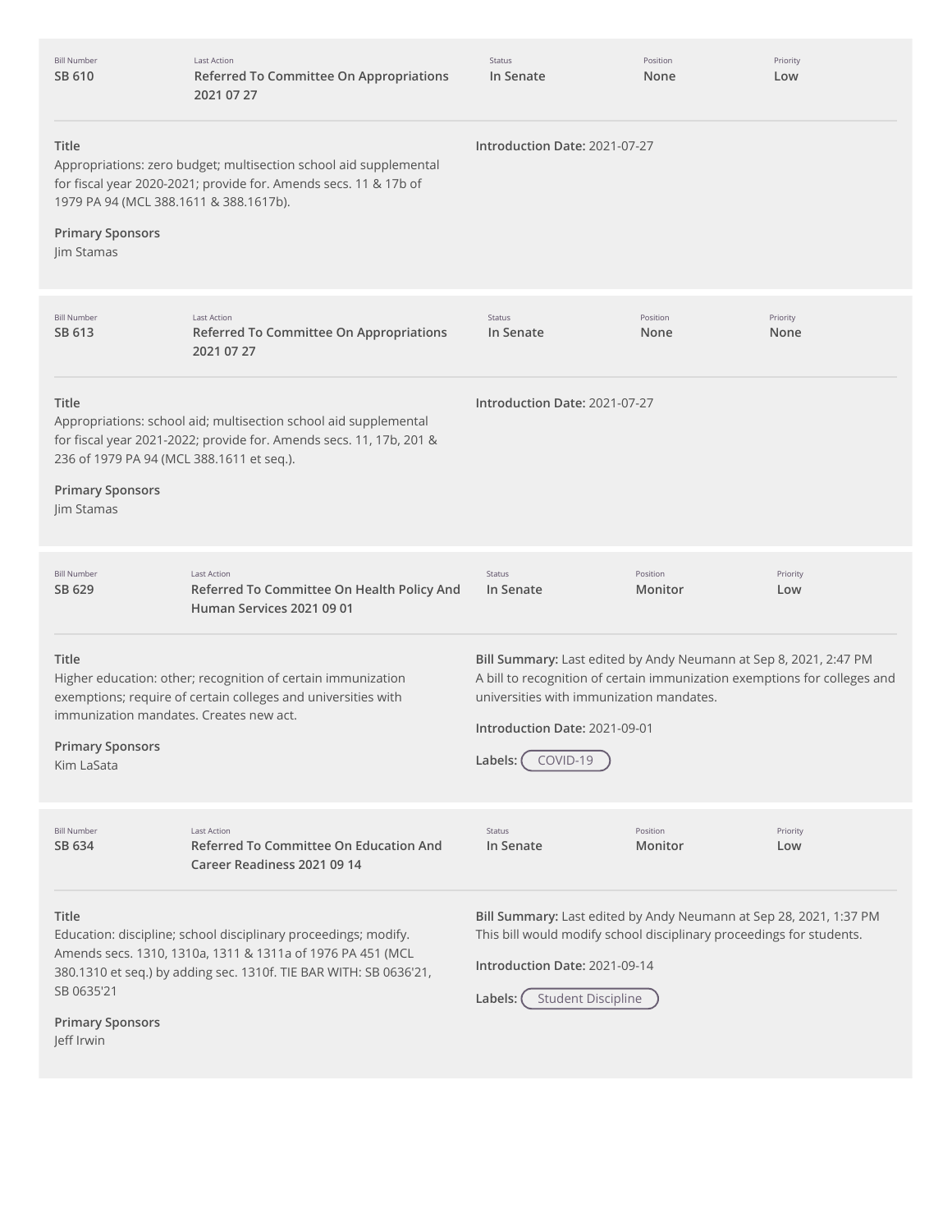| Bill Number | Last Action | Status | Position | Priority |
|---|---|---|---|---|
| SB 610 | Referred To Committee On Appropriations 2021 07 27 | In Senate | None | Low |

**Title**
Appropriations: zero budget; multisection school aid supplemental for fiscal year 2020-2021; provide for. Amends secs. 11 & 17b of 1979 PA 94 (MCL 388.1611 & 388.1617b).

**Primary Sponsors**
Jim Stamas

**Introduction Date:** 2021-07-27

---

| Bill Number | Last Action | Status | Position | Priority |
|---|---|---|---|---|
| SB 613 | Referred To Committee On Appropriations 2021 07 27 | In Senate | None | None |

**Title**
Appropriations: school aid; multisection school aid supplemental for fiscal year 2021-2022; provide for. Amends secs. 11, 17b, 201 & 236 of 1979 PA 94 (MCL 388.1611 et seq.).

**Primary Sponsors**
Jim Stamas

**Introduction Date:** 2021-07-27

---

| Bill Number | Last Action | Status | Position | Priority |
|---|---|---|---|---|
| SB 629 | Referred To Committee On Health Policy And Human Services 2021 09 01 | In Senate | Monitor | Low |

**Title**
Higher education: other; recognition of certain immunization exemptions; require of certain colleges and universities with immunization mandates. Creates new act.

**Primary Sponsors**
Kim LaSata

**Bill Summary:** Last edited by Andy Neumann at Sep 8, 2021, 2:47 PM
A bill to recognition of certain immunization exemptions for colleges and universities with immunization mandates.

**Introduction Date:** 2021-09-01

**Labels:** COVID-19

---

| Bill Number | Last Action | Status | Position | Priority |
|---|---|---|---|---|
| SB 634 | Referred To Committee On Education And Career Readiness 2021 09 14 | In Senate | Monitor | Low |

**Title**
Education: discipline; school disciplinary proceedings; modify. Amends secs. 1310, 1310a, 1311 & 1311a of 1976 PA 451 (MCL 380.1310 et seq.) by adding sec. 1310f. TIE BAR WITH: SB 0636'21, SB 0635'21

**Primary Sponsors**
Jeff Irwin

**Bill Summary:** Last edited by Andy Neumann at Sep 28, 2021, 1:37 PM
This bill would modify school disciplinary proceedings for students.

**Introduction Date:** 2021-09-14

**Labels:** Student Discipline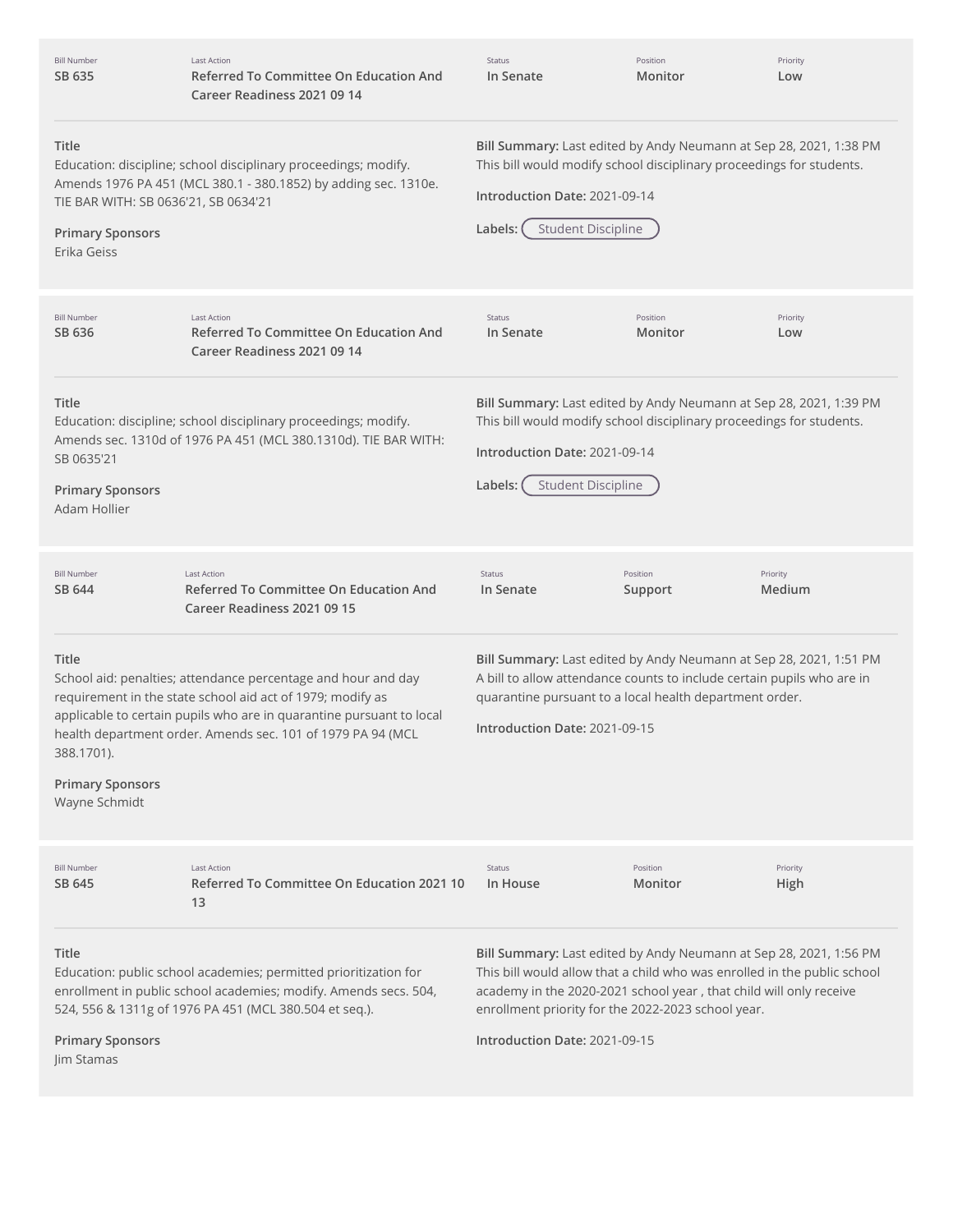| Bill Number | Last Action | Status | Position | Priority |
|---|---|---|---|---|
| SB 635 | Referred To Committee On Education And Career Readiness 2021 09 14 | In Senate | Monitor | Low |

**Title**
Education: discipline; school disciplinary proceedings; modify. Amends 1976 PA 451 (MCL 380.1 - 380.1852) by adding sec. 1310e. TIE BAR WITH: SB 0636'21, SB 0634'21

**Primary Sponsors**
Erika Geiss

**Bill Summary:** Last edited by Andy Neumann at Sep 28, 2021, 1:38 PM
This bill would modify school disciplinary proceedings for students.

**Introduction Date:** 2021-09-14

**Labels:** Student Discipline

| Bill Number | Last Action | Status | Position | Priority |
|---|---|---|---|---|
| SB 636 | Referred To Committee On Education And Career Readiness 2021 09 14 | In Senate | Monitor | Low |

**Title**
Education: discipline; school disciplinary proceedings; modify. Amends sec. 1310d of 1976 PA 451 (MCL 380.1310d). TIE BAR WITH: SB 0635'21

**Primary Sponsors**
Adam Hollier

**Bill Summary:** Last edited by Andy Neumann at Sep 28, 2021, 1:39 PM
This bill would modify school disciplinary proceedings for students.

**Introduction Date:** 2021-09-14

**Labels:** Student Discipline

| Bill Number | Last Action | Status | Position | Priority |
|---|---|---|---|---|
| SB 644 | Referred To Committee On Education And Career Readiness 2021 09 15 | In Senate | Support | Medium |

**Title**
School aid: penalties; attendance percentage and hour and day requirement in the state school aid act of 1979; modify as applicable to certain pupils who are in quarantine pursuant to local health department order. Amends sec. 101 of 1979 PA 94 (MCL 388.1701).

**Primary Sponsors**
Wayne Schmidt

**Bill Summary:** Last edited by Andy Neumann at Sep 28, 2021, 1:51 PM
A bill to allow attendance counts to include certain pupils who are in quarantine pursuant to a local health department order.

**Introduction Date:** 2021-09-15

| Bill Number | Last Action | Status | Position | Priority |
|---|---|---|---|---|
| SB 645 | Referred To Committee On Education 2021 10 13 | In House | Monitor | High |

**Title**
Education: public school academies; permitted prioritization for enrollment in public school academies; modify. Amends secs. 504, 524, 556 & 1311g of 1976 PA 451 (MCL 380.504 et seq.).

**Primary Sponsors**
Jim Stamas

**Bill Summary:** Last edited by Andy Neumann at Sep 28, 2021, 1:56 PM
This bill would allow that a child who was enrolled in the public school academy in the 2020-2021 school year , that child will only receive enrollment priority for the 2022-2023 school year.

**Introduction Date:** 2021-09-15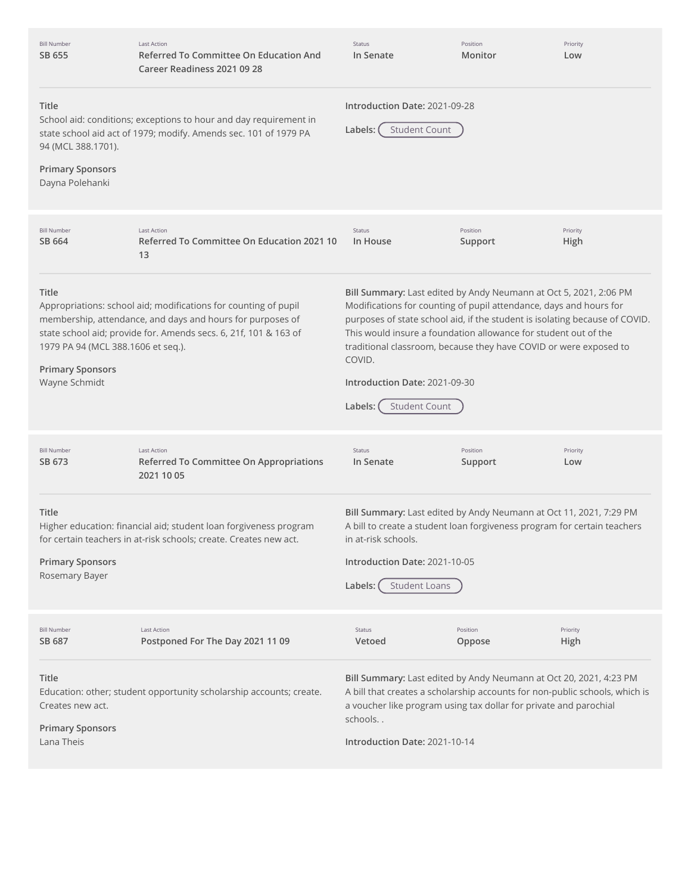| Bill Number | Last Action | Status | Position | Priority |
| --- | --- | --- | --- | --- |
| SB 655 | Referred To Committee On Education And Career Readiness 2021 09 28 | In Senate | Monitor | Low |

**Title**
School aid: conditions; exceptions to hour and day requirement in state school aid act of 1979; modify. Amends sec. 101 of 1979 PA 94 (MCL 388.1701).

**Primary Sponsors**
Dayna Polehanki

**Introduction Date:** 2021-09-28

**Labels:** Student Count

---

| Bill Number | Last Action | Status | Position | Priority |
| --- | --- | --- | --- | --- |
| SB 664 | Referred To Committee On Education 2021 10 13 | In House | Support | High |

**Title**
Appropriations: school aid; modifications for counting of pupil membership, attendance, and days and hours for purposes of state school aid; provide for. Amends secs. 6, 21f, 101 & 163 of 1979 PA 94 (MCL 388.1606 et seq.).

**Primary Sponsors**
Wayne Schmidt

**Bill Summary:** Last edited by Andy Neumann at Oct 5, 2021, 2:06 PM
Modifications for counting of pupil attendance, days and hours for purposes of state school aid, if the student is isolating because of COVID. This would insure a foundation allowance for student out of the traditional classroom, because they have COVID or were exposed to COVID.

**Introduction Date:** 2021-09-30

**Labels:** Student Count

---

| Bill Number | Last Action | Status | Position | Priority |
| --- | --- | --- | --- | --- |
| SB 673 | Referred To Committee On Appropriations 2021 10 05 | In Senate | Support | Low |

**Title**
Higher education: financial aid; student loan forgiveness program for certain teachers in at-risk schools; create. Creates new act.

**Primary Sponsors**
Rosemary Bayer

**Bill Summary:** Last edited by Andy Neumann at Oct 11, 2021, 7:29 PM
A bill to create a student loan forgiveness program for certain teachers in at-risk schools.

**Introduction Date:** 2021-10-05

**Labels:** Student Loans

---

| Bill Number | Last Action | Status | Position | Priority |
| --- | --- | --- | --- | --- |
| SB 687 | Postponed For The Day 2021 11 09 | Vetoed | Oppose | High |

**Title**
Education: other; student opportunity scholarship accounts; create. Creates new act.

**Primary Sponsors**
Lana Theis

**Bill Summary:** Last edited by Andy Neumann at Oct 20, 2021, 4:23 PM
A bill that creates a scholarship accounts for non-public schools, which is a voucher like program using tax dollar for private and parochial schools. .

**Introduction Date:** 2021-10-14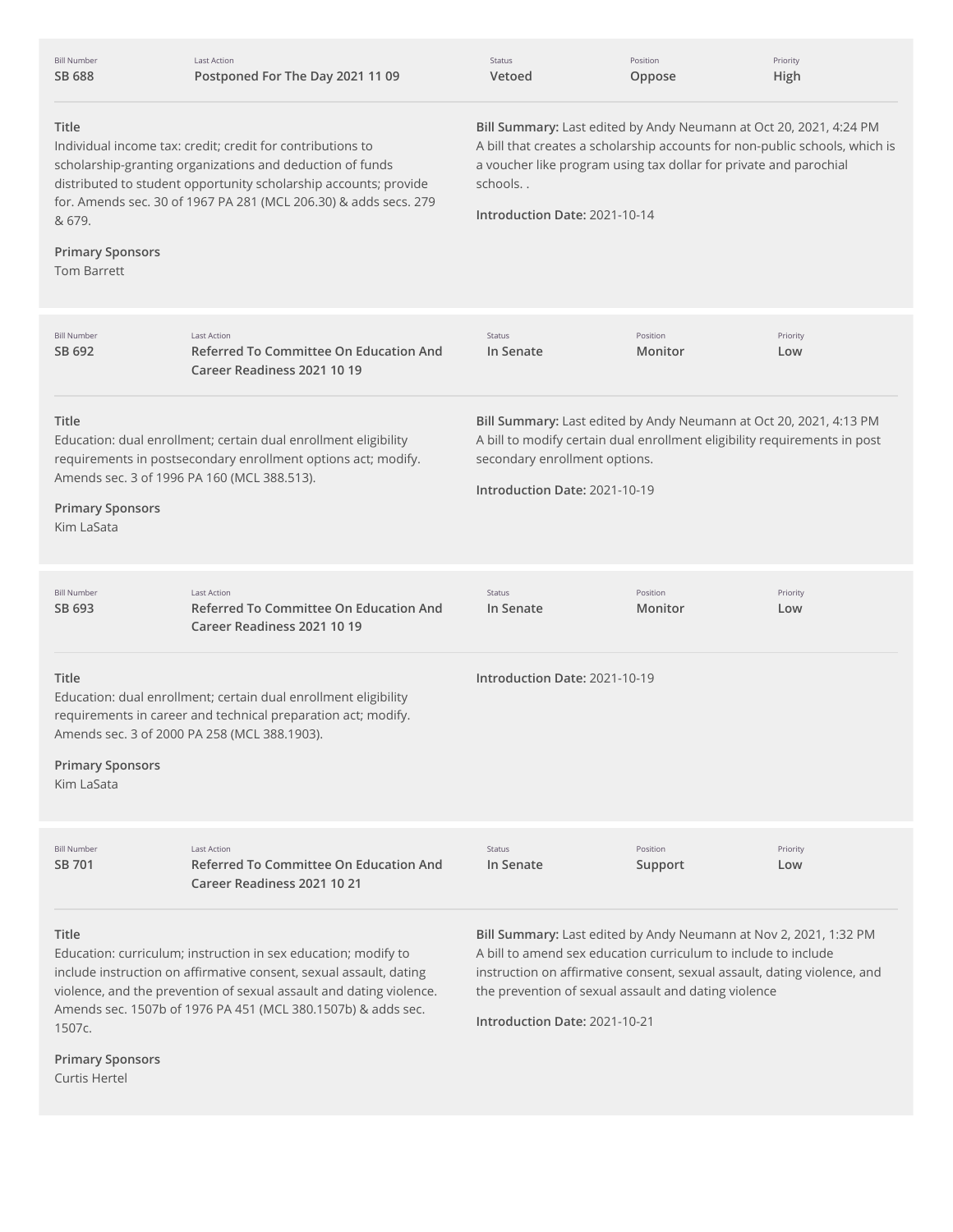| Bill Number | Last Action | Status | Position | Priority |
|---|---|---|---|---|
| **SB 688** | **Postponed For The Day 2021 11 09** | **Vetoed** | **Oppose** | **High** |

**Title**
Individual income tax: credit; credit for contributions to scholarship-granting organizations and deduction of funds distributed to student opportunity scholarship accounts; provide for. Amends sec. 30 of 1967 PA 281 (MCL 206.30) & adds secs. 279 & 679.

**Primary Sponsors**
Tom Barrett

**Bill Summary:** Last edited by Andy Neumann at Oct 20, 2021, 4:24 PM
A bill that creates a scholarship accounts for non-public schools, which is a voucher like program using tax dollar for private and parochial schools. .

**Introduction Date:** 2021-10-14

---

| Bill Number | Last Action | Status | Position | Priority |
|---|---|---|---|---|
| **SB 692** | **Referred To Committee On Education And Career Readiness 2021 10 19** | **In Senate** | **Monitor** | **Low** |

**Title**
Education: dual enrollment; certain dual enrollment eligibility requirements in postsecondary enrollment options act; modify. Amends sec. 3 of 1996 PA 160 (MCL 388.513).

**Primary Sponsors**
Kim LaSata

**Bill Summary:** Last edited by Andy Neumann at Oct 20, 2021, 4:13 PM
A bill to modify certain dual enrollment eligibility requirements in post secondary enrollment options.

**Introduction Date:** 2021-10-19

---

| Bill Number | Last Action | Status | Position | Priority |
|---|---|---|---|---|
| **SB 693** | **Referred To Committee On Education And Career Readiness 2021 10 19** | **In Senate** | **Monitor** | **Low** |

**Title**
Education: dual enrollment; certain dual enrollment eligibility requirements in career and technical preparation act; modify. Amends sec. 3 of 2000 PA 258 (MCL 388.1903).

**Primary Sponsors**
Kim LaSata

**Introduction Date:** 2021-10-19

---

| Bill Number | Last Action | Status | Position | Priority |
|---|---|---|---|---|
| **SB 701** | **Referred To Committee On Education And Career Readiness 2021 10 21** | **In Senate** | **Support** | **Low** |

**Title**
Education: curriculum; instruction in sex education; modify to include instruction on affirmative consent, sexual assault, dating violence, and the prevention of sexual assault and dating violence. Amends sec. 1507b of 1976 PA 451 (MCL 380.1507b) & adds sec. 1507c.

**Primary Sponsors**
Curtis Hertel

**Bill Summary:** Last edited by Andy Neumann at Nov 2, 2021, 1:32 PM
A bill to amend sex education curriculum to include to include instruction on affirmative consent, sexual assault, dating violence, and the prevention of sexual assault and dating violence

**Introduction Date:** 2021-10-21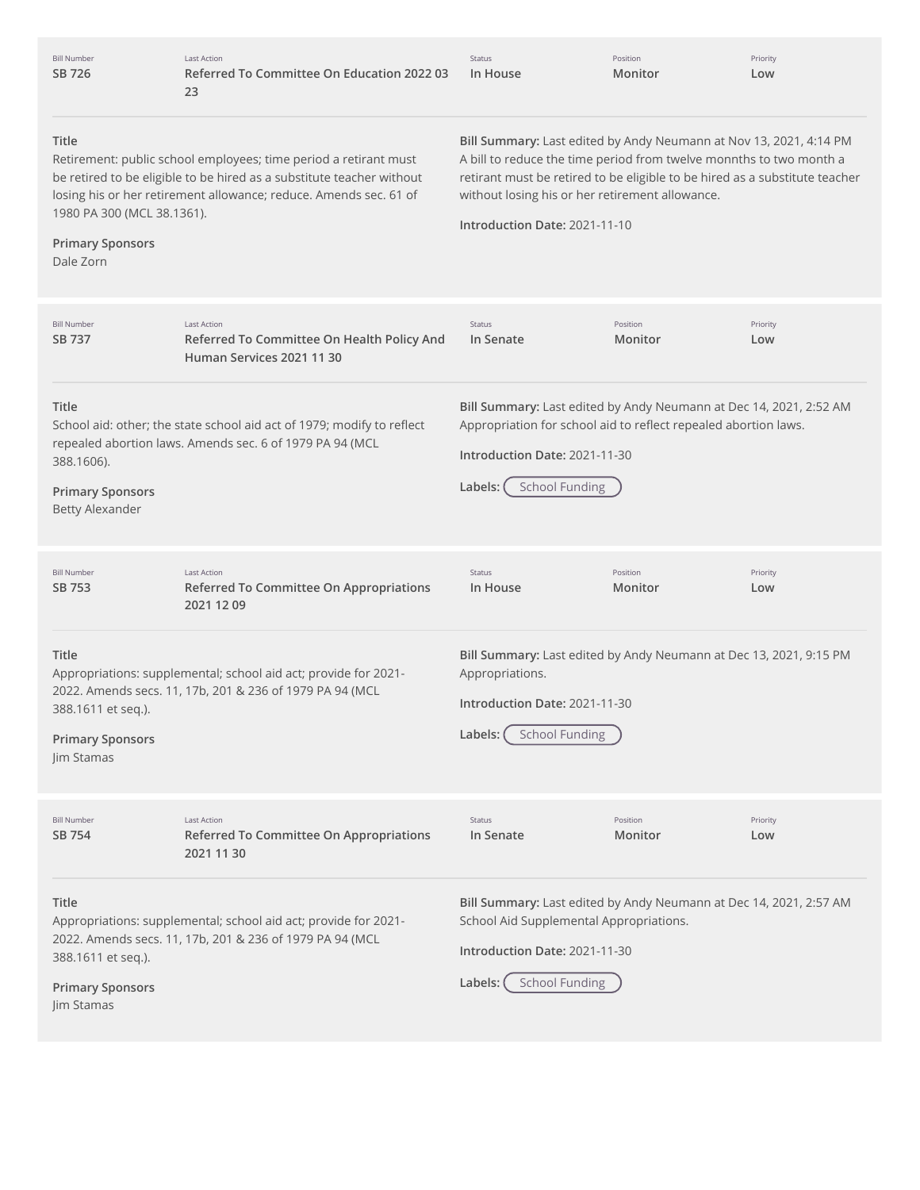| Bill Number | Last Action | Status | Position | Priority |
|---|---|---|---|---|
| **SB 726** | **Referred To Committee On Education 2022 03 23** | **In House** | **Monitor** | **Low** |

**Title**

Retirement: public school employees; time period a retirant must be retired to be eligible to be hired as a substitute teacher without losing his or her retirement allowance; reduce. Amends sec. 61 of 1980 PA 300 (MCL 38.1361).

**Primary Sponsors**

Dale Zorn

**Bill Summary:** Last edited by Andy Neumann at Nov 13, 2021, 4:14 PM

A bill to reduce the time period from twelve monnths to two month a retirant must be retired to be eligible to be hired as a substitute teacher without losing his or her retirement allowance.

**Introduction Date:** 2021-11-10

---

| Bill Number | Last Action | Status | Position | Priority |
|---|---|---|---|---|
| **SB 737** | **Referred To Committee On Health Policy And Human Services 2021 11 30** | **In Senate** | **Monitor** | **Low** |

**Title**

School aid: other; the state school aid act of 1979; modify to reflect repealed abortion laws. Amends sec. 6 of 1979 PA 94 (MCL 388.1606).

**Primary Sponsors**

Betty Alexander

**Bill Summary:** Last edited by Andy Neumann at Dec 14, 2021, 2:52 AM

Appropriation for school aid to reflect repealed abortion laws.

**Introduction Date:** 2021-11-30

**Labels:** School Funding

---

| Bill Number | Last Action | Status | Position | Priority |
|---|---|---|---|---|
| **SB 753** | **Referred To Committee On Appropriations 2021 12 09** | **In House** | **Monitor** | **Low** |

**Title**

Appropriations: supplemental; school aid act; provide for 2021-2022. Amends secs. 11, 17b, 201 & 236 of 1979 PA 94 (MCL 388.1611 et seq.).

**Primary Sponsors**

Jim Stamas

**Bill Summary:** Last edited by Andy Neumann at Dec 13, 2021, 9:15 PM

Appropriations.

**Introduction Date:** 2021-11-30

**Labels:** School Funding

---

| Bill Number | Last Action | Status | Position | Priority |
|---|---|---|---|---|
| **SB 754** | **Referred To Committee On Appropriations 2021 11 30** | **In Senate** | **Monitor** | **Low** |

**Title**

Appropriations: supplemental; school aid act; provide for 2021-2022. Amends secs. 11, 17b, 201 & 236 of 1979 PA 94 (MCL 388.1611 et seq.).

**Primary Sponsors**

Jim Stamas

**Bill Summary:** Last edited by Andy Neumann at Dec 14, 2021, 2:57 AM

School Aid Supplemental Appropriations.

**Introduction Date:** 2021-11-30

**Labels:** School Funding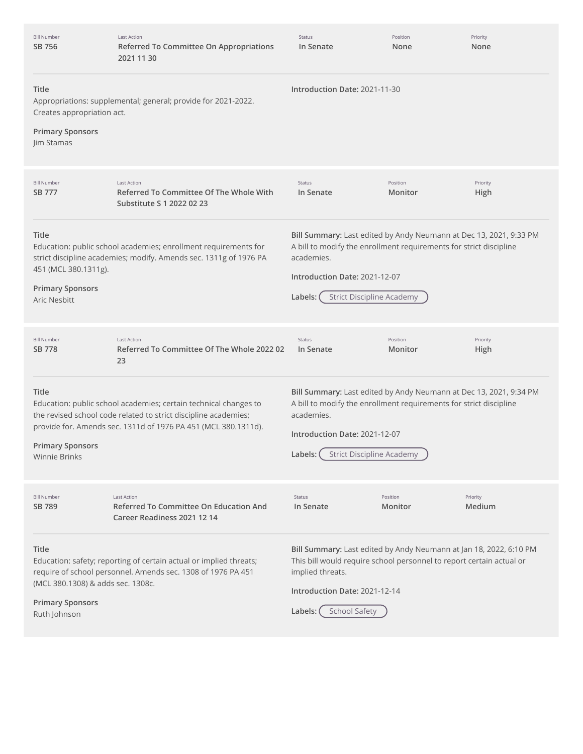| Bill Number | Last Action | Status | Position | Priority |
| --- | --- | --- | --- | --- |
| **SB 756** | **Referred To Committee On Appropriations 2021 11 30** | **In Senate** | **None** | **None** |

**Title**
Appropriations: supplemental; general; provide for 2021-2022. Creates appropriation act.

**Primary Sponsors**
Jim Stamas

**Introduction Date:** 2021-11-30

---

| Bill Number | Last Action | Status | Position | Priority |
| --- | --- | --- | --- | --- |
| **SB 777** | **Referred To Committee Of The Whole With Substitute S 1 2022 02 23** | **In Senate** | **Monitor** | **High** |

**Title**
Education: public school academies; enrollment requirements for strict discipline academies; modify. Amends sec. 1311g of 1976 PA 451 (MCL 380.1311g).

**Primary Sponsors**
Aric Nesbitt

**Bill Summary:** Last edited by Andy Neumann at Dec 13, 2021, 9:33 PM
A bill to modify the enrollment requirements for strict discipline academies.

**Introduction Date:** 2021-12-07

**Labels:** Strict Discipline Academy

---

| Bill Number | Last Action | Status | Position | Priority |
| --- | --- | --- | --- | --- |
| **SB 778** | **Referred To Committee Of The Whole 2022 02 23** | **In Senate** | **Monitor** | **High** |

**Title**
Education: public school academies; certain technical changes to the revised school code related to strict discipline academies; provide for. Amends sec. 1311d of 1976 PA 451 (MCL 380.1311d).

**Primary Sponsors**
Winnie Brinks

**Bill Summary:** Last edited by Andy Neumann at Dec 13, 2021, 9:34 PM
A bill to modify the enrollment requirements for strict discipline academies.

**Introduction Date:** 2021-12-07

**Labels:** Strict Discipline Academy

---

| Bill Number | Last Action | Status | Position | Priority |
| --- | --- | --- | --- | --- |
| **SB 789** | **Referred To Committee On Education And Career Readiness 2021 12 14** | **In Senate** | **Monitor** | **Medium** |

**Title**
Education: safety; reporting of certain actual or implied threats; require of school personnel. Amends sec. 1308 of 1976 PA 451 (MCL 380.1308) & adds sec. 1308c.

**Primary Sponsors**
Ruth Johnson

**Bill Summary:** Last edited by Andy Neumann at Jan 18, 2022, 6:10 PM
This bill would require school personnel to report certain actual or implied threats.

**Introduction Date:** 2021-12-14

**Labels:** School Safety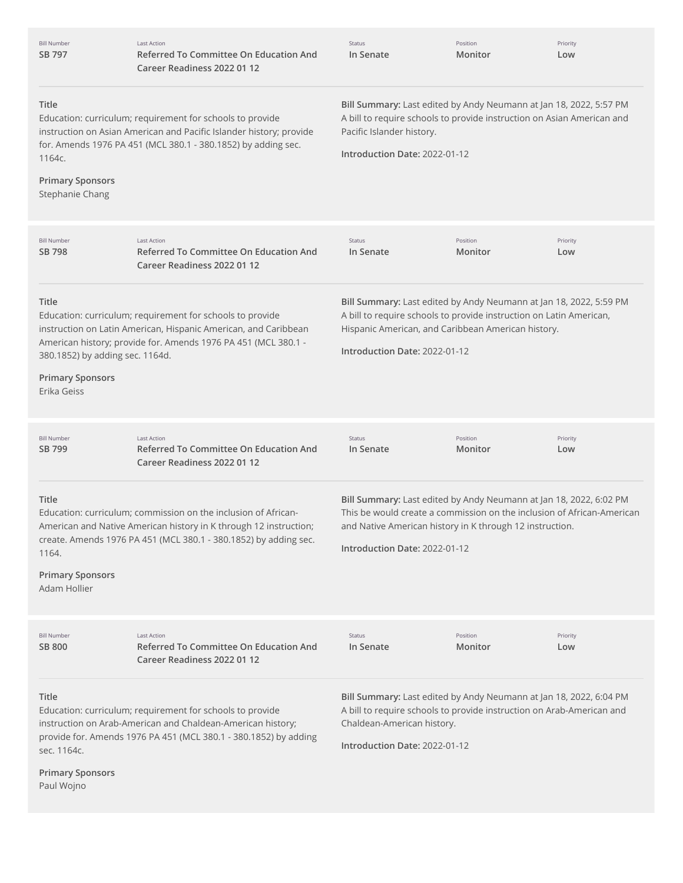| Bill Number | Last Action | Status | Position | Priority |
| --- | --- | --- | --- | --- |
| SB 797 | Referred To Committee On Education And Career Readiness 2022 01 12 | In Senate | Monitor | Low |

**Title**
Education: curriculum; requirement for schools to provide instruction on Asian American and Pacific Islander history; provide for. Amends 1976 PA 451 (MCL 380.1 - 380.1852) by adding sec. 1164c.

**Primary Sponsors**
Stephanie Chang

**Bill Summary:** Last edited by Andy Neumann at Jan 18, 2022, 5:57 PM
A bill to require schools to provide instruction on Asian American and Pacific Islander history.

**Introduction Date:** 2022-01-12

| Bill Number | Last Action | Status | Position | Priority |
| --- | --- | --- | --- | --- |
| SB 798 | Referred To Committee On Education And Career Readiness 2022 01 12 | In Senate | Monitor | Low |

**Title**
Education: curriculum; requirement for schools to provide instruction on Latin American, Hispanic American, and Caribbean American history; provide for. Amends 1976 PA 451 (MCL 380.1 - 380.1852) by adding sec. 1164d.

**Primary Sponsors**
Erika Geiss

**Bill Summary:** Last edited by Andy Neumann at Jan 18, 2022, 5:59 PM
A bill to require schools to provide instruction on Latin American, Hispanic American, and Caribbean American history.

**Introduction Date:** 2022-01-12

| Bill Number | Last Action | Status | Position | Priority |
| --- | --- | --- | --- | --- |
| SB 799 | Referred To Committee On Education And Career Readiness 2022 01 12 | In Senate | Monitor | Low |

**Title**
Education: curriculum; commission on the inclusion of African-American and Native American history in K through 12 instruction; create. Amends 1976 PA 451 (MCL 380.1 - 380.1852) by adding sec. 1164.

**Primary Sponsors**
Adam Hollier

**Bill Summary:** Last edited by Andy Neumann at Jan 18, 2022, 6:02 PM
This be would create a commission on the inclusion of African-American and Native American history in K through 12 instruction.

**Introduction Date:** 2022-01-12

| Bill Number | Last Action | Status | Position | Priority |
| --- | --- | --- | --- | --- |
| SB 800 | Referred To Committee On Education And Career Readiness 2022 01 12 | In Senate | Monitor | Low |

**Title**
Education: curriculum; requirement for schools to provide instruction on Arab-American and Chaldean-American history; provide for. Amends 1976 PA 451 (MCL 380.1 - 380.1852) by adding sec. 1164c.

**Primary Sponsors**
Paul Wojno

**Bill Summary:** Last edited by Andy Neumann at Jan 18, 2022, 6:04 PM
A bill to require schools to provide instruction on Arab-American and Chaldean-American history.

**Introduction Date:** 2022-01-12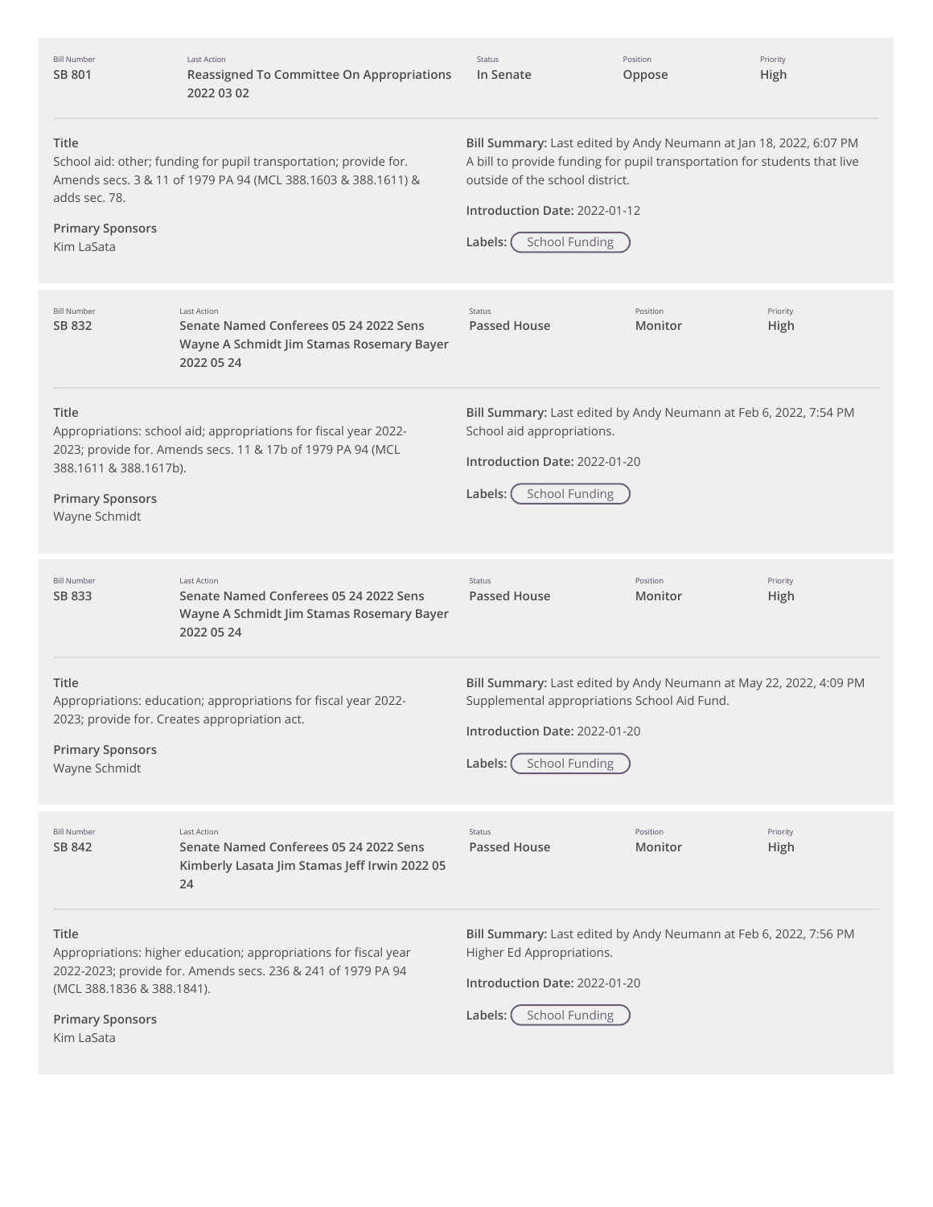| Bill Number | Last Action | Status | Position | Priority |
|---|---|---|---|---|
| **SB 801** | **Reassigned To Committee On Appropriations 2022 03 02** | **In Senate** | **Oppose** | **High** |

**Title**
School aid: other; funding for pupil transportation; provide for. Amends secs. 3 & 11 of 1979 PA 94 (MCL 388.1603 & 388.1611) & adds sec. 78.

**Primary Sponsors**
Kim LaSata

**Bill Summary:** Last edited by Andy Neumann at Jan 18, 2022, 6:07 PM
A bill to provide funding for pupil transportation for students that live outside of the school district.

**Introduction Date:** 2022-01-12

**Labels:** School Funding

---

| Bill Number | Last Action | Status | Position | Priority |
|---|---|---|---|---|
| **SB 832** | **Senate Named Conferees 05 24 2022 Sens Wayne A Schmidt Jim Stamas Rosemary Bayer 2022 05 24** | **Passed House** | **Monitor** | **High** |

**Title**
Appropriations: school aid; appropriations for fiscal year 2022-2023; provide for. Amends secs. 11 & 17b of 1979 PA 94 (MCL 388.1611 & 388.1617b).

**Primary Sponsors**
Wayne Schmidt

**Bill Summary:** Last edited by Andy Neumann at Feb 6, 2022, 7:54 PM
School aid appropriations.

**Introduction Date:** 2022-01-20

**Labels:** School Funding

---

| Bill Number | Last Action | Status | Position | Priority |
|---|---|---|---|---|
| **SB 833** | **Senate Named Conferees 05 24 2022 Sens Wayne A Schmidt Jim Stamas Rosemary Bayer 2022 05 24** | **Passed House** | **Monitor** | **High** |

**Title**
Appropriations: education; appropriations for fiscal year 2022-2023; provide for. Creates appropriation act.

**Primary Sponsors**
Wayne Schmidt

**Bill Summary:** Last edited by Andy Neumann at May 22, 2022, 4:09 PM
Supplemental appropriations School Aid Fund.

**Introduction Date:** 2022-01-20

**Labels:** School Funding

---

| Bill Number | Last Action | Status | Position | Priority |
|---|---|---|---|---|
| **SB 842** | **Senate Named Conferees 05 24 2022 Sens Kimberly Lasata Jim Stamas Jeff Irwin 2022 05 24** | **Passed House** | **Monitor** | **High** |

**Title**
Appropriations: higher education; appropriations for fiscal year 2022-2023; provide for. Amends secs. 236 & 241 of 1979 PA 94 (MCL 388.1836 & 388.1841).

**Primary Sponsors**
Kim LaSata

**Bill Summary:** Last edited by Andy Neumann at Feb 6, 2022, 7:56 PM
Higher Ed Appropriations.

**Introduction Date:** 2022-01-20

**Labels:** School Funding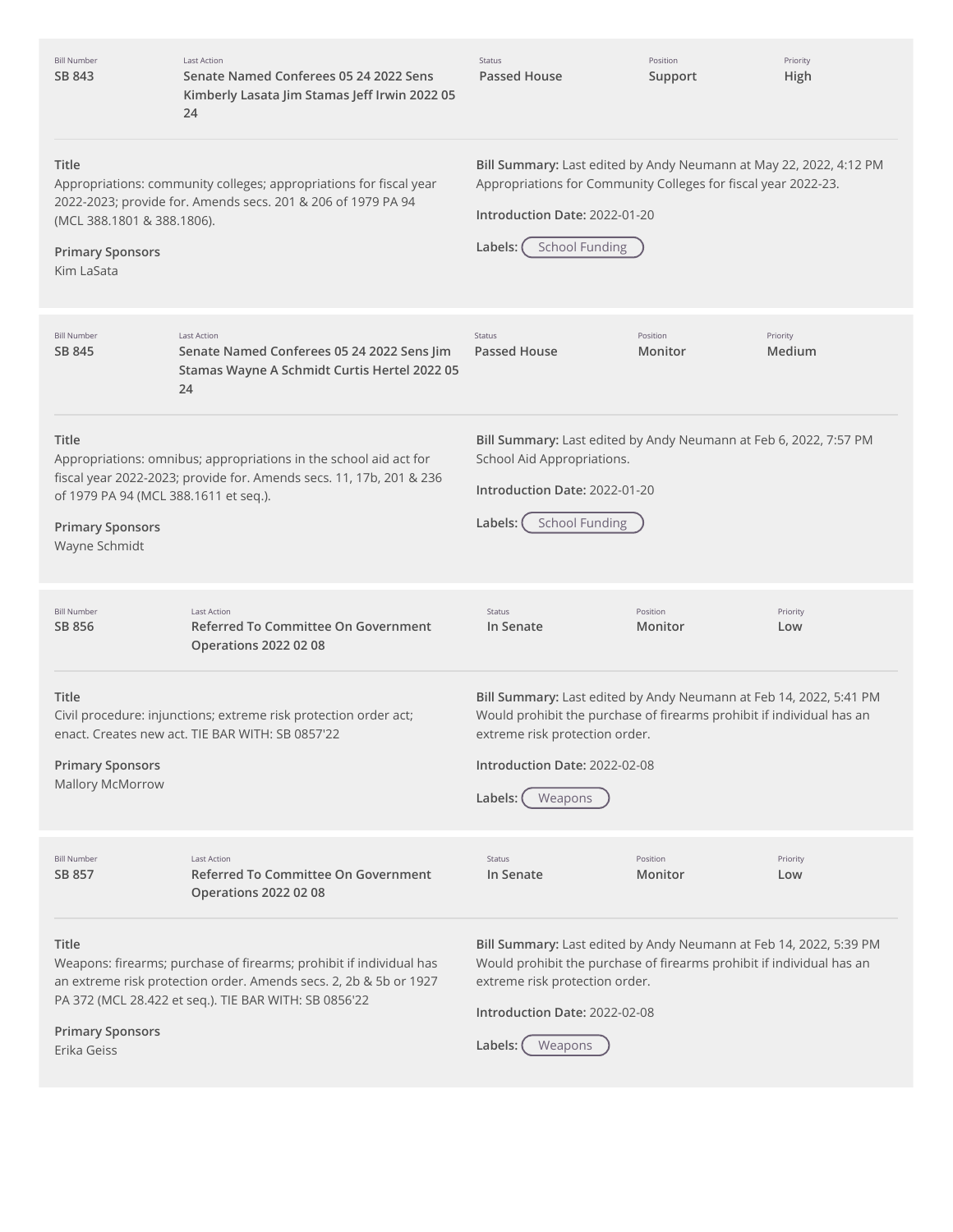| Bill Number | Last Action | Status | Position | Priority |
|---|---|---|---|---|
| SB 843 | Senate Named Conferees 05 24 2022 Sens Kimberly Lasata Jim Stamas Jeff Irwin 2022 05 24 | Passed House | Support | High |

**Title**
Appropriations: community colleges; appropriations for fiscal year 2022-2023; provide for. Amends secs. 201 & 206 of 1979 PA 94 (MCL 388.1801 & 388.1806).

**Primary Sponsors**
Kim LaSata

**Bill Summary:** Last edited by Andy Neumann at May 22, 2022, 4:12 PM
Appropriations for Community Colleges for fiscal year 2022-23.

**Introduction Date:** 2022-01-20

**Labels:** School Funding

| Bill Number | Last Action | Status | Position | Priority |
|---|---|---|---|---|
| SB 845 | Senate Named Conferees 05 24 2022 Sens Jim Stamas Wayne A Schmidt Curtis Hertel 2022 05 24 | Passed House | Monitor | Medium |

**Title**
Appropriations: omnibus; appropriations in the school aid act for fiscal year 2022-2023; provide for. Amends secs. 11, 17b, 201 & 236 of 1979 PA 94 (MCL 388.1611 et seq.).

**Primary Sponsors**
Wayne Schmidt

**Bill Summary:** Last edited by Andy Neumann at Feb 6, 2022, 7:57 PM
School Aid Appropriations.

**Introduction Date:** 2022-01-20

**Labels:** School Funding

| Bill Number | Last Action | Status | Position | Priority |
|---|---|---|---|---|
| SB 856 | Referred To Committee On Government Operations 2022 02 08 | In Senate | Monitor | Low |

**Title**
Civil procedure: injunctions; extreme risk protection order act; enact. Creates new act. TIE BAR WITH: SB 0857'22

**Primary Sponsors**
Mallory McMorrow

**Bill Summary:** Last edited by Andy Neumann at Feb 14, 2022, 5:41 PM
Would prohibit the purchase of firearms prohibit if individual has an extreme risk protection order.

**Introduction Date:** 2022-02-08

**Labels:** Weapons

| Bill Number | Last Action | Status | Position | Priority |
|---|---|---|---|---|
| SB 857 | Referred To Committee On Government Operations 2022 02 08 | In Senate | Monitor | Low |

**Title**
Weapons: firearms; purchase of firearms; prohibit if individual has an extreme risk protection order. Amends secs. 2, 2b & 5b or 1927 PA 372 (MCL 28.422 et seq.). TIE BAR WITH: SB 0856'22

**Primary Sponsors**
Erika Geiss

**Bill Summary:** Last edited by Andy Neumann at Feb 14, 2022, 5:39 PM
Would prohibit the purchase of firearms prohibit if individual has an extreme risk protection order.

**Introduction Date:** 2022-02-08

**Labels:** Weapons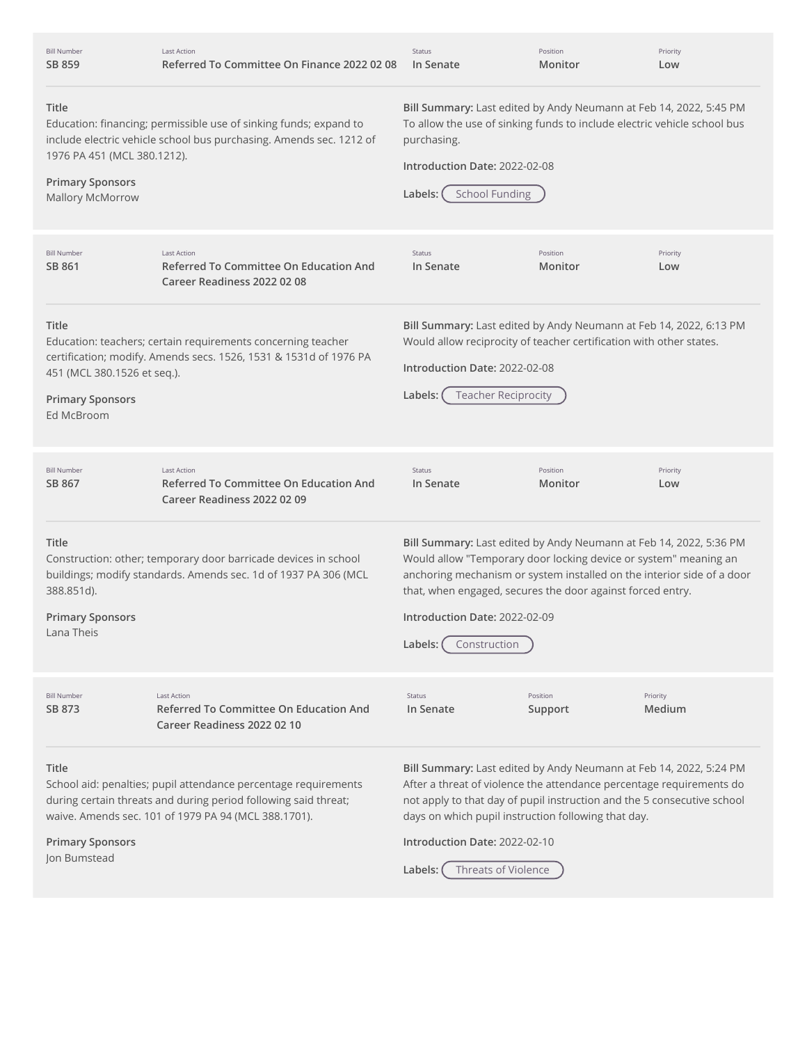| Bill Number | Last Action | Status | Position | Priority |
|---|---|---|---|---|
| SB 859 | Referred To Committee On Finance 2022 02 08 | In Senate | Monitor | Low |

**Title**
Education: financing; permissible use of sinking funds; expand to include electric vehicle school bus purchasing. Amends sec. 1212 of 1976 PA 451 (MCL 380.1212).

**Primary Sponsors**
Mallory McMorrow

**Bill Summary:** Last edited by Andy Neumann at Feb 14, 2022, 5:45 PM
To allow the use of sinking funds to include electric vehicle school bus purchasing.

**Introduction Date:** 2022-02-08

**Labels:** School Funding

---

| Bill Number | Last Action | Status | Position | Priority |
|---|---|---|---|---|
| SB 861 | Referred To Committee On Education And Career Readiness 2022 02 08 | In Senate | Monitor | Low |

**Title**
Education: teachers; certain requirements concerning teacher certification; modify. Amends secs. 1526, 1531 & 1531d of 1976 PA 451 (MCL 380.1526 et seq.).

**Primary Sponsors**
Ed McBroom

**Bill Summary:** Last edited by Andy Neumann at Feb 14, 2022, 6:13 PM
Would allow reciprocity of teacher certification with other states.

**Introduction Date:** 2022-02-08

**Labels:** Teacher Reciprocity

---

| Bill Number | Last Action | Status | Position | Priority |
|---|---|---|---|---|
| SB 867 | Referred To Committee On Education And Career Readiness 2022 02 09 | In Senate | Monitor | Low |

**Title**
Construction: other; temporary door barricade devices in school buildings; modify standards. Amends sec. 1d of 1937 PA 306 (MCL 388.851d).

**Primary Sponsors**
Lana Theis

**Bill Summary:** Last edited by Andy Neumann at Feb 14, 2022, 5:36 PM
Would allow "Temporary door locking device or system" meaning an anchoring mechanism or system installed on the interior side of a door that, when engaged, secures the door against forced entry.

**Introduction Date:** 2022-02-09

**Labels:** Construction

---

| Bill Number | Last Action | Status | Position | Priority |
|---|---|---|---|---|
| SB 873 | Referred To Committee On Education And Career Readiness 2022 02 10 | In Senate | Support | Medium |

**Title**
School aid: penalties; pupil attendance percentage requirements during certain threats and during period following said threat; waive. Amends sec. 101 of 1979 PA 94 (MCL 388.1701).

**Primary Sponsors**
Jon Bumstead

**Bill Summary:** Last edited by Andy Neumann at Feb 14, 2022, 5:24 PM
After a threat of violence the attendance percentage requirements do not apply to that day of pupil instruction and the 5 consecutive school days on which pupil instruction following that day.

**Introduction Date:** 2022-02-10

**Labels:** Threats of Violence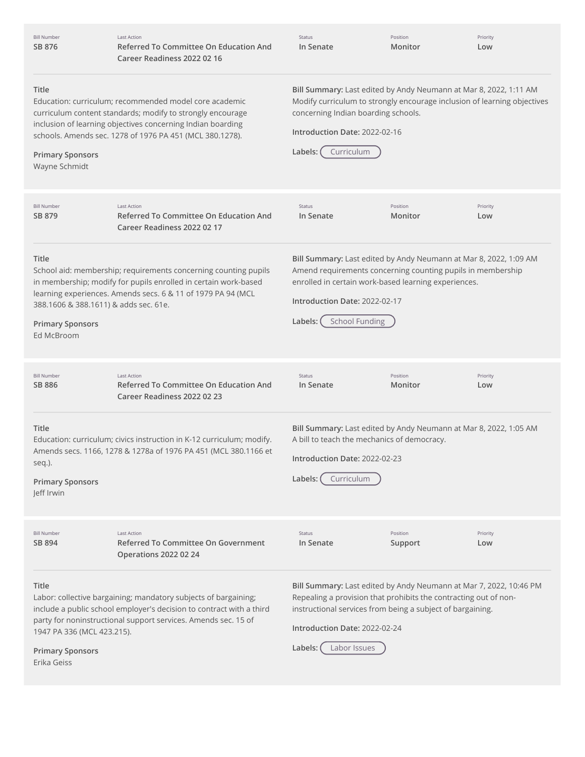| Bill Number | Last Action | Status | Position | Priority |
| --- | --- | --- | --- | --- |
| SB 876 | Referred To Committee On Education And Career Readiness 2022 02 16 | In Senate | Monitor | Low |

**Title**
Education: curriculum; recommended model core academic curriculum content standards; modify to strongly encourage inclusion of learning objectives concerning Indian boarding schools. Amends sec. 1278 of 1976 PA 451 (MCL 380.1278).

**Primary Sponsors**
Wayne Schmidt

**Bill Summary:** Last edited by Andy Neumann at Mar 8, 2022, 1:11 AM
Modify curriculum to strongly encourage inclusion of learning objectives concerning Indian boarding schools.

**Introduction Date:** 2022-02-16

**Labels:** Curriculum

---

| Bill Number | Last Action | Status | Position | Priority |
| --- | --- | --- | --- | --- |
| SB 879 | Referred To Committee On Education And Career Readiness 2022 02 17 | In Senate | Monitor | Low |

**Title**
School aid: membership; requirements concerning counting pupils in membership; modify for pupils enrolled in certain work-based learning experiences. Amends secs. 6 & 11 of 1979 PA 94 (MCL 388.1606 & 388.1611) & adds sec. 61e.

**Primary Sponsors**
Ed McBroom

**Bill Summary:** Last edited by Andy Neumann at Mar 8, 2022, 1:09 AM
Amend requirements concerning counting pupils in membership enrolled in certain work-based learning experiences.

**Introduction Date:** 2022-02-17

**Labels:** School Funding

---

| Bill Number | Last Action | Status | Position | Priority |
| --- | --- | --- | --- | --- |
| SB 886 | Referred To Committee On Education And Career Readiness 2022 02 23 | In Senate | Monitor | Low |

**Title**
Education: curriculum; civics instruction in K-12 curriculum; modify. Amends secs. 1166, 1278 & 1278a of 1976 PA 451 (MCL 380.1166 et seq.).

**Primary Sponsors**
Jeff Irwin

**Bill Summary:** Last edited by Andy Neumann at Mar 8, 2022, 1:05 AM
A bill to teach the mechanics of democracy.

**Introduction Date:** 2022-02-23

**Labels:** Curriculum

---

| Bill Number | Last Action | Status | Position | Priority |
| --- | --- | --- | --- | --- |
| SB 894 | Referred To Committee On Government Operations 2022 02 24 | In Senate | Support | Low |

**Title**
Labor: collective bargaining; mandatory subjects of bargaining; include a public school employer's decision to contract with a third party for noninstructional support services. Amends sec. 15 of 1947 PA 336 (MCL 423.215).

**Primary Sponsors**
Erika Geiss

**Bill Summary:** Last edited by Andy Neumann at Mar 7, 2022, 10:46 PM
Repealing a provision that prohibits the contracting out of non-instructional services from being a subject of bargaining.

**Introduction Date:** 2022-02-24

**Labels:** Labor Issues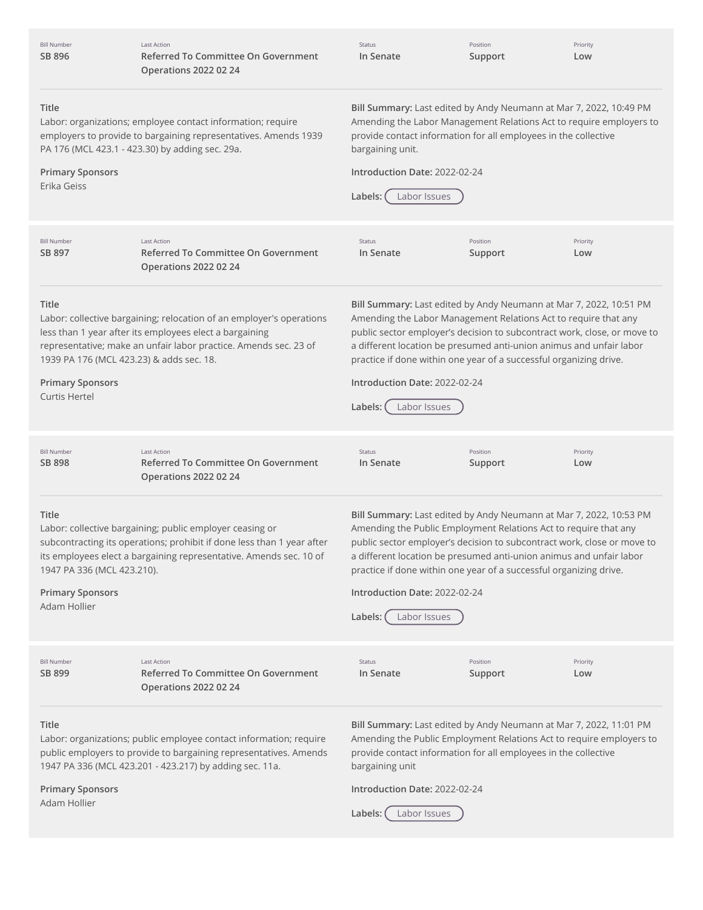| Bill Number | Last Action | Status | Position | Priority |
|---|---|---|---|---|
| SB 896 | Referred To Committee On Government Operations 2022 02 24 | In Senate | Support | Low |

**Title**
Labor: organizations; employee contact information; require employers to provide to bargaining representatives. Amends 1939 PA 176 (MCL 423.1 - 423.30) by adding sec. 29a.

**Primary Sponsors**
Erika Geiss

**Bill Summary:** Last edited by Andy Neumann at Mar 7, 2022, 10:49 PM
Amending the Labor Management Relations Act to require employers to provide contact information for all employees in the collective bargaining unit.

**Introduction Date:** 2022-02-24

**Labels:** Labor Issues

---

| Bill Number | Last Action | Status | Position | Priority |
|---|---|---|---|---|
| SB 897 | Referred To Committee On Government Operations 2022 02 24 | In Senate | Support | Low |

**Title**
Labor: collective bargaining; relocation of an employer's operations less than 1 year after its employees elect a bargaining representative; make an unfair labor practice. Amends sec. 23 of 1939 PA 176 (MCL 423.23) & adds sec. 18.

**Primary Sponsors**
Curtis Hertel

**Bill Summary:** Last edited by Andy Neumann at Mar 7, 2022, 10:51 PM
Amending the Labor Management Relations Act to require that any public sector employer's decision to subcontract work, close, or move to a different location be presumed anti-union animus and unfair labor practice if done within one year of a successful organizing drive.

**Introduction Date:** 2022-02-24

**Labels:** Labor Issues

---

| Bill Number | Last Action | Status | Position | Priority |
|---|---|---|---|---|
| SB 898 | Referred To Committee On Government Operations 2022 02 24 | In Senate | Support | Low |

**Title**
Labor: collective bargaining; public employer ceasing or subcontracting its operations; prohibit if done less than 1 year after its employees elect a bargaining representative. Amends sec. 10 of 1947 PA 336 (MCL 423.210).

**Primary Sponsors**
Adam Hollier

**Bill Summary:** Last edited by Andy Neumann at Mar 7, 2022, 10:53 PM
Amending the Public Employment Relations Act to require that any public sector employer's decision to subcontract work, close or move to a different location be presumed anti-union animus and unfair labor practice if done within one year of a successful organizing drive.

**Introduction Date:** 2022-02-24

**Labels:** Labor Issues

---

| Bill Number | Last Action | Status | Position | Priority |
|---|---|---|---|---|
| SB 899 | Referred To Committee On Government Operations 2022 02 24 | In Senate | Support | Low |

**Title**
Labor: organizations; public employee contact information; require public employers to provide to bargaining representatives. Amends 1947 PA 336 (MCL 423.201 - 423.217) by adding sec. 11a.

**Primary Sponsors**
Adam Hollier

**Bill Summary:** Last edited by Andy Neumann at Mar 7, 2022, 11:01 PM
Amending the Public Employment Relations Act to require employers to provide contact information for all employees in the collective bargaining unit

**Introduction Date:** 2022-02-24

**Labels:** Labor Issues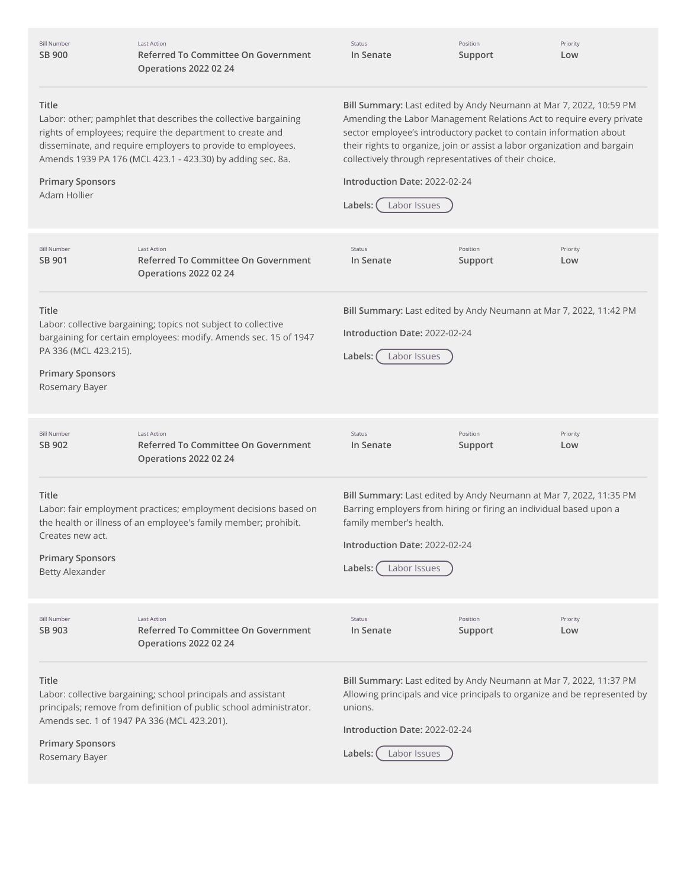| Bill Number | Last Action | Status | Position | Priority |
|---|---|---|---|---|
| SB 900 | Referred To Committee On Government Operations 2022 02 24 | In Senate | Support | Low |

**Title**
Labor: other; pamphlet that describes the collective bargaining rights of employees; require the department to create and disseminate, and require employers to provide to employees. Amends 1939 PA 176 (MCL 423.1 - 423.30) by adding sec. 8a.

**Primary Sponsors**
Adam Hollier

**Bill Summary:** Last edited by Andy Neumann at Mar 7, 2022, 10:59 PM
Amending the Labor Management Relations Act to require every private sector employee's introductory packet to contain information about their rights to organize, join or assist a labor organization and bargain collectively through representatives of their choice.

**Introduction Date:** 2022-02-24

**Labels:** Labor Issues

---

| Bill Number | Last Action | Status | Position | Priority |
|---|---|---|---|---|
| SB 901 | Referred To Committee On Government Operations 2022 02 24 | In Senate | Support | Low |

**Title**
Labor: collective bargaining; topics not subject to collective bargaining for certain employees: modify. Amends sec. 15 of 1947 PA 336 (MCL 423.215).

**Primary Sponsors**
Rosemary Bayer

**Bill Summary:** Last edited by Andy Neumann at Mar 7, 2022, 11:42 PM

**Introduction Date:** 2022-02-24

**Labels:** Labor Issues

---

| Bill Number | Last Action | Status | Position | Priority |
|---|---|---|---|---|
| SB 902 | Referred To Committee On Government Operations 2022 02 24 | In Senate | Support | Low |

**Title**
Labor: fair employment practices; employment decisions based on the health or illness of an employee's family member; prohibit. Creates new act.

**Primary Sponsors**
Betty Alexander

**Bill Summary:** Last edited by Andy Neumann at Mar 7, 2022, 11:35 PM
Barring employers from hiring or firing an individual based upon a family member's health.

**Introduction Date:** 2022-02-24

**Labels:** Labor Issues

---

| Bill Number | Last Action | Status | Position | Priority |
|---|---|---|---|---|
| SB 903 | Referred To Committee On Government Operations 2022 02 24 | In Senate | Support | Low |

**Title**
Labor: collective bargaining; school principals and assistant principals; remove from definition of public school administrator. Amends sec. 1 of 1947 PA 336 (MCL 423.201).

**Primary Sponsors**
Rosemary Bayer

**Bill Summary:** Last edited by Andy Neumann at Mar 7, 2022, 11:37 PM
Allowing principals and vice principals to organize and be represented by unions.

**Introduction Date:** 2022-02-24

**Labels:** Labor Issues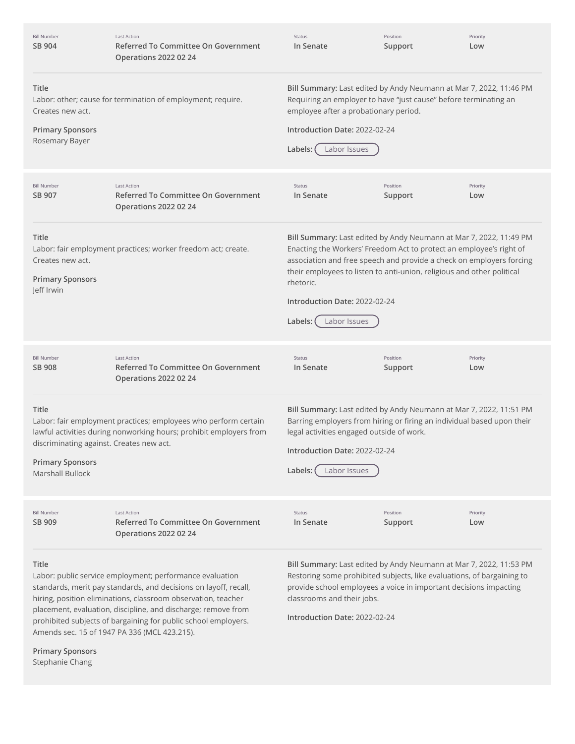| Bill Number | Last Action | Status | Position | Priority |
|---|---|---|---|---|
| SB 904 | Referred To Committee On Government Operations 2022 02 24 | In Senate | Support | Low |

**Title**

Labor: other; cause for termination of employment; require. Creates new act.

**Primary Sponsors**

Rosemary Bayer

**Bill Summary:** Last edited by Andy Neumann at Mar 7, 2022, 11:46 PM

Requiring an employer to have "just cause" before terminating an employee after a probationary period.

**Introduction Date:** 2022-02-24

**Labels:** Labor Issues

---

| Bill Number | Last Action | Status | Position | Priority |
|---|---|---|---|---|
| SB 907 | Referred To Committee On Government Operations 2022 02 24 | In Senate | Support | Low |

**Title**

Labor: fair employment practices; worker freedom act; create. Creates new act.

**Primary Sponsors**

Jeff Irwin

**Bill Summary:** Last edited by Andy Neumann at Mar 7, 2022, 11:49 PM

Enacting the Workers' Freedom Act to protect an employee's right of association and free speech and provide a check on employers forcing their employees to listen to anti-union, religious and other political rhetoric.

**Introduction Date:** 2022-02-24

**Labels:** Labor Issues

---

| Bill Number | Last Action | Status | Position | Priority |
|---|---|---|---|---|
| SB 908 | Referred To Committee On Government Operations 2022 02 24 | In Senate | Support | Low |

**Title**

Labor: fair employment practices; employees who perform certain lawful activities during nonworking hours; prohibit employers from discriminating against. Creates new act.

**Primary Sponsors**

Marshall Bullock

**Bill Summary:** Last edited by Andy Neumann at Mar 7, 2022, 11:51 PM

Barring employers from hiring or firing an individual based upon their legal activities engaged outside of work.

**Introduction Date:** 2022-02-24

**Labels:** Labor Issues

---

| Bill Number | Last Action | Status | Position | Priority |
|---|---|---|---|---|
| SB 909 | Referred To Committee On Government Operations 2022 02 24 | In Senate | Support | Low |

**Title**

Labor: public service employment; performance evaluation standards, merit pay standards, and decisions on layoff, recall, hiring, position eliminations, classroom observation, teacher placement, evaluation, discipline, and discharge; remove from prohibited subjects of bargaining for public school employers. Amends sec. 15 of 1947 PA 336 (MCL 423.215).

**Primary Sponsors**

Stephanie Chang

**Bill Summary:** Last edited by Andy Neumann at Mar 7, 2022, 11:53 PM

Restoring some prohibited subjects, like evaluations, of bargaining to provide school employees a voice in important decisions impacting classrooms and their jobs.

**Introduction Date:** 2022-02-24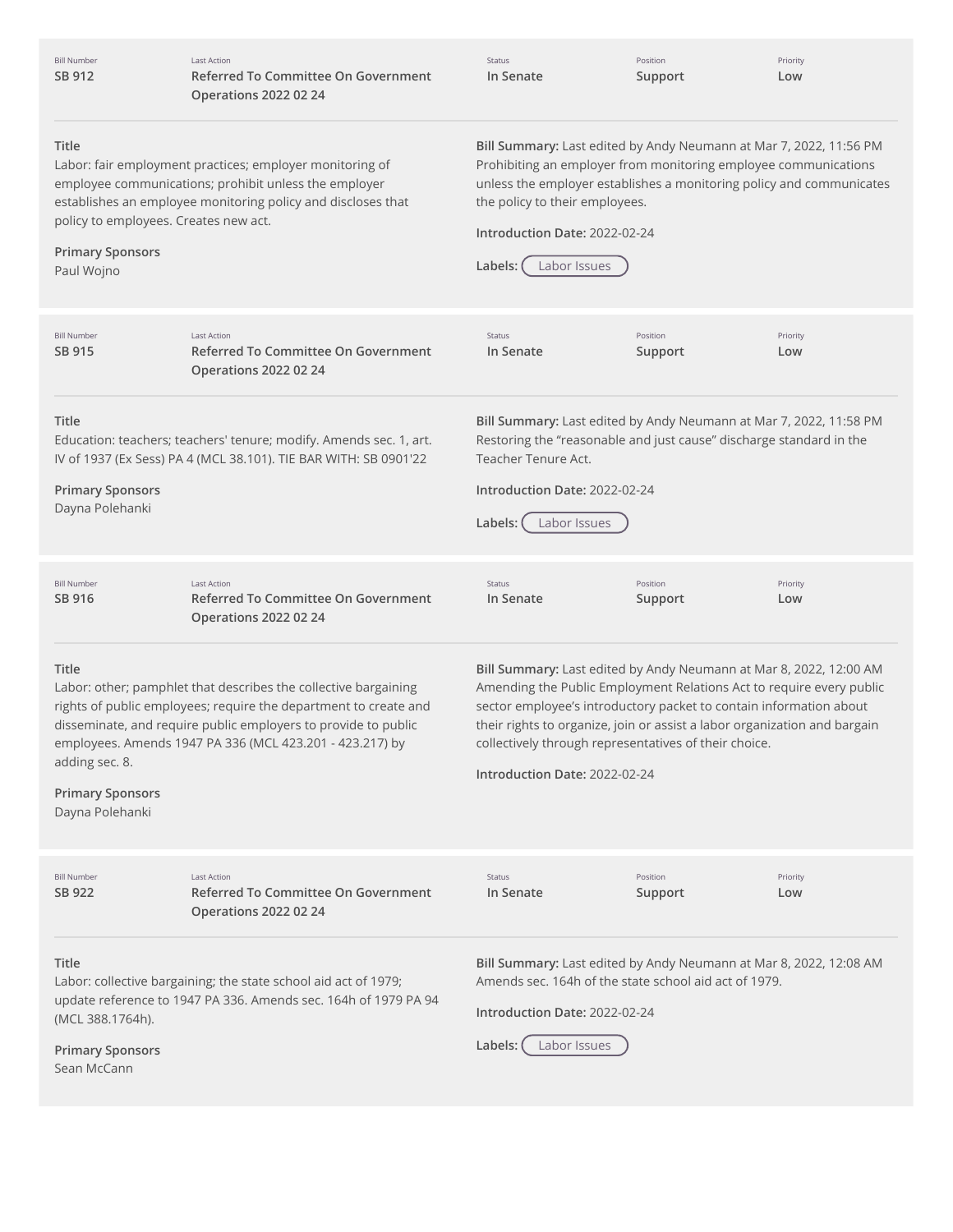| Bill Number | Last Action | Status | Position | Priority |
| --- | --- | --- | --- | --- |
| SB 912 | Referred To Committee On Government Operations 2022 02 24 | In Senate | Support | Low |

**Title**
Labor: fair employment practices; employer monitoring of employee communications; prohibit unless the employer establishes an employee monitoring policy and discloses that policy to employees. Creates new act.

**Primary Sponsors**
Paul Wojno

**Bill Summary:** Last edited by Andy Neumann at Mar 7, 2022, 11:56 PM
Prohibiting an employer from monitoring employee communications unless the employer establishes a monitoring policy and communicates the policy to their employees.

**Introduction Date:** 2022-02-24

**Labels:** Labor Issues

---

| Bill Number | Last Action | Status | Position | Priority |
| --- | --- | --- | --- | --- |
| SB 915 | Referred To Committee On Government Operations 2022 02 24 | In Senate | Support | Low |

**Title**
Education: teachers; teachers' tenure; modify. Amends sec. 1, art. IV of 1937 (Ex Sess) PA 4 (MCL 38.101). TIE BAR WITH: SB 0901'22

**Primary Sponsors**
Dayna Polehanki

**Bill Summary:** Last edited by Andy Neumann at Mar 7, 2022, 11:58 PM
Restoring the "reasonable and just cause" discharge standard in the Teacher Tenure Act.

**Introduction Date:** 2022-02-24

**Labels:** Labor Issues

---

| Bill Number | Last Action | Status | Position | Priority |
| --- | --- | --- | --- | --- |
| SB 916 | Referred To Committee On Government Operations 2022 02 24 | In Senate | Support | Low |

**Title**
Labor: other; pamphlet that describes the collective bargaining rights of public employees; require the department to create and disseminate, and require public employers to provide to public employees. Amends 1947 PA 336 (MCL 423.201 - 423.217) by adding sec. 8.

**Primary Sponsors**
Dayna Polehanki

**Bill Summary:** Last edited by Andy Neumann at Mar 8, 2022, 12:00 AM
Amending the Public Employment Relations Act to require every public sector employee's introductory packet to contain information about their rights to organize, join or assist a labor organization and bargain collectively through representatives of their choice.

**Introduction Date:** 2022-02-24

---

| Bill Number | Last Action | Status | Position | Priority |
| --- | --- | --- | --- | --- |
| SB 922 | Referred To Committee On Government Operations 2022 02 24 | In Senate | Support | Low |

**Title**
Labor: collective bargaining; the state school aid act of 1979; update reference to 1947 PA 336. Amends sec. 164h of 1979 PA 94 (MCL 388.1764h).

**Primary Sponsors**
Sean McCann

**Bill Summary:** Last edited by Andy Neumann at Mar 8, 2022, 12:08 AM
Amends sec. 164h of the state school aid act of 1979.

**Introduction Date:** 2022-02-24

**Labels:** Labor Issues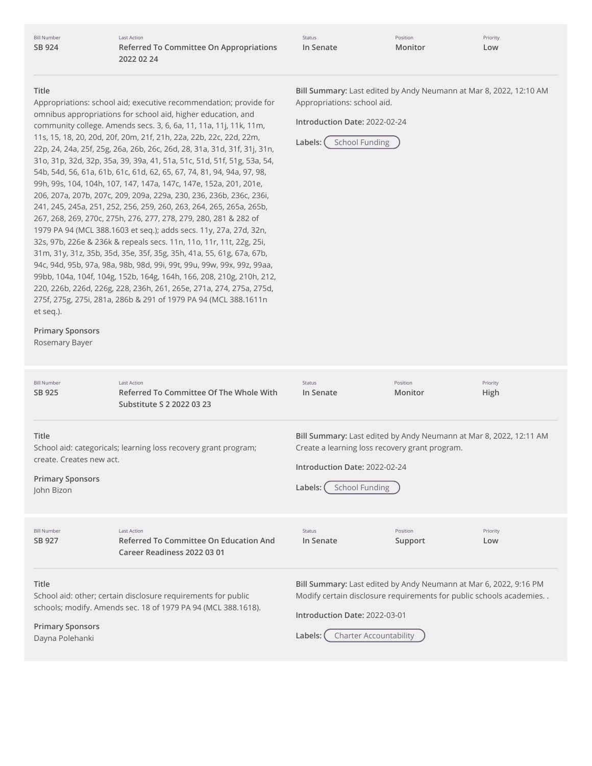| Bill Number | Last Action | Status | Position | Priority |
| --- | --- | --- | --- | --- |
| SB 924 | Referred To Committee On Appropriations 2022 02 24 | In Senate | Monitor | Low |

**Title**

Appropriations: school aid; executive recommendation; provide for omnibus appropriations for school aid, higher education, and community college. Amends secs. 3, 6, 6a, 11, 11a, 11j, 11k, 11m, 11s, 15, 18, 20, 20d, 20f, 20m, 21f, 21h, 22a, 22b, 22c, 22d, 22m, 22p, 24, 24a, 25f, 25g, 26a, 26b, 26c, 26d, 28, 31a, 31d, 31f, 31j, 31n, 31o, 31p, 32d, 32p, 35a, 39, 39a, 41, 51a, 51c, 51d, 51f, 51g, 53a, 54, 54b, 54d, 56, 61a, 61b, 61c, 61d, 62, 65, 67, 74, 81, 94, 94a, 97, 98, 99h, 99s, 104, 104h, 107, 147, 147a, 147c, 147e, 152a, 201, 201e, 206, 207a, 207b, 207c, 209, 209a, 229a, 230, 236, 236b, 236c, 236i, 241, 245, 245a, 251, 252, 256, 259, 260, 263, 264, 265, 265a, 265b, 267, 268, 269, 270c, 275h, 276, 277, 278, 279, 280, 281 & 282 of 1979 PA 94 (MCL 388.1603 et seq.); adds secs. 11y, 27a, 27d, 32n, 32s, 97b, 226e & 236k & repeals secs. 11n, 11o, 11r, 11t, 22g, 25i, 31m, 31y, 31z, 35b, 35d, 35e, 35f, 35g, 35h, 41a, 55, 61g, 67a, 67b, 94c, 94d, 95b, 97a, 98a, 98b, 98d, 99i, 99t, 99u, 99w, 99x, 99z, 99aa, 99bb, 104a, 104f, 104g, 152b, 164g, 164h, 166, 208, 210g, 210h, 212, 220, 226b, 226d, 226g, 228, 236h, 261, 265e, 271a, 274, 275a, 275d, 275f, 275g, 275i, 281a, 286b & 291 of 1979 PA 94 (MCL 388.1611n et seq.).

**Primary Sponsors**

Rosemary Bayer

**Bill Summary:** Last edited by Andy Neumann at Mar 8, 2022, 12:10 AM
Appropriations: school aid.

**Introduction Date:** 2022-02-24

**Labels:** School Funding

| Bill Number | Last Action | Status | Position | Priority |
| --- | --- | --- | --- | --- |
| SB 925 | Referred To Committee Of The Whole With Substitute S 2 2022 03 23 | In Senate | Monitor | High |

**Title**

School aid: categoricals; learning loss recovery grant program; create. Creates new act.

**Primary Sponsors**

John Bizon

**Bill Summary:** Last edited by Andy Neumann at Mar 8, 2022, 12:11 AM
Create a learning loss recovery grant program.

**Introduction Date:** 2022-02-24

**Labels:** School Funding

| Bill Number | Last Action | Status | Position | Priority |
| --- | --- | --- | --- | --- |
| SB 927 | Referred To Committee On Education And Career Readiness 2022 03 01 | In Senate | Support | Low |

**Title**

School aid: other; certain disclosure requirements for public schools; modify. Amends sec. 18 of 1979 PA 94 (MCL 388.1618).

**Primary Sponsors**

Dayna Polehanki

**Bill Summary:** Last edited by Andy Neumann at Mar 6, 2022, 9:16 PM
Modify certain disclosure requirements for public schools academies. .

**Introduction Date:** 2022-03-01

**Labels:** Charter Accountability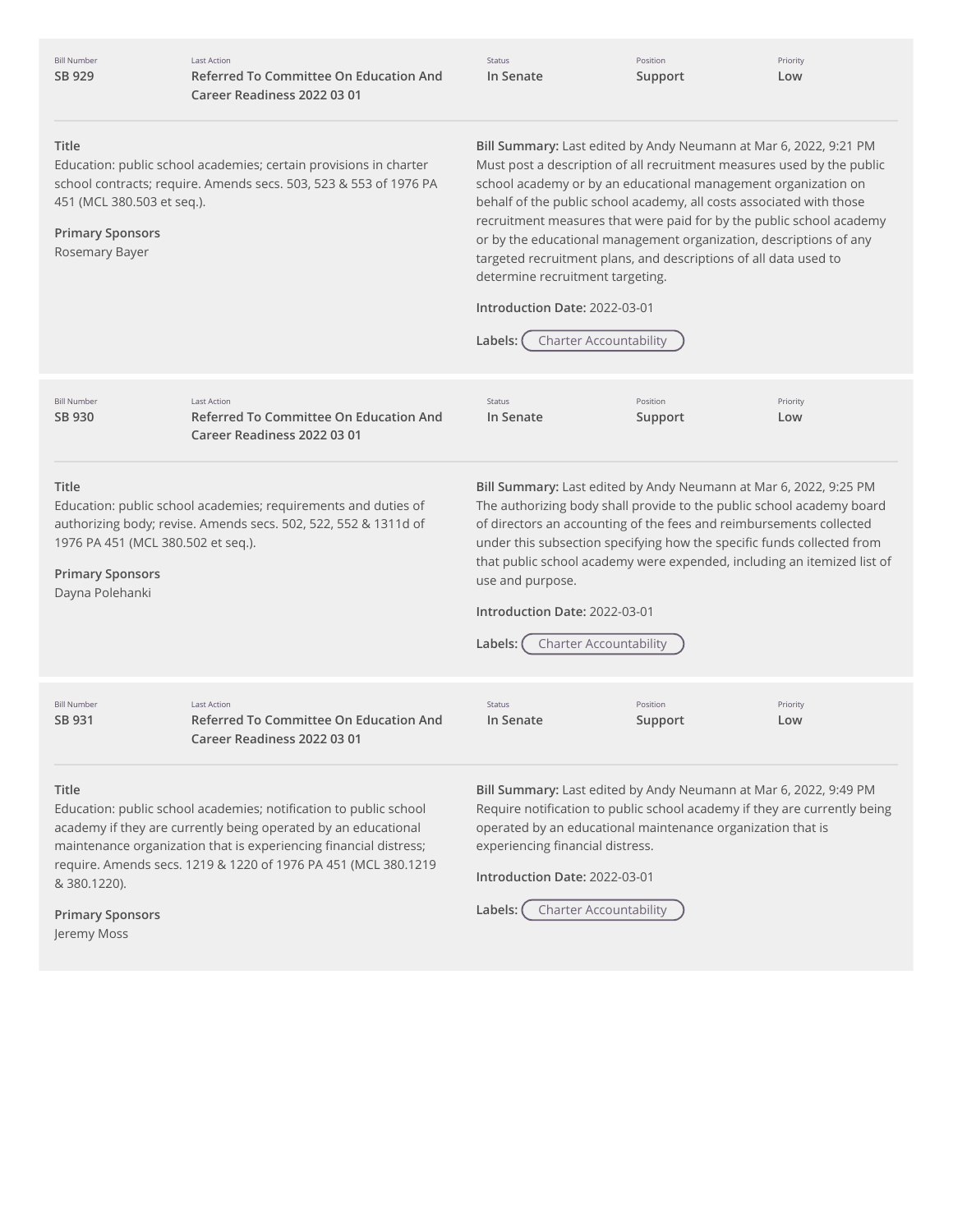| Bill Number | Last Action | Status | Position | Priority |
| --- | --- | --- | --- | --- |
| SB 929 | Referred To Committee On Education And Career Readiness 2022 03 01 | In Senate | Support | Low |

**Title**
Education: public school academies; certain provisions in charter school contracts; require. Amends secs. 503, 523 & 553 of 1976 PA 451 (MCL 380.503 et seq.).

**Primary Sponsors**
Rosemary Bayer

**Bill Summary:** Last edited by Andy Neumann at Mar 6, 2022, 9:21 PM
Must post a description of all recruitment measures used by the public school academy or by an educational management organization on behalf of the public school academy, all costs associated with those recruitment measures that were paid for by the public school academy or by the educational management organization, descriptions of any targeted recruitment plans, and descriptions of all data used to determine recruitment targeting.

**Introduction Date:** 2022-03-01

**Labels:** Charter Accountability

---

| Bill Number | Last Action | Status | Position | Priority |
| --- | --- | --- | --- | --- |
| SB 930 | Referred To Committee On Education And Career Readiness 2022 03 01 | In Senate | Support | Low |

**Title**
Education: public school academies; requirements and duties of authorizing body; revise. Amends secs. 502, 522, 552 & 1311d of 1976 PA 451 (MCL 380.502 et seq.).

**Primary Sponsors**
Dayna Polehanki

**Bill Summary:** Last edited by Andy Neumann at Mar 6, 2022, 9:25 PM
The authorizing body shall provide to the public school academy board of directors an accounting of the fees and reimbursements collected under this subsection specifying how the specific funds collected from that public school academy were expended, including an itemized list of use and purpose.

**Introduction Date:** 2022-03-01

**Labels:** Charter Accountability

---

| Bill Number | Last Action | Status | Position | Priority |
| --- | --- | --- | --- | --- |
| SB 931 | Referred To Committee On Education And Career Readiness 2022 03 01 | In Senate | Support | Low |

**Title**
Education: public school academies; notification to public school academy if they are currently being operated by an educational maintenance organization that is experiencing financial distress; require. Amends secs. 1219 & 1220 of 1976 PA 451 (MCL 380.1219 & 380.1220).

**Primary Sponsors**
Jeremy Moss

**Bill Summary:** Last edited by Andy Neumann at Mar 6, 2022, 9:49 PM
Require notification to public school academy if they are currently being operated by an educational maintenance organization that is experiencing financial distress.

**Introduction Date:** 2022-03-01

**Labels:** Charter Accountability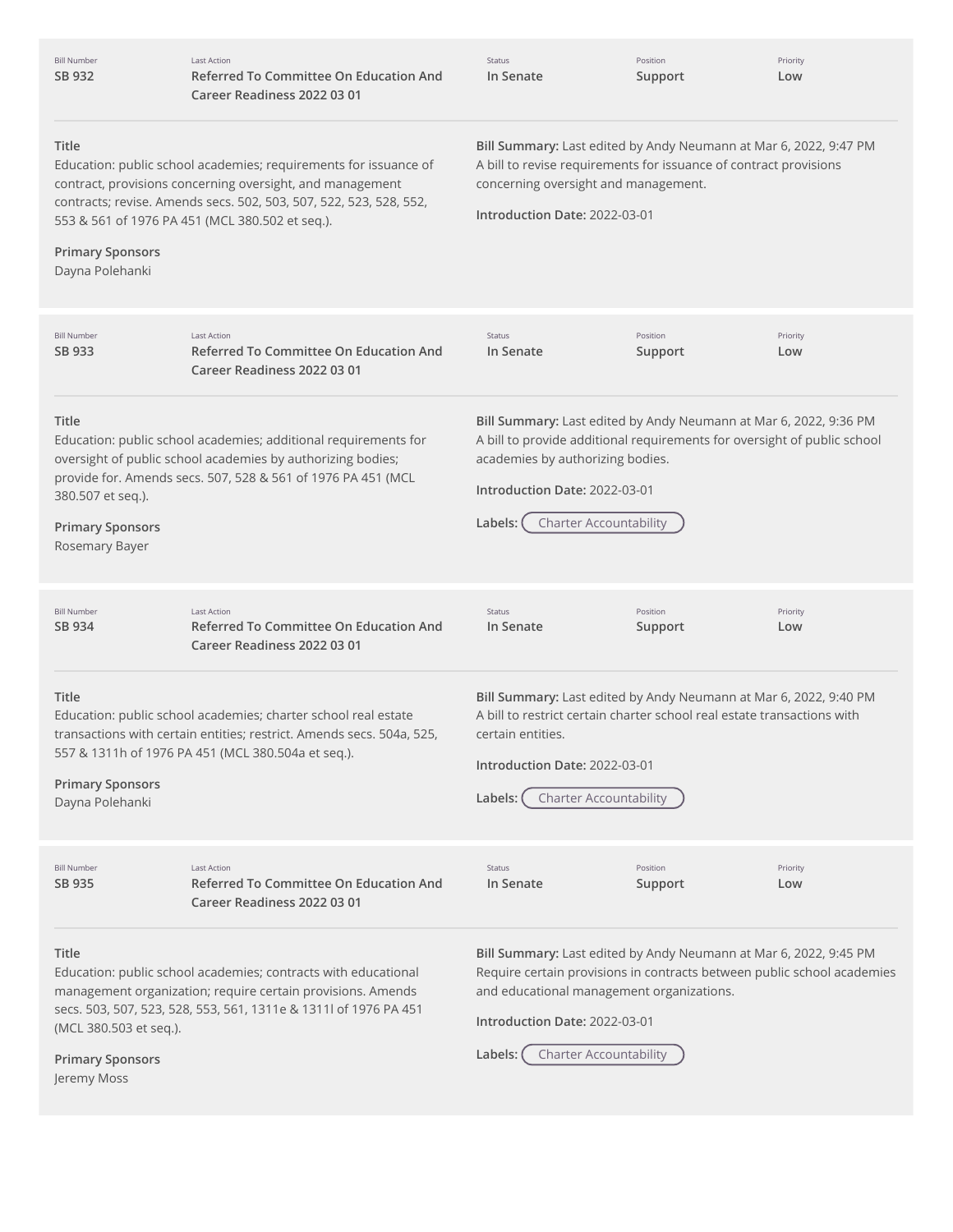| Bill Number | Last Action | Status | Position | Priority |
| --- | --- | --- | --- | --- |
| SB 932 | Referred To Committee On Education And Career Readiness 2022 03 01 | In Senate | Support | Low |

**Title**
Education: public school academies; requirements for issuance of contract, provisions concerning oversight, and management contracts; revise. Amends secs. 502, 503, 507, 522, 523, 528, 552, 553 & 561 of 1976 PA 451 (MCL 380.502 et seq.).

**Primary Sponsors**
Dayna Polehanki

**Bill Summary:** Last edited by Andy Neumann at Mar 6, 2022, 9:47 PM
A bill to revise requirements for issuance of contract provisions concerning oversight and management.

**Introduction Date:** 2022-03-01

---

| Bill Number | Last Action | Status | Position | Priority |
| --- | --- | --- | --- | --- |
| SB 933 | Referred To Committee On Education And Career Readiness 2022 03 01 | In Senate | Support | Low |

**Title**
Education: public school academies; additional requirements for oversight of public school academies by authorizing bodies; provide for. Amends secs. 507, 528 & 561 of 1976 PA 451 (MCL 380.507 et seq.).

**Primary Sponsors**
Rosemary Bayer

**Bill Summary:** Last edited by Andy Neumann at Mar 6, 2022, 9:36 PM
A bill to provide additional requirements for oversight of public school academies by authorizing bodies.

**Introduction Date:** 2022-03-01

**Labels:** Charter Accountability

---

| Bill Number | Last Action | Status | Position | Priority |
| --- | --- | --- | --- | --- |
| SB 934 | Referred To Committee On Education And Career Readiness 2022 03 01 | In Senate | Support | Low |

**Title**
Education: public school academies; charter school real estate transactions with certain entities; restrict. Amends secs. 504a, 525, 557 & 1311h of 1976 PA 451 (MCL 380.504a et seq.).

**Primary Sponsors**
Dayna Polehanki

**Bill Summary:** Last edited by Andy Neumann at Mar 6, 2022, 9:40 PM
A bill to restrict certain charter school real estate transactions with certain entities.

**Introduction Date:** 2022-03-01

**Labels:** Charter Accountability

---

| Bill Number | Last Action | Status | Position | Priority |
| --- | --- | --- | --- | --- |
| SB 935 | Referred To Committee On Education And Career Readiness 2022 03 01 | In Senate | Support | Low |

**Title**
Education: public school academies; contracts with educational management organization; require certain provisions. Amends secs. 503, 507, 523, 528, 553, 561, 1311e & 1311l of 1976 PA 451 (MCL 380.503 et seq.).

**Primary Sponsors**
Jeremy Moss

**Bill Summary:** Last edited by Andy Neumann at Mar 6, 2022, 9:45 PM
Require certain provisions in contracts between public school academies and educational management organizations.

**Introduction Date:** 2022-03-01

**Labels:** Charter Accountability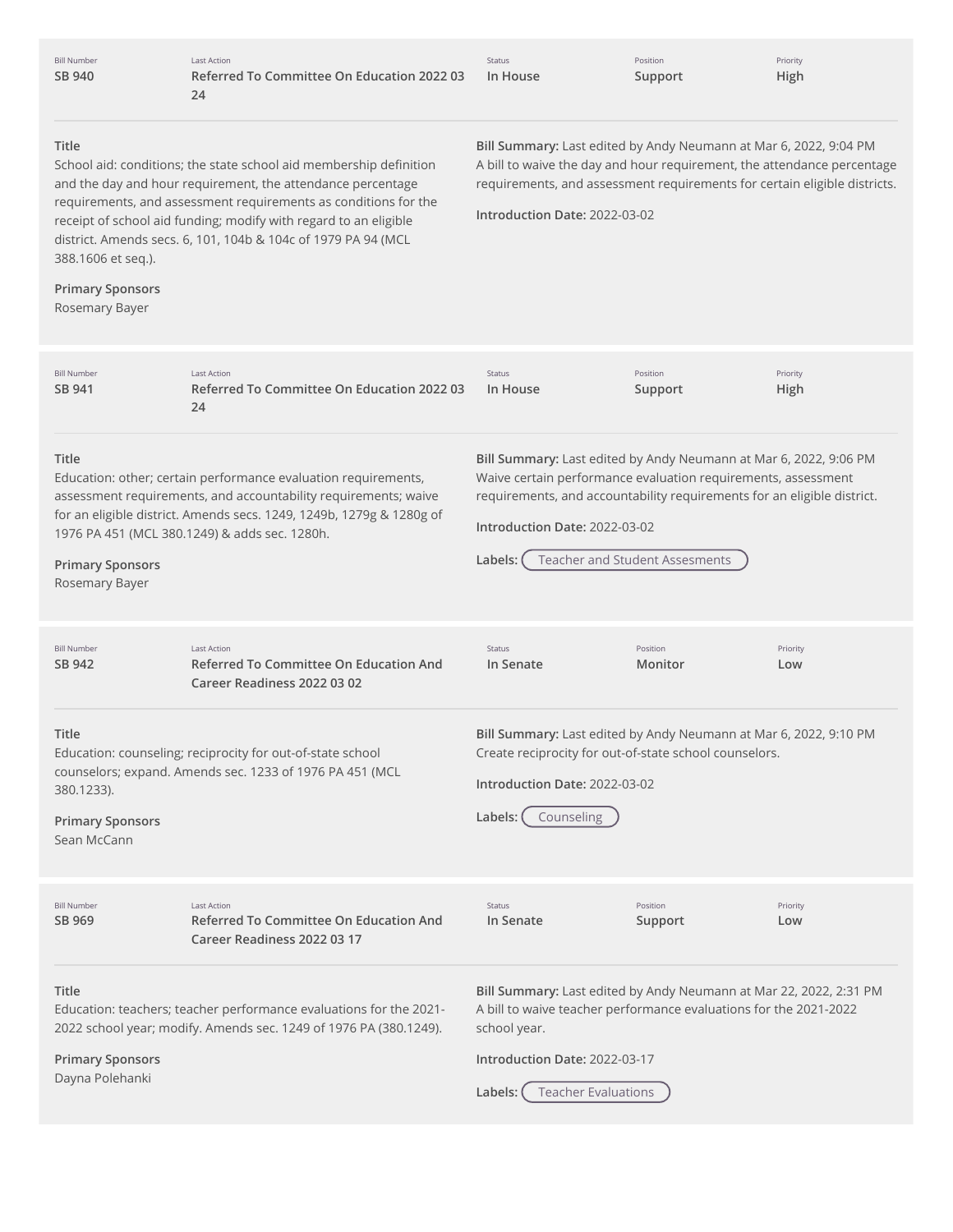| Bill Number | Last Action | Status | Position | Priority |
|---|---|---|---|---|
| **SB 940** | **Referred To Committee On Education 2022 03 24** | **In House** | **Support** | **High** |

**Title**
School aid: conditions; the state school aid membership definition and the day and hour requirement, the attendance percentage requirements, and assessment requirements as conditions for the receipt of school aid funding; modify with regard to an eligible district. Amends secs. 6, 101, 104b & 104c of 1979 PA 94 (MCL 388.1606 et seq.).

**Primary Sponsors**
Rosemary Bayer

**Bill Summary:** Last edited by Andy Neumann at Mar 6, 2022, 9:04 PM
A bill to waive the day and hour requirement, the attendance percentage requirements, and assessment requirements for certain eligible districts.

**Introduction Date:** 2022-03-02

---

| Bill Number | Last Action | Status | Position | Priority |
|---|---|---|---|---|
| **SB 941** | **Referred To Committee On Education 2022 03 24** | **In House** | **Support** | **High** |

**Title**
Education: other; certain performance evaluation requirements, assessment requirements, and accountability requirements; waive for an eligible district. Amends secs. 1249, 1249b, 1279g & 1280g of 1976 PA 451 (MCL 380.1249) & adds sec. 1280h.

**Primary Sponsors**
Rosemary Bayer

**Bill Summary:** Last edited by Andy Neumann at Mar 6, 2022, 9:06 PM
Waive certain performance evaluation requirements, assessment requirements, and accountability requirements for an eligible district.

**Introduction Date:** 2022-03-02

**Labels:** Teacher and Student Assesments

---

| Bill Number | Last Action | Status | Position | Priority |
|---|---|---|---|---|
| **SB 942** | **Referred To Committee On Education And Career Readiness 2022 03 02** | **In Senate** | **Monitor** | **Low** |

**Title**
Education: counseling; reciprocity for out-of-state school counselors; expand. Amends sec. 1233 of 1976 PA 451 (MCL 380.1233).

**Primary Sponsors**
Sean McCann

**Bill Summary:** Last edited by Andy Neumann at Mar 6, 2022, 9:10 PM
Create reciprocity for out-of-state school counselors.

**Introduction Date:** 2022-03-02

**Labels:** Counseling

---

| Bill Number | Last Action | Status | Position | Priority |
|---|---|---|---|---|
| **SB 969** | **Referred To Committee On Education And Career Readiness 2022 03 17** | **In Senate** | **Support** | **Low** |

**Title**
Education: teachers; teacher performance evaluations for the 2021-2022 school year; modify. Amends sec. 1249 of 1976 PA (380.1249).

**Primary Sponsors**
Dayna Polehanki

**Bill Summary:** Last edited by Andy Neumann at Mar 22, 2022, 2:31 PM
A bill to waive teacher performance evaluations for the 2021-2022 school year.

**Introduction Date:** 2022-03-17

**Labels:** Teacher Evaluations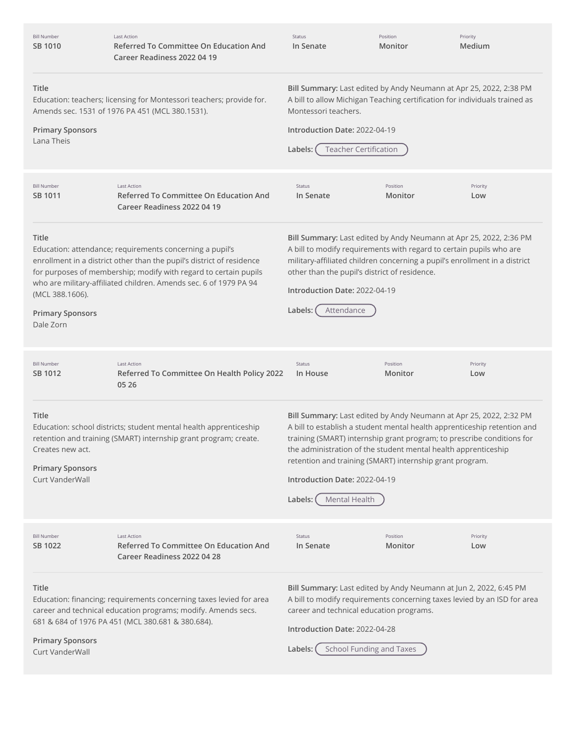| Bill Number | Last Action | Status | Position | Priority |
| --- | --- | --- | --- | --- |
| SB 1010 | Referred To Committee On Education And Career Readiness 2022 04 19 | In Senate | Monitor | Medium |

**Title**
Education: teachers; licensing for Montessori teachers; provide for. Amends sec. 1531 of 1976 PA 451 (MCL 380.1531).

**Primary Sponsors**
Lana Theis

**Bill Summary:** Last edited by Andy Neumann at Apr 25, 2022, 2:38 PM
A bill to allow Michigan Teaching certification for individuals trained as Montessori teachers.

**Introduction Date:** 2022-04-19

**Labels:** Teacher Certification

---

| Bill Number | Last Action | Status | Position | Priority |
| --- | --- | --- | --- | --- |
| SB 1011 | Referred To Committee On Education And Career Readiness 2022 04 19 | In Senate | Monitor | Low |

**Title**
Education: attendance; requirements concerning a pupil's enrollment in a district other than the pupil's district of residence for purposes of membership; modify with regard to certain pupils who are military-affiliated children. Amends sec. 6 of 1979 PA 94 (MCL 388.1606).

**Primary Sponsors**
Dale Zorn

**Bill Summary:** Last edited by Andy Neumann at Apr 25, 2022, 2:36 PM
A bill to modify requirements with regard to certain pupils who are military-affiliated children concerning a pupil's enrollment in a district other than the pupil's district of residence.

**Introduction Date:** 2022-04-19

**Labels:** Attendance

---

| Bill Number | Last Action | Status | Position | Priority |
| --- | --- | --- | --- | --- |
| SB 1012 | Referred To Committee On Health Policy 2022 05 26 | In House | Monitor | Low |

**Title**
Education: school districts; student mental health apprenticeship retention and training (SMART) internship grant program; create. Creates new act.

**Primary Sponsors**
Curt VanderWall

**Bill Summary:** Last edited by Andy Neumann at Apr 25, 2022, 2:32 PM
A bill to establish a student mental health apprenticeship retention and training (SMART) internship grant program; to prescribe conditions for the administration of the student mental health apprenticeship retention and training (SMART) internship grant program.

**Introduction Date:** 2022-04-19

**Labels:** Mental Health

---

| Bill Number | Last Action | Status | Position | Priority |
| --- | --- | --- | --- | --- |
| SB 1022 | Referred To Committee On Education And Career Readiness 2022 04 28 | In Senate | Monitor | Low |

**Title**
Education: financing; requirements concerning taxes levied for area career and technical education programs; modify. Amends secs. 681 & 684 of 1976 PA 451 (MCL 380.681 & 380.684).

**Primary Sponsors**
Curt VanderWall

**Bill Summary:** Last edited by Andy Neumann at Jun 2, 2022, 6:45 PM
A bill to modify requirements concerning taxes levied by an ISD for area career and technical education programs.

**Introduction Date:** 2022-04-28

**Labels:** School Funding and Taxes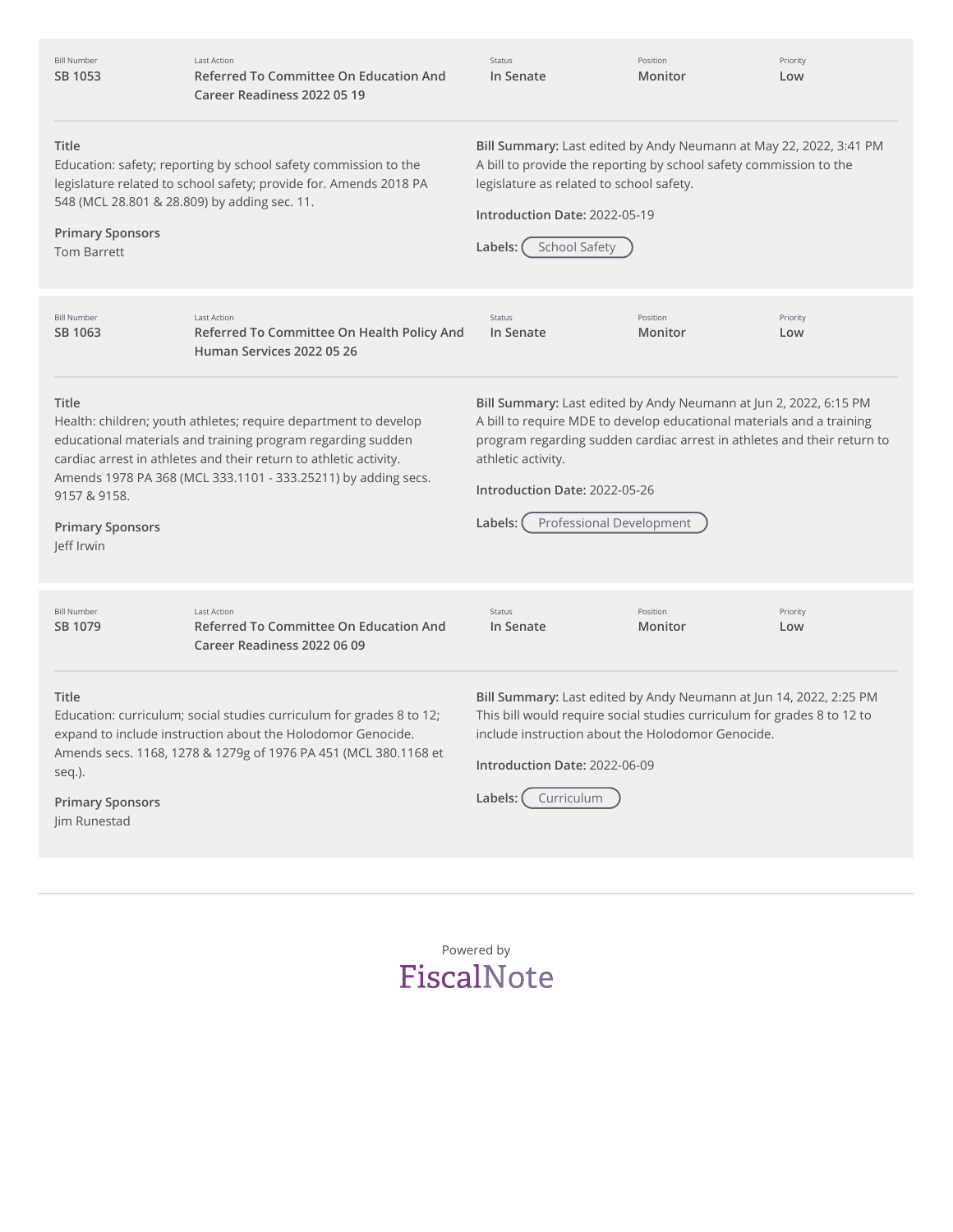| Bill Number | Last Action | Status | Position | Priority |
| --- | --- | --- | --- | --- |
| SB 1053 | Referred To Committee On Education And Career Readiness 2022 05 19 | In Senate | Monitor | Low |

**Title**
Education: safety; reporting by school safety commission to the legislature related to school safety; provide for. Amends 2018 PA 548 (MCL 28.801 & 28.809) by adding sec. 11.

**Primary Sponsors**
Tom Barrett

**Bill Summary:** Last edited by Andy Neumann at May 22, 2022, 3:41 PM
A bill to provide the reporting by school safety commission to the legislature as related to school safety.

**Introduction Date:** 2022-05-19

**Labels:** School Safety

| Bill Number | Last Action | Status | Position | Priority |
| --- | --- | --- | --- | --- |
| SB 1063 | Referred To Committee On Health Policy And Human Services 2022 05 26 | In Senate | Monitor | Low |

**Title**
Health: children; youth athletes; require department to develop educational materials and training program regarding sudden cardiac arrest in athletes and their return to athletic activity. Amends 1978 PA 368 (MCL 333.1101 - 333.25211) by adding secs. 9157 & 9158.

**Primary Sponsors**
Jeff Irwin

**Bill Summary:** Last edited by Andy Neumann at Jun 2, 2022, 6:15 PM
A bill to require MDE to develop educational materials and a training program regarding sudden cardiac arrest in athletes and their return to athletic activity.

**Introduction Date:** 2022-05-26

**Labels:** Professional Development

| Bill Number | Last Action | Status | Position | Priority |
| --- | --- | --- | --- | --- |
| SB 1079 | Referred To Committee On Education And Career Readiness 2022 06 09 | In Senate | Monitor | Low |

**Title**
Education: curriculum; social studies curriculum for grades 8 to 12; expand to include instruction about the Holodomor Genocide. Amends secs. 1168, 1278 & 1279g of 1976 PA 451 (MCL 380.1168 et seq.).

**Primary Sponsors**
Jim Runestad

**Bill Summary:** Last edited by Andy Neumann at Jun 14, 2022, 2:25 PM
This bill would require social studies curriculum for grades 8 to 12 to include instruction about the Holodomor Genocide.

**Introduction Date:** 2022-06-09

**Labels:** Curriculum

Powered by
FiscalNote